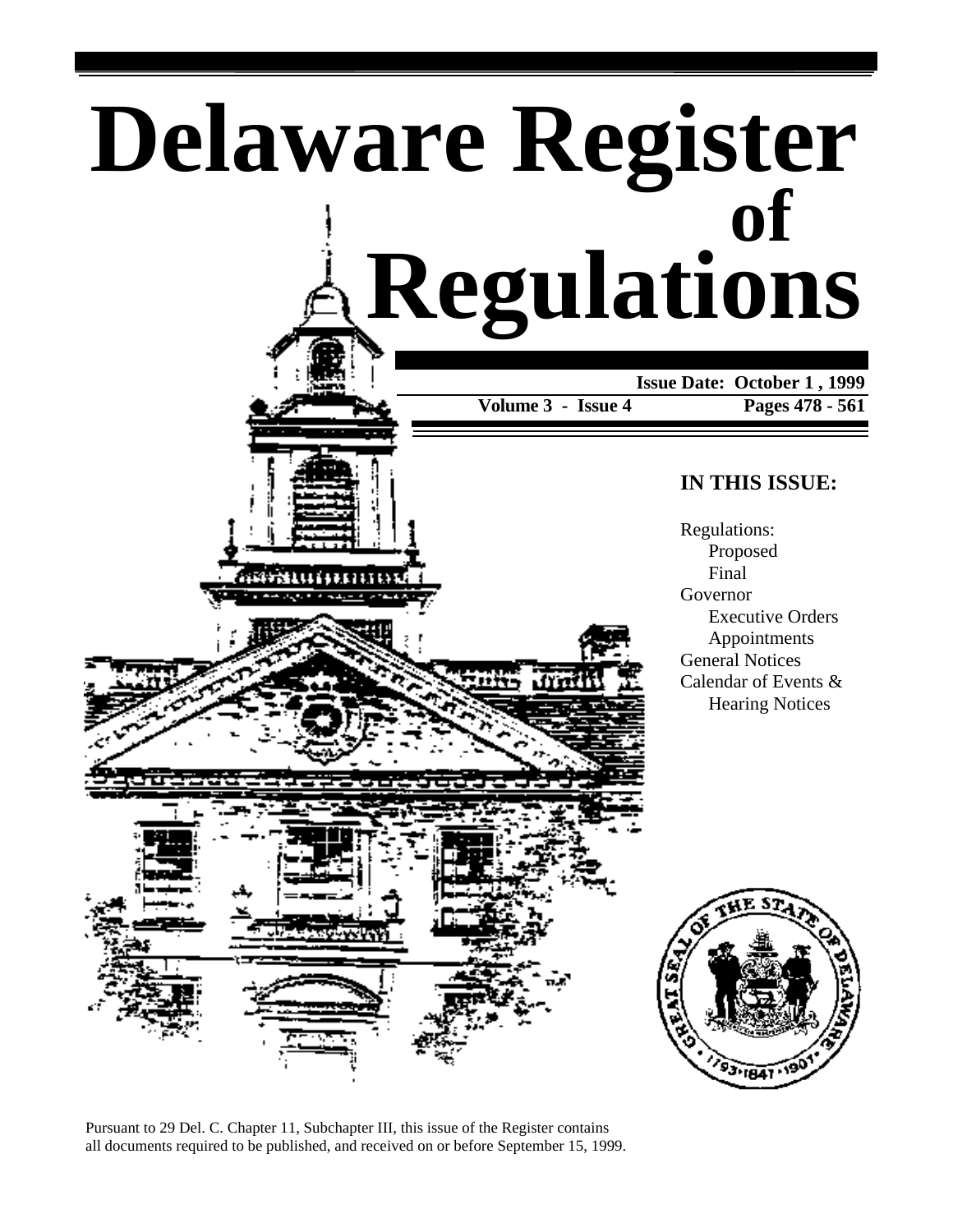# Delaware Register of Regulations

**Issue Date: October 1 , 1999**

**Volume 3 - Issue 4**

**Pages 478 - 561**

## IN THIS ISSUE:

Regulations:
- Proposed
- Final

Governor
- Executive Orders
- Appointments

General Notices

Calendar of Events &
- Hearing Notices

Pursuant to 29 Del. C. Chapter 11, Subchapter III, this issue of the Register contains all documents required to be published, and received on or before September 15, 1999.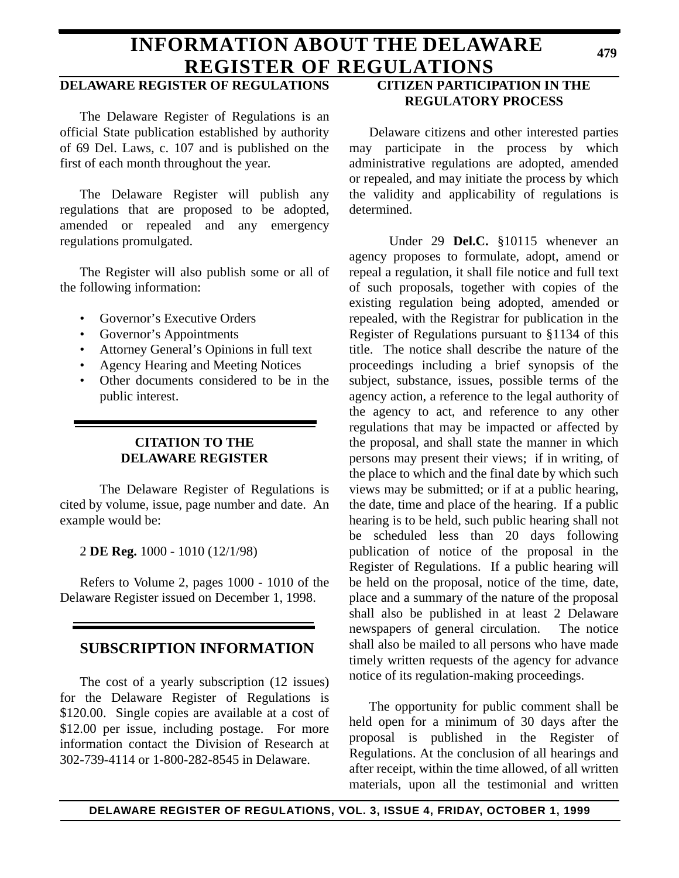# INFORMATION ABOUT THE DELAWARE REGISTER OF REGULATIONS

## DELAWARE REGISTER OF REGULATIONS

The Delaware Register of Regulations is an official State publication established by authority of 69 Del. Laws, c. 107 and is published on the first of each month throughout the year.

The Delaware Register will publish any regulations that are proposed to be adopted, amended or repealed and any emergency regulations promulgated.

The Register will also publish some or all of the following information:

- Governor's Executive Orders
- Governor's Appointments
- Attorney General's Opinions in full text
- Agency Hearing and Meeting Notices
- Other documents considered to be in the public interest.

## CITATION TO THE DELAWARE REGISTER

The Delaware Register of Regulations is cited by volume, issue, page number and date. An example would be:

2 **DE Reg.** 1000 - 1010 (12/1/98)

Refers to Volume 2, pages 1000 - 1010 of the Delaware Register issued on December 1, 1998.

## SUBSCRIPTION INFORMATION

The cost of a yearly subscription (12 issues) for the Delaware Register of Regulations is $120.00. Single copies are available at a cost of $12.00 per issue, including postage. For more information contact the Division of Research at 302-739-4114 or 1-800-282-8545 in Delaware.

## CITIZEN PARTICIPATION IN THE REGULATORY PROCESS

Delaware citizens and other interested parties may participate in the process by which administrative regulations are adopted, amended or repealed, and may initiate the process by which the validity and applicability of regulations is determined.

Under 29 **Del.C.** §10115 whenever an agency proposes to formulate, adopt, amend or repeal a regulation, it shall file notice and full text of such proposals, together with copies of the existing regulation being adopted, amended or repealed, with the Registrar for publication in the Register of Regulations pursuant to §1134 of this title. The notice shall describe the nature of the proceedings including a brief synopsis of the subject, substance, issues, possible terms of the agency action, a reference to the legal authority of the agency to act, and reference to any other regulations that may be impacted or affected by the proposal, and shall state the manner in which persons may present their views; if in writing, of the place to which and the final date by which such views may be submitted; or if at a public hearing, the date, time and place of the hearing. If a public hearing is to be held, such public hearing shall not be scheduled less than 20 days following publication of notice of the proposal in the Register of Regulations. If a public hearing will be held on the proposal, notice of the time, date, place and a summary of the nature of the proposal shall also be published in at least 2 Delaware newspapers of general circulation. The notice shall also be mailed to all persons who have made timely written requests of the agency for advance notice of its regulation-making proceedings.

The opportunity for public comment shall be held open for a minimum of 30 days after the proposal is published in the Register of Regulations. At the conclusion of all hearings and after receipt, within the time allowed, of all written materials, upon all the testimonial and written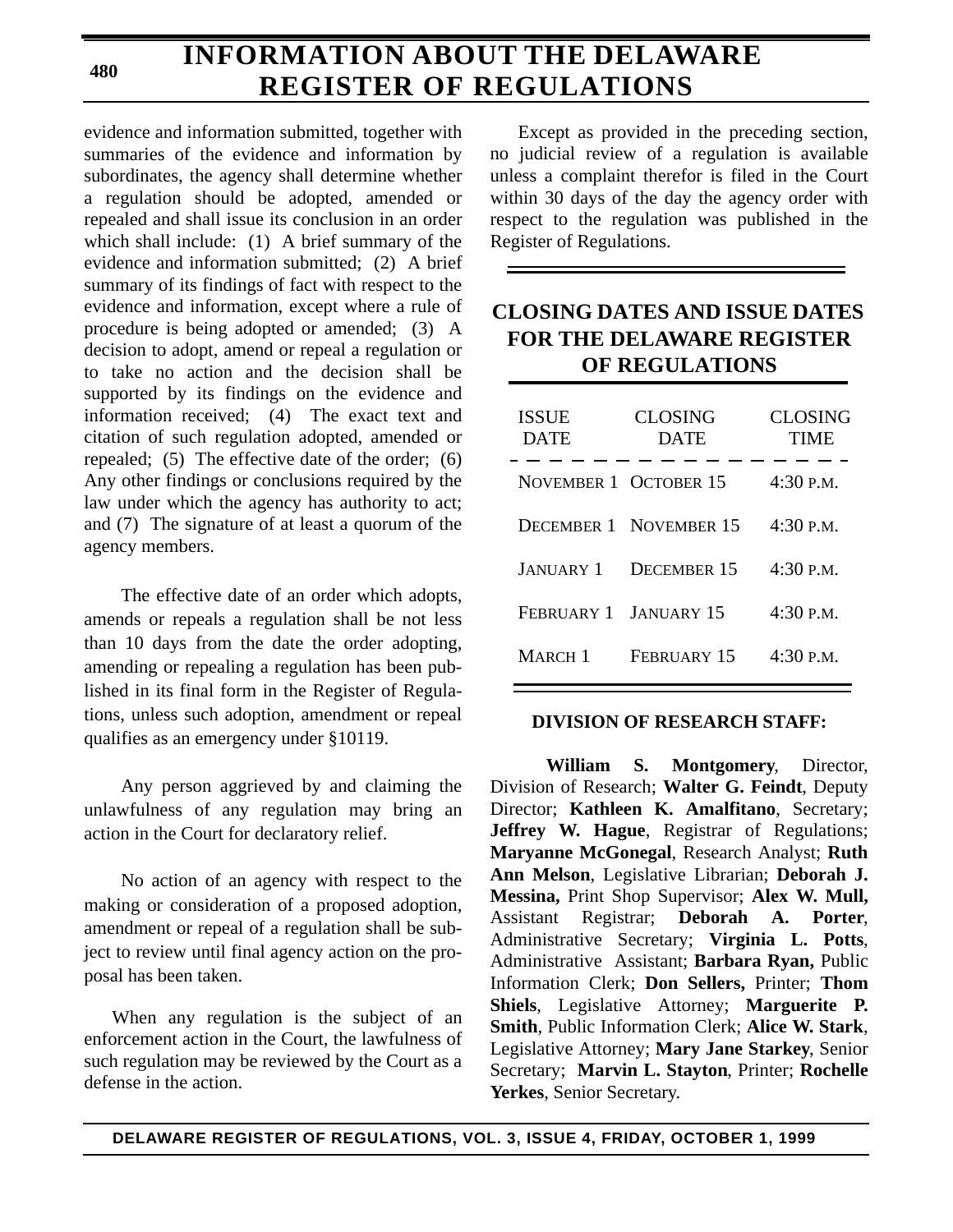evidence and information submitted, together with summaries of the evidence and information by subordinates, the agency shall determine whether a regulation should be adopted, amended or repealed and shall issue its conclusion in an order which shall include: (1) A brief summary of the evidence and information submitted; (2) A brief summary of its findings of fact with respect to the evidence and information, except where a rule of procedure is being adopted or amended; (3) A decision to adopt, amend or repeal a regulation or to take no action and the decision shall be supported by its findings on the evidence and information received; (4) The exact text and citation of such regulation adopted, amended or repealed; (5) The effective date of the order; (6) Any other findings or conclusions required by the law under which the agency has authority to act; and (7) The signature of at least a quorum of the agency members.

The effective date of an order which adopts, amends or repeals a regulation shall be not less than 10 days from the date the order adopting, amending or repealing a regulation has been published in its final form in the Register of Regulations, unless such adoption, amendment or repeal qualifies as an emergency under §10119.

Any person aggrieved by and claiming the unlawfulness of any regulation may bring an action in the Court for declaratory relief.

No action of an agency with respect to the making or consideration of a proposed adoption, amendment or repeal of a regulation shall be subject to review until final agency action on the proposal has been taken.

When any regulation is the subject of an enforcement action in the Court, the lawfulness of such regulation may be reviewed by the Court as a defense in the action.

Except as provided in the preceding section, no judicial review of a regulation is available unless a complaint therefor is filed in the Court within 30 days of the day the agency order with respect to the regulation was published in the Register of Regulations.

## CLOSING DATES AND ISSUE DATES FOR THE DELAWARE REGISTER OF REGULATIONS

| ISSUE DATE | CLOSING DATE | CLOSING TIME |
|---|---|---|
| November 1 | October 15 | 4:30 p.m. |
| December 1 | November 15 | 4:30 p.m. |
| January 1 | December 15 | 4:30 p.m. |
| February 1 | January 15 | 4:30 p.m. |
| March 1 | February 15 | 4:30 p.m. |

### DIVISION OF RESEARCH STAFF:

**William S. Montgomery**, Director, Division of Research; **Walter G. Feindt**, Deputy Director; **Kathleen K. Amalfitano**, Secretary; **Jeffrey W. Hague**, Registrar of Regulations; **Maryanne McGonegal**, Research Analyst; **Ruth Ann Melson**, Legislative Librarian; **Deborah J. Messina,** Print Shop Supervisor; **Alex W. Mull,** Assistant Registrar; **Deborah A. Porter**, Administrative Secretary; **Virginia L. Potts**, Administrative Assistant; **Barbara Ryan,** Public Information Clerk; **Don Sellers,** Printer; **Thom Shiels**, Legislative Attorney; **Marguerite P. Smith**, Public Information Clerk; **Alice W. Stark**, Legislative Attorney; **Mary Jane Starkey**, Senior Secretary; **Marvin L. Stayton**, Printer; **Rochelle Yerkes**, Senior Secretary.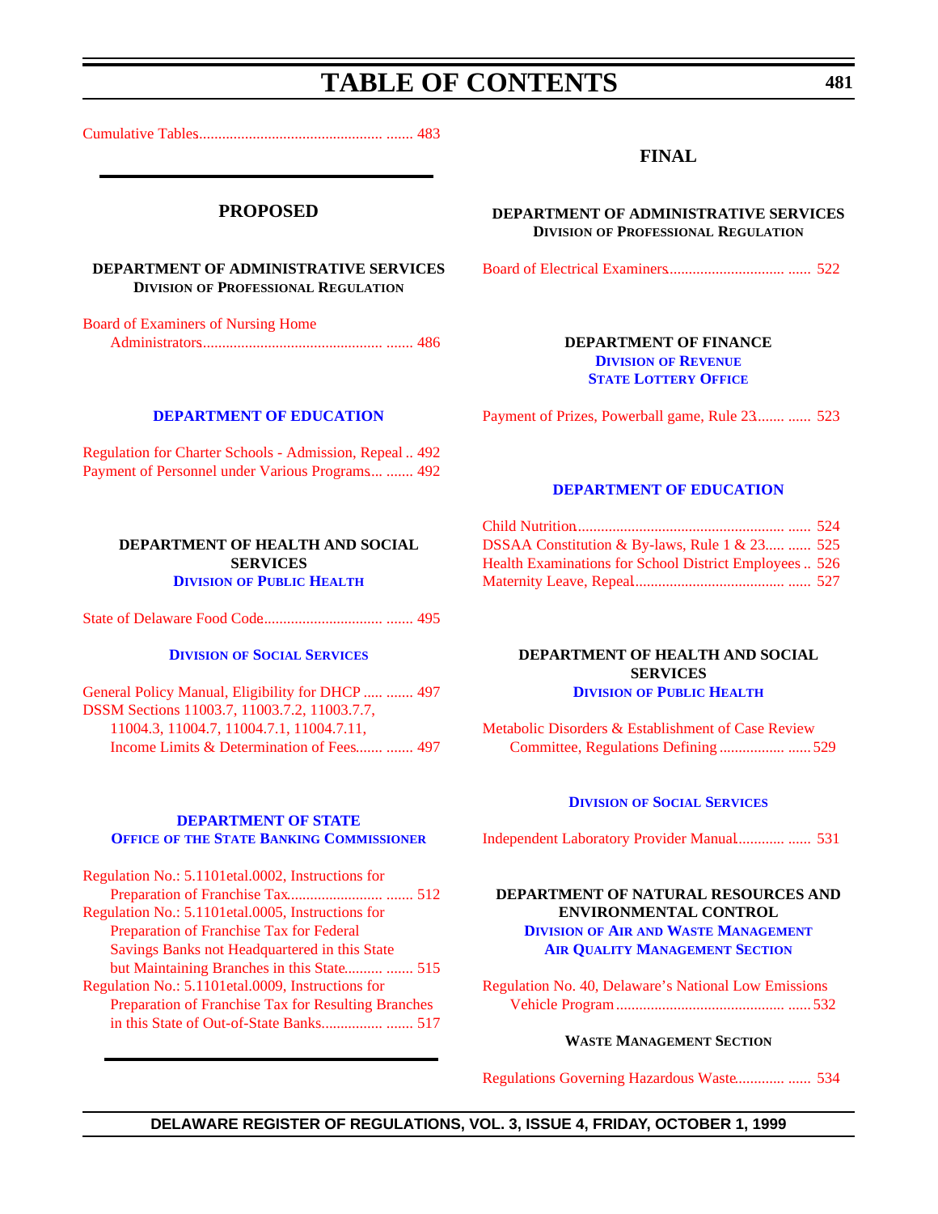# TABLE OF CONTENTS

Cumulative Tables....................................................... 483

## PROPOSED

### DEPARTMENT OF ADMINISTRATIVE SERVICES
**DIVISION OF PROFESSIONAL REGULATION**

Board of Examiners of Nursing Home Administrators....................................................... 486

### DEPARTMENT OF EDUCATION

Regulation for Charter Schools - Admission, Repeal .. 492
Payment of Personnel under Various Programs... ....... 492

### DEPARTMENT OF HEALTH AND SOCIAL SERVICES
**DIVISION OF PUBLIC HEALTH**

State of Delaware Food Code.................................... 495

**DIVISION OF SOCIAL SERVICES**

General Policy Manual, Eligibility for DHCP ..... ....... 497
DSSM Sections 11003.7, 11003.7.2, 11003.7.7, 11004.3, 11004.7, 11004.7.1, 11004.7.11, Income Limits & Determination of Fees....... ....... 497

### DEPARTMENT OF STATE
**OFFICE OF THE STATE BANKING COMMISSIONER**

Regulation No.: 5.1101etal.0002, Instructions for Preparation of Franchise Tax........................ ....... 512
Regulation No.: 5.1101etal.0005, Instructions for Preparation of Franchise Tax for Federal Savings Banks not Headquartered in this State but Maintaining Branches in this State.......... ....... 515
Regulation No.: 5.1101etal.0009, Instructions for Preparation of Franchise Tax for Resulting Branches in this State of Out-of-State Banks................ ....... 517

## FINAL

### DEPARTMENT OF ADMINISTRATIVE SERVICES
**DIVISION OF PROFESSIONAL REGULATION**

Board of Electrical Examiners.............................. ...... 522

### DEPARTMENT OF FINANCE
**DIVISION OF REVENUE**
**STATE LOTTERY OFFICE**

Payment of Prizes, Powerball game, Rule 23....... ...... 523

### DEPARTMENT OF EDUCATION

Child Nutrition....................................................... ...... 524
DSSAA Constitution & By-laws, Rule 1 & 23..... ...... 525
Health Examinations for School District Employees .. 526
Maternity Leave, Repeal....................................... ...... 527

### DEPARTMENT OF HEALTH AND SOCIAL SERVICES
**DIVISION OF PUBLIC HEALTH**

Metabolic Disorders & Establishment of Case Review Committee, Regulations Defining ................. ......529

**DIVISION OF SOCIAL SERVICES**

Independent Laboratory Provider Manual............ ...... 531

### DEPARTMENT OF NATURAL RESOURCES AND ENVIRONMENTAL CONTROL
**DIVISION OF AIR AND WASTE MANAGEMENT**
**AIR QUALITY MANAGEMENT SECTION**

Regulation No. 40, Delaware's National Low Emissions Vehicle Program ............................................ ......532

**WASTE MANAGEMENT SECTION**

Regulations Governing Hazardous Waste............ ...... 534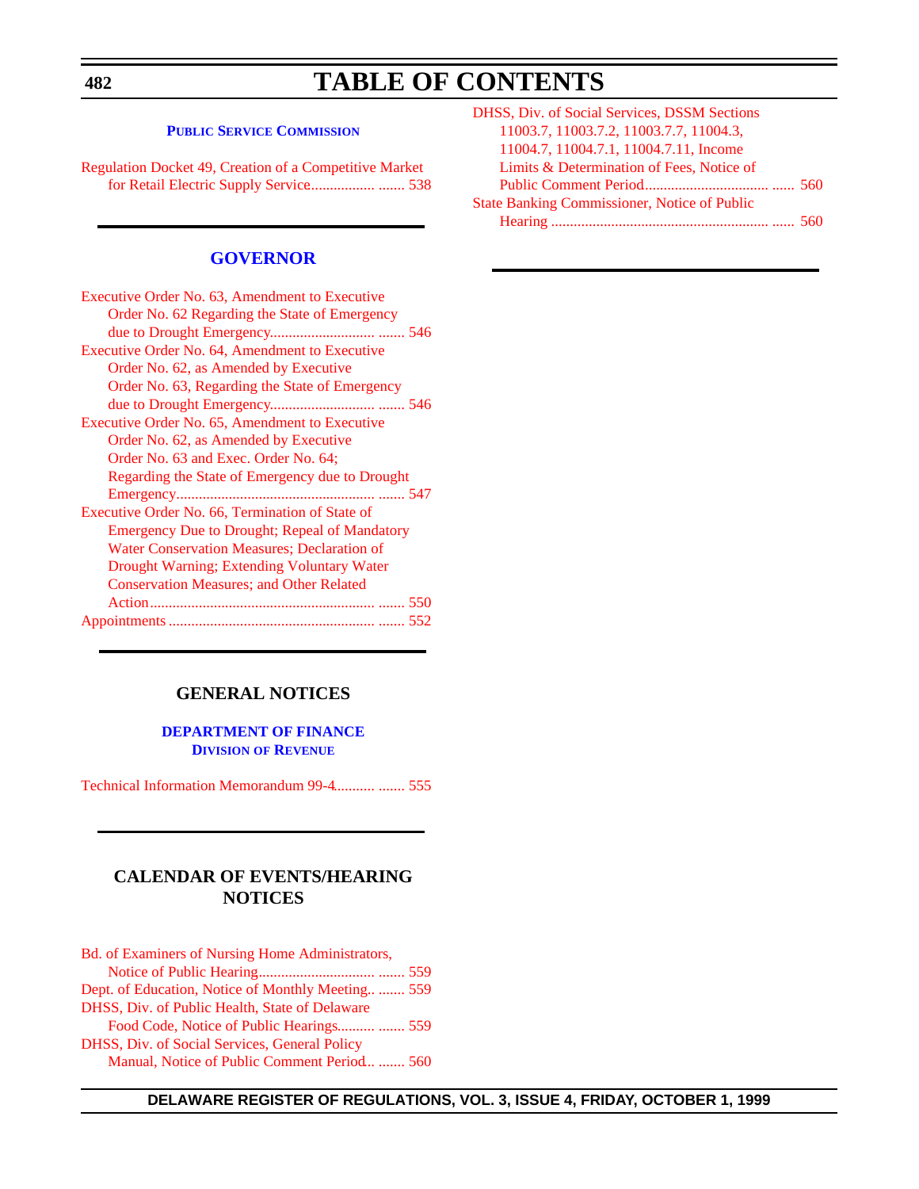# TABLE OF CONTENTS

### PUBLIC SERVICE COMMISSION

Regulation Docket 49, Creation of a Competitive Market for Retail Electric Supply Service................. ....... 538

## GOVERNOR

Executive Order No. 63, Amendment to Executive Order No. 62 Regarding the State of Emergency due to Drought Emergency............................ ....... 546

Executive Order No. 64, Amendment to Executive Order No. 62, as Amended by Executive Order No. 63, Regarding the State of Emergency due to Drought Emergency............................ ....... 546

Executive Order No. 65, Amendment to Executive Order No. 62, as Amended by Executive Order No. 63 and Exec. Order No. 64; Regarding the State of Emergency due to Drought Emergency...................................................... ....... 547

Executive Order No. 66, Termination of State of Emergency Due to Drought; Repeal of Mandatory Water Conservation Measures; Declaration of Drought Warning; Extending Voluntary Water Conservation Measures; and Other Related Action............................................................. ....... 550

Appointments ....................................................... ....... 552

## GENERAL NOTICES

### DEPARTMENT OF FINANCE

#### DIVISION OF REVENUE

Technical Information Memorandum 99-4........... ....... 555

## CALENDAR OF EVENTS/HEARING NOTICES

Bd. of Examiners of Nursing Home Administrators, Notice of Public Hearing............................... ....... 559

Dept. of Education, Notice of Monthly Meeting.. ....... 559

DHSS, Div. of Public Health, State of Delaware Food Code, Notice of Public Hearings.......... ....... 559

DHSS, Div. of Social Services, General Policy Manual, Notice of Public Comment Period... ....... 560

DHSS, Div. of Social Services, DSSM Sections 11003.7, 11003.7.2, 11003.7.7, 11004.3, 11004.7, 11004.7.1, 11004.7.11, Income Limits & Determination of Fees, Notice of Public Comment Period................................. ...... 560

State Banking Commissioner, Notice of Public Hearing ........................................................... ...... 560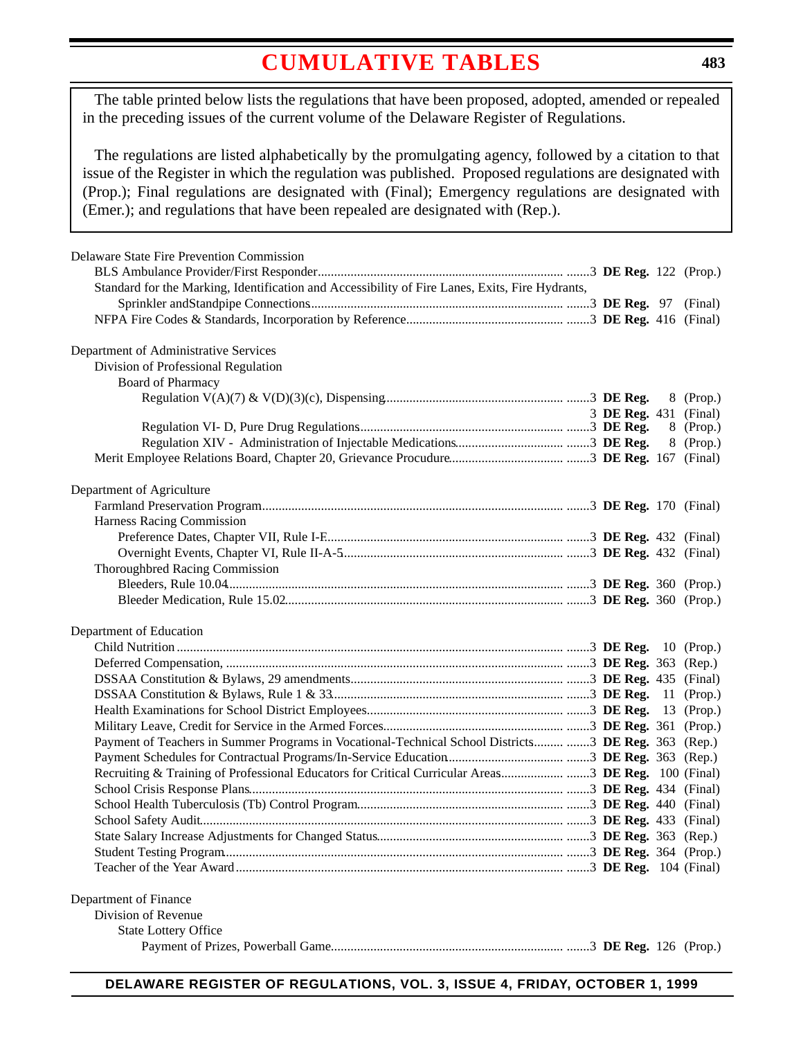# CUMULATIVE TABLES

The table printed below lists the regulations that have been proposed, adopted, amended or repealed in the preceding issues of the current volume of the Delaware Register of Regulations.

The regulations are listed alphabetically by the promulgating agency, followed by a citation to that issue of the Register in which the regulation was published. Proposed regulations are designated with (Prop.); Final regulations are designated with (Final); Emergency regulations are designated with (Emer.); and regulations that have been repealed are designated with (Rep.).

Delaware State Fire Prevention Commission

- BLS Ambulance Provider/First Responder........3 **DE Reg.** 122 (Prop.)
- Standard for the Marking, Identification and Accessibility of Fire Lanes, Exits, Fire Hydrants, Sprinkler andStandpipe Connections........3 **DE Reg.** 97 (Final)
- NFPA Fire Codes & Standards, Incorporation by Reference........3 **DE Reg.** 416 (Final)

Department of Administrative Services

- Division of Professional Regulation
  - Board of Pharmacy
    - Regulation V(A)(7) & V(D)(3)(c), Dispensing........3 **DE Reg.** 8 (Prop.)
      3 **DE Reg.** 431 (Final)
    - Regulation VI- D, Pure Drug Regulations........3 **DE Reg.** 8 (Prop.)
    - Regulation XIV - Administration of Injectable Medications........3 **DE Reg.** 8 (Prop.)
- Merit Employee Relations Board, Chapter 20, Grievance Procedure........3 **DE Reg.** 167 (Final)

Department of Agriculture

- Farmland Preservation Program........3 **DE Reg.** 170 (Final)
- Harness Racing Commission
  - Preference Dates, Chapter VII, Rule I-F........3 **DE Reg.** 432 (Final)
  - Overnight Events, Chapter VI, Rule II-A-5........3 **DE Reg.** 432 (Final)
- Thoroughbred Racing Commission
  - Bleeders, Rule 10.04........3 **DE Reg.** 360 (Prop.)
  - Bleeder Medication, Rule 15.02........3 **DE Reg.** 360 (Prop.)

Department of Education

- Child Nutrition........3 **DE Reg.** 10 (Prop.)
- Deferred Compensation,........3 **DE Reg.** 363 (Rep.)
- DSSAA Constitution & Bylaws, 29 amendments........3 **DE Reg.** 435 (Final)
- DSSAA Constitution & Bylaws, Rule 1 & 33........3 **DE Reg.** 11 (Prop.)
- Health Examinations for School District Employees........3 **DE Reg.** 13 (Prop.)
- Military Leave, Credit for Service in the Armed Forces........3 **DE Reg.** 361 (Prop.)
- Payment of Teachers in Summer Programs in Vocational-Technical School Districts........3 **DE Reg.** 363 (Rep.)
- Payment Schedules for Contractual Programs/In-Service Education........3 **DE Reg.** 363 (Rep.)
- Recruiting & Training of Professional Educators for Critical Curricular Areas........3 **DE Reg.** 100 (Final)
- School Crisis Response Plans........3 **DE Reg.** 434 (Final)
- School Health Tuberculosis (Tb) Control Program........3 **DE Reg.** 440 (Final)
- School Safety Audit........3 **DE Reg.** 433 (Final)
- State Salary Increase Adjustments for Changed Status........3 **DE Reg.** 363 (Rep.)
- Student Testing Program........3 **DE Reg.** 364 (Prop.)
- Teacher of the Year Award........3 **DE Reg.** 104 (Final)

Department of Finance

- Division of Revenue
  - State Lottery Office
    - Payment of Prizes, Powerball Game........3 **DE Reg.** 126 (Prop.)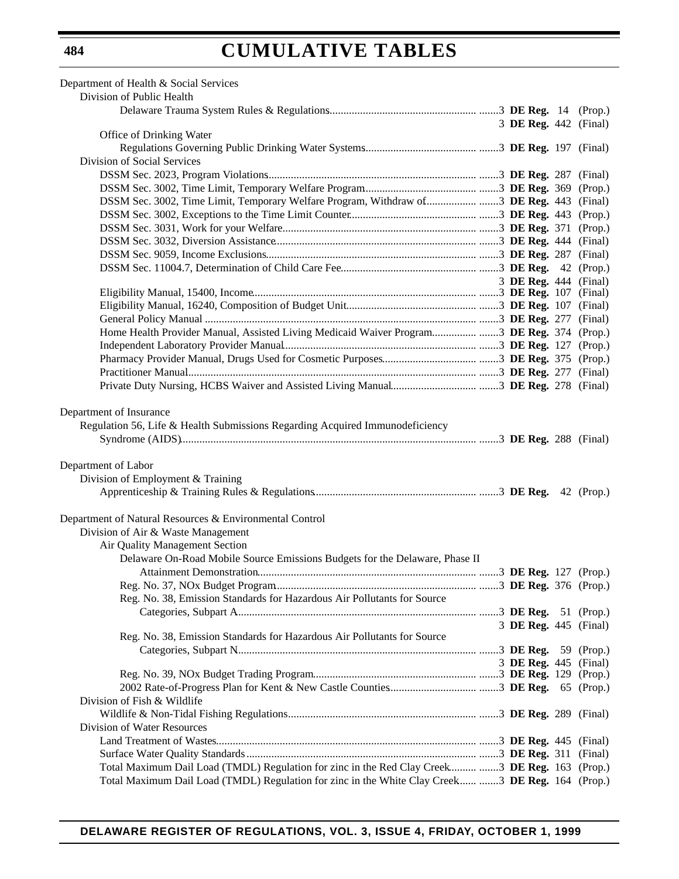# CUMULATIVE TABLES

Department of Health & Social Services

Division of Public Health

Delaware Trauma System Rules & Regulations....................................................... .......3 **DE Reg.** 14 (Prop.)
3 **DE Reg.** 442 (Final)

Office of Drinking Water

Regulations Governing Public Drinking Water Systems......................................... .......3 **DE Reg.** 197 (Final)

Division of Social Services

DSSM Sec. 2023, Program Violations....................................................................... .......3 **DE Reg.** 287 (Final)
DSSM Sec. 3002, Time Limit, Temporary Welfare Program......................................... .......3 **DE Reg.** 369 (Prop.)
DSSM Sec. 3002, Time Limit, Temporary Welfare Program, Withdraw of................. .......3 **DE Reg.** 443 (Final)
DSSM Sec. 3002, Exceptions to the Time Limit Counter.............................................. .......3 **DE Reg.** 443 (Prop.)
DSSM Sec. 3031, Work for your Welfare...................................................................... .......3 **DE Reg.** 371 (Prop.)
DSSM Sec. 3032, Diversion Assistance......................................................................... .......3 **DE Reg.** 444 (Final)
DSSM Sec. 9059, Income Exclusions............................................................................. .......3 **DE Reg.** 287 (Final)
DSSM Sec. 11004.7, Determination of Child Care Fee................................................ .......3 **DE Reg.** 42 (Prop.)
3 **DE Reg.** 444 (Final)
Eligibility Manual, 15400, Income................................................................................. .......3 **DE Reg.** 107 (Final)
Eligibility Manual, 16240, Composition of Budget Unit............................................... .......3 **DE Reg.** 107 (Final)
General Policy Manual .................................................................................................. .......3 **DE Reg.** 277 (Final)
Home Health Provider Manual, Assisted Living Medicaid Waiver Program............... .......3 **DE Reg.** 374 (Prop.)
Independent Laboratory Provider Manual...................................................................... .......3 **DE Reg.** 127 (Prop.)
Pharmacy Provider Manual, Drugs Used for Cosmetic Purposes.................................. .......3 **DE Reg.** 375 (Prop.)
Practitioner Manual.......................................................................................................... .......3 **DE Reg.** 277 (Final)
Private Duty Nursing, HCBS Waiver and Assisted Living Manual.............................. .......3 **DE Reg.** 278 (Final)

Department of Insurance

Regulation 56, Life & Health Submissions Regarding Acquired Immunodeficiency Syndrome (AIDS)........................................................................................................... .......3 **DE Reg.** 288 (Final)

Department of Labor

Division of Employment & Training

Apprenticeship & Training Rules & Regulations........................................................... .......3 **DE Reg.** 42 (Prop.)

Department of Natural Resources & Environmental Control

Division of Air & Waste Management

Air Quality Management Section

Delaware On-Road Mobile Source Emissions Budgets for the Delaware, Phase II Attainment Demonstration................................................................................ .......3 **DE Reg.** 127 (Prop.)
Reg. No. 37, NOx Budget Program.......................................................................... .......3 **DE Reg.** 376 (Prop.)
Reg. No. 38, Emission Standards for Hazardous Air Pollutants for Source Categories, Subpart A........................................................................................ .......3 **DE Reg.** 51 (Prop.)
3 **DE Reg.** 445 (Final)
Reg. No. 38, Emission Standards for Hazardous Air Pollutants for Source Categories, Subpart N........................................................................................ .......3 **DE Reg.** 59 (Prop.)
3 **DE Reg.** 445 (Final)
Reg. No. 39, NOx Budget Trading Program............................................................ .......3 **DE Reg.** 129 (Prop.)
2002 Rate-of-Progress Plan for Kent & New Castle Counties............................... .......3 **DE Reg.** 65 (Prop.)

Division of Fish & Wildlife

Wildlife & Non-Tidal Fishing Regulations..................................................................... .......3 **DE Reg.** 289 (Final)

Division of Water Resources

Land Treatment of Wastes............................................................................................... .......3 **DE Reg.** 445 (Final)
Surface Water Quality Standards .................................................................................... .......3 **DE Reg.** 311 (Final)
Total Maximum Dail Load (TMDL) Regulation for zinc in the Red Clay Creek.......... .......3 **DE Reg.** 163 (Prop.)
Total Maximum Dail Load (TMDL) Regulation for zinc in the White Clay Creek....... .......3 **DE Reg.** 164 (Prop.)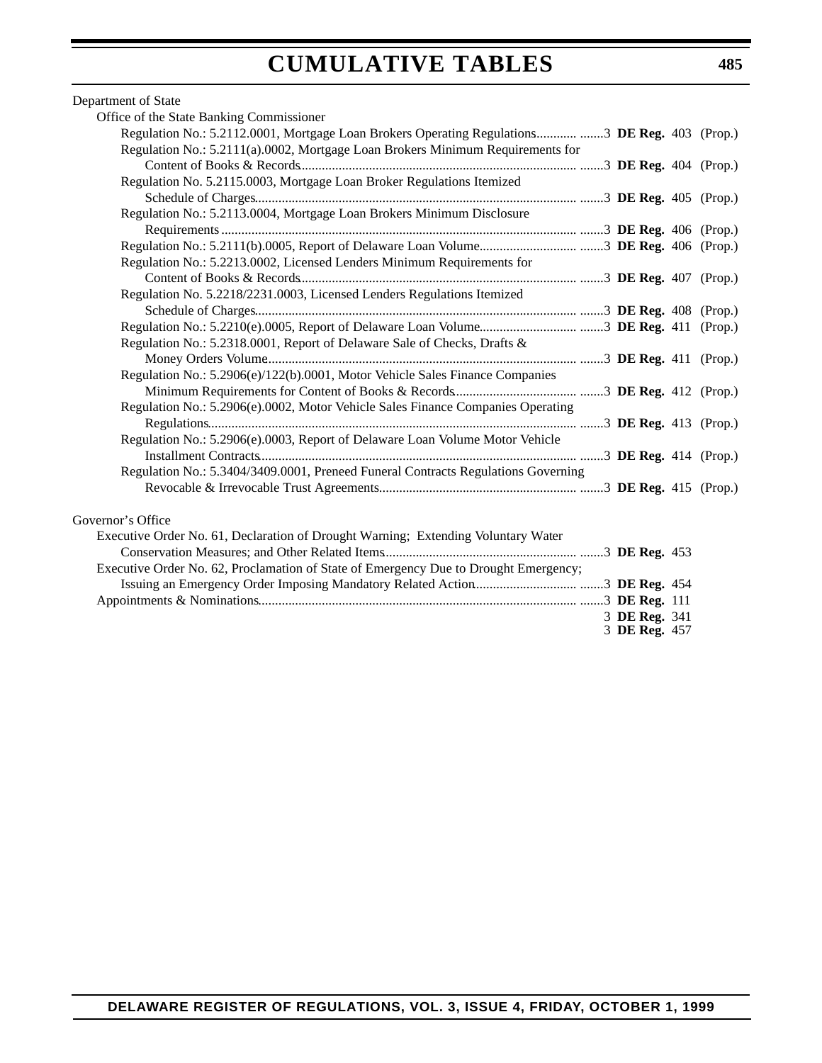# CUMULATIVE TABLES

Department of State

- Office of the State Banking Commissioner
  - Regulation No.: 5.2112.0001, Mortgage Loan Brokers Operating Regulations............ .......3 **DE Reg.** 403 (Prop.)
  - Regulation No.: 5.2111(a).0002, Mortgage Loan Brokers Minimum Requirements for Content of Books & Records................................................................................... .......3 **DE Reg.** 404 (Prop.)
  - Regulation No. 5.2115.0003, Mortgage Loan Broker Regulations Itemized Schedule of Charges................................................................................................ .......3 **DE Reg.** 405 (Prop.)
  - Regulation No.: 5.2113.0004, Mortgage Loan Brokers Minimum Disclosure Requirements ......................................................................................................... .......3 **DE Reg.** 406 (Prop.)
  - Regulation No.: 5.2111(b).0005, Report of Delaware Loan Volume............................ .......3 **DE Reg.** 406 (Prop.)
  - Regulation No.: 5.2213.0002, Licensed Lenders Minimum Requirements for Content of Books & Records................................................................................... .......3 **DE Reg.** 407 (Prop.)
  - Regulation No. 5.2218/2231.0003, Licensed Lenders Regulations Itemized Schedule of Charges................................................................................................ .......3 **DE Reg.** 408 (Prop.)
  - Regulation No.: 5.2210(e).0005, Report of Delaware Loan Volume............................ .......3 **DE Reg.** 411 (Prop.)
  - Regulation No.: 5.2318.0001, Report of Delaware Sale of Checks, Drafts & Money Orders Volume............................................................................................ .......3 **DE Reg.** 411 (Prop.)
  - Regulation No.: 5.2906(e)/122(b).0001, Motor Vehicle Sales Finance Companies Minimum Requirements for Content of Books & Records.................................... .......3 **DE Reg.** 412 (Prop.)
  - Regulation No.: 5.2906(e).0002, Motor Vehicle Sales Finance Companies Operating Regulations............................................................................................................... .......3 **DE Reg.** 413 (Prop.)
  - Regulation No.: 5.2906(e).0003, Report of Delaware Loan Volume Motor Vehicle Installment Contracts............................................................................................... .......3 **DE Reg.** 414 (Prop.)
  - Regulation No.: 5.3404/3409.0001, Preneed Funeral Contracts Regulations Governing Revocable & Irrevocable Trust Agreements........................................................... .......3 **DE Reg.** 415 (Prop.)

Governor's Office

- Executive Order No. 61, Declaration of Drought Warning; Extending Voluntary Water Conservation Measures; and Other Related Items.......................................................... .......3 **DE Reg.** 453
- Executive Order No. 62, Proclamation of State of Emergency Due to Drought Emergency; Issuing an Emergency Order Imposing Mandatory Related Action.............................. .......3 **DE Reg.** 454
- Appointments & Nominations................................................................................................ .......3 **DE Reg.** 111
  3 **DE Reg.** 341
  3 **DE Reg.** 457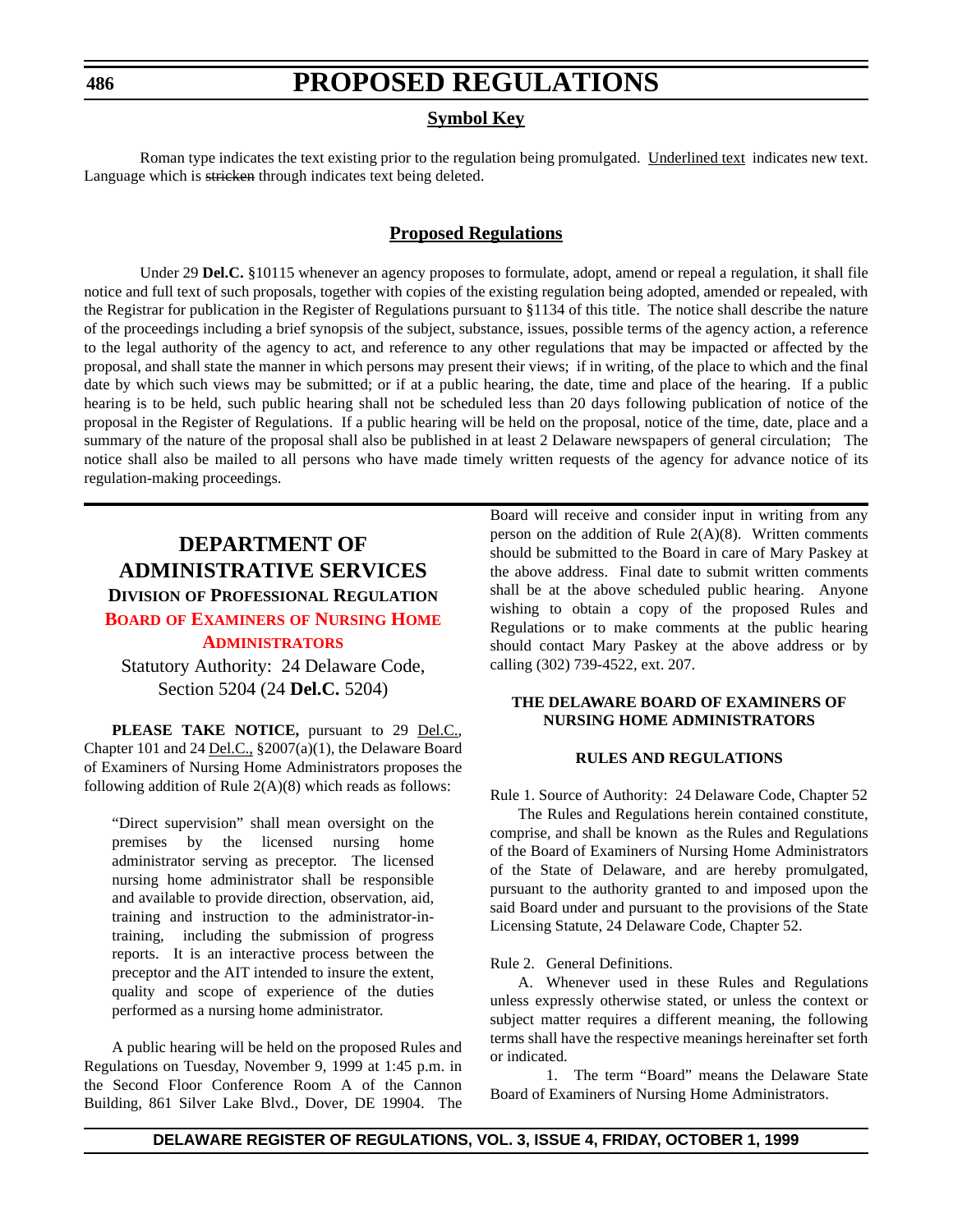# PROPOSED REGULATIONS

## Symbol Key

Roman type indicates the text existing prior to the regulation being promulgated. Underlined text indicates new text. Language which is ~~stricken~~ through indicates text being deleted.

## Proposed Regulations

Under 29 **Del.C.** §10115 whenever an agency proposes to formulate, adopt, amend or repeal a regulation, it shall file notice and full text of such proposals, together with copies of the existing regulation being adopted, amended or repealed, with the Registrar for publication in the Register of Regulations pursuant to §1134 of this title. The notice shall describe the nature of the proceedings including a brief synopsis of the subject, substance, issues, possible terms of the agency action, a reference to the legal authority of the agency to act, and reference to any other regulations that may be impacted or affected by the proposal, and shall state the manner in which persons may present their views; if in writing, of the place to which and the final date by which such views may be submitted; or if at a public hearing, the date, time and place of the hearing. If a public hearing is to be held, such public hearing shall not be scheduled less than 20 days following publication of notice of the proposal in the Register of Regulations. If a public hearing will be held on the proposal, notice of the time, date, place and a summary of the nature of the proposal shall also be published in at least 2 Delaware newspapers of general circulation; The notice shall also be mailed to all persons who have made timely written requests of the agency for advance notice of its regulation-making proceedings.

## DEPARTMENT OF ADMINISTRATIVE SERVICES

### Division of Professional Regulation

### Board of Examiners of Nursing Home Administrators

Statutory Authority: 24 Delaware Code, Section 5204 (24 **Del.C.** 5204)

**PLEASE TAKE NOTICE,** pursuant to 29 Del.C., Chapter 101 and 24 Del.C., §2007(a)(1), the Delaware Board of Examiners of Nursing Home Administrators proposes the following addition of Rule 2(A)(8) which reads as follows:

> "Direct supervision" shall mean oversight on the premises by the licensed nursing home administrator serving as preceptor. The licensed nursing home administrator shall be responsible and available to provide direction, observation, aid, training and instruction to the administrator-in-training, including the submission of progress reports. It is an interactive process between the preceptor and the AIT intended to insure the extent, quality and scope of experience of the duties performed as a nursing home administrator.

A public hearing will be held on the proposed Rules and Regulations on Tuesday, November 9, 1999 at 1:45 p.m. in the Second Floor Conference Room A of the Cannon Building, 861 Silver Lake Blvd., Dover, DE 19904. The Board will receive and consider input in writing from any person on the addition of Rule 2(A)(8). Written comments should be submitted to the Board in care of Mary Paskey at the above address. Final date to submit written comments shall be at the above scheduled public hearing. Anyone wishing to obtain a copy of the proposed Rules and Regulations or to make comments at the public hearing should contact Mary Paskey at the above address or by calling (302) 739-4522, ext. 207.

**THE DELAWARE BOARD OF EXAMINERS OF NURSING HOME ADMINISTRATORS**

**RULES AND REGULATIONS**

Rule 1. Source of Authority: 24 Delaware Code, Chapter 52

The Rules and Regulations herein contained constitute, comprise, and shall be known as the Rules and Regulations of the Board of Examiners of Nursing Home Administrators of the State of Delaware, and are hereby promulgated, pursuant to the authority granted to and imposed upon the said Board under and pursuant to the provisions of the State Licensing Statute, 24 Delaware Code, Chapter 52.

Rule 2. General Definitions.

A. Whenever used in these Rules and Regulations unless expressly otherwise stated, or unless the context or subject matter requires a different meaning, the following terms shall have the respective meanings hereinafter set forth or indicated.

1. The term "Board" means the Delaware State Board of Examiners of Nursing Home Administrators.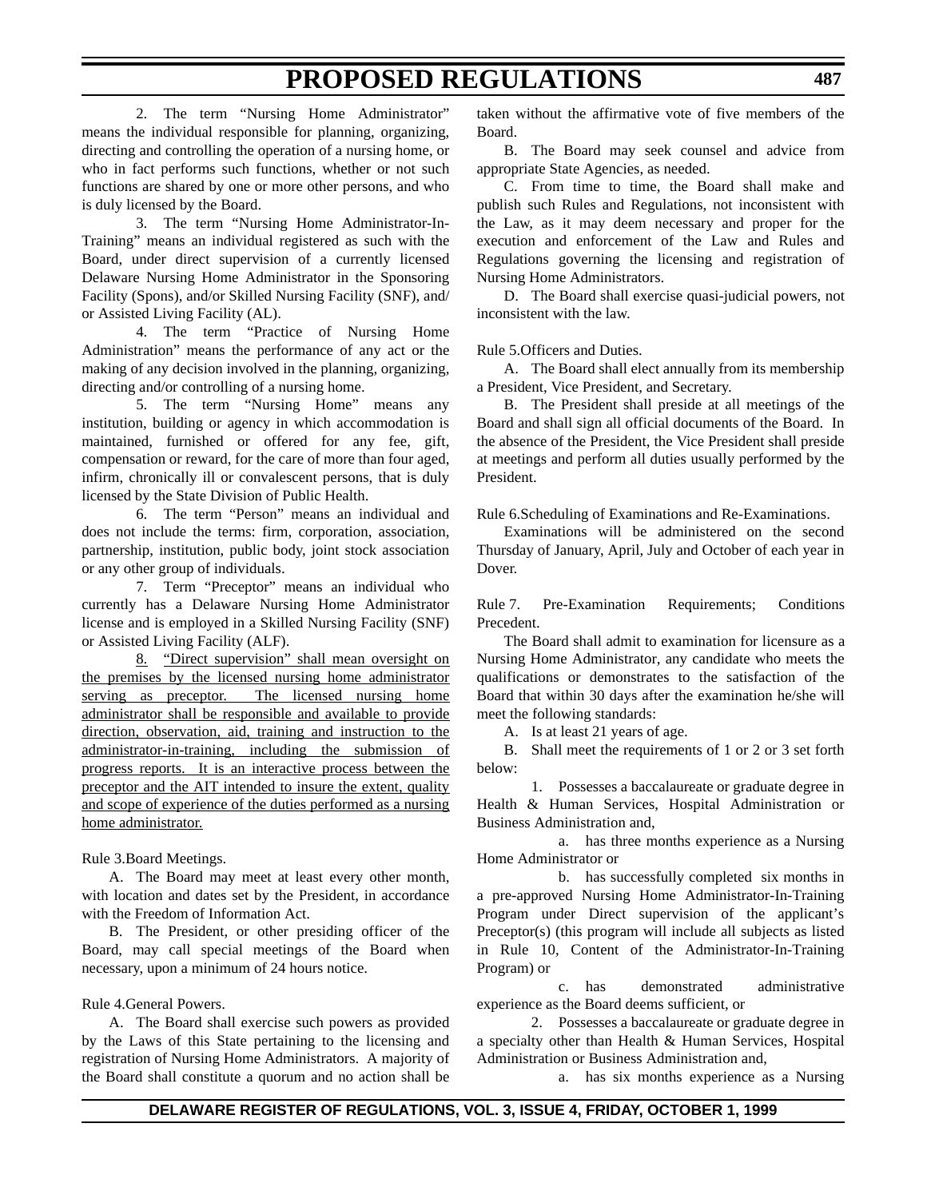2. The term "Nursing Home Administrator" means the individual responsible for planning, organizing, directing and controlling the operation of a nursing home, or who in fact performs such functions, whether or not such functions are shared by one or more other persons, and who is duly licensed by the Board.

3. The term "Nursing Home Administrator-In-Training" means an individual registered as such with the Board, under direct supervision of a currently licensed Delaware Nursing Home Administrator in the Sponsoring Facility (Spons), and/or Skilled Nursing Facility (SNF), and/or Assisted Living Facility (AL).

4. The term "Practice of Nursing Home Administration" means the performance of any act or the making of any decision involved in the planning, organizing, directing and/or controlling of a nursing home.

5. The term "Nursing Home" means any institution, building or agency in which accommodation is maintained, furnished or offered for any fee, gift, compensation or reward, for the care of more than four aged, infirm, chronically ill or convalescent persons, that is duly licensed by the State Division of Public Health.

6. The term "Person" means an individual and does not include the terms: firm, corporation, association, partnership, institution, public body, joint stock association or any other group of individuals.

7. Term "Preceptor" means an individual who currently has a Delaware Nursing Home Administrator license and is employed in a Skilled Nursing Facility (SNF) or Assisted Living Facility (ALF).

<u>8. "Direct supervision" shall mean oversight on the premises by the licensed nursing home administrator serving as preceptor. The licensed nursing home administrator shall be responsible and available to provide direction, observation, aid, training and instruction to the administrator-in-training, including the submission of progress reports. It is an interactive process between the preceptor and the AIT intended to insure the extent, quality and scope of experience of the duties performed as a nursing home administrator.</u>

Rule 3.Board Meetings.

A. The Board may meet at least every other month, with location and dates set by the President, in accordance with the Freedom of Information Act.

B. The President, or other presiding officer of the Board, may call special meetings of the Board when necessary, upon a minimum of 24 hours notice.

Rule 4.General Powers.

A. The Board shall exercise such powers as provided by the Laws of this State pertaining to the licensing and registration of Nursing Home Administrators. A majority of the Board shall constitute a quorum and no action shall be taken without the affirmative vote of five members of the Board.

B. The Board may seek counsel and advice from appropriate State Agencies, as needed.

C. From time to time, the Board shall make and publish such Rules and Regulations, not inconsistent with the Law, as it may deem necessary and proper for the execution and enforcement of the Law and Rules and Regulations governing the licensing and registration of Nursing Home Administrators.

D. The Board shall exercise quasi-judicial powers, not inconsistent with the law.

Rule 5.Officers and Duties.

A. The Board shall elect annually from its membership a President, Vice President, and Secretary.

B. The President shall preside at all meetings of the Board and shall sign all official documents of the Board. In the absence of the President, the Vice President shall preside at meetings and perform all duties usually performed by the President.

Rule 6.Scheduling of Examinations and Re-Examinations.

Examinations will be administered on the second Thursday of January, April, July and October of each year in Dover.

Rule 7. Pre-Examination Requirements; Conditions Precedent.

The Board shall admit to examination for licensure as a Nursing Home Administrator, any candidate who meets the qualifications or demonstrates to the satisfaction of the Board that within 30 days after the examination he/she will meet the following standards:

A. Is at least 21 years of age.

B. Shall meet the requirements of 1 or 2 or 3 set forth below:

1. Possesses a baccalaureate or graduate degree in Health & Human Services, Hospital Administration or Business Administration and,

a. has three months experience as a Nursing Home Administrator or

b. has successfully completed six months in a pre-approved Nursing Home Administrator-In-Training Program under Direct supervision of the applicant's Preceptor(s) (this program will include all subjects as listed in Rule 10, Content of the Administrator-In-Training Program) or

c. has demonstrated administrative experience as the Board deems sufficient, or

2. Possesses a baccalaureate or graduate degree in a specialty other than Health & Human Services, Hospital Administration or Business Administration and,

a. has six months experience as a Nursing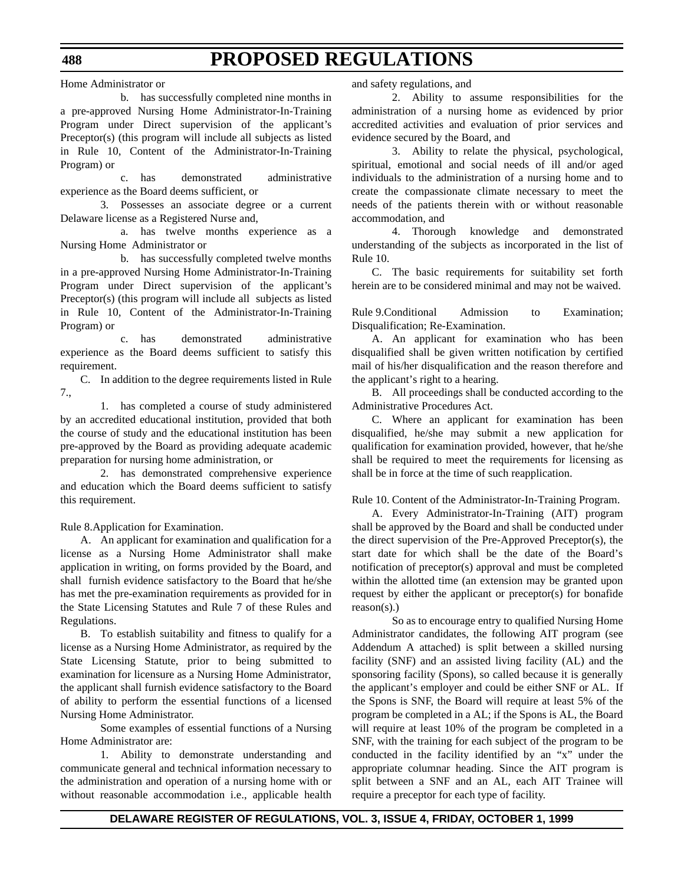Home Administrator or

b. has successfully completed nine months in a pre-approved Nursing Home Administrator-In-Training Program under Direct supervision of the applicant's Preceptor(s) (this program will include all subjects as listed in Rule 10, Content of the Administrator-In-Training Program) or

c. has demonstrated administrative experience as the Board deems sufficient, or

3. Possesses an associate degree or a current Delaware license as a Registered Nurse and,

a. has twelve months experience as a Nursing Home Administrator or

b. has successfully completed twelve months in a pre-approved Nursing Home Administrator-In-Training Program under Direct supervision of the applicant's Preceptor(s) (this program will include all subjects as listed in Rule 10, Content of the Administrator-In-Training Program) or

c. has demonstrated administrative experience as the Board deems sufficient to satisfy this requirement.

C. In addition to the degree requirements listed in Rule 7.,

1. has completed a course of study administered by an accredited educational institution, provided that both the course of study and the educational institution has been pre-approved by the Board as providing adequate academic preparation for nursing home administration, or

2. has demonstrated comprehensive experience and education which the Board deems sufficient to satisfy this requirement.

Rule 8.Application for Examination.

A. An applicant for examination and qualification for a license as a Nursing Home Administrator shall make application in writing, on forms provided by the Board, and shall furnish evidence satisfactory to the Board that he/she has met the pre-examination requirements as provided for in the State Licensing Statutes and Rule 7 of these Rules and Regulations.

B. To establish suitability and fitness to qualify for a license as a Nursing Home Administrator, as required by the State Licensing Statute, prior to being submitted to examination for licensure as a Nursing Home Administrator, the applicant shall furnish evidence satisfactory to the Board of ability to perform the essential functions of a licensed Nursing Home Administrator.

Some examples of essential functions of a Nursing Home Administrator are:

1. Ability to demonstrate understanding and communicate general and technical information necessary to the administration and operation of a nursing home with or without reasonable accommodation i.e., applicable health and safety regulations, and

2. Ability to assume responsibilities for the administration of a nursing home as evidenced by prior accredited activities and evaluation of prior services and evidence secured by the Board, and

3. Ability to relate the physical, psychological, spiritual, emotional and social needs of ill and/or aged individuals to the administration of a nursing home and to create the compassionate climate necessary to meet the needs of the patients therein with or without reasonable accommodation, and

4. Thorough knowledge and demonstrated understanding of the subjects as incorporated in the list of Rule 10.

C. The basic requirements for suitability set forth herein are to be considered minimal and may not be waived.

Rule 9.Conditional Admission to Examination; Disqualification; Re-Examination.

A. An applicant for examination who has been disqualified shall be given written notification by certified mail of his/her disqualification and the reason therefore and the applicant's right to a hearing.

B. All proceedings shall be conducted according to the Administrative Procedures Act.

C. Where an applicant for examination has been disqualified, he/she may submit a new application for qualification for examination provided, however, that he/she shall be required to meet the requirements for licensing as shall be in force at the time of such reapplication.

Rule 10. Content of the Administrator-In-Training Program.

A. Every Administrator-In-Training (AIT) program shall be approved by the Board and shall be conducted under the direct supervision of the Pre-Approved Preceptor(s), the start date for which shall be the date of the Board's notification of preceptor(s) approval and must be completed within the allotted time (an extension may be granted upon request by either the applicant or preceptor(s) for bonafide reason(s).)

So as to encourage entry to qualified Nursing Home Administrator candidates, the following AIT program (see Addendum A attached) is split between a skilled nursing facility (SNF) and an assisted living facility (AL) and the sponsoring facility (Spons), so called because it is generally the applicant's employer and could be either SNF or AL. If the Spons is SNF, the Board will require at least 5% of the program be completed in a AL; if the Spons is AL, the Board will require at least 10% of the program be completed in a SNF, with the training for each subject of the program to be conducted in the facility identified by an "x" under the appropriate columnar heading. Since the AIT program is split between a SNF and an AL, each AIT Trainee will require a preceptor for each type of facility.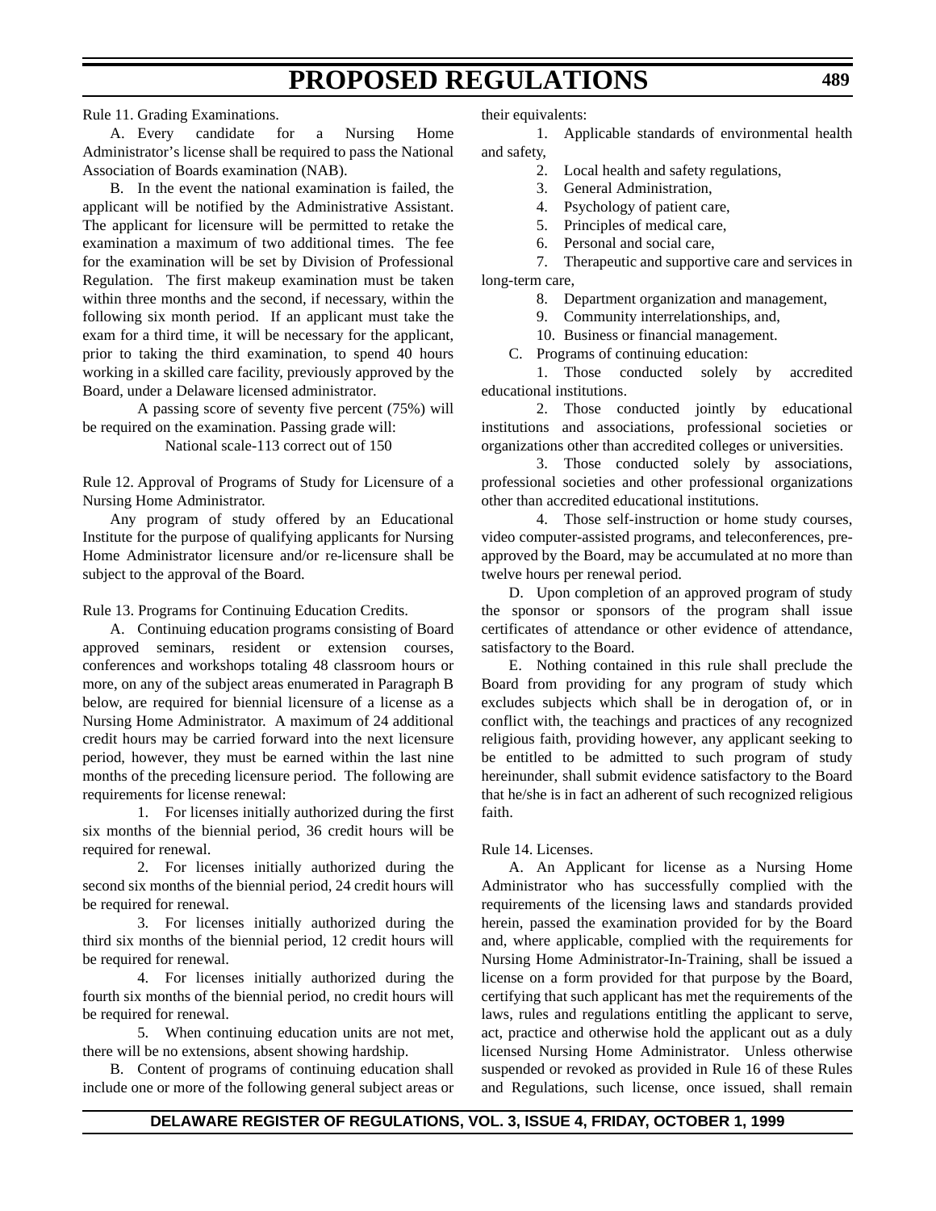Rule 11. Grading Examinations.

A. Every candidate for a Nursing Home Administrator's license shall be required to pass the National Association of Boards examination (NAB).

B. In the event the national examination is failed, the applicant will be notified by the Administrative Assistant. The applicant for licensure will be permitted to retake the examination a maximum of two additional times. The fee for the examination will be set by Division of Professional Regulation. The first makeup examination must be taken within three months and the second, if necessary, within the following six month period. If an applicant must take the exam for a third time, it will be necessary for the applicant, prior to taking the third examination, to spend 40 hours working in a skilled care facility, previously approved by the Board, under a Delaware licensed administrator.

A passing score of seventy five percent (75%) will be required on the examination. Passing grade will:

National scale-113 correct out of 150

Rule 12. Approval of Programs of Study for Licensure of a Nursing Home Administrator.

Any program of study offered by an Educational Institute for the purpose of qualifying applicants for Nursing Home Administrator licensure and/or re-licensure shall be subject to the approval of the Board.

Rule 13. Programs for Continuing Education Credits.

A. Continuing education programs consisting of Board approved seminars, resident or extension courses, conferences and workshops totaling 48 classroom hours or more, on any of the subject areas enumerated in Paragraph B below, are required for biennial licensure of a license as a Nursing Home Administrator. A maximum of 24 additional credit hours may be carried forward into the next licensure period, however, they must be earned within the last nine months of the preceding licensure period. The following are requirements for license renewal:

1. For licenses initially authorized during the first six months of the biennial period, 36 credit hours will be required for renewal.

2. For licenses initially authorized during the second six months of the biennial period, 24 credit hours will be required for renewal.

3. For licenses initially authorized during the third six months of the biennial period, 12 credit hours will be required for renewal.

4. For licenses initially authorized during the fourth six months of the biennial period, no credit hours will be required for renewal.

5. When continuing education units are not met, there will be no extensions, absent showing hardship.

B. Content of programs of continuing education shall include one or more of the following general subject areas or their equivalents:

1. Applicable standards of environmental health and safety,

2. Local health and safety regulations,

3. General Administration,

4. Psychology of patient care,

5. Principles of medical care,

6. Personal and social care,

7. Therapeutic and supportive care and services in long-term care,

8. Department organization and management,

9. Community interrelationships, and,

10. Business or financial management.

C. Programs of continuing education:

1. Those conducted solely by accredited educational institutions.

2. Those conducted jointly by educational institutions and associations, professional societies or organizations other than accredited colleges or universities.

3. Those conducted solely by associations, professional societies and other professional organizations other than accredited educational institutions.

4. Those self-instruction or home study courses, video computer-assisted programs, and teleconferences, pre-approved by the Board, may be accumulated at no more than twelve hours per renewal period.

D. Upon completion of an approved program of study the sponsor or sponsors of the program shall issue certificates of attendance or other evidence of attendance, satisfactory to the Board.

E. Nothing contained in this rule shall preclude the Board from providing for any program of study which excludes subjects which shall be in derogation of, or in conflict with, the teachings and practices of any recognized religious faith, providing however, any applicant seeking to be entitled to be admitted to such program of study hereinunder, shall submit evidence satisfactory to the Board that he/she is in fact an adherent of such recognized religious faith.

Rule 14. Licenses.

A. An Applicant for license as a Nursing Home Administrator who has successfully complied with the requirements of the licensing laws and standards provided herein, passed the examination provided for by the Board and, where applicable, complied with the requirements for Nursing Home Administrator-In-Training, shall be issued a license on a form provided for that purpose by the Board, certifying that such applicant has met the requirements of the laws, rules and regulations entitling the applicant to serve, act, practice and otherwise hold the applicant out as a duly licensed Nursing Home Administrator. Unless otherwise suspended or revoked as provided in Rule 16 of these Rules and Regulations, such license, once issued, shall remain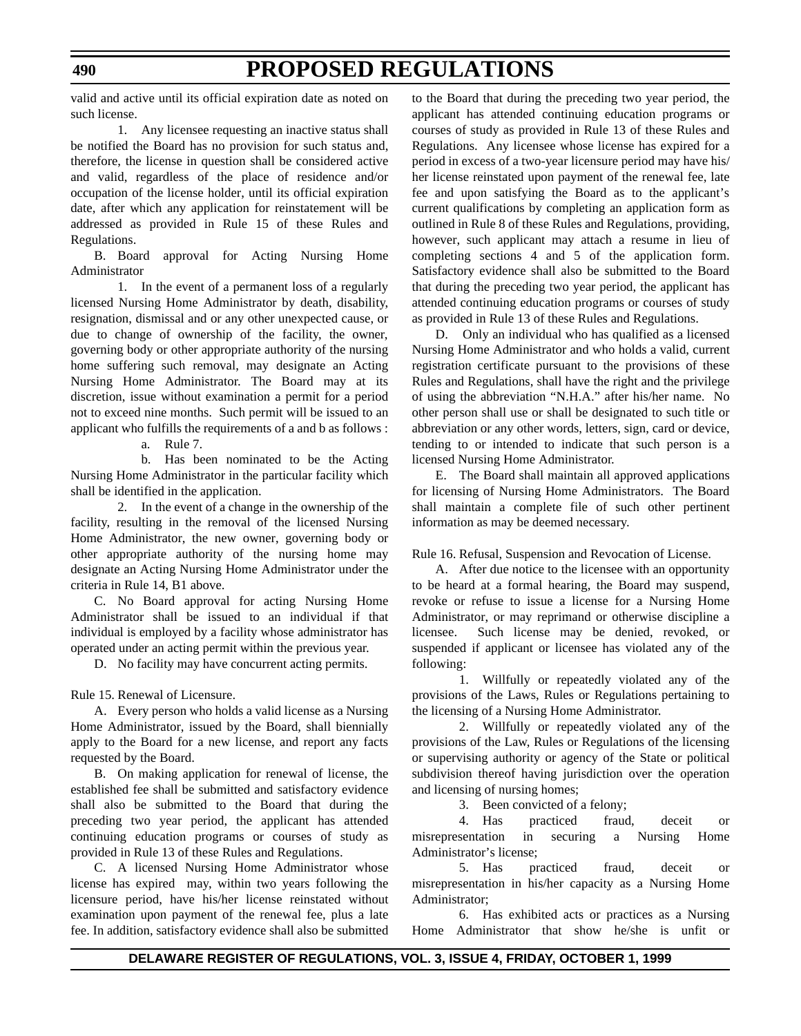valid and active until its official expiration date as noted on such license.

1. Any licensee requesting an inactive status shall be notified the Board has no provision for such status and, therefore, the license in question shall be considered active and valid, regardless of the place of residence and/or occupation of the license holder, until its official expiration date, after which any application for reinstatement will be addressed as provided in Rule 15 of these Rules and Regulations.

B. Board approval for Acting Nursing Home Administrator

1. In the event of a permanent loss of a regularly licensed Nursing Home Administrator by death, disability, resignation, dismissal and or any other unexpected cause, or due to change of ownership of the facility, the owner, governing body or other appropriate authority of the nursing home suffering such removal, may designate an Acting Nursing Home Administrator. The Board may at its discretion, issue without examination a permit for a period not to exceed nine months. Such permit will be issued to an applicant who fulfills the requirements of a and b as follows :

a. Rule 7.

b. Has been nominated to be the Acting Nursing Home Administrator in the particular facility which shall be identified in the application.

2. In the event of a change in the ownership of the facility, resulting in the removal of the licensed Nursing Home Administrator, the new owner, governing body or other appropriate authority of the nursing home may designate an Acting Nursing Home Administrator under the criteria in Rule 14, B1 above.

C. No Board approval for acting Nursing Home Administrator shall be issued to an individual if that individual is employed by a facility whose administrator has operated under an acting permit within the previous year.

D. No facility may have concurrent acting permits.

Rule 15. Renewal of Licensure.

A. Every person who holds a valid license as a Nursing Home Administrator, issued by the Board, shall biennially apply to the Board for a new license, and report any facts requested by the Board.

B. On making application for renewal of license, the established fee shall be submitted and satisfactory evidence shall also be submitted to the Board that during the preceding two year period, the applicant has attended continuing education programs or courses of study as provided in Rule 13 of these Rules and Regulations.

C. A licensed Nursing Home Administrator whose license has expired may, within two years following the licensure period, have his/her license reinstated without examination upon payment of the renewal fee, plus a late fee. In addition, satisfactory evidence shall also be submitted to the Board that during the preceding two year period, the applicant has attended continuing education programs or courses of study as provided in Rule 13 of these Rules and Regulations. Any licensee whose license has expired for a period in excess of a two-year licensure period may have his/her license reinstated upon payment of the renewal fee, late fee and upon satisfying the Board as to the applicant's current qualifications by completing an application form as outlined in Rule 8 of these Rules and Regulations, providing, however, such applicant may attach a resume in lieu of completing sections 4 and 5 of the application form. Satisfactory evidence shall also be submitted to the Board that during the preceding two year period, the applicant has attended continuing education programs or courses of study as provided in Rule 13 of these Rules and Regulations.

D. Only an individual who has qualified as a licensed Nursing Home Administrator and who holds a valid, current registration certificate pursuant to the provisions of these Rules and Regulations, shall have the right and the privilege of using the abbreviation "N.H.A." after his/her name. No other person shall use or shall be designated to such title or abbreviation or any other words, letters, sign, card or device, tending to or intended to indicate that such person is a licensed Nursing Home Administrator.

E. The Board shall maintain all approved applications for licensing of Nursing Home Administrators. The Board shall maintain a complete file of such other pertinent information as may be deemed necessary.

Rule 16. Refusal, Suspension and Revocation of License.

A. After due notice to the licensee with an opportunity to be heard at a formal hearing, the Board may suspend, revoke or refuse to issue a license for a Nursing Home Administrator, or may reprimand or otherwise discipline a licensee. Such license may be denied, revoked, or suspended if applicant or licensee has violated any of the following:

1. Willfully or repeatedly violated any of the provisions of the Laws, Rules or Regulations pertaining to the licensing of a Nursing Home Administrator.

2. Willfully or repeatedly violated any of the provisions of the Law, Rules or Regulations of the licensing or supervising authority or agency of the State or political subdivision thereof having jurisdiction over the operation and licensing of nursing homes;

3. Been convicted of a felony;

4. Has practiced fraud, deceit or misrepresentation in securing a Nursing Home Administrator's license;

5. Has practiced fraud, deceit or misrepresentation in his/her capacity as a Nursing Home Administrator;

6. Has exhibited acts or practices as a Nursing Home Administrator that show he/she is unfit or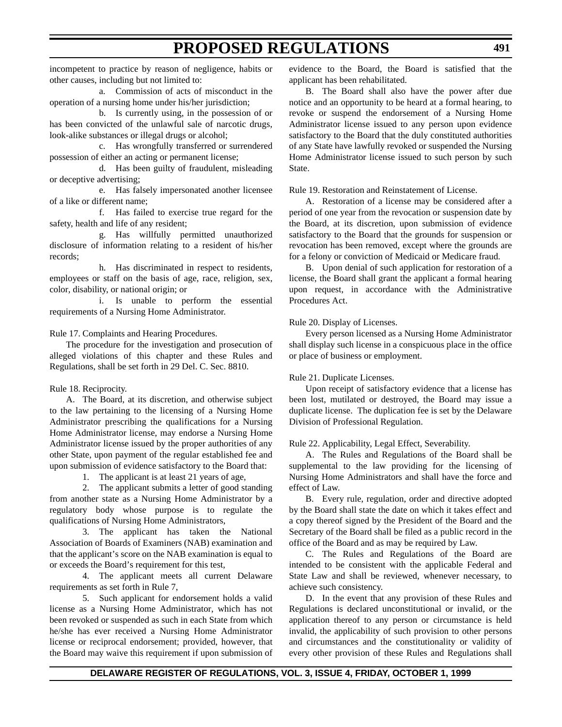incompetent to practice by reason of negligence, habits or other causes, including but not limited to:

a. Commission of acts of misconduct in the operation of a nursing home under his/her jurisdiction;

b. Is currently using, in the possession of or has been convicted of the unlawful sale of narcotic drugs, look-alike substances or illegal drugs or alcohol;

c. Has wrongfully transferred or surrendered possession of either an acting or permanent license;

d. Has been guilty of fraudulent, misleading or deceptive advertising;

e. Has falsely impersonated another licensee of a like or different name;

f. Has failed to exercise true regard for the safety, health and life of any resident;

g. Has willfully permitted unauthorized disclosure of information relating to a resident of his/her records;

h. Has discriminated in respect to residents, employees or staff on the basis of age, race, religion, sex, color, disability, or national origin; or

i. Is unable to perform the essential requirements of a Nursing Home Administrator.

Rule 17. Complaints and Hearing Procedures.

The procedure for the investigation and prosecution of alleged violations of this chapter and these Rules and Regulations, shall be set forth in 29 Del. C. Sec. 8810.

Rule 18. Reciprocity.

A. The Board, at its discretion, and otherwise subject to the law pertaining to the licensing of a Nursing Home Administrator prescribing the qualifications for a Nursing Home Administrator license, may endorse a Nursing Home Administrator license issued by the proper authorities of any other State, upon payment of the regular established fee and upon submission of evidence satisfactory to the Board that:

1. The applicant is at least 21 years of age,

2. The applicant submits a letter of good standing from another state as a Nursing Home Administrator by a regulatory body whose purpose is to regulate the qualifications of Nursing Home Administrators,

3. The applicant has taken the National Association of Boards of Examiners (NAB) examination and that the applicant's score on the NAB examination is equal to or exceeds the Board's requirement for this test,

4. The applicant meets all current Delaware requirements as set forth in Rule 7,

5. Such applicant for endorsement holds a valid license as a Nursing Home Administrator, which has not been revoked or suspended as such in each State from which he/she has ever received a Nursing Home Administrator license or reciprocal endorsement; provided, however, that the Board may waive this requirement if upon submission of evidence to the Board, the Board is satisfied that the applicant has been rehabilitated.

B. The Board shall also have the power after due notice and an opportunity to be heard at a formal hearing, to revoke or suspend the endorsement of a Nursing Home Administrator license issued to any person upon evidence satisfactory to the Board that the duly constituted authorities of any State have lawfully revoked or suspended the Nursing Home Administrator license issued to such person by such State.

Rule 19. Restoration and Reinstatement of License.

A. Restoration of a license may be considered after a period of one year from the revocation or suspension date by the Board, at its discretion, upon submission of evidence satisfactory to the Board that the grounds for suspension or revocation has been removed, except where the grounds are for a felony or conviction of Medicaid or Medicare fraud.

B. Upon denial of such application for restoration of a license, the Board shall grant the applicant a formal hearing upon request, in accordance with the Administrative Procedures Act.

Rule 20. Display of Licenses.

Every person licensed as a Nursing Home Administrator shall display such license in a conspicuous place in the office or place of business or employment.

Rule 21. Duplicate Licenses.

Upon receipt of satisfactory evidence that a license has been lost, mutilated or destroyed, the Board may issue a duplicate license. The duplication fee is set by the Delaware Division of Professional Regulation.

Rule 22. Applicability, Legal Effect, Severability.

A. The Rules and Regulations of the Board shall be supplemental to the law providing for the licensing of Nursing Home Administrators and shall have the force and effect of Law.

B. Every rule, regulation, order and directive adopted by the Board shall state the date on which it takes effect and a copy thereof signed by the President of the Board and the Secretary of the Board shall be filed as a public record in the office of the Board and as may be required by Law.

C. The Rules and Regulations of the Board are intended to be consistent with the applicable Federal and State Law and shall be reviewed, whenever necessary, to achieve such consistency.

D. In the event that any provision of these Rules and Regulations is declared unconstitutional or invalid, or the application thereof to any person or circumstance is held invalid, the applicability of such provision to other persons and circumstances and the constitutionality or validity of every other provision of these Rules and Regulations shall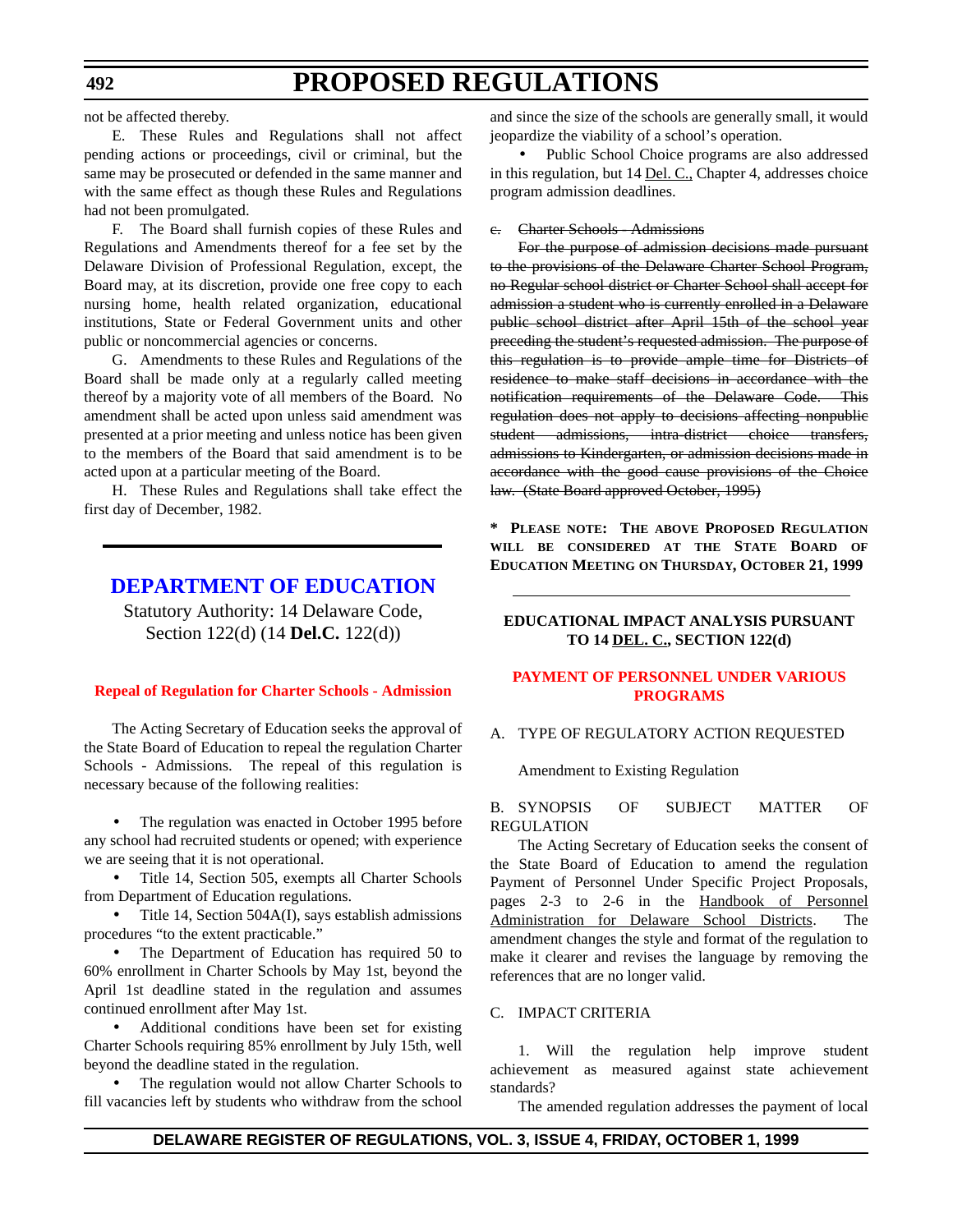not be affected thereby.

E. These Rules and Regulations shall not affect pending actions or proceedings, civil or criminal, but the same may be prosecuted or defended in the same manner and with the same effect as though these Rules and Regulations had not been promulgated.

F. The Board shall furnish copies of these Rules and Regulations and Amendments thereof for a fee set by the Delaware Division of Professional Regulation, except, the Board may, at its discretion, provide one free copy to each nursing home, health related organization, educational institutions, State or Federal Government units and other public or noncommercial agencies or concerns.

G. Amendments to these Rules and Regulations of the Board shall be made only at a regularly called meeting thereof by a majority vote of all members of the Board. No amendment shall be acted upon unless said amendment was presented at a prior meeting and unless notice has been given to the members of the Board that said amendment is to be acted upon at a particular meeting of the Board.

H. These Rules and Regulations shall take effect the first day of December, 1982.

---

## DEPARTMENT OF EDUCATION

Statutory Authority: 14 Delaware Code, Section 122(d) (14 **Del.C.** 122(d))

### Repeal of Regulation for Charter Schools - Admission

The Acting Secretary of Education seeks the approval of the State Board of Education to repeal the regulation Charter Schools - Admissions. The repeal of this regulation is necessary because of the following realities:

- The regulation was enacted in October 1995 before any school had recruited students or opened; with experience we are seeing that it is not operational.
- Title 14, Section 505, exempts all Charter Schools from Department of Education regulations.
- Title 14, Section 504A(I), says establish admissions procedures "to the extent practicable."
- The Department of Education has required 50 to 60% enrollment in Charter Schools by May 1st, beyond the April 1st deadline stated in the regulation and assumes continued enrollment after May 1st.
- Additional conditions have been set for existing Charter Schools requiring 85% enrollment by July 15th, well beyond the deadline stated in the regulation.
- The regulation would not allow Charter Schools to fill vacancies left by students who withdraw from the school and since the size of the schools are generally small, it would jeopardize the viability of a school's operation.
- Public School Choice programs are also addressed in this regulation, but 14 Del. C., Chapter 4, addresses choice program admission deadlines.

~~c. Charter Schools - Admissions~~

~~For the purpose of admission decisions made pursuant to the provisions of the Delaware Charter School Program, no Regular school district or Charter School shall accept for admission a student who is currently enrolled in a Delaware public school district after April 15th of the school year preceding the student's requested admission. The purpose of this regulation is to provide ample time for Districts of residence to make staff decisions in accordance with the notification requirements of the Delaware Code. This regulation does not apply to decisions affecting nonpublic student admissions, intra-district choice transfers, admissions to Kindergarten, or admission decisions made in accordance with the good cause provisions of the Choice law. (State Board approved October, 1995)~~

**\* Please note: The above Proposed Regulation will be considered at the State Board of Education Meeting on Thursday, October 21, 1999**

---

### EDUCATIONAL IMPACT ANALYSIS PURSUANT TO 14 DEL. C., SECTION 122(d)

### PAYMENT OF PERSONNEL UNDER VARIOUS PROGRAMS

A. TYPE OF REGULATORY ACTION REQUESTED

Amendment to Existing Regulation

B. SYNOPSIS OF SUBJECT MATTER OF REGULATION

The Acting Secretary of Education seeks the consent of the State Board of Education to amend the regulation Payment of Personnel Under Specific Project Proposals, pages 2-3 to 2-6 in the Handbook of Personnel Administration for Delaware School Districts. The amendment changes the style and format of the regulation to make it clearer and revises the language by removing the references that are no longer valid.

C. IMPACT CRITERIA

1. Will the regulation help improve student achievement as measured against state achievement standards?

The amended regulation addresses the payment of local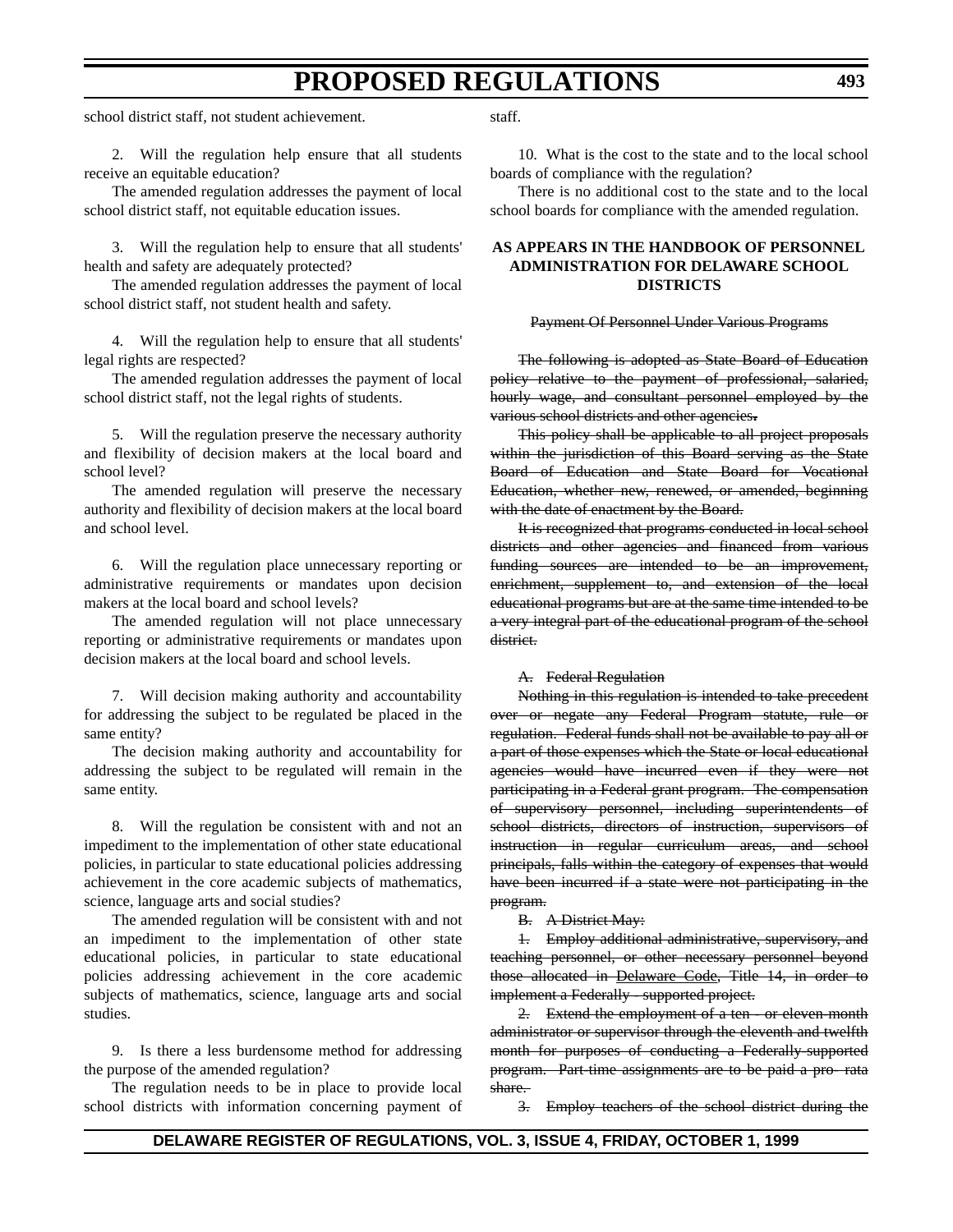school district staff, not student achievement.

2. Will the regulation help ensure that all students receive an equitable education?

The amended regulation addresses the payment of local school district staff, not equitable education issues.

3. Will the regulation help to ensure that all students' health and safety are adequately protected?

The amended regulation addresses the payment of local school district staff, not student health and safety.

4. Will the regulation help to ensure that all students' legal rights are respected?

The amended regulation addresses the payment of local school district staff, not the legal rights of students.

5. Will the regulation preserve the necessary authority and flexibility of decision makers at the local board and school level?

The amended regulation will preserve the necessary authority and flexibility of decision makers at the local board and school level.

6. Will the regulation place unnecessary reporting or administrative requirements or mandates upon decision makers at the local board and school levels?

The amended regulation will not place unnecessary reporting or administrative requirements or mandates upon decision makers at the local board and school levels.

7. Will decision making authority and accountability for addressing the subject to be regulated be placed in the same entity?

The decision making authority and accountability for addressing the subject to be regulated will remain in the same entity.

8. Will the regulation be consistent with and not an impediment to the implementation of other state educational policies, in particular to state educational policies addressing achievement in the core academic subjects of mathematics, science, language arts and social studies?

The amended regulation will be consistent with and not an impediment to the implementation of other state educational policies, in particular to state educational policies addressing achievement in the core academic subjects of mathematics, science, language arts and social studies.

9. Is there a less burdensome method for addressing the purpose of the amended regulation?

The regulation needs to be in place to provide local school districts with information concerning payment of staff.

10. What is the cost to the state and to the local school boards of compliance with the regulation?

There is no additional cost to the state and to the local school boards for compliance with the amended regulation.

**AS APPEARS IN THE HANDBOOK OF PERSONNEL ADMINISTRATION FOR DELAWARE SCHOOL DISTRICTS**

~~Payment Of Personnel Under Various Programs~~

~~The following is adopted as State Board of Education policy relative to the payment of professional, salaried, hourly wage, and consultant personnel employed by the various school districts and other agencies.~~

~~This policy shall be applicable to all project proposals within the jurisdiction of this Board serving as the State Board of Education and State Board for Vocational Education, whether new, renewed, or amended, beginning with the date of enactment by the Board.~~

~~It is recognized that programs conducted in local school districts and other agencies and financed from various funding sources are intended to be an improvement, enrichment, supplement to, and extension of the local educational programs but are at the same time intended to be a very integral part of the educational program of the school district.~~

~~A. Federal Regulation~~

~~Nothing in this regulation is intended to take precedent over or negate any Federal Program statute, rule or regulation. Federal funds shall not be available to pay all or a part of those expenses which the State or local educational agencies would have incurred even if they were not participating in a Federal grant program. The compensation of supervisory personnel, including superintendents of school districts, directors of instruction, supervisors of instruction in regular curriculum areas, and school principals, falls within the category of expenses that would have been incurred if a state were not participating in the program.~~

~~B. A District May:~~

~~1. Employ additional administrative, supervisory, and teaching personnel, or other necessary personnel beyond those allocated in Delaware Code, Title 14, in order to implement a Federally - supported project.~~

~~2. Extend the employment of a ten - or eleven-month administrator or supervisor through the eleventh and twelfth month for purposes of conducting a Federally-supported program. Part-time assignments are to be paid a pro- rata share.~~

~~3. Employ teachers of the school district during the~~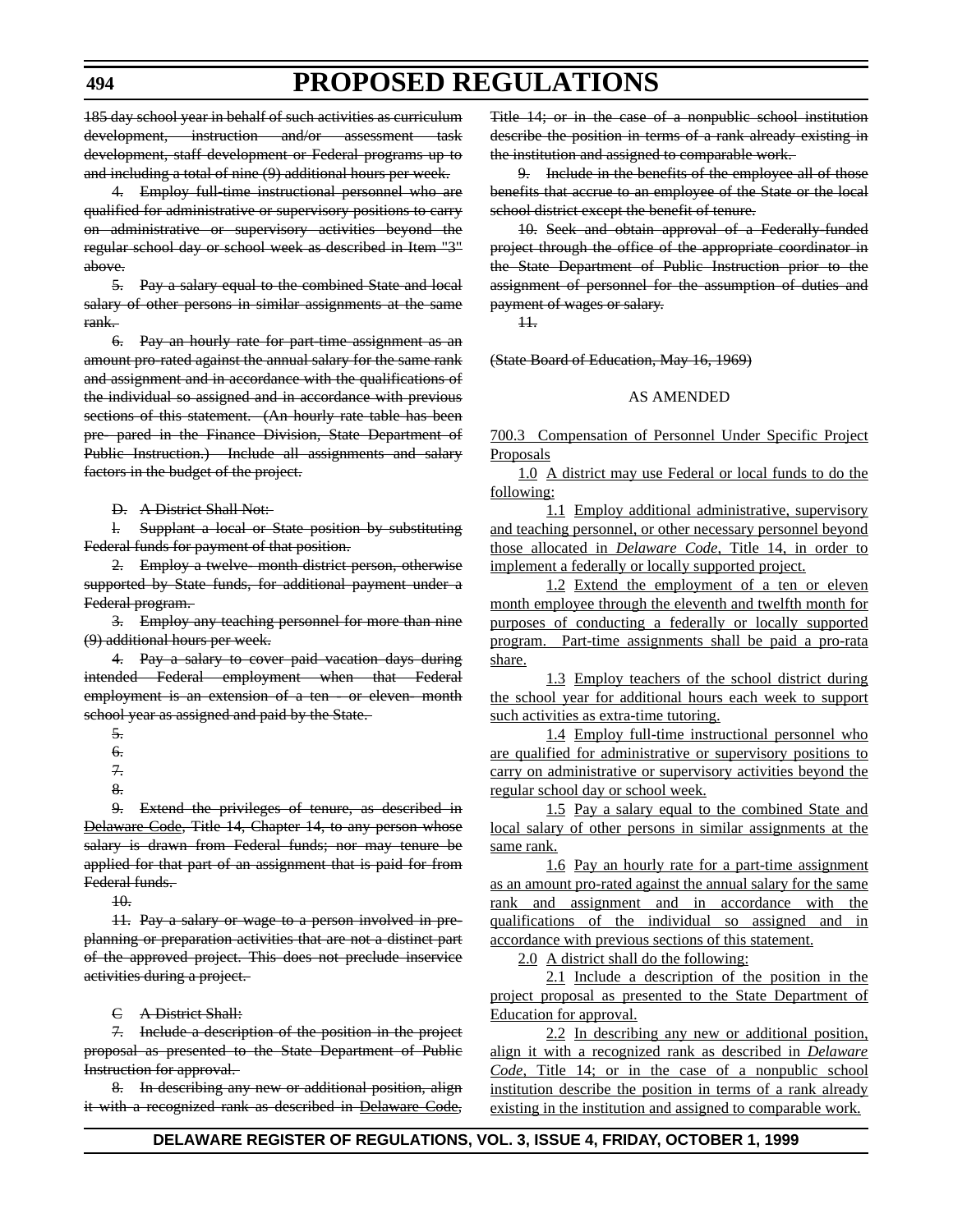~~185 day school year in behalf of such activities as curriculum development, instruction and/or assessment task development, staff development or Federal programs up to and including a total of nine (9) additional hours per week.~~

~~4. Employ full-time instructional personnel who are qualified for administrative or supervisory positions to carry on administrative or supervisory activities beyond the regular school day or school week as described in Item "3" above.~~

~~5. Pay a salary equal to the combined State and local salary of other persons in similar assignments at the same rank.~~

~~6. Pay an hourly rate for part-time assignment as an amount pro-rated against the annual salary for the same rank and assignment and in accordance with the qualifications of the individual so assigned and in accordance with previous sections of this statement. (An hourly rate table has been pre- pared in the Finance Division, State Department of Public Instruction.) Include all assignments and salary factors in the budget of the project.~~

~~D. A District Shall Not:~~

~~1. Supplant a local or State position by substituting Federal funds for payment of that position.~~

~~2. Employ a twelve- month district person, otherwise supported by State funds, for additional payment under a Federal program.~~

~~3. Employ any teaching personnel for more than nine (9) additional hours per week.~~

~~4. Pay a salary to cover paid vacation days during intended Federal employment when that Federal employment is an extension of a ten - or eleven- month school year as assigned and paid by the State.~~

~~5.~~

~~6.~~

~~7.~~

~~8.~~

~~9. Extend the privileges of tenure, as described in Delaware Code, Title 14, Chapter 14, to any person whose salary is drawn from Federal funds; nor may tenure be applied for that part of an assignment that is paid for from Federal funds.~~

~~10.~~

~~11. Pay a salary or wage to a person involved in pre-planning or preparation activities that are not a distinct part of the approved project. This does not preclude inservice activities during a project.~~

~~C A District Shall:~~

~~7. Include a description of the position in the project proposal as presented to the State Department of Public Instruction for approval.~~

~~8. In describing any new or additional position, align it with a recognized rank as described in Delaware Code, Title 14; or in the case of a nonpublic school institution describe the position in terms of a rank already existing in the institution and assigned to comparable work.~~

~~9. Include in the benefits of the employee all of those benefits that accrue to an employee of the State or the local school district except the benefit of tenure.~~

~~10. Seek and obtain approval of a Federally funded project through the office of the appropriate coordinator in the State Department of Public Instruction prior to the assignment of personnel for the assumption of duties and payment of wages or salary.~~

~~11.~~

~~(State Board of Education, May 16, 1969)~~

AS AMENDED

<u>700.3 Compensation of Personnel Under Specific Project Proposals</u>

<u>1.0 A district may use Federal or local funds to do the following:</u>

<u>1.1 Employ additional administrative, supervisory and teaching personnel, or other necessary personnel beyond those allocated in *Delaware Code*, Title 14, in order to implement a federally or locally supported project.</u>

<u>1.2 Extend the employment of a ten or eleven month employee through the eleventh and twelfth month for purposes of conducting a federally or locally supported program. Part-time assignments shall be paid a pro-rata share.</u>

<u>1.3 Employ teachers of the school district during the school year for additional hours each week to support such activities as extra-time tutoring.</u>

<u>1.4 Employ full-time instructional personnel who are qualified for administrative or supervisory positions to carry on administrative or supervisory activities beyond the regular school day or school week.</u>

<u>1.5 Pay a salary equal to the combined State and local salary of other persons in similar assignments at the same rank.</u>

<u>1.6 Pay an hourly rate for a part-time assignment as an amount pro-rated against the annual salary for the same rank and assignment and in accordance with the qualifications of the individual so assigned and in accordance with previous sections of this statement.</u>

<u>2.0 A district shall do the following:</u>

<u>2.1 Include a description of the position in the project proposal as presented to the State Department of Education for approval.</u>

<u>2.2 In describing any new or additional position, align it with a recognized rank as described in *Delaware Code*, Title 14; or in the case of a nonpublic school institution describe the position in terms of a rank already existing in the institution and assigned to comparable work.</u>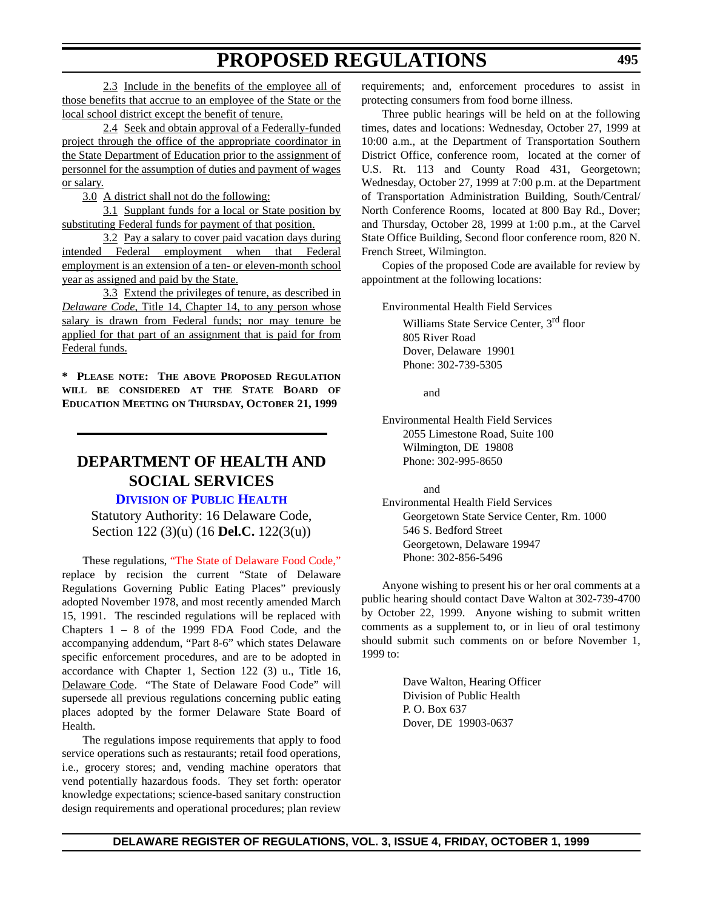2.3 Include in the benefits of the employee all of those benefits that accrue to an employee of the State or the local school district except the benefit of tenure.

2.4 Seek and obtain approval of a Federally-funded project through the office of the appropriate coordinator in the State Department of Education prior to the assignment of personnel for the assumption of duties and payment of wages or salary.

3.0 A district shall not do the following:

3.1 Supplant funds for a local or State position by substituting Federal funds for payment of that position.

3.2 Pay a salary to cover paid vacation days during intended Federal employment when that Federal employment is an extension of a ten- or eleven-month school year as assigned and paid by the State.

3.3 Extend the privileges of tenure, as described in *Delaware Code*, Title 14, Chapter 14, to any person whose salary is drawn from Federal funds; nor may tenure be applied for that part of an assignment that is paid for from Federal funds.

**\* PLEASE NOTE: THE ABOVE PROPOSED REGULATION WILL BE CONSIDERED AT THE STATE BOARD OF EDUCATION MEETING ON THURSDAY, OCTOBER 21, 1999**

## DEPARTMENT OF HEALTH AND SOCIAL SERVICES

### DIVISION OF PUBLIC HEALTH

Statutory Authority: 16 Delaware Code, Section 122 (3)(u) (16 **Del.C.** 122(3(u))

These regulations, "The State of Delaware Food Code," replace by recision the current "State of Delaware Regulations Governing Public Eating Places" previously adopted November 1978, and most recently amended March 15, 1991. The rescinded regulations will be replaced with Chapters 1 – 8 of the 1999 FDA Food Code, and the accompanying addendum, "Part 8-6" which states Delaware specific enforcement procedures, and are to be adopted in accordance with Chapter 1, Section 122 (3) u., Title 16, Delaware Code. "The State of Delaware Food Code" will supersede all previous regulations concerning public eating places adopted by the former Delaware State Board of Health.

The regulations impose requirements that apply to food service operations such as restaurants; retail food operations, i.e., grocery stores; and, vending machine operators that vend potentially hazardous foods. They set forth: operator knowledge expectations; science-based sanitary construction design requirements and operational procedures; plan review requirements; and, enforcement procedures to assist in protecting consumers from food borne illness.

Three public hearings will be held on at the following times, dates and locations: Wednesday, October 27, 1999 at 10:00 a.m., at the Department of Transportation Southern District Office, conference room, located at the corner of U.S. Rt. 113 and County Road 431, Georgetown; Wednesday, October 27, 1999 at 7:00 p.m. at the Department of Transportation Administration Building, South/Central/North Conference Rooms, located at 800 Bay Rd., Dover; and Thursday, October 28, 1999 at 1:00 p.m., at the Carvel State Office Building, Second floor conference room, 820 N. French Street, Wilmington.

Copies of the proposed Code are available for review by appointment at the following locations:

Environmental Health Field Services
Williams State Service Center, 3rd floor
805 River Road
Dover, Delaware 19901
Phone: 302-739-5305

and

Environmental Health Field Services
2055 Limestone Road, Suite 100
Wilmington, DE 19808
Phone: 302-995-8650

and

Environmental Health Field Services
Georgetown State Service Center, Rm. 1000
546 S. Bedford Street
Georgetown, Delaware 19947
Phone: 302-856-5496

Anyone wishing to present his or her oral comments at a public hearing should contact Dave Walton at 302-739-4700 by October 22, 1999. Anyone wishing to submit written comments as a supplement to, or in lieu of oral testimony should submit such comments on or before November 1, 1999 to:

Dave Walton, Hearing Officer
Division of Public Health
P. O. Box 637
Dover, DE 19903-0637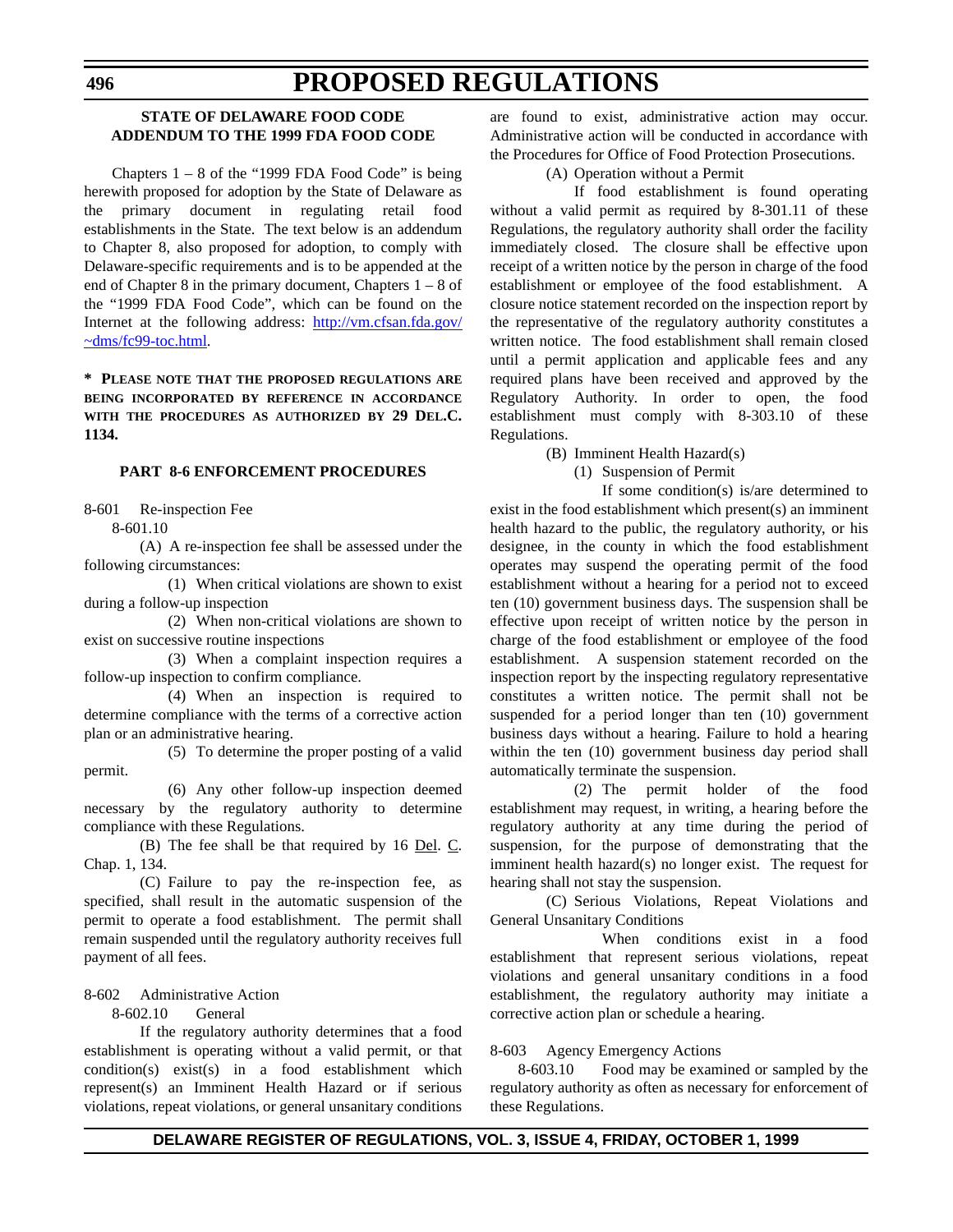## STATE OF DELAWARE FOOD CODE
## ADDENDUM TO THE 1999 FDA FOOD CODE

Chapters 1 – 8 of the "1999 FDA Food Code" is being herewith proposed for adoption by the State of Delaware as the primary document in regulating retail food establishments in the State. The text below is an addendum to Chapter 8, also proposed for adoption, to comply with Delaware-specific requirements and is to be appended at the end of Chapter 8 in the primary document, Chapters 1 – 8 of the "1999 FDA Food Code", which can be found on the Internet at the following address: http://vm.cfsan.fda.gov/~dms/fc99-toc.html.

**\* PLEASE NOTE THAT THE PROPOSED REGULATIONS ARE BEING INCORPORATED BY REFERENCE IN ACCORDANCE WITH THE PROCEDURES AS AUTHORIZED BY 29 DEL.C. 1134.**

### PART 8-6 ENFORCEMENT PROCEDURES

8-601 Re-inspection Fee

8-601.10

(A) A re-inspection fee shall be assessed under the following circumstances:

(1) When critical violations are shown to exist during a follow-up inspection

(2) When non-critical violations are shown to exist on successive routine inspections

(3) When a complaint inspection requires a follow-up inspection to confirm compliance.

(4) When an inspection is required to determine compliance with the terms of a corrective action plan or an administrative hearing.

(5) To determine the proper posting of a valid permit.

(6) Any other follow-up inspection deemed necessary by the regulatory authority to determine compliance with these Regulations.

(B) The fee shall be that required by 16 Del. C. Chap. 1, 134.

(C) Failure to pay the re-inspection fee, as specified, shall result in the automatic suspension of the permit to operate a food establishment. The permit shall remain suspended until the regulatory authority receives full payment of all fees.

8-602 Administrative Action

8-602.10 General

If the regulatory authority determines that a food establishment is operating without a valid permit, or that condition(s) exist(s) in a food establishment which represent(s) an Imminent Health Hazard or if serious violations, repeat violations, or general unsanitary conditions are found to exist, administrative action may occur. Administrative action will be conducted in accordance with the Procedures for Office of Food Protection Prosecutions.

(A) Operation without a Permit

If food establishment is found operating without a valid permit as required by 8-301.11 of these Regulations, the regulatory authority shall order the facility immediately closed. The closure shall be effective upon receipt of a written notice by the person in charge of the food establishment or employee of the food establishment. A closure notice statement recorded on the inspection report by the representative of the regulatory authority constitutes a written notice. The food establishment shall remain closed until a permit application and applicable fees and any required plans have been received and approved by the Regulatory Authority. In order to open, the food establishment must comply with 8-303.10 of these Regulations.

(B) Imminent Health Hazard(s)

(1) Suspension of Permit

If some condition(s) is/are determined to exist in the food establishment which present(s) an imminent health hazard to the public, the regulatory authority, or his designee, in the county in which the food establishment operates may suspend the operating permit of the food establishment without a hearing for a period not to exceed ten (10) government business days. The suspension shall be effective upon receipt of written notice by the person in charge of the food establishment or employee of the food establishment. A suspension statement recorded on the inspection report by the inspecting regulatory representative constitutes a written notice. The permit shall not be suspended for a period longer than ten (10) government business days without a hearing. Failure to hold a hearing within the ten (10) government business day period shall automatically terminate the suspension.

(2) The permit holder of the food establishment may request, in writing, a hearing before the regulatory authority at any time during the period of suspension, for the purpose of demonstrating that the imminent health hazard(s) no longer exist. The request for hearing shall not stay the suspension.

(C) Serious Violations, Repeat Violations and General Unsanitary Conditions

When conditions exist in a food establishment that represent serious violations, repeat violations and general unsanitary conditions in a food establishment, the regulatory authority may initiate a corrective action plan or schedule a hearing.

8-603 Agency Emergency Actions

8-603.10 Food may be examined or sampled by the regulatory authority as often as necessary for enforcement of these Regulations.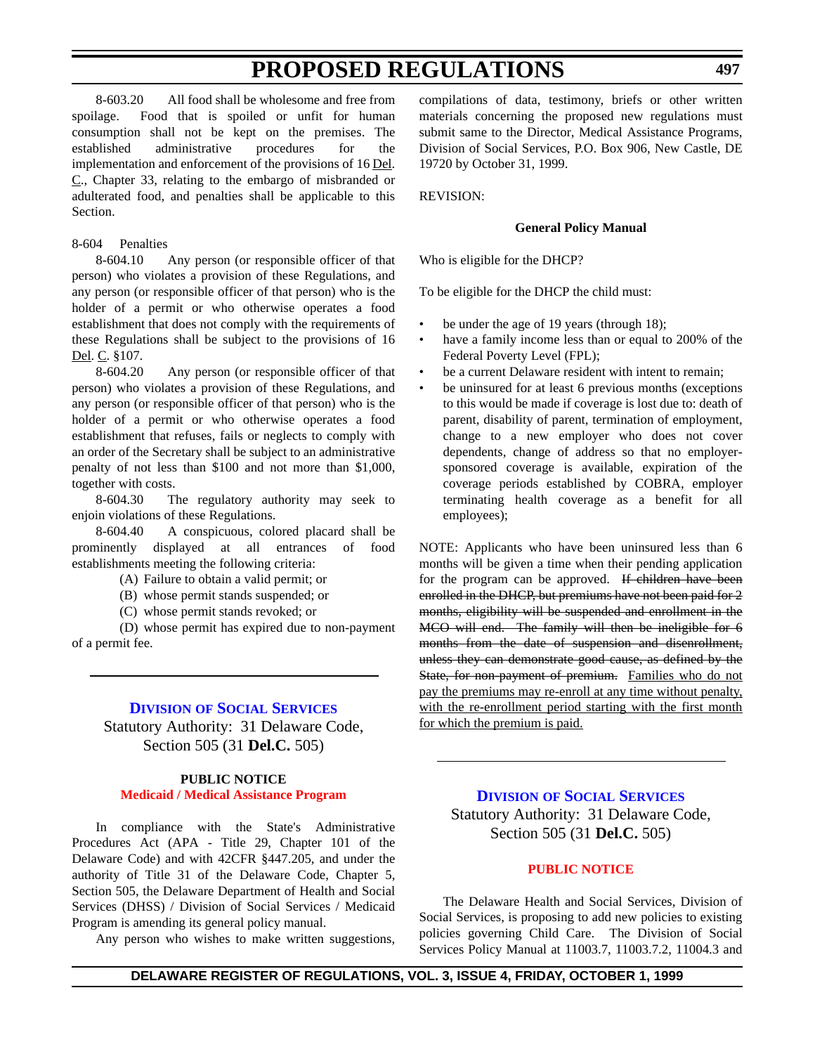8-603.20 All food shall be wholesome and free from spoilage. Food that is spoiled or unfit for human consumption shall not be kept on the premises. The established administrative procedures for the implementation and enforcement of the provisions of 16 Del. C., Chapter 33, relating to the embargo of misbranded or adulterated food, and penalties shall be applicable to this Section.

8-604 Penalties

8-604.10 Any person (or responsible officer of that person) who violates a provision of these Regulations, and any person (or responsible officer of that person) who is the holder of a permit or who otherwise operates a food establishment that does not comply with the requirements of these Regulations shall be subject to the provisions of 16 Del. C. §107.

8-604.20 Any person (or responsible officer of that person) who violates a provision of these Regulations, and any person (or responsible officer of that person) who is the holder of a permit or who otherwise operates a food establishment that refuses, fails or neglects to comply with an order of the Secretary shall be subject to an administrative penalty of not less than $100 and not more than $1,000, together with costs.

8-604.30 The regulatory authority may seek to enjoin violations of these Regulations.

8-604.40 A conspicuous, colored placard shall be prominently displayed at all entrances of food establishments meeting the following criteria:

(A) Failure to obtain a valid permit; or

(B) whose permit stands suspended; or

(C) whose permit stands revoked; or

(D) whose permit has expired due to non-payment of a permit fee.

---

## Division of Social Services

Statutory Authority: 31 Delaware Code, Section 505 (31 **Del.C.** 505)

**PUBLIC NOTICE**

**Medicaid / Medical Assistance Program**

In compliance with the State's Administrative Procedures Act (APA - Title 29, Chapter 101 of the Delaware Code) and with 42CFR §447.205, and under the authority of Title 31 of the Delaware Code, Chapter 5, Section 505, the Delaware Department of Health and Social Services (DHSS) / Division of Social Services / Medicaid Program is amending its general policy manual.

Any person who wishes to make written suggestions, compilations of data, testimony, briefs or other written materials concerning the proposed new regulations must submit same to the Director, Medical Assistance Programs, Division of Social Services, P.O. Box 906, New Castle, DE 19720 by October 31, 1999.

REVISION:

**General Policy Manual**

Who is eligible for the DHCP?

To be eligible for the DHCP the child must:

- be under the age of 19 years (through 18);
- have a family income less than or equal to 200% of the Federal Poverty Level (FPL);
- be a current Delaware resident with intent to remain;
- be uninsured for at least 6 previous months (exceptions to this would be made if coverage is lost due to: death of parent, disability of parent, termination of employment, change to a new employer who does not cover dependents, change of address so that no employer-sponsored coverage is available, expiration of the coverage periods established by COBRA, employer terminating health coverage as a benefit for all employees);

NOTE: Applicants who have been uninsured less than 6 months will be given a time when their pending application for the program can be approved. ~~If children have been enrolled in the DHCP, but premiums have not been paid for 2 months, eligibility will be suspended and enrollment in the MCO will end. The family will then be ineligible for 6 months from the date of suspension and disenrollment, unless they can demonstrate good cause, as defined by the State, for non-payment of premium.~~ <u>Families who do not pay the premiums may re-enroll at any time without penalty, with the re-enrollment period starting with the first month for which the premium is paid.</u>

---

## Division of Social Services

Statutory Authority: 31 Delaware Code, Section 505 (31 **Del.C.** 505)

**PUBLIC NOTICE**

The Delaware Health and Social Services, Division of Social Services, is proposing to add new policies to existing policies governing Child Care. The Division of Social Services Policy Manual at 11003.7, 11003.7.2, 11004.3 and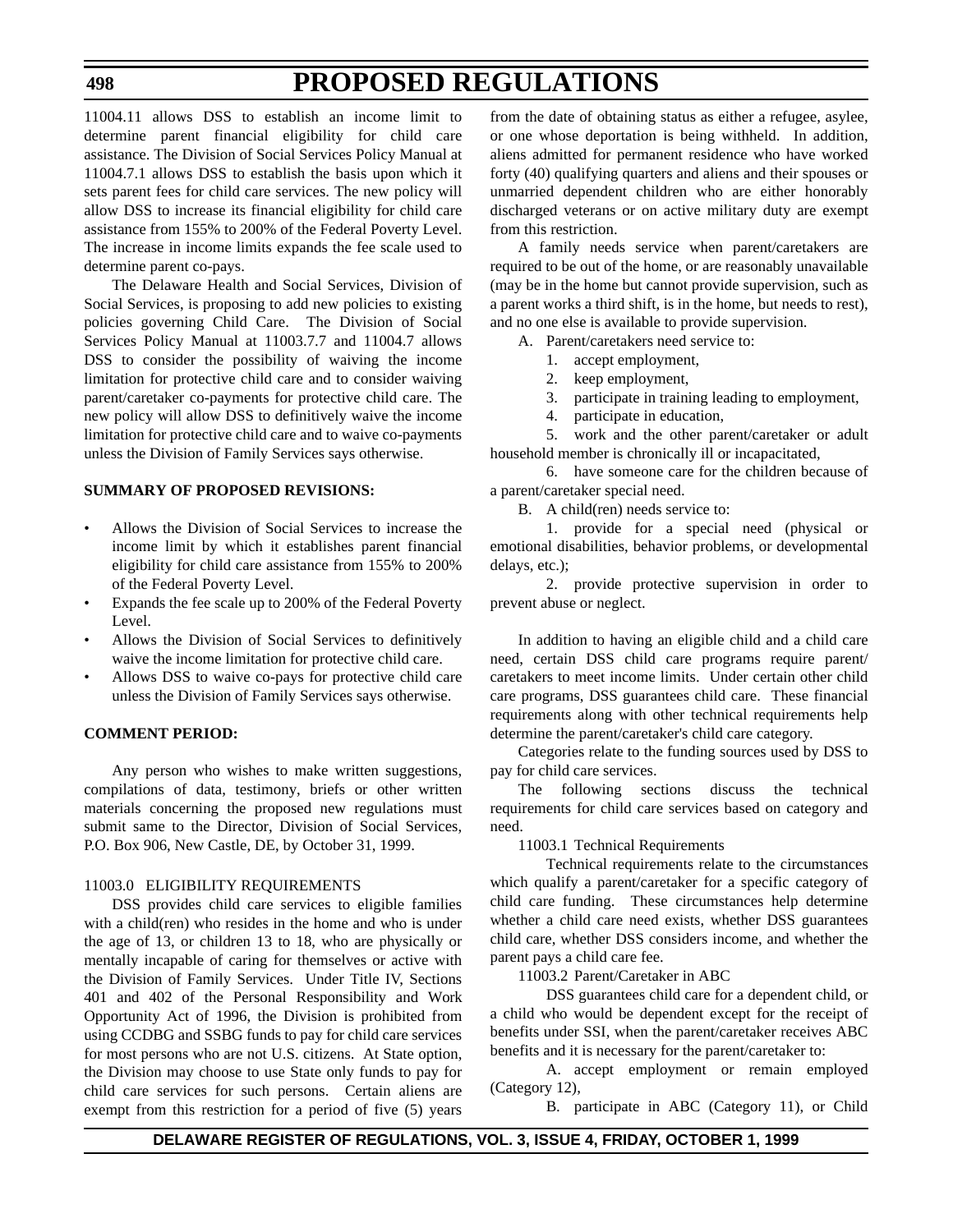11004.11 allows DSS to establish an income limit to determine parent financial eligibility for child care assistance. The Division of Social Services Policy Manual at 11004.7.1 allows DSS to establish the basis upon which it sets parent fees for child care services. The new policy will allow DSS to increase its financial eligibility for child care assistance from 155% to 200% of the Federal Poverty Level. The increase in income limits expands the fee scale used to determine parent co-pays.

The Delaware Health and Social Services, Division of Social Services, is proposing to add new policies to existing policies governing Child Care. The Division of Social Services Policy Manual at 11003.7.7 and 11004.7 allows DSS to consider the possibility of waiving the income limitation for protective child care and to consider waiving parent/caretaker co-payments for protective child care. The new policy will allow DSS to definitively waive the income limitation for protective child care and to waive co-payments unless the Division of Family Services says otherwise.

**SUMMARY OF PROPOSED REVISIONS:**

- Allows the Division of Social Services to increase the income limit by which it establishes parent financial eligibility for child care assistance from 155% to 200% of the Federal Poverty Level.
- Expands the fee scale up to 200% of the Federal Poverty Level.
- Allows the Division of Social Services to definitively waive the income limitation for protective child care.
- Allows DSS to waive co-pays for protective child care unless the Division of Family Services says otherwise.

**COMMENT PERIOD:**

Any person who wishes to make written suggestions, compilations of data, testimony, briefs or other written materials concerning the proposed new regulations must submit same to the Director, Division of Social Services, P.O. Box 906, New Castle, DE, by October 31, 1999.

11003.0 ELIGIBILITY REQUIREMENTS

DSS provides child care services to eligible families with a child(ren) who resides in the home and who is under the age of 13, or children 13 to 18, who are physically or mentally incapable of caring for themselves or active with the Division of Family Services. Under Title IV, Sections 401 and 402 of the Personal Responsibility and Work Opportunity Act of 1996, the Division is prohibited from using CCDBG and SSBG funds to pay for child care services for most persons who are not U.S. citizens. At State option, the Division may choose to use State only funds to pay for child care services for such persons. Certain aliens are exempt from this restriction for a period of five (5) years from the date of obtaining status as either a refugee, asylee, or one whose deportation is being withheld. In addition, aliens admitted for permanent residence who have worked forty (40) qualifying quarters and aliens and their spouses or unmarried dependent children who are either honorably discharged veterans or on active military duty are exempt from this restriction.

A family needs service when parent/caretakers are required to be out of the home, or are reasonably unavailable (may be in the home but cannot provide supervision, such as a parent works a third shift, is in the home, but needs to rest), and no one else is available to provide supervision.

A. Parent/caretakers need service to:

1. accept employment,
2. keep employment,
3. participate in training leading to employment,
4. participate in education,
5. work and the other parent/caretaker or adult household member is chronically ill or incapacitated,
6. have someone care for the children because of a parent/caretaker special need.

B. A child(ren) needs service to:

1. provide for a special need (physical or emotional disabilities, behavior problems, or developmental delays, etc.);
2. provide protective supervision in order to prevent abuse or neglect.

In addition to having an eligible child and a child care need, certain DSS child care programs require parent/caretakers to meet income limits. Under certain other child care programs, DSS guarantees child care. These financial requirements along with other technical requirements help determine the parent/caretaker's child care category.

Categories relate to the funding sources used by DSS to pay for child care services.

The following sections discuss the technical requirements for child care services based on category and need.

11003.1 Technical Requirements

Technical requirements relate to the circumstances which qualify a parent/caretaker for a specific category of child care funding. These circumstances help determine whether a child care need exists, whether DSS guarantees child care, whether DSS considers income, and whether the parent pays a child care fee.

11003.2 Parent/Caretaker in ABC

DSS guarantees child care for a dependent child, or a child who would be dependent except for the receipt of benefits under SSI, when the parent/caretaker receives ABC benefits and it is necessary for the parent/caretaker to:

A. accept employment or remain employed (Category 12),

B. participate in ABC (Category 11), or Child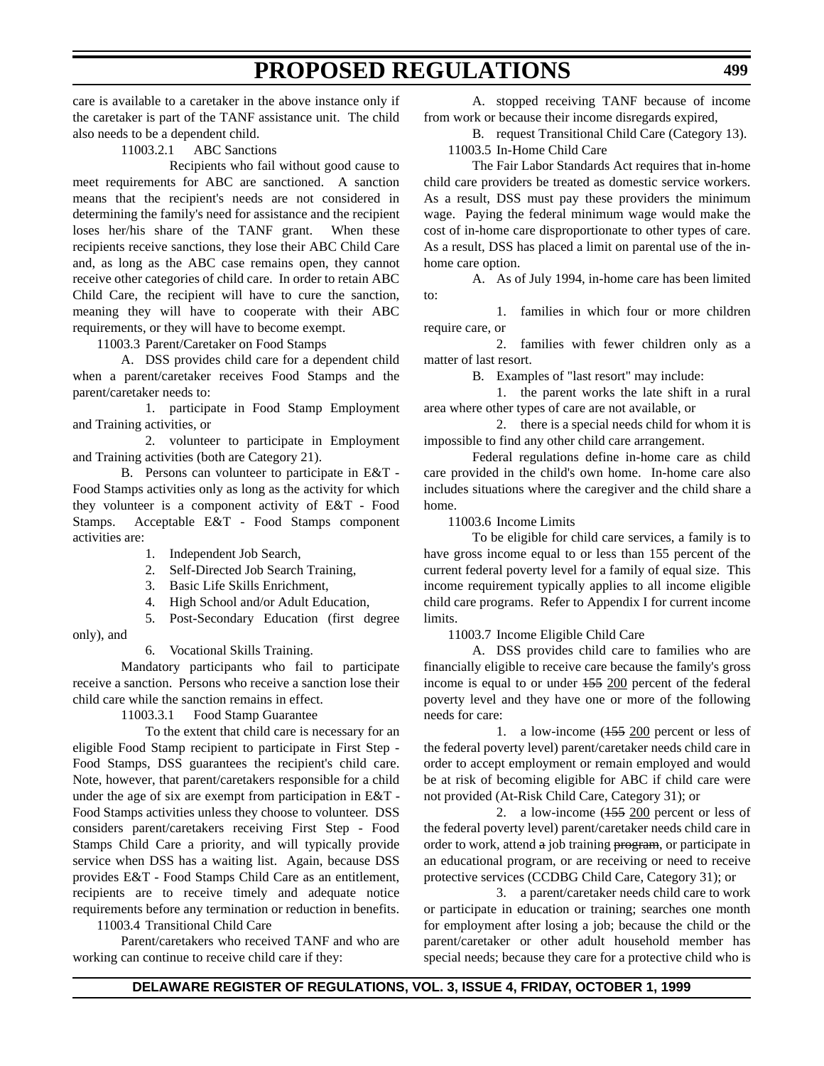care is available to a caretaker in the above instance only if the caretaker is part of the TANF assistance unit. The child also needs to be a dependent child.

11003.2.1 ABC Sanctions

Recipients who fail without good cause to meet requirements for ABC are sanctioned. A sanction means that the recipient's needs are not considered in determining the family's need for assistance and the recipient loses her/his share of the TANF grant. When these recipients receive sanctions, they lose their ABC Child Care and, as long as the ABC case remains open, they cannot receive other categories of child care. In order to retain ABC Child Care, the recipient will have to cure the sanction, meaning they will have to cooperate with their ABC requirements, or they will have to become exempt.

11003.3 Parent/Caretaker on Food Stamps

A. DSS provides child care for a dependent child when a parent/caretaker receives Food Stamps and the parent/caretaker needs to:

1. participate in Food Stamp Employment and Training activities, or

2. volunteer to participate in Employment and Training activities (both are Category 21).

B. Persons can volunteer to participate in E&T - Food Stamps activities only as long as the activity for which they volunteer is a component activity of E&T - Food Stamps. Acceptable E&T - Food Stamps component activities are:

1. Independent Job Search,
2. Self-Directed Job Search Training,
3. Basic Life Skills Enrichment,
4. High School and/or Adult Education,
5. Post-Secondary Education (first degree only), and
6. Vocational Skills Training.

Mandatory participants who fail to participate receive a sanction. Persons who receive a sanction lose their child care while the sanction remains in effect.

11003.3.1 Food Stamp Guarantee

To the extent that child care is necessary for an eligible Food Stamp recipient to participate in First Step - Food Stamps, DSS guarantees the recipient's child care. Note, however, that parent/caretakers responsible for a child under the age of six are exempt from participation in E&T - Food Stamps activities unless they choose to volunteer. DSS considers parent/caretakers receiving First Step - Food Stamps Child Care a priority, and will typically provide service when DSS has a waiting list. Again, because DSS provides E&T - Food Stamps Child Care as an entitlement, recipients are to receive timely and adequate notice requirements before any termination or reduction in benefits.

11003.4 Transitional Child Care

Parent/caretakers who received TANF and who are working can continue to receive child care if they:

A. stopped receiving TANF because of income from work or because their income disregards expired,

B. request Transitional Child Care (Category 13).

11003.5 In-Home Child Care

The Fair Labor Standards Act requires that in-home child care providers be treated as domestic service workers. As a result, DSS must pay these providers the minimum wage. Paying the federal minimum wage would make the cost of in-home care disproportionate to other types of care. As a result, DSS has placed a limit on parental use of the in-home care option.

A. As of July 1994, in-home care has been limited to:

1. families in which four or more children require care, or

2. families with fewer children only as a matter of last resort.

B. Examples of "last resort" may include:

1. the parent works the late shift in a rural area where other types of care are not available, or

2. there is a special needs child for whom it is impossible to find any other child care arrangement.

Federal regulations define in-home care as child care provided in the child's own home. In-home care also includes situations where the caregiver and the child share a home.

11003.6 Income Limits

To be eligible for child care services, a family is to have gross income equal to or less than 155 percent of the current federal poverty level for a family of equal size. This income requirement typically applies to all income eligible child care programs. Refer to Appendix I for current income limits.

11003.7 Income Eligible Child Care

A. DSS provides child care to families who are financially eligible to receive care because the family's gross income is equal to or under ~~155~~ 200 percent of the federal poverty level and they have one or more of the following needs for care:

1. a low-income (~~155~~ 200 percent or less of the federal poverty level) parent/caretaker needs child care in order to accept employment or remain employed and would be at risk of becoming eligible for ABC if child care were not provided (At-Risk Child Care, Category 31); or

2. a low-income (~~155~~ 200 percent or less of the federal poverty level) parent/caretaker needs child care in order to work, attend ~~a~~ job training ~~program~~, or participate in an educational program, or are receiving or need to receive protective services (CCDBG Child Care, Category 31); or

3. a parent/caretaker needs child care to work or participate in education or training; searches one month for employment after losing a job; because the child or the parent/caretaker or other adult household member has special needs; because they care for a protective child who is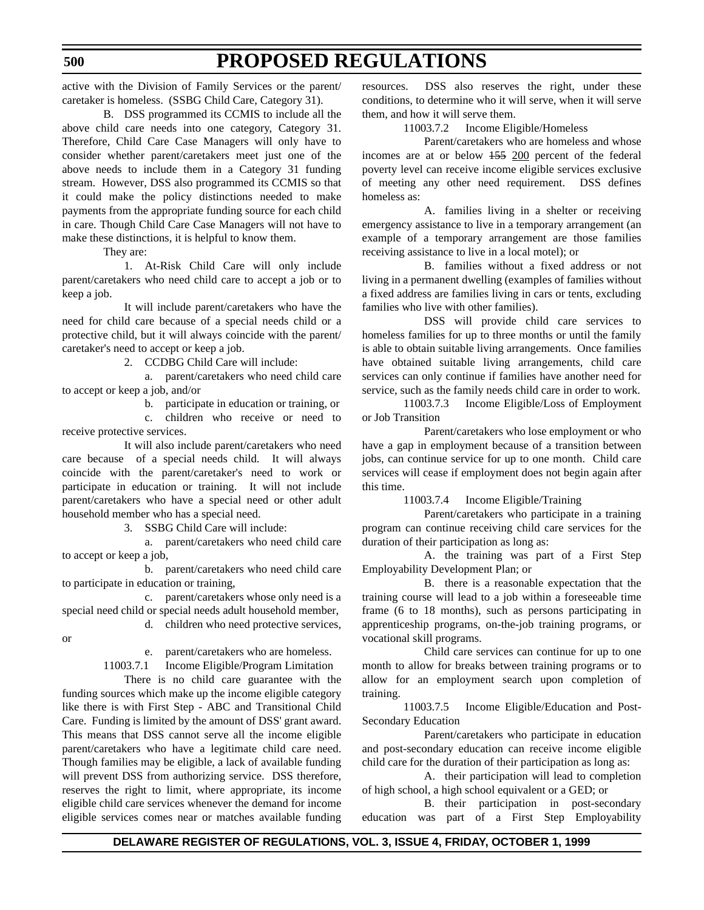active with the Division of Family Services or the parent/caretaker is homeless. (SSBG Child Care, Category 31).

B. DSS programmed its CCMIS to include all the above child care needs into one category, Category 31. Therefore, Child Care Case Managers will only have to consider whether parent/caretakers meet just one of the above needs to include them in a Category 31 funding stream. However, DSS also programmed its CCMIS so that it could make the policy distinctions needed to make payments from the appropriate funding source for each child in care. Though Child Care Case Managers will not have to make these distinctions, it is helpful to know them.

They are:

1. At-Risk Child Care will only include parent/caretakers who need child care to accept a job or to keep a job.

It will include parent/caretakers who have the need for child care because of a special needs child or a protective child, but it will always coincide with the parent/caretaker's need to accept or keep a job.

2. CCDBG Child Care will include:

a. parent/caretakers who need child care to accept or keep a job, and/or

b. participate in education or training, or

c. children who receive or need to receive protective services.

It will also include parent/caretakers who need care because of a special needs child. It will always coincide with the parent/caretaker's need to work or participate in education or training. It will not include parent/caretakers who have a special need or other adult household member who has a special need.

3. SSBG Child Care will include:

a. parent/caretakers who need child care to accept or keep a job,

b. parent/caretakers who need child care to participate in education or training,

c. parent/caretakers whose only need is a special need child or special needs adult household member,

d. children who need protective services, or

e. parent/caretakers who are homeless.

11003.7.1 Income Eligible/Program Limitation

There is no child care guarantee with the funding sources which make up the income eligible category like there is with First Step - ABC and Transitional Child Care. Funding is limited by the amount of DSS' grant award. This means that DSS cannot serve all the income eligible parent/caretakers who have a legitimate child care need. Though families may be eligible, a lack of available funding will prevent DSS from authorizing service. DSS therefore, reserves the right to limit, where appropriate, its income eligible child care services whenever the demand for income eligible services comes near or matches available funding resources. DSS also reserves the right, under these conditions, to determine who it will serve, when it will serve them, and how it will serve them.

11003.7.2 Income Eligible/Homeless

Parent/caretakers who are homeless and whose incomes are at or below ~~155~~ 200 percent of the federal poverty level can receive income eligible services exclusive of meeting any other need requirement. DSS defines homeless as:

A. families living in a shelter or receiving emergency assistance to live in a temporary arrangement (an example of a temporary arrangement are those families receiving assistance to live in a local motel); or

B. families without a fixed address or not living in a permanent dwelling (examples of families without a fixed address are families living in cars or tents, excluding families who live with other families).

DSS will provide child care services to homeless families for up to three months or until the family is able to obtain suitable living arrangements. Once families have obtained suitable living arrangements, child care services can only continue if families have another need for service, such as the family needs child care in order to work.

11003.7.3 Income Eligible/Loss of Employment or Job Transition

Parent/caretakers who lose employment or who have a gap in employment because of a transition between jobs, can continue service for up to one month. Child care services will cease if employment does not begin again after this time.

11003.7.4 Income Eligible/Training

Parent/caretakers who participate in a training program can continue receiving child care services for the duration of their participation as long as:

A. the training was part of a First Step Employability Development Plan; or

B. there is a reasonable expectation that the training course will lead to a job within a foreseeable time frame (6 to 18 months), such as persons participating in apprenticeship programs, on-the-job training programs, or vocational skill programs.

Child care services can continue for up to one month to allow for breaks between training programs or to allow for an employment search upon completion of training.

11003.7.5 Income Eligible/Education and Post-Secondary Education

Parent/caretakers who participate in education and post-secondary education can receive income eligible child care for the duration of their participation as long as:

A. their participation will lead to completion of high school, a high school equivalent or a GED; or

B. their participation in post-secondary education was part of a First Step Employability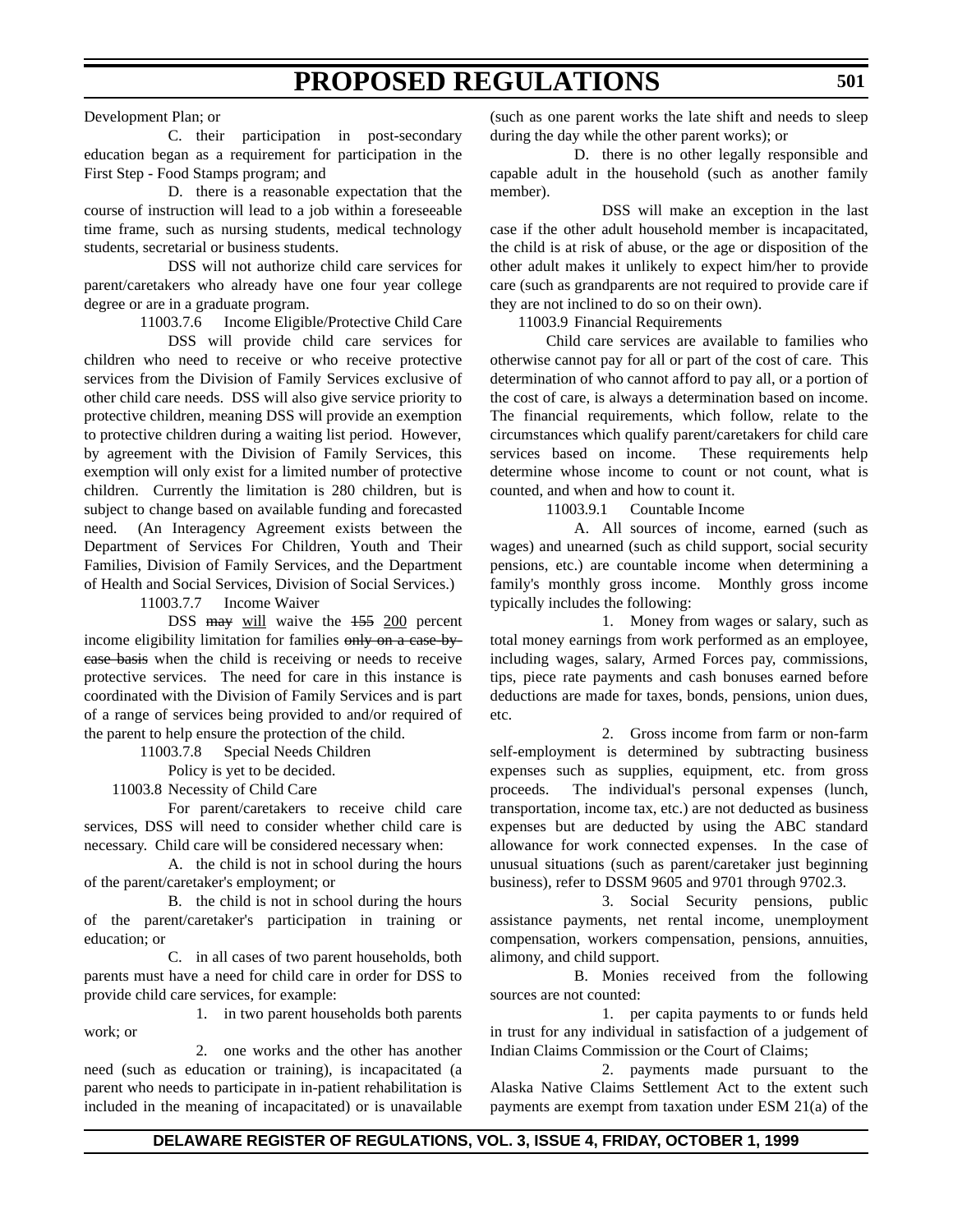Development Plan; or

C. their participation in post-secondary education began as a requirement for participation in the First Step - Food Stamps program; and

D. there is a reasonable expectation that the course of instruction will lead to a job within a foreseeable time frame, such as nursing students, medical technology students, secretarial or business students.

DSS will not authorize child care services for parent/caretakers who already have one four year college degree or are in a graduate program.

11003.7.6 Income Eligible/Protective Child Care

DSS will provide child care services for children who need to receive or who receive protective services from the Division of Family Services exclusive of other child care needs. DSS will also give service priority to protective children, meaning DSS will provide an exemption to protective children during a waiting list period. However, by agreement with the Division of Family Services, this exemption will only exist for a limited number of protective children. Currently the limitation is 280 children, but is subject to change based on available funding and forecasted need. (An Interagency Agreement exists between the Department of Services For Children, Youth and Their Families, Division of Family Services, and the Department of Health and Social Services, Division of Social Services.)

11003.7.7 Income Waiver

DSS ~~may~~ will waive the ~~155~~ 200 percent income eligibility limitation for families ~~only on a case-by-case basis~~ when the child is receiving or needs to receive protective services. The need for care in this instance is coordinated with the Division of Family Services and is part of a range of services being provided to and/or required of the parent to help ensure the protection of the child.

11003.7.8 Special Needs Children

Policy is yet to be decided.

11003.8 Necessity of Child Care

For parent/caretakers to receive child care services, DSS will need to consider whether child care is necessary. Child care will be considered necessary when:

A. the child is not in school during the hours of the parent/caretaker's employment; or

B. the child is not in school during the hours of the parent/caretaker's participation in training or education; or

C. in all cases of two parent households, both parents must have a need for child care in order for DSS to provide child care services, for example:

1. in two parent households both parents work; or

2. one works and the other has another need (such as education or training), is incapacitated (a parent who needs to participate in in-patient rehabilitation is included in the meaning of incapacitated) or is unavailable (such as one parent works the late shift and needs to sleep during the day while the other parent works); or

D. there is no other legally responsible and capable adult in the household (such as another family member).

DSS will make an exception in the last case if the other adult household member is incapacitated, the child is at risk of abuse, or the age or disposition of the other adult makes it unlikely to expect him/her to provide care (such as grandparents are not required to provide care if they are not inclined to do so on their own).

11003.9 Financial Requirements

Child care services are available to families who otherwise cannot pay for all or part of the cost of care. This determination of who cannot afford to pay all, or a portion of the cost of care, is always a determination based on income. The financial requirements, which follow, relate to the circumstances which qualify parent/caretakers for child care services based on income. These requirements help determine whose income to count or not count, what is counted, and when and how to count it.

11003.9.1 Countable Income

A. All sources of income, earned (such as wages) and unearned (such as child support, social security pensions, etc.) are countable income when determining a family's monthly gross income. Monthly gross income typically includes the following:

1. Money from wages or salary, such as total money earnings from work performed as an employee, including wages, salary, Armed Forces pay, commissions, tips, piece rate payments and cash bonuses earned before deductions are made for taxes, bonds, pensions, union dues, etc.

2. Gross income from farm or non-farm self-employment is determined by subtracting business expenses such as supplies, equipment, etc. from gross proceeds. The individual's personal expenses (lunch, transportation, income tax, etc.) are not deducted as business expenses but are deducted by using the ABC standard allowance for work connected expenses. In the case of unusual situations (such as parent/caretaker just beginning business), refer to DSSM 9605 and 9701 through 9702.3.

3. Social Security pensions, public assistance payments, net rental income, unemployment compensation, workers compensation, pensions, annuities, alimony, and child support.

B. Monies received from the following sources are not counted:

1. per capita payments to or funds held in trust for any individual in satisfaction of a judgement of Indian Claims Commission or the Court of Claims;

2. payments made pursuant to the Alaska Native Claims Settlement Act to the extent such payments are exempt from taxation under ESM 21(a) of the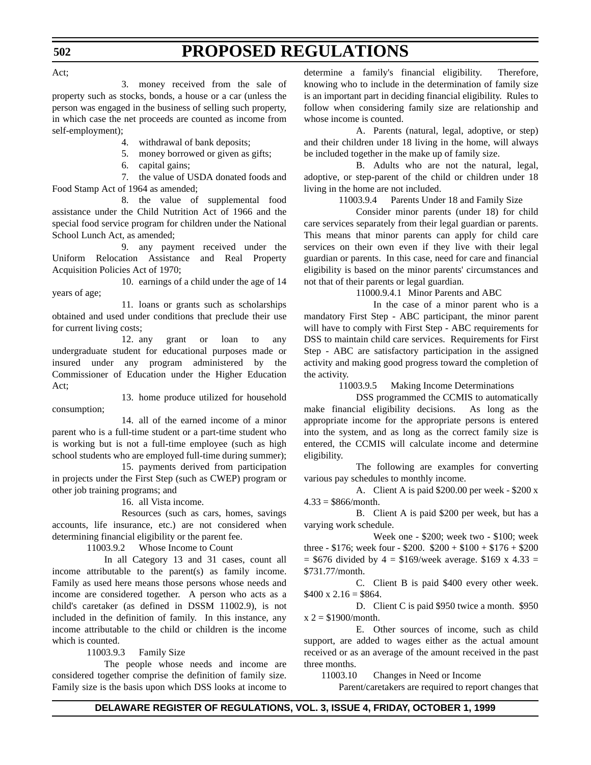Act;

3. money received from the sale of property such as stocks, bonds, a house or a car (unless the person was engaged in the business of selling such property, in which case the net proceeds are counted as income from self-employment);

4. withdrawal of bank deposits;

5. money borrowed or given as gifts;

6. capital gains;

7. the value of USDA donated foods and Food Stamp Act of 1964 as amended;

8. the value of supplemental food assistance under the Child Nutrition Act of 1966 and the special food service program for children under the National School Lunch Act, as amended;

9. any payment received under the Uniform Relocation Assistance and Real Property Acquisition Policies Act of 1970;

10. earnings of a child under the age of 14 years of age;

11. loans or grants such as scholarships obtained and used under conditions that preclude their use for current living costs;

12. any grant or loan to any undergraduate student for educational purposes made or insured under any program administered by the Commissioner of Education under the Higher Education Act;

13. home produce utilized for household consumption;

14. all of the earned income of a minor parent who is a full-time student or a part-time student who is working but is not a full-time employee (such as high school students who are employed full-time during summer);

15. payments derived from participation in projects under the First Step (such as CWEP) program or other job training programs; and

16. all Vista income.

Resources (such as cars, homes, savings accounts, life insurance, etc.) are not considered when determining financial eligibility or the parent fee.

11003.9.2 Whose Income to Count

In all Category 13 and 31 cases, count all income attributable to the parent(s) as family income. Family as used here means those persons whose needs and income are considered together. A person who acts as a child's caretaker (as defined in DSSM 11002.9), is not included in the definition of family. In this instance, any income attributable to the child or children is the income which is counted.

11003.9.3 Family Size

The people whose needs and income are considered together comprise the definition of family size. Family size is the basis upon which DSS looks at income to determine a family's financial eligibility. Therefore, knowing who to include in the determination of family size is an important part in deciding financial eligibility. Rules to follow when considering family size are relationship and whose income is counted.

A. Parents (natural, legal, adoptive, or step) and their children under 18 living in the home, will always be included together in the make up of family size.

B. Adults who are not the natural, legal, adoptive, or step-parent of the child or children under 18 living in the home are not included.

11003.9.4 Parents Under 18 and Family Size

Consider minor parents (under 18) for child care services separately from their legal guardian or parents. This means that minor parents can apply for child care services on their own even if they live with their legal guardian or parents. In this case, need for care and financial eligibility is based on the minor parents' circumstances and not that of their parents or legal guardian.

11000.9.4.1 Minor Parents and ABC

In the case of a minor parent who is a mandatory First Step - ABC participant, the minor parent will have to comply with First Step - ABC requirements for DSS to maintain child care services. Requirements for First Step - ABC are satisfactory participation in the assigned activity and making good progress toward the completion of the activity.

11003.9.5 Making Income Determinations

DSS programmed the CCMIS to automatically make financial eligibility decisions. As long as the appropriate income for the appropriate persons is entered into the system, and as long as the correct family size is entered, the CCMIS will calculate income and determine eligibility.

The following are examples for converting various pay schedules to monthly income.

A. Client A is paid $200.00 per week - $200 x 4.33 = $866/month.

B. Client A is paid $200 per week, but has a varying work schedule.

Week one - $200; week two - $100; week three - $176; week four - $200. $200 + $100 + $176 + $200 = $676 divided by 4 = $169/week average. $169 x 4.33 = $731.77/month.

C. Client B is paid $400 every other week. $400 x 2.16 = $864.

D. Client C is paid $950 twice a month. $950 x 2 = $1900/month.

E. Other sources of income, such as child support, are added to wages either as the actual amount received or as an average of the amount received in the past three months.

11003.10 Changes in Need or Income

Parent/caretakers are required to report changes that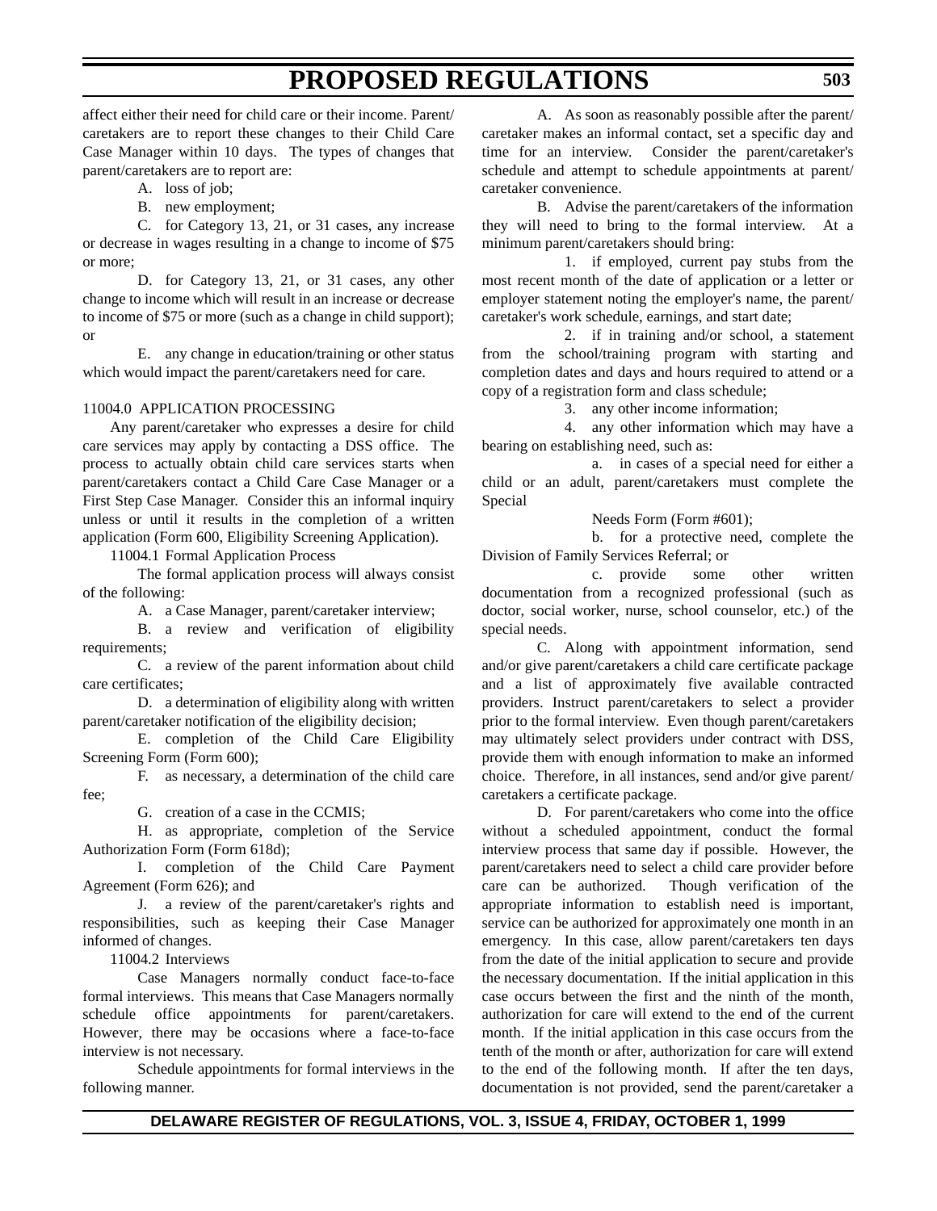affect either their need for child care or their income. Parent/caretakers are to report these changes to their Child Care Case Manager within 10 days. The types of changes that parent/caretakers are to report are:

A. loss of job;

B. new employment;

C. for Category 13, 21, or 31 cases, any increase or decrease in wages resulting in a change to income of $75 or more;

D. for Category 13, 21, or 31 cases, any other change to income which will result in an increase or decrease to income of $75 or more (such as a change in child support); or

E. any change in education/training or other status which would impact the parent/caretakers need for care.

11004.0 APPLICATION PROCESSING

Any parent/caretaker who expresses a desire for child care services may apply by contacting a DSS office. The process to actually obtain child care services starts when parent/caretakers contact a Child Care Case Manager or a First Step Case Manager. Consider this an informal inquiry unless or until it results in the completion of a written application (Form 600, Eligibility Screening Application).

11004.1 Formal Application Process

The formal application process will always consist of the following:

A. a Case Manager, parent/caretaker interview;

B. a review and verification of eligibility requirements;

C. a review of the parent information about child care certificates;

D. a determination of eligibility along with written parent/caretaker notification of the eligibility decision;

E. completion of the Child Care Eligibility Screening Form (Form 600);

F. as necessary, a determination of the child care fee;

G. creation of a case in the CCMIS;

H. as appropriate, completion of the Service Authorization Form (Form 618d);

I. completion of the Child Care Payment Agreement (Form 626); and

J. a review of the parent/caretaker's rights and responsibilities, such as keeping their Case Manager informed of changes.

11004.2 Interviews

Case Managers normally conduct face-to-face formal interviews. This means that Case Managers normally schedule office appointments for parent/caretakers. However, there may be occasions where a face-to-face interview is not necessary.

Schedule appointments for formal interviews in the following manner.

A. As soon as reasonably possible after the parent/caretaker makes an informal contact, set a specific day and time for an interview. Consider the parent/caretaker's schedule and attempt to schedule appointments at parent/caretaker convenience.

B. Advise the parent/caretakers of the information they will need to bring to the formal interview. At a minimum parent/caretakers should bring:

1. if employed, current pay stubs from the most recent month of the date of application or a letter or employer statement noting the employer's name, the parent/caretaker's work schedule, earnings, and start date;

2. if in training and/or school, a statement from the school/training program with starting and completion dates and days and hours required to attend or a copy of a registration form and class schedule;

3. any other income information;

4. any other information which may have a bearing on establishing need, such as:

a. in cases of a special need for either a child or an adult, parent/caretakers must complete the Special Needs Form (Form #601);

b. for a protective need, complete the Division of Family Services Referral; or

c. provide some other written documentation from a recognized professional (such as doctor, social worker, nurse, school counselor, etc.) of the special needs.

C. Along with appointment information, send and/or give parent/caretakers a child care certificate package and a list of approximately five available contracted providers. Instruct parent/caretakers to select a provider prior to the formal interview. Even though parent/caretakers may ultimately select providers under contract with DSS, provide them with enough information to make an informed choice. Therefore, in all instances, send and/or give parent/caretakers a certificate package.

D. For parent/caretakers who come into the office without a scheduled appointment, conduct the formal interview process that same day if possible. However, the parent/caretakers need to select a child care provider before care can be authorized. Though verification of the appropriate information to establish need is important, service can be authorized for approximately one month in an emergency. In this case, allow parent/caretakers ten days from the date of the initial application to secure and provide the necessary documentation. If the initial application in this case occurs between the first and the ninth of the month, authorization for care will extend to the end of the current month. If the initial application in this case occurs from the tenth of the month or after, authorization for care will extend to the end of the following month. If after the ten days, documentation is not provided, send the parent/caretaker a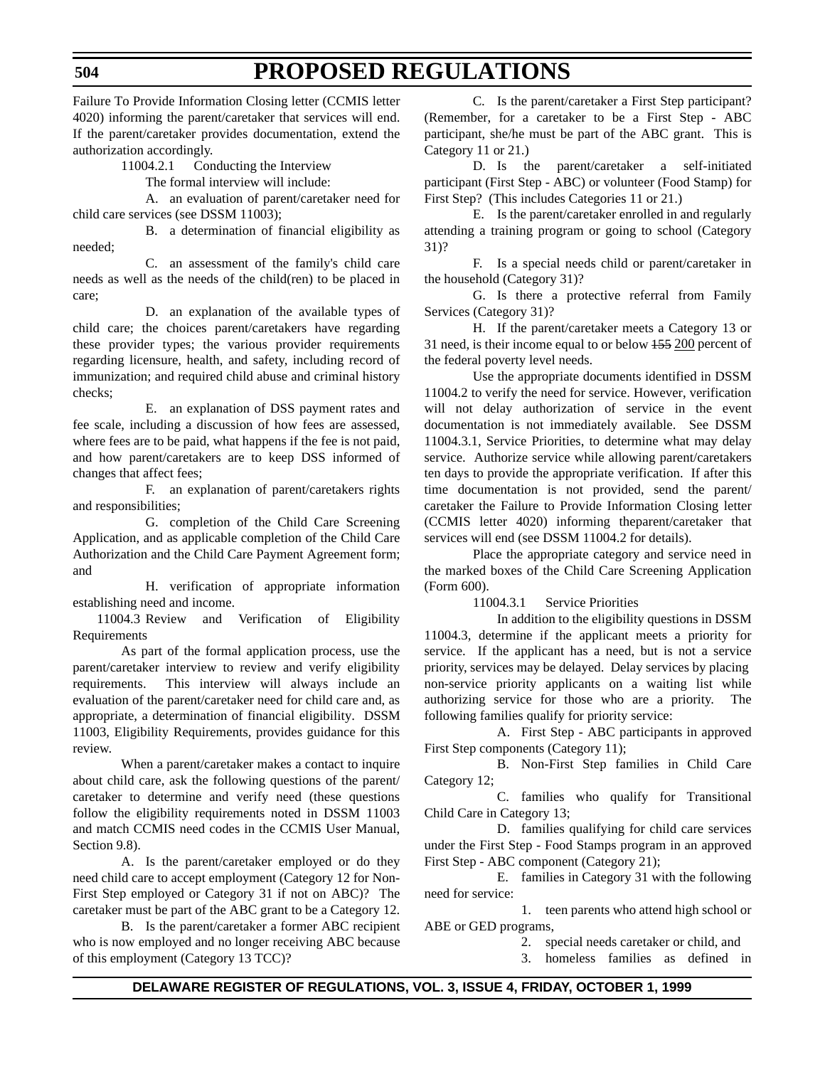Failure To Provide Information Closing letter (CCMIS letter 4020) informing the parent/caretaker that services will end. If the parent/caretaker provides documentation, extend the authorization accordingly.

11004.2.1 Conducting the Interview

The formal interview will include:

A. an evaluation of parent/caretaker need for child care services (see DSSM 11003);

B. a determination of financial eligibility as needed;

C. an assessment of the family's child care needs as well as the needs of the child(ren) to be placed in care;

D. an explanation of the available types of child care; the choices parent/caretakers have regarding these provider types; the various provider requirements regarding licensure, health, and safety, including record of immunization; and required child abuse and criminal history checks;

E. an explanation of DSS payment rates and fee scale, including a discussion of how fees are assessed, where fees are to be paid, what happens if the fee is not paid, and how parent/caretakers are to keep DSS informed of changes that affect fees;

F. an explanation of parent/caretakers rights and responsibilities;

G. completion of the Child Care Screening Application, and as applicable completion of the Child Care Authorization and the Child Care Payment Agreement form; and

H. verification of appropriate information establishing need and income.

11004.3 Review and Verification of Eligibility Requirements

As part of the formal application process, use the parent/caretaker interview to review and verify eligibility requirements. This interview will always include an evaluation of the parent/caretaker need for child care and, as appropriate, a determination of financial eligibility. DSSM 11003, Eligibility Requirements, provides guidance for this review.

When a parent/caretaker makes a contact to inquire about child care, ask the following questions of the parent/caretaker to determine and verify need (these questions follow the eligibility requirements noted in DSSM 11003 and match CCMIS need codes in the CCMIS User Manual, Section 9.8).

A. Is the parent/caretaker employed or do they need child care to accept employment (Category 12 for Non-First Step employed or Category 31 if not on ABC)? The caretaker must be part of the ABC grant to be a Category 12.

B. Is the parent/caretaker a former ABC recipient who is now employed and no longer receiving ABC because of this employment (Category 13 TCC)?

C. Is the parent/caretaker a First Step participant? (Remember, for a caretaker to be a First Step - ABC participant, she/he must be part of the ABC grant. This is Category 11 or 21.)

D. Is the parent/caretaker a self-initiated participant (First Step - ABC) or volunteer (Food Stamp) for First Step? (This includes Categories 11 or 21.)

E. Is the parent/caretaker enrolled in and regularly attending a training program or going to school (Category 31)?

F. Is a special needs child or parent/caretaker in the household (Category 31)?

G. Is there a protective referral from Family Services (Category 31)?

H. If the parent/caretaker meets a Category 13 or 31 need, is their income equal to or below ~~155~~ 200 percent of the federal poverty level needs.

Use the appropriate documents identified in DSSM 11004.2 to verify the need for service. However, verification will not delay authorization of service in the event documentation is not immediately available. See DSSM 11004.3.1, Service Priorities, to determine what may delay service. Authorize service while allowing parent/caretakers ten days to provide the appropriate verification. If after this time documentation is not provided, send the parent/caretaker the Failure to Provide Information Closing letter (CCMIS letter 4020) informing theparent/caretaker that services will end (see DSSM 11004.2 for details).

Place the appropriate category and service need in the marked boxes of the Child Care Screening Application (Form 600).

11004.3.1 Service Priorities

In addition to the eligibility questions in DSSM 11004.3, determine if the applicant meets a priority for service. If the applicant has a need, but is not a service priority, services may be delayed. Delay services by placing non-service priority applicants on a waiting list while authorizing service for those who are a priority. The following families qualify for priority service:

A. First Step - ABC participants in approved First Step components (Category 11);

B. Non-First Step families in Child Care Category 12;

C. families who qualify for Transitional Child Care in Category 13;

D. families qualifying for child care services under the First Step - Food Stamps program in an approved First Step - ABC component (Category 21);

E. families in Category 31 with the following need for service:

1. teen parents who attend high school or ABE or GED programs,

2. special needs caretaker or child, and

3. homeless families as defined in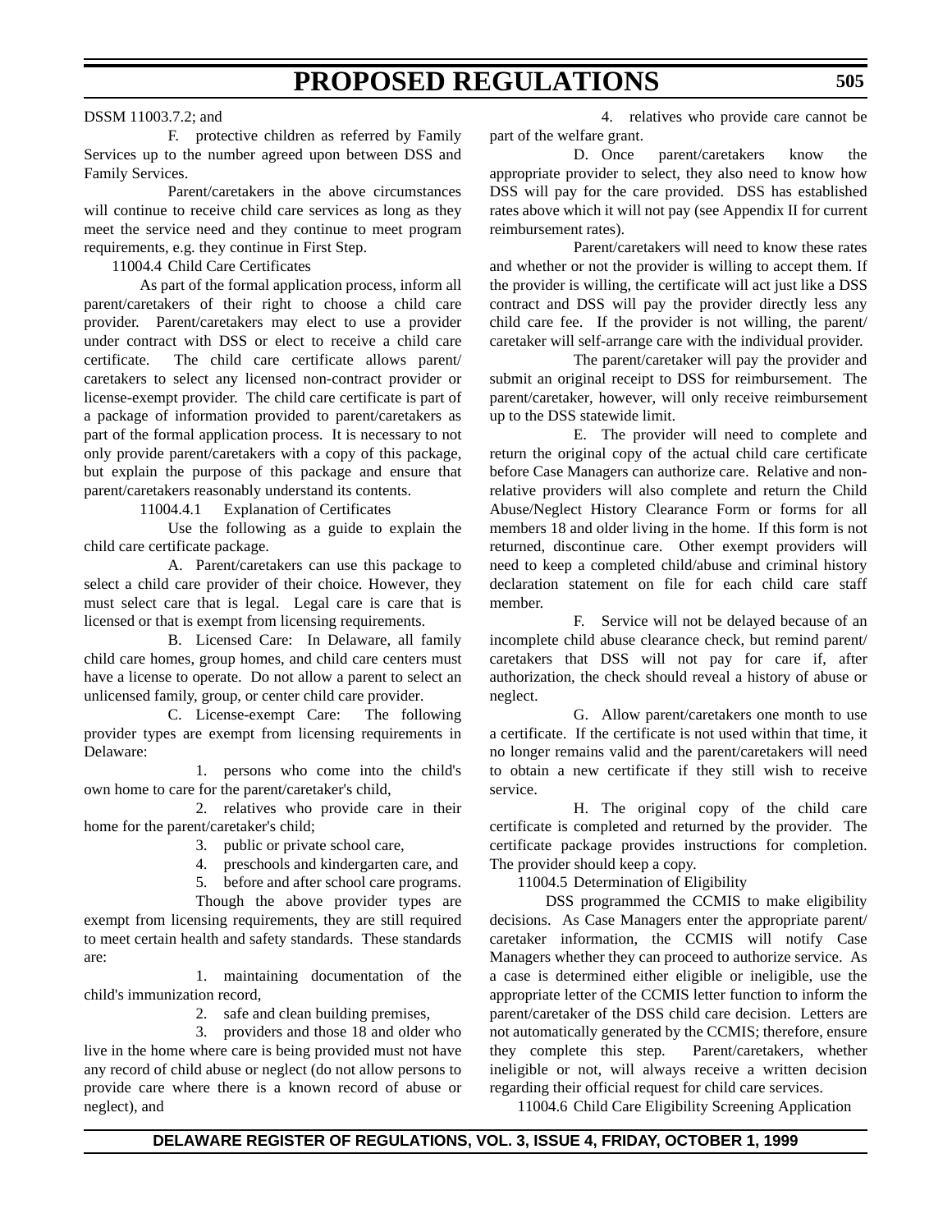DSSM 11003.7.2; and

F. protective children as referred by Family Services up to the number agreed upon between DSS and Family Services.

Parent/caretakers in the above circumstances will continue to receive child care services as long as they meet the service need and they continue to meet program requirements, e.g. they continue in First Step.

11004.4 Child Care Certificates

As part of the formal application process, inform all parent/caretakers of their right to choose a child care provider. Parent/caretakers may elect to use a provider under contract with DSS or elect to receive a child care certificate. The child care certificate allows parent/caretakers to select any licensed non-contract provider or license-exempt provider. The child care certificate is part of a package of information provided to parent/caretakers as part of the formal application process. It is necessary to not only provide parent/caretakers with a copy of this package, but explain the purpose of this package and ensure that parent/caretakers reasonably understand its contents.

11004.4.1 Explanation of Certificates

Use the following as a guide to explain the child care certificate package.

A. Parent/caretakers can use this package to select a child care provider of their choice. However, they must select care that is legal. Legal care is care that is licensed or that is exempt from licensing requirements.

B. Licensed Care: In Delaware, all family child care homes, group homes, and child care centers must have a license to operate. Do not allow a parent to select an unlicensed family, group, or center child care provider.

C. License-exempt Care: The following provider types are exempt from licensing requirements in Delaware:

1. persons who come into the child's own home to care for the parent/caretaker's child,

2. relatives who provide care in their home for the parent/caretaker's child;

3. public or private school care,

4. preschools and kindergarten care, and

5. before and after school care programs.

Though the above provider types are exempt from licensing requirements, they are still required to meet certain health and safety standards. These standards are:

1. maintaining documentation of the child's immunization record,

2. safe and clean building premises,

3. providers and those 18 and older who live in the home where care is being provided must not have any record of child abuse or neglect (do not allow persons to provide care where there is a known record of abuse or neglect), and

4. relatives who provide care cannot be part of the welfare grant.

D. Once parent/caretakers know the appropriate provider to select, they also need to know how DSS will pay for the care provided. DSS has established rates above which it will not pay (see Appendix II for current reimbursement rates).

Parent/caretakers will need to know these rates and whether or not the provider is willing to accept them. If the provider is willing, the certificate will act just like a DSS contract and DSS will pay the provider directly less any child care fee. If the provider is not willing, the parent/caretaker will self-arrange care with the individual provider.

The parent/caretaker will pay the provider and submit an original receipt to DSS for reimbursement. The parent/caretaker, however, will only receive reimbursement up to the DSS statewide limit.

E. The provider will need to complete and return the original copy of the actual child care certificate before Case Managers can authorize care. Relative and non-relative providers will also complete and return the Child Abuse/Neglect History Clearance Form or forms for all members 18 and older living in the home. If this form is not returned, discontinue care. Other exempt providers will need to keep a completed child/abuse and criminal history declaration statement on file for each child care staff member.

F. Service will not be delayed because of an incomplete child abuse clearance check, but remind parent/caretakers that DSS will not pay for care if, after authorization, the check should reveal a history of abuse or neglect.

G. Allow parent/caretakers one month to use a certificate. If the certificate is not used within that time, it no longer remains valid and the parent/caretakers will need to obtain a new certificate if they still wish to receive service.

H. The original copy of the child care certificate is completed and returned by the provider. The certificate package provides instructions for completion. The provider should keep a copy.

11004.5 Determination of Eligibility

DSS programmed the CCMIS to make eligibility decisions. As Case Managers enter the appropriate parent/caretaker information, the CCMIS will notify Case Managers whether they can proceed to authorize service. As a case is determined either eligible or ineligible, use the appropriate letter of the CCMIS letter function to inform the parent/caretaker of the DSS child care decision. Letters are not automatically generated by the CCMIS; therefore, ensure they complete this step. Parent/caretakers, whether ineligible or not, will always receive a written decision regarding their official request for child care services.

11004.6 Child Care Eligibility Screening Application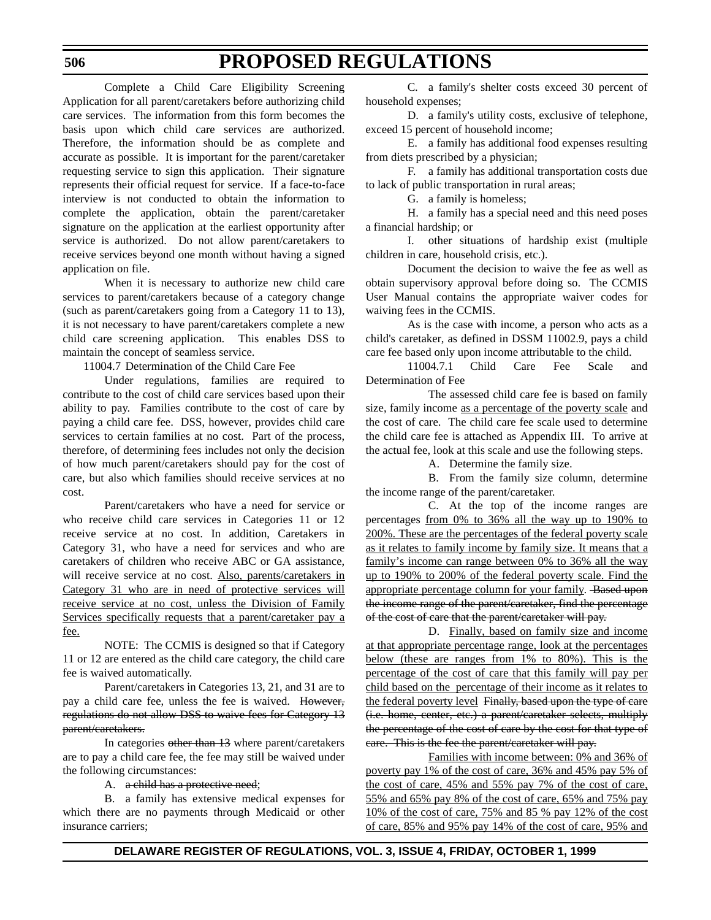Complete a Child Care Eligibility Screening Application for all parent/caretakers before authorizing child care services. The information from this form becomes the basis upon which child care services are authorized. Therefore, the information should be as complete and accurate as possible. It is important for the parent/caretaker requesting service to sign this application. Their signature represents their official request for service. If a face-to-face interview is not conducted to obtain the information to complete the application, obtain the parent/caretaker signature on the application at the earliest opportunity after service is authorized. Do not allow parent/caretakers to receive services beyond one month without having a signed application on file.

When it is necessary to authorize new child care services to parent/caretakers because of a category change (such as parent/caretakers going from a Category 11 to 13), it is not necessary to have parent/caretakers complete a new child care screening application. This enables DSS to maintain the concept of seamless service.

11004.7 Determination of the Child Care Fee

Under regulations, families are required to contribute to the cost of child care services based upon their ability to pay. Families contribute to the cost of care by paying a child care fee. DSS, however, provides child care services to certain families at no cost. Part of the process, therefore, of determining fees includes not only the decision of how much parent/caretakers should pay for the cost of care, but also which families should receive services at no cost.

Parent/caretakers who have a need for service or who receive child care services in Categories 11 or 12 receive service at no cost. In addition, Caretakers in Category 31, who have a need for services and who are caretakers of children who receive ABC or GA assistance, will receive service at no cost. <u>Also, parents/caretakers in Category 31 who are in need of protective services will receive service at no cost, unless the Division of Family Services specifically requests that a parent/caretaker pay a fee.</u>

NOTE: The CCMIS is designed so that if Category 11 or 12 are entered as the child care category, the child care fee is waived automatically.

Parent/caretakers in Categories 13, 21, and 31 are to pay a child care fee, unless the fee is waived. ~~However, regulations do not allow DSS to waive fees for Category 13 parent/caretakers.~~

In categories ~~other than 13~~ where parent/caretakers are to pay a child care fee, the fee may still be waived under the following circumstances:

A. ~~a child has a protective need~~;

B. a family has extensive medical expenses for which there are no payments through Medicaid or other insurance carriers;

C. a family's shelter costs exceed 30 percent of household expenses;

D. a family's utility costs, exclusive of telephone, exceed 15 percent of household income;

E. a family has additional food expenses resulting from diets prescribed by a physician;

F. a family has additional transportation costs due to lack of public transportation in rural areas;

G. a family is homeless;

H. a family has a special need and this need poses a financial hardship; or

I. other situations of hardship exist (multiple children in care, household crisis, etc.).

Document the decision to waive the fee as well as obtain supervisory approval before doing so. The CCMIS User Manual contains the appropriate waiver codes for waiving fees in the CCMIS.

As is the case with income, a person who acts as a child's caretaker, as defined in DSSM 11002.9, pays a child care fee based only upon income attributable to the child.

11004.7.1 Child Care Fee Scale and Determination of Fee

The assessed child care fee is based on family size, family income <u>as a percentage of the poverty scale</u> and the cost of care. The child care fee scale used to determine the child care fee is attached as Appendix III. To arrive at the actual fee, look at this scale and use the following steps.

A. Determine the family size.

B. From the family size column, determine the income range of the parent/caretaker.

C. At the top of the income ranges are percentages <u>from 0% to 36% all the way up to 190% to 200%. These are the percentages of the federal poverty scale as it relates to family income by family size. It means that a family's income can range between 0% to 36% all the way up to 190% to 200% of the federal poverty scale. Find the appropriate percentage column for your family</u>. ~~Based upon the income range of the parent/caretaker, find the percentage of the cost of care that the parent/caretaker will pay.~~

D. <u>Finally, based on family size and income at that appropriate percentage range, look at the percentages below (these are ranges from 1% to 80%). This is the percentage of the cost of care that this family will pay per child based on the percentage of their income as it relates to the federal poverty level</u> ~~Finally, based upon the type of care (i.e. home, center, etc.) a parent/caretaker selects, multiply the percentage of the cost of care by the cost for that type of care. This is the fee the parent/caretaker will pay.~~

<u>Families with income between: 0% and 36% of poverty pay 1% of the cost of care, 36% and 45% pay 5% of the cost of care, 45% and 55% pay 7% of the cost of care, 55% and 65% pay 8% of the cost of care, 65% and 75% pay 10% of the cost of care, 75% and 85 % pay 12% of the cost of care, 85% and 95% pay 14% of the cost of care, 95% and</u>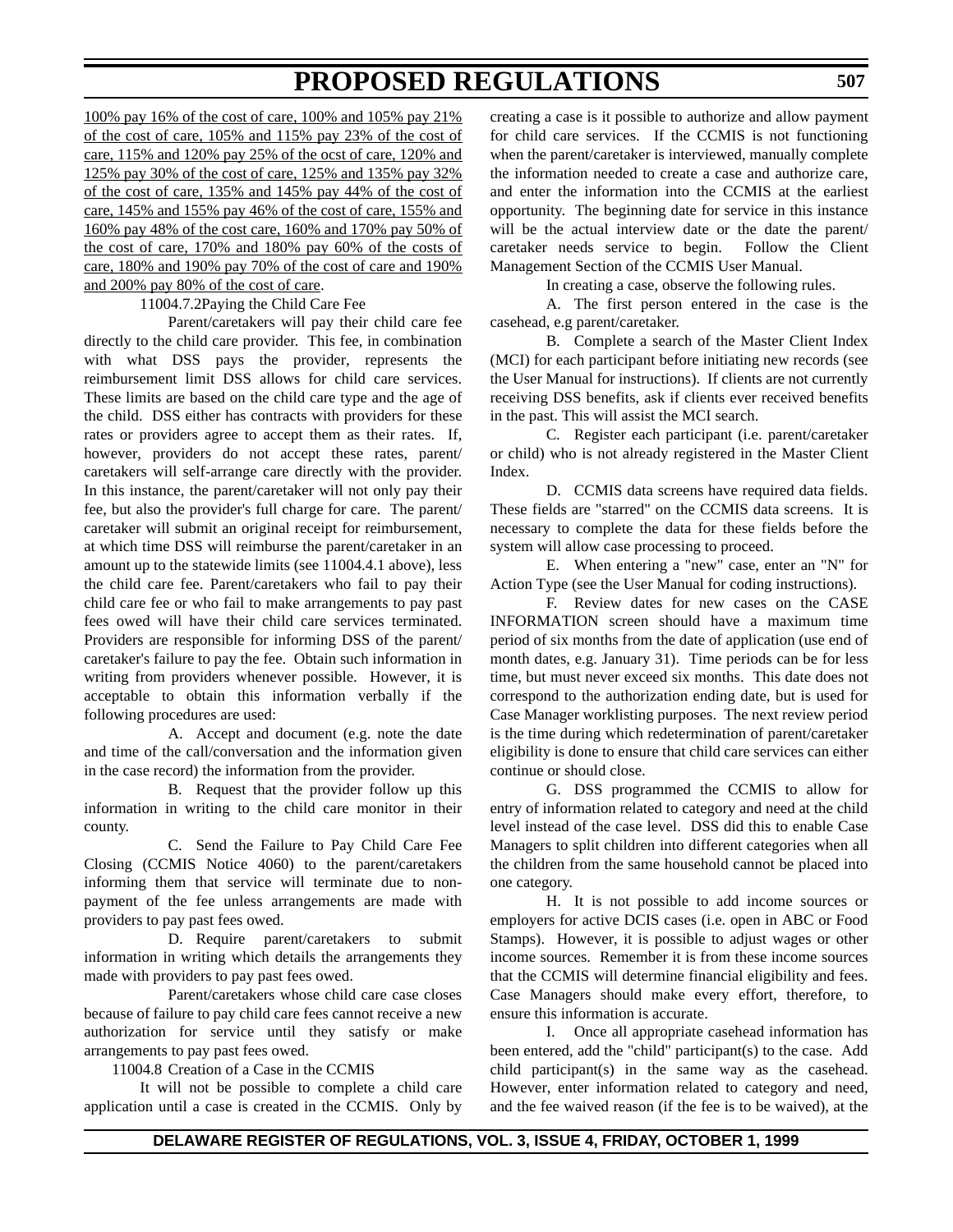100% pay 16% of the cost of care, 100% and 105% pay 21% of the cost of care, 105% and 115% pay 23% of the cost of care, 115% and 120% pay 25% of the ocst of care, 120% and 125% pay 30% of the cost of care, 125% and 135% pay 32% of the cost of care, 135% and 145% pay 44% of the cost of care, 145% and 155% pay 46% of the cost of care, 155% and 160% pay 48% of the cost care, 160% and 170% pay 50% of the cost of care, 170% and 180% pay 60% of the costs of care, 180% and 190% pay 70% of the cost of care and 190% and 200% pay 80% of the cost of care.

11004.7.2Paying the Child Care Fee

Parent/caretakers will pay their child care fee directly to the child care provider. This fee, in combination with what DSS pays the provider, represents the reimbursement limit DSS allows for child care services. These limits are based on the child care type and the age of the child. DSS either has contracts with providers for these rates or providers agree to accept them as their rates. If, however, providers do not accept these rates, parent/caretakers will self-arrange care directly with the provider. In this instance, the parent/caretaker will not only pay their fee, but also the provider's full charge for care. The parent/caretaker will submit an original receipt for reimbursement, at which time DSS will reimburse the parent/caretaker in an amount up to the statewide limits (see 11004.4.1 above), less the child care fee. Parent/caretakers who fail to pay their child care fee or who fail to make arrangements to pay past fees owed will have their child care services terminated. Providers are responsible for informing DSS of the parent/caretaker's failure to pay the fee. Obtain such information in writing from providers whenever possible. However, it is acceptable to obtain this information verbally if the following procedures are used:

A. Accept and document (e.g. note the date and time of the call/conversation and the information given in the case record) the information from the provider.

B. Request that the provider follow up this information in writing to the child care monitor in their county.

C. Send the Failure to Pay Child Care Fee Closing (CCMIS Notice 4060) to the parent/caretakers informing them that service will terminate due to non-payment of the fee unless arrangements are made with providers to pay past fees owed.

D. Require parent/caretakers to submit information in writing which details the arrangements they made with providers to pay past fees owed.

Parent/caretakers whose child care case closes because of failure to pay child care fees cannot receive a new authorization for service until they satisfy or make arrangements to pay past fees owed.

11004.8 Creation of a Case in the CCMIS

It will not be possible to complete a child care application until a case is created in the CCMIS. Only by creating a case is it possible to authorize and allow payment for child care services. If the CCMIS is not functioning when the parent/caretaker is interviewed, manually complete the information needed to create a case and authorize care, and enter the information into the CCMIS at the earliest opportunity. The beginning date for service in this instance will be the actual interview date or the date the parent/caretaker needs service to begin. Follow the Client Management Section of the CCMIS User Manual.

In creating a case, observe the following rules.

A. The first person entered in the case is the casehead, e.g parent/caretaker.

B. Complete a search of the Master Client Index (MCI) for each participant before initiating new records (see the User Manual for instructions). If clients are not currently receiving DSS benefits, ask if clients ever received benefits in the past. This will assist the MCI search.

C. Register each participant (i.e. parent/caretaker or child) who is not already registered in the Master Client Index.

D. CCMIS data screens have required data fields. These fields are "starred" on the CCMIS data screens. It is necessary to complete the data for these fields before the system will allow case processing to proceed.

E. When entering a "new" case, enter an "N" for Action Type (see the User Manual for coding instructions).

F. Review dates for new cases on the CASE INFORMATION screen should have a maximum time period of six months from the date of application (use end of month dates, e.g. January 31). Time periods can be for less time, but must never exceed six months. This date does not correspond to the authorization ending date, but is used for Case Manager worklisting purposes. The next review period is the time during which redetermination of parent/caretaker eligibility is done to ensure that child care services can either continue or should close.

G. DSS programmed the CCMIS to allow for entry of information related to category and need at the child level instead of the case level. DSS did this to enable Case Managers to split children into different categories when all the children from the same household cannot be placed into one category.

H. It is not possible to add income sources or employers for active DCIS cases (i.e. open in ABC or Food Stamps). However, it is possible to adjust wages or other income sources. Remember it is from these income sources that the CCMIS will determine financial eligibility and fees. Case Managers should make every effort, therefore, to ensure this information is accurate.

I. Once all appropriate casehead information has been entered, add the "child" participant(s) to the case. Add child participant(s) in the same way as the casehead. However, enter information related to category and need, and the fee waived reason (if the fee is to be waived), at the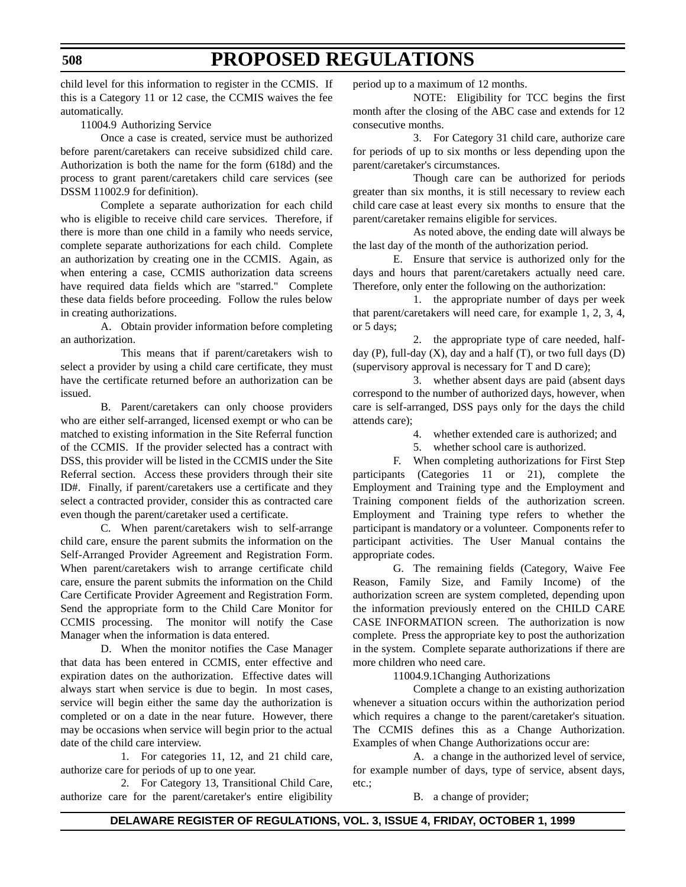child level for this information to register in the CCMIS. If this is a Category 11 or 12 case, the CCMIS waives the fee automatically.

11004.9 Authorizing Service

Once a case is created, service must be authorized before parent/caretakers can receive subsidized child care. Authorization is both the name for the form (618d) and the process to grant parent/caretakers child care services (see DSSM 11002.9 for definition).

Complete a separate authorization for each child who is eligible to receive child care services. Therefore, if there is more than one child in a family who needs service, complete separate authorizations for each child. Complete an authorization by creating one in the CCMIS. Again, as when entering a case, CCMIS authorization data screens have required data fields which are "starred." Complete these data fields before proceeding. Follow the rules below in creating authorizations.

A. Obtain provider information before completing an authorization.

This means that if parent/caretakers wish to select a provider by using a child care certificate, they must have the certificate returned before an authorization can be issued.

B. Parent/caretakers can only choose providers who are either self-arranged, licensed exempt or who can be matched to existing information in the Site Referral function of the CCMIS. If the provider selected has a contract with DSS, this provider will be listed in the CCMIS under the Site Referral section. Access these providers through their site ID#. Finally, if parent/caretakers use a certificate and they select a contracted provider, consider this as contracted care even though the parent/caretaker used a certificate.

C. When parent/caretakers wish to self-arrange child care, ensure the parent submits the information on the Self-Arranged Provider Agreement and Registration Form. When parent/caretakers wish to arrange certificate child care, ensure the parent submits the information on the Child Care Certificate Provider Agreement and Registration Form. Send the appropriate form to the Child Care Monitor for CCMIS processing. The monitor will notify the Case Manager when the information is data entered.

D. When the monitor notifies the Case Manager that data has been entered in CCMIS, enter effective and expiration dates on the authorization. Effective dates will always start when service is due to begin. In most cases, service will begin either the same day the authorization is completed or on a date in the near future. However, there may be occasions when service will begin prior to the actual date of the child care interview.

1. For categories 11, 12, and 21 child care, authorize care for periods of up to one year.

2. For Category 13, Transitional Child Care, authorize care for the parent/caretaker's entire eligibility period up to a maximum of 12 months.

NOTE: Eligibility for TCC begins the first month after the closing of the ABC case and extends for 12 consecutive months.

3. For Category 31 child care, authorize care for periods of up to six months or less depending upon the parent/caretaker's circumstances.

Though care can be authorized for periods greater than six months, it is still necessary to review each child care case at least every six months to ensure that the parent/caretaker remains eligible for services.

As noted above, the ending date will always be the last day of the month of the authorization period.

E. Ensure that service is authorized only for the days and hours that parent/caretakers actually need care. Therefore, only enter the following on the authorization:

1. the appropriate number of days per week that parent/caretakers will need care, for example 1, 2, 3, 4, or 5 days;

2. the appropriate type of care needed, half-day (P), full-day (X), day and a half (T), or two full days (D) (supervisory approval is necessary for T and D care);

3. whether absent days are paid (absent days correspond to the number of authorized days, however, when care is self-arranged, DSS pays only for the days the child attends care);

4. whether extended care is authorized; and

5. whether school care is authorized.

F. When completing authorizations for First Step participants (Categories 11 or 21), complete the Employment and Training type and the Employment and Training component fields of the authorization screen. Employment and Training type refer to whether the participant is mandatory or a volunteer. Components refer to participant activities. The User Manual contains the appropriate codes.

G. The remaining fields (Category, Waive Fee Reason, Family Size, and Family Income) of the authorization screen are system completed, depending upon the information previously entered on the CHILD CARE CASE INFORMATION screen. The authorization is now complete. Press the appropriate key to post the authorization in the system. Complete separate authorizations if there are more children who need care.

11004.9.1Changing Authorizations

Complete a change to an existing authorization whenever a situation occurs within the authorization period which requires a change to the parent/caretaker's situation. The CCMIS defines this as a Change Authorization. Examples of when Change Authorizations occur are:

A. a change in the authorized level of service, for example number of days, type of service, absent days, etc.;

B. a change of provider;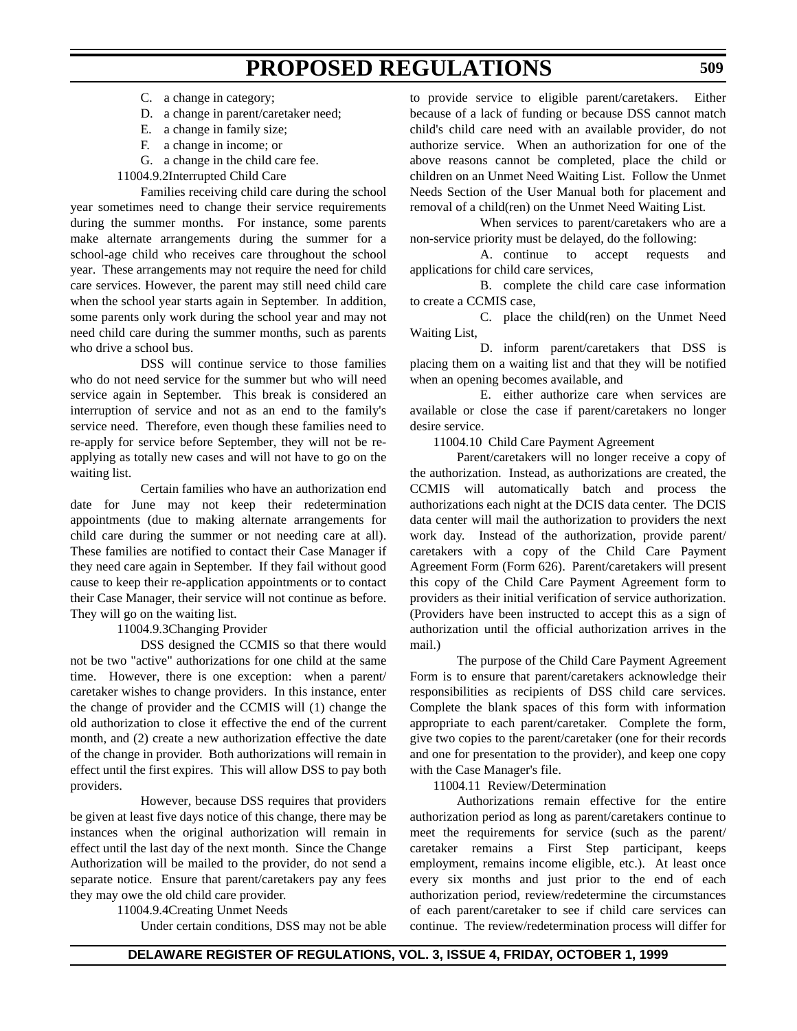C. a change in category;

D. a change in parent/caretaker need;

E. a change in family size;

F. a change in income; or

G. a change in the child care fee.

11004.9.2 Interrupted Child Care

Families receiving child care during the school year sometimes need to change their service requirements during the summer months. For instance, some parents make alternate arrangements during the summer for a school-age child who receives care throughout the school year. These arrangements may not require the need for child care services. However, the parent may still need child care when the school year starts again in September. In addition, some parents only work during the school year and may not need child care during the summer months, such as parents who drive a school bus.

DSS will continue service to those families who do not need service for the summer but who will need service again in September. This break is considered an interruption of service and not as an end to the family's service need. Therefore, even though these families need to re-apply for service before September, they will not be re-applying as totally new cases and will not have to go on the waiting list.

Certain families who have an authorization end date for June may not keep their redetermination appointments (due to making alternate arrangements for child care during the summer or not needing care at all). These families are notified to contact their Case Manager if they need care again in September. If they fail without good cause to keep their re-application appointments or to contact their Case Manager, their service will not continue as before. They will go on the waiting list.

11004.9.3 Changing Provider

DSS designed the CCMIS so that there would not be two "active" authorizations for one child at the same time. However, there is one exception: when a parent/caretaker wishes to change providers. In this instance, enter the change of provider and the CCMIS will (1) change the old authorization to close it effective the end of the current month, and (2) create a new authorization effective the date of the change in provider. Both authorizations will remain in effect until the first expires. This will allow DSS to pay both providers.

However, because DSS requires that providers be given at least five days notice of this change, there may be instances when the original authorization will remain in effect until the last day of the next month. Since the Change Authorization will be mailed to the provider, do not send a separate notice. Ensure that parent/caretakers pay any fees they may owe the old child care provider.

11004.9.4 Creating Unmet Needs

Under certain conditions, DSS may not be able to provide service to eligible parent/caretakers. Either because of a lack of funding or because DSS cannot match child's child care need with an available provider, do not authorize service. When an authorization for one of the above reasons cannot be completed, place the child or children on an Unmet Need Waiting List. Follow the Unmet Needs Section of the User Manual both for placement and removal of a child(ren) on the Unmet Need Waiting List.

When services to parent/caretakers who are a non-service priority must be delayed, do the following:

A. continue to accept requests and applications for child care services,

B. complete the child care case information to create a CCMIS case,

C. place the child(ren) on the Unmet Need Waiting List,

D. inform parent/caretakers that DSS is placing them on a waiting list and that they will be notified when an opening becomes available, and

E. either authorize care when services are available or close the case if parent/caretakers no longer desire service.

11004.10 Child Care Payment Agreement

Parent/caretakers will no longer receive a copy of the authorization. Instead, as authorizations are created, the CCMIS will automatically batch and process the authorizations each night at the DCIS data center. The DCIS data center will mail the authorization to providers the next work day. Instead of the authorization, provide parent/caretakers with a copy of the Child Care Payment Agreement Form (Form 626). Parent/caretakers will present this copy of the Child Care Payment Agreement form to providers as their initial verification of service authorization. (Providers have been instructed to accept this as a sign of authorization until the official authorization arrives in the mail.)

The purpose of the Child Care Payment Agreement Form is to ensure that parent/caretakers acknowledge their responsibilities as recipients of DSS child care services. Complete the blank spaces of this form with information appropriate to each parent/caretaker. Complete the form, give two copies to the parent/caretaker (one for their records and one for presentation to the provider), and keep one copy with the Case Manager's file.

11004.11 Review/Determination

Authorizations remain effective for the entire authorization period as long as parent/caretakers continue to meet the requirements for service (such as the parent/caretaker remains a First Step participant, keeps employment, remains income eligible, etc.). At least once every six months and just prior to the end of each authorization period, review/redetermine the circumstances of each parent/caretaker to see if child care services can continue. The review/redetermination process will differ for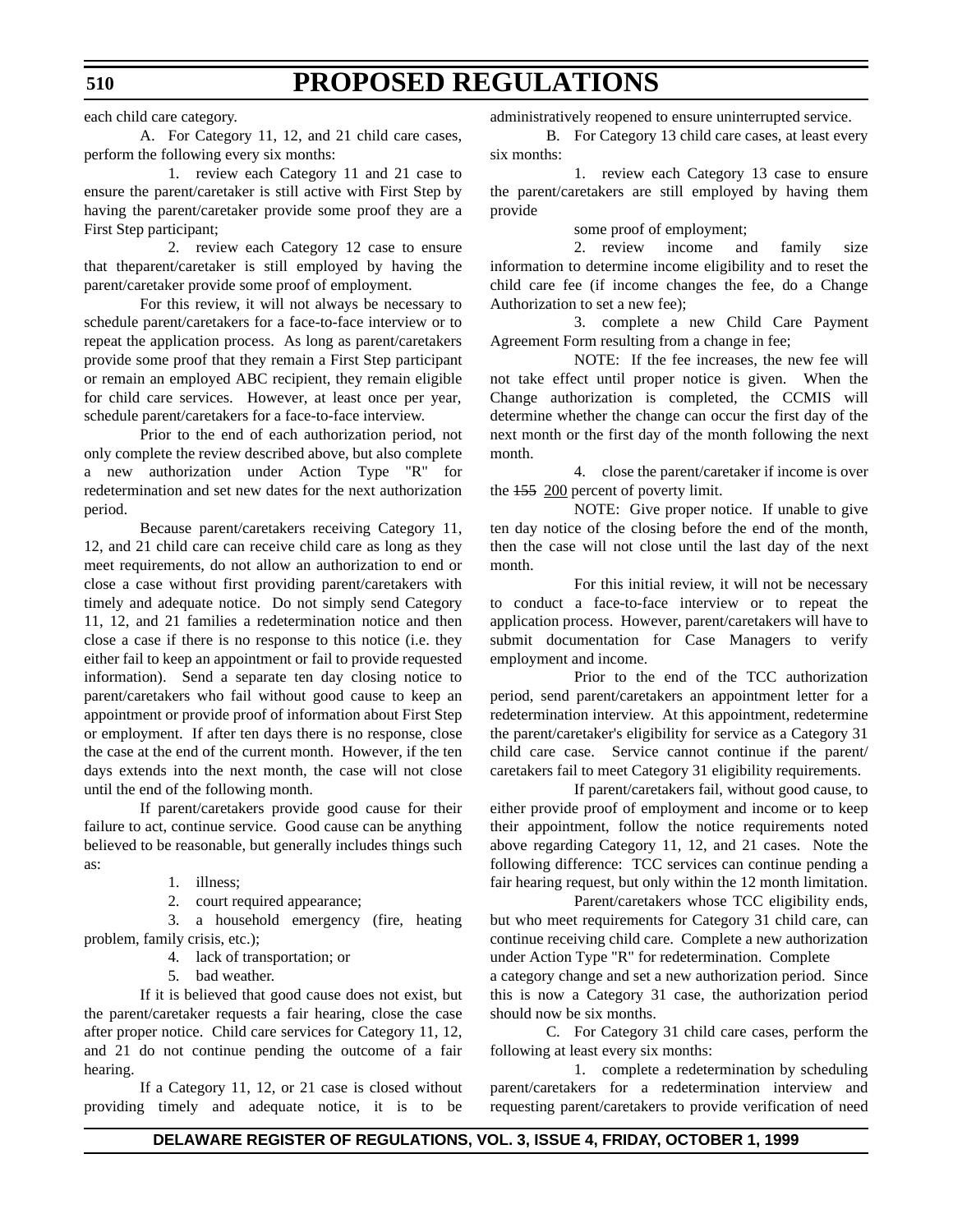each child care category.

A. For Category 11, 12, and 21 child care cases, perform the following every six months:

1. review each Category 11 and 21 case to ensure the parent/caretaker is still active with First Step by having the parent/caretaker provide some proof they are a First Step participant;

2. review each Category 12 case to ensure that theparent/caretaker is still employed by having the parent/caretaker provide some proof of employment.

For this review, it will not always be necessary to schedule parent/caretakers for a face-to-face interview or to repeat the application process. As long as parent/caretakers provide some proof that they remain a First Step participant or remain an employed ABC recipient, they remain eligible for child care services. However, at least once per year, schedule parent/caretakers for a face-to-face interview.

Prior to the end of each authorization period, not only complete the review described above, but also complete a new authorization under Action Type "R" for redetermination and set new dates for the next authorization period.

Because parent/caretakers receiving Category 11, 12, and 21 child care can receive child care as long as they meet requirements, do not allow an authorization to end or close a case without first providing parent/caretakers with timely and adequate notice. Do not simply send Category 11, 12, and 21 families a redetermination notice and then close a case if there is no response to this notice (i.e. they either fail to keep an appointment or fail to provide requested information). Send a separate ten day closing notice to parent/caretakers who fail without good cause to keep an appointment or provide proof of information about First Step or employment. If after ten days there is no response, close the case at the end of the current month. However, if the ten days extends into the next month, the case will not close until the end of the following month.

If parent/caretakers provide good cause for their failure to act, continue service. Good cause can be anything believed to be reasonable, but generally includes things such as:

1. illness;
2. court required appearance;
3. a household emergency (fire, heating problem, family crisis, etc.);
4. lack of transportation; or
5. bad weather.

If it is believed that good cause does not exist, but the parent/caretaker requests a fair hearing, close the case after proper notice. Child care services for Category 11, 12, and 21 do not continue pending the outcome of a fair hearing.

If a Category 11, 12, or 21 case is closed without providing timely and adequate notice, it is to be administratively reopened to ensure uninterrupted service.

B. For Category 13 child care cases, at least every six months:

1. review each Category 13 case to ensure the parent/caretakers are still employed by having them provide some proof of employment;

2. review income and family size information to determine income eligibility and to reset the child care fee (if income changes the fee, do a Change Authorization to set a new fee);

3. complete a new Child Care Payment Agreement Form resulting from a change in fee;

NOTE: If the fee increases, the new fee will not take effect until proper notice is given. When the Change authorization is completed, the CCMIS will determine whether the change can occur the first day of the next month or the first day of the month following the next month.

4. close the parent/caretaker if income is over the ~~155~~ <u>200</u> percent of poverty limit.

NOTE: Give proper notice. If unable to give ten day notice of the closing before the end of the month, then the case will not close until the last day of the next month.

For this initial review, it will not be necessary to conduct a face-to-face interview or to repeat the application process. However, parent/caretakers will have to submit documentation for Case Managers to verify employment and income.

Prior to the end of the TCC authorization period, send parent/caretakers an appointment letter for a redetermination interview. At this appointment, redetermine the parent/caretaker's eligibility for service as a Category 31 child care case. Service cannot continue if the parent/ caretakers fail to meet Category 31 eligibility requirements.

If parent/caretakers fail, without good cause, to either provide proof of employment and income or to keep their appointment, follow the notice requirements noted above regarding Category 11, 12, and 21 cases. Note the following difference: TCC services can continue pending a fair hearing request, but only within the 12 month limitation.

Parent/caretakers whose TCC eligibility ends, but who meet requirements for Category 31 child care, can continue receiving child care. Complete a new authorization under Action Type "R" for redetermination. Complete a category change and set a new authorization period. Since this is now a Category 31 case, the authorization period should now be six months.

C. For Category 31 child care cases, perform the following at least every six months:

1. complete a redetermination by scheduling parent/caretakers for a redetermination interview and requesting parent/caretakers to provide verification of need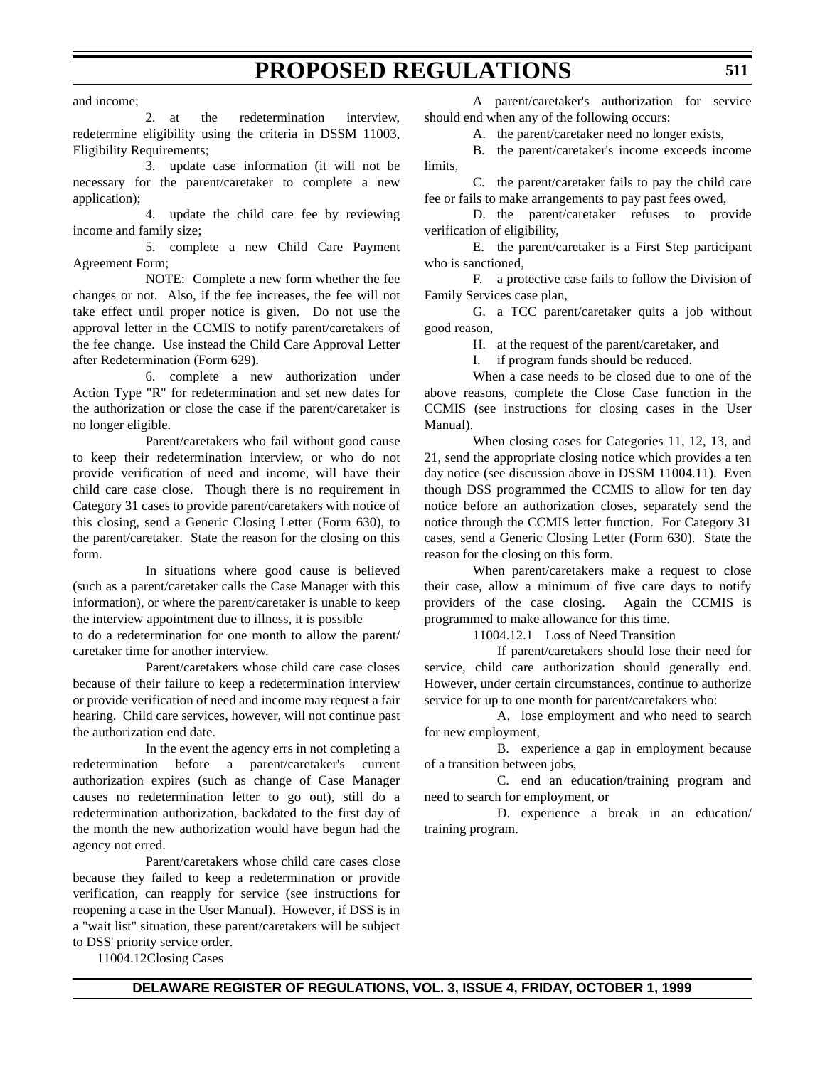and income;

2. at the redetermination interview, redetermine eligibility using the criteria in DSSM 11003, Eligibility Requirements;

3. update case information (it will not be necessary for the parent/caretaker to complete a new application);

4. update the child care fee by reviewing income and family size;

5. complete a new Child Care Payment Agreement Form;

NOTE: Complete a new form whether the fee changes or not. Also, if the fee increases, the fee will not take effect until proper notice is given. Do not use the approval letter in the CCMIS to notify parent/caretakers of the fee change. Use instead the Child Care Approval Letter after Redetermination (Form 629).

6. complete a new authorization under Action Type "R" for redetermination and set new dates for the authorization or close the case if the parent/caretaker is no longer eligible.

Parent/caretakers who fail without good cause to keep their redetermination interview, or who do not provide verification of need and income, will have their child care case close. Though there is no requirement in Category 31 cases to provide parent/caretakers with notice of this closing, send a Generic Closing Letter (Form 630), to the parent/caretaker. State the reason for the closing on this form.

In situations where good cause is believed (such as a parent/caretaker calls the Case Manager with this information), or where the parent/caretaker is unable to keep the interview appointment due to illness, it is possible to do a redetermination for one month to allow the parent/caretaker time for another interview.

Parent/caretakers whose child care case closes because of their failure to keep a redetermination interview or provide verification of need and income may request a fair hearing. Child care services, however, will not continue past the authorization end date.

In the event the agency errs in not completing a redetermination before a parent/caretaker's current authorization expires (such as change of Case Manager causes no redetermination letter to go out), still do a redetermination authorization, backdated to the first day of the month the new authorization would have begun had the agency not erred.

Parent/caretakers whose child care cases close because they failed to keep a redetermination or provide verification, can reapply for service (see instructions for reopening a case in the User Manual). However, if DSS is in a "wait list" situation, these parent/caretakers will be subject to DSS' priority service order.

11004.12Closing Cases

A parent/caretaker's authorization for service should end when any of the following occurs:

A. the parent/caretaker need no longer exists,

B. the parent/caretaker's income exceeds income limits,

C. the parent/caretaker fails to pay the child care fee or fails to make arrangements to pay past fees owed,

D. the parent/caretaker refuses to provide verification of eligibility,

E. the parent/caretaker is a First Step participant who is sanctioned,

F. a protective case fails to follow the Division of Family Services case plan,

G. a TCC parent/caretaker quits a job without good reason,

H. at the request of the parent/caretaker, and

I. if program funds should be reduced.

When a case needs to be closed due to one of the above reasons, complete the Close Case function in the CCMIS (see instructions for closing cases in the User Manual).

When closing cases for Categories 11, 12, 13, and 21, send the appropriate closing notice which provides a ten day notice (see discussion above in DSSM 11004.11). Even though DSS programmed the CCMIS to allow for ten day notice before an authorization closes, separately send the notice through the CCMIS letter function. For Category 31 cases, send a Generic Closing Letter (Form 630). State the reason for the closing on this form.

When parent/caretakers make a request to close their case, allow a minimum of five care days to notify providers of the case closing. Again the CCMIS is programmed to make allowance for this time.

11004.12.1 Loss of Need Transition

If parent/caretakers should lose their need for service, child care authorization should generally end. However, under certain circumstances, continue to authorize service for up to one month for parent/caretakers who:

A. lose employment and who need to search for new employment,

B. experience a gap in employment because of a transition between jobs,

C. end an education/training program and need to search for employment, or

D. experience a break in an education/training program.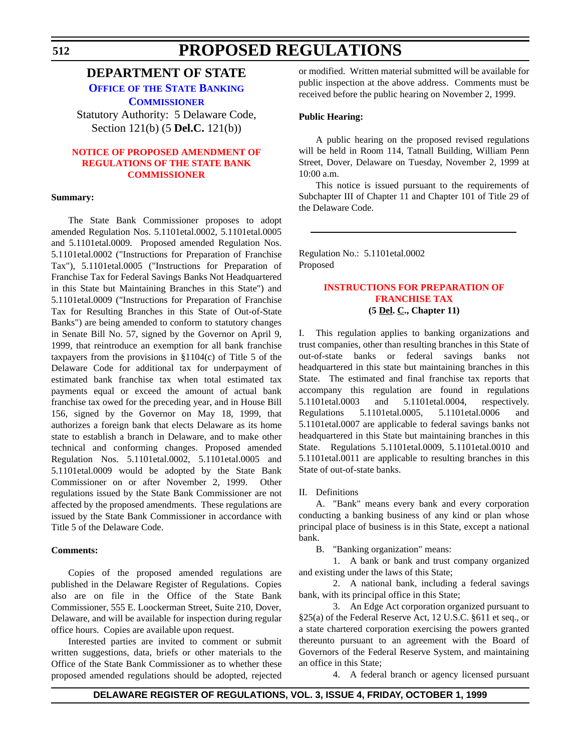# PROPOSED REGULATIONS

## DEPARTMENT OF STATE

### OFFICE OF THE STATE BANKING COMMISSIONER

Statutory Authority: 5 Delaware Code, Section 121(b) (5 **Del.C.** 121(b))

### NOTICE OF PROPOSED AMENDMENT OF REGULATIONS OF THE STATE BANK COMMISSIONER

**Summary:**

The State Bank Commissioner proposes to adopt amended Regulation Nos. 5.1101etal.0002, 5.1101etal.0005 and 5.1101etal.0009. Proposed amended Regulation Nos. 5.1101etal.0002 ("Instructions for Preparation of Franchise Tax"), 5.1101etal.0005 ("Instructions for Preparation of Franchise Tax for Federal Savings Banks Not Headquartered in this State but Maintaining Branches in this State") and 5.1101etal.0009 ("Instructions for Preparation of Franchise Tax for Resulting Branches in this State of Out-of-State Banks") are being amended to conform to statutory changes in Senate Bill No. 57, signed by the Governor on April 9, 1999, that reintroduce an exemption for all bank franchise taxpayers from the provisions in §1104(c) of Title 5 of the Delaware Code for additional tax for underpayment of estimated bank franchise tax when total estimated tax payments equal or exceed the amount of actual bank franchise tax owed for the preceding year, and in House Bill 156, signed by the Governor on May 18, 1999, that authorizes a foreign bank that elects Delaware as its home state to establish a branch in Delaware, and to make other technical and conforming changes. Proposed amended Regulation Nos. 5.1101etal.0002, 5.1101etal.0005 and 5.1101etal.0009 would be adopted by the State Bank Commissioner on or after November 2, 1999. Other regulations issued by the State Bank Commissioner are not affected by the proposed amendments. These regulations are issued by the State Bank Commissioner in accordance with Title 5 of the Delaware Code.

**Comments:**

Copies of the proposed amended regulations are published in the Delaware Register of Regulations. Copies also are on file in the Office of the State Bank Commissioner, 555 E. Loockerman Street, Suite 210, Dover, Delaware, and will be available for inspection during regular office hours. Copies are available upon request.

Interested parties are invited to comment or submit written suggestions, data, briefs or other materials to the Office of the State Bank Commissioner as to whether these proposed amended regulations should be adopted, rejected or modified. Written material submitted will be available for public inspection at the above address. Comments must be received before the public hearing on November 2, 1999.

**Public Hearing:**

A public hearing on the proposed revised regulations will be held in Room 114, Tatnall Building, William Penn Street, Dover, Delaware on Tuesday, November 2, 1999 at 10:00 a.m.

This notice is issued pursuant to the requirements of Subchapter III of Chapter 11 and Chapter 101 of Title 29 of the Delaware Code.

---

Regulation No.: 5.1101etal.0002
Proposed

### INSTRUCTIONS FOR PREPARATION OF FRANCHISE TAX
**(5 Del. C., Chapter 11)**

I. This regulation applies to banking organizations and trust companies, other than resulting branches in this State of out-of-state banks or federal savings banks not headquartered in this state but maintaining branches in this State. The estimated and final franchise tax reports that accompany this regulation are found in regulations 5.1101etal.0003 and 5.1101etal.0004, respectively. Regulations 5.1101etal.0005, 5.1101etal.0006 and 5.1101etal.0007 are applicable to federal savings banks not headquartered in this State but maintaining branches in this State. Regulations 5.1101etal.0009, 5.1101etal.0010 and 5.1101etal.0011 are applicable to resulting branches in this State of out-of-state banks.

II. Definitions

A. "Bank" means every bank and every corporation conducting a banking business of any kind or plan whose principal place of business is in this State, except a national bank.

B. "Banking organization" means:

1. A bank or bank and trust company organized and existing under the laws of this State;

2. A national bank, including a federal savings bank, with its principal office in this State;

3. An Edge Act corporation organized pursuant to §25(a) of the Federal Reserve Act, 12 U.S.C. §611 et seq., or a state chartered corporation exercising the powers granted thereunto pursuant to an agreement with the Board of Governors of the Federal Reserve System, and maintaining an office in this State;

4. A federal branch or agency licensed pursuant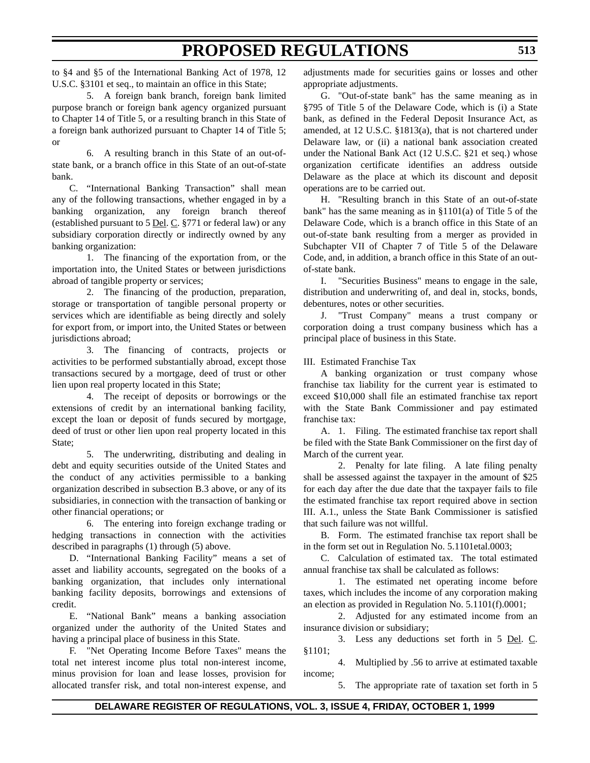to §4 and §5 of the International Banking Act of 1978, 12 U.S.C. §3101 et seq., to maintain an office in this State;

5. A foreign bank branch, foreign bank limited purpose branch or foreign bank agency organized pursuant to Chapter 14 of Title 5, or a resulting branch in this State of a foreign bank authorized pursuant to Chapter 14 of Title 5; or

6. A resulting branch in this State of an out-of-state bank, or a branch office in this State of an out-of-state bank.

C. "International Banking Transaction" shall mean any of the following transactions, whether engaged in by a banking organization, any foreign branch thereof (established pursuant to 5 Del. C. §771 or federal law) or any subsidiary corporation directly or indirectly owned by any banking organization:

1. The financing of the exportation from, or the importation into, the United States or between jurisdictions abroad of tangible property or services;

2. The financing of the production, preparation, storage or transportation of tangible personal property or services which are identifiable as being directly and solely for export from, or import into, the United States or between jurisdictions abroad;

3. The financing of contracts, projects or activities to be performed substantially abroad, except those transactions secured by a mortgage, deed of trust or other lien upon real property located in this State;

4. The receipt of deposits or borrowings or the extensions of credit by an international banking facility, except the loan or deposit of funds secured by mortgage, deed of trust or other lien upon real property located in this State;

5. The underwriting, distributing and dealing in debt and equity securities outside of the United States and the conduct of any activities permissible to a banking organization described in subsection B.3 above, or any of its subsidiaries, in connection with the transaction of banking or other financial operations; or

6. The entering into foreign exchange trading or hedging transactions in connection with the activities described in paragraphs (1) through (5) above.

D. "International Banking Facility" means a set of asset and liability accounts, segregated on the books of a banking organization, that includes only international banking facility deposits, borrowings and extensions of credit.

E. "National Bank" means a banking association organized under the authority of the United States and having a principal place of business in this State.

F. "Net Operating Income Before Taxes" means the total net interest income plus total non-interest income, minus provision for loan and lease losses, provision for allocated transfer risk, and total non-interest expense, and adjustments made for securities gains or losses and other appropriate adjustments.

G. "Out-of-state bank" has the same meaning as in §795 of Title 5 of the Delaware Code, which is (i) a State bank, as defined in the Federal Deposit Insurance Act, as amended, at 12 U.S.C. §1813(a), that is not chartered under Delaware law, or (ii) a national bank association created under the National Bank Act (12 U.S.C. §21 et seq.) whose organization certificate identifies an address outside Delaware as the place at which its discount and deposit operations are to be carried out.

H. "Resulting branch in this State of an out-of-state bank" has the same meaning as in §1101(a) of Title 5 of the Delaware Code, which is a branch office in this State of an out-of-state bank resulting from a merger as provided in Subchapter VII of Chapter 7 of Title 5 of the Delaware Code, and, in addition, a branch office in this State of an out-of-state bank.

I. "Securities Business" means to engage in the sale, distribution and underwriting of, and deal in, stocks, bonds, debentures, notes or other securities.

J. "Trust Company" means a trust company or corporation doing a trust company business which has a principal place of business in this State.

III. Estimated Franchise Tax

A banking organization or trust company whose franchise tax liability for the current year is estimated to exceed $10,000 shall file an estimated franchise tax report with the State Bank Commissioner and pay estimated franchise tax:

A. 1. Filing. The estimated franchise tax report shall be filed with the State Bank Commissioner on the first day of March of the current year.

2. Penalty for late filing. A late filing penalty shall be assessed against the taxpayer in the amount of $25 for each day after the due date that the taxpayer fails to file the estimated franchise tax report required above in section III. A.1., unless the State Bank Commissioner is satisfied that such failure was not willful.

B. Form. The estimated franchise tax report shall be in the form set out in Regulation No. 5.1101etal.0003;

C. Calculation of estimated tax. The total estimated annual franchise tax shall be calculated as follows:

1. The estimated net operating income before taxes, which includes the income of any corporation making an election as provided in Regulation No. 5.1101(f).0001;

2. Adjusted for any estimated income from an insurance division or subsidiary;

3. Less any deductions set forth in 5 Del. C. §1101;

4. Multiplied by .56 to arrive at estimated taxable income;

5. The appropriate rate of taxation set forth in 5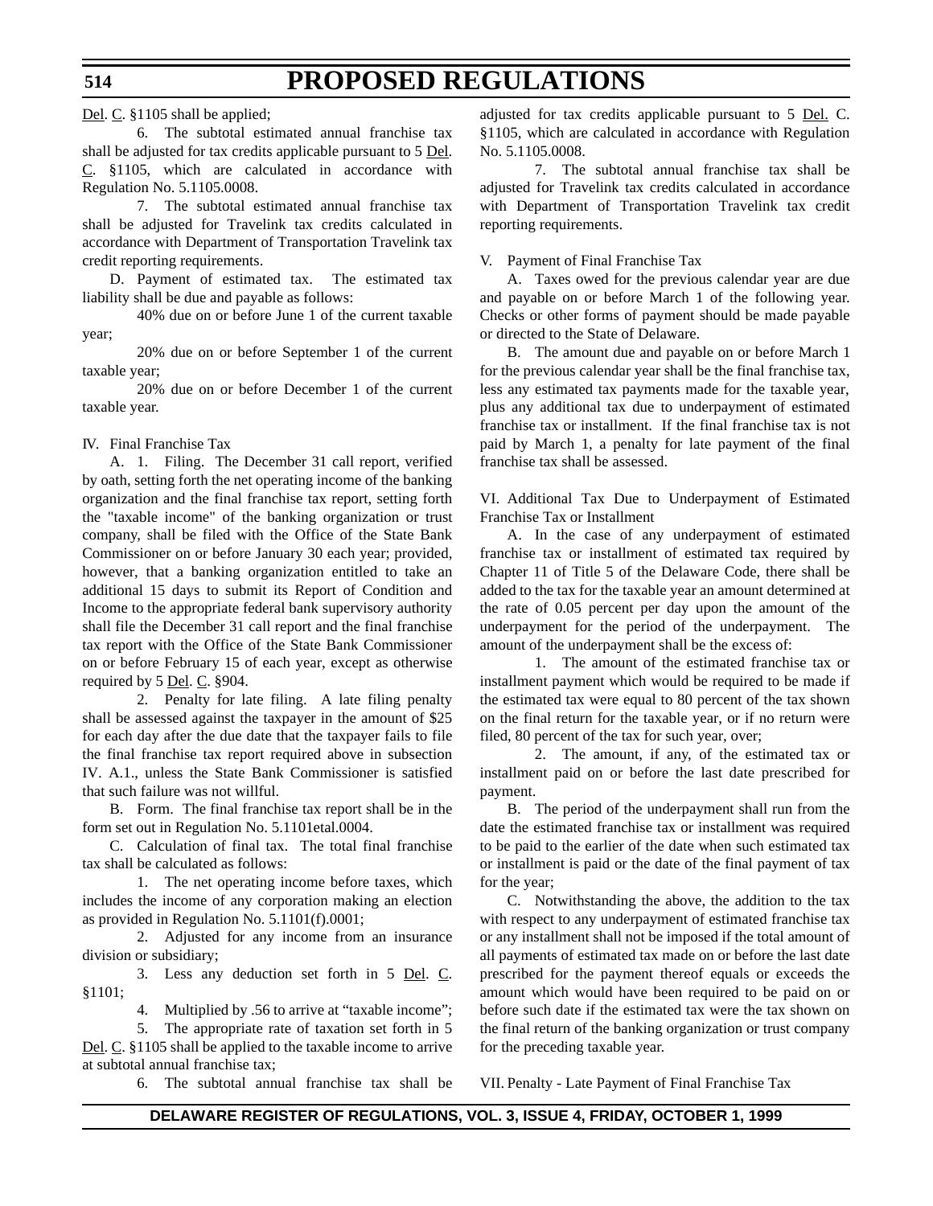Del. C. §1105 shall be applied;

6. The subtotal estimated annual franchise tax shall be adjusted for tax credits applicable pursuant to 5 Del. C. §1105, which are calculated in accordance with Regulation No. 5.1105.0008.

7. The subtotal estimated annual franchise tax shall be adjusted for Travelink tax credits calculated in accordance with Department of Transportation Travelink tax credit reporting requirements.

D. Payment of estimated tax. The estimated tax liability shall be due and payable as follows:

40% due on or before June 1 of the current taxable year;

20% due on or before September 1 of the current taxable year;

20% due on or before December 1 of the current taxable year.

IV. Final Franchise Tax

A. 1. Filing. The December 31 call report, verified by oath, setting forth the net operating income of the banking organization and the final franchise tax report, setting forth the "taxable income" of the banking organization or trust company, shall be filed with the Office of the State Bank Commissioner on or before January 30 each year; provided, however, that a banking organization entitled to take an additional 15 days to submit its Report of Condition and Income to the appropriate federal bank supervisory authority shall file the December 31 call report and the final franchise tax report with the Office of the State Bank Commissioner on or before February 15 of each year, except as otherwise required by 5 Del. C. §904.

2. Penalty for late filing. A late filing penalty shall be assessed against the taxpayer in the amount of $25 for each day after the due date that the taxpayer fails to file the final franchise tax report required above in subsection IV. A.1., unless the State Bank Commissioner is satisfied that such failure was not willful.

B. Form. The final franchise tax report shall be in the form set out in Regulation No. 5.1101etal.0004.

C. Calculation of final tax. The total final franchise tax shall be calculated as follows:

1. The net operating income before taxes, which includes the income of any corporation making an election as provided in Regulation No. 5.1101(f).0001;

2. Adjusted for any income from an insurance division or subsidiary;

3. Less any deduction set forth in 5 Del. C. §1101;

4. Multiplied by .56 to arrive at "taxable income";

5. The appropriate rate of taxation set forth in 5 Del. C. §1105 shall be applied to the taxable income to arrive at subtotal annual franchise tax;

6. The subtotal annual franchise tax shall be adjusted for tax credits applicable pursuant to 5 Del. C. §1105, which are calculated in accordance with Regulation No. 5.1105.0008.

7. The subtotal annual franchise tax shall be adjusted for Travelink tax credits calculated in accordance with Department of Transportation Travelink tax credit reporting requirements.

V. Payment of Final Franchise Tax

A. Taxes owed for the previous calendar year are due and payable on or before March 1 of the following year. Checks or other forms of payment should be made payable or directed to the State of Delaware.

B. The amount due and payable on or before March 1 for the previous calendar year shall be the final franchise tax, less any estimated tax payments made for the taxable year, plus any additional tax due to underpayment of estimated franchise tax or installment. If the final franchise tax is not paid by March 1, a penalty for late payment of the final franchise tax shall be assessed.

VI. Additional Tax Due to Underpayment of Estimated Franchise Tax or Installment

A. In the case of any underpayment of estimated franchise tax or installment of estimated tax required by Chapter 11 of Title 5 of the Delaware Code, there shall be added to the tax for the taxable year an amount determined at the rate of 0.05 percent per day upon the amount of the underpayment for the period of the underpayment. The amount of the underpayment shall be the excess of:

1. The amount of the estimated franchise tax or installment payment which would be required to be made if the estimated tax were equal to 80 percent of the tax shown on the final return for the taxable year, or if no return were filed, 80 percent of the tax for such year, over;

2. The amount, if any, of the estimated tax or installment paid on or before the last date prescribed for payment.

B. The period of the underpayment shall run from the date the estimated franchise tax or installment was required to be paid to the earlier of the date when such estimated tax or installment is paid or the date of the final payment of tax for the year;

C. Notwithstanding the above, the addition to the tax with respect to any underpayment of estimated franchise tax or any installment shall not be imposed if the total amount of all payments of estimated tax made on or before the last date prescribed for the payment thereof equals or exceeds the amount which would have been required to be paid on or before such date if the estimated tax were the tax shown on the final return of the banking organization or trust company for the preceding taxable year.

VII. Penalty - Late Payment of Final Franchise Tax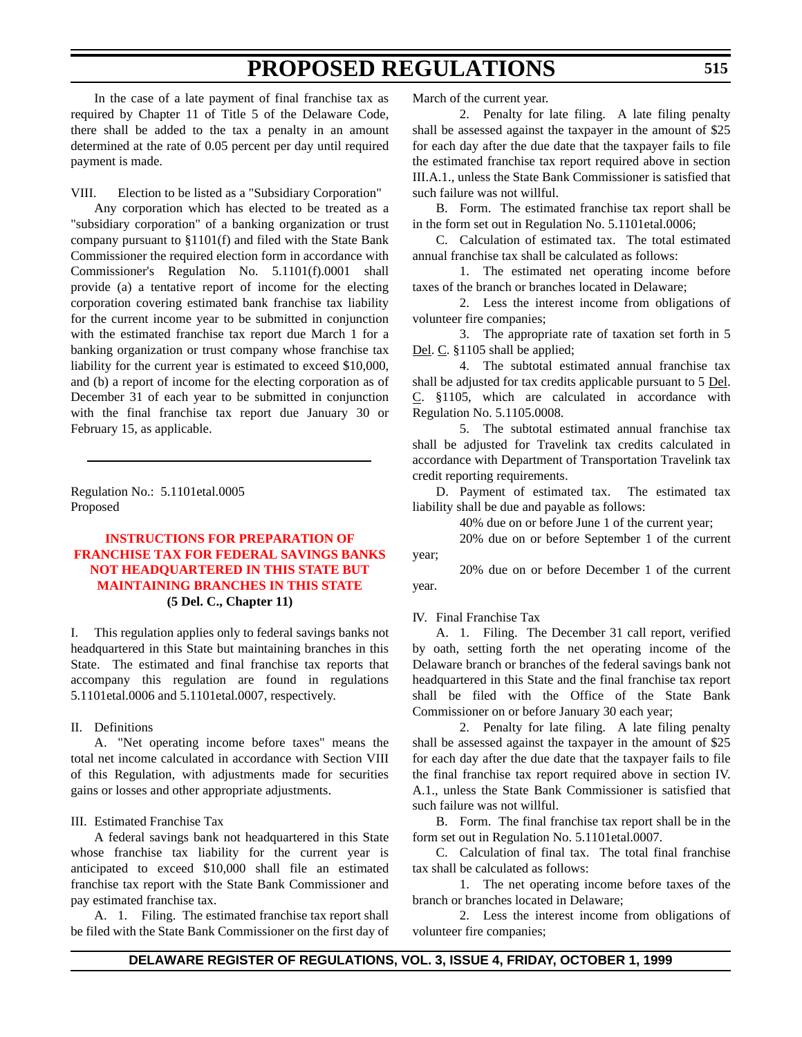In the case of a late payment of final franchise tax as required by Chapter 11 of Title 5 of the Delaware Code, there shall be added to the tax a penalty in an amount determined at the rate of 0.05 percent per day until required payment is made.

VIII. Election to be listed as a "Subsidiary Corporation"

Any corporation which has elected to be treated as a "subsidiary corporation" of a banking organization or trust company pursuant to §1101(f) and filed with the State Bank Commissioner the required election form in accordance with Commissioner's Regulation No. 5.1101(f).0001 shall provide (a) a tentative report of income for the electing corporation covering estimated bank franchise tax liability for the current income year to be submitted in conjunction with the estimated franchise tax report due March 1 for a banking organization or trust company whose franchise tax liability for the current year is estimated to exceed $10,000, and (b) a report of income for the electing corporation as of December 31 of each year to be submitted in conjunction with the final franchise tax report due January 30 or February 15, as applicable.

---

Regulation No.: 5.1101etal.0005
Proposed

**INSTRUCTIONS FOR PREPARATION OF FRANCHISE TAX FOR FEDERAL SAVINGS BANKS NOT HEADQUARTERED IN THIS STATE BUT MAINTAINING BRANCHES IN THIS STATE**
**(5 Del. C., Chapter 11)**

I. This regulation applies only to federal savings banks not headquartered in this State but maintaining branches in this State. The estimated and final franchise tax reports that accompany this regulation are found in regulations 5.1101etal.0006 and 5.1101etal.0007, respectively.

II. Definitions

A. "Net operating income before taxes" means the total net income calculated in accordance with Section VIII of this Regulation, with adjustments made for securities gains or losses and other appropriate adjustments.

III. Estimated Franchise Tax

A federal savings bank not headquartered in this State whose franchise tax liability for the current year is anticipated to exceed $10,000 shall file an estimated franchise tax report with the State Bank Commissioner and pay estimated franchise tax.

A. 1. Filing. The estimated franchise tax report shall be filed with the State Bank Commissioner on the first day of March of the current year.

2. Penalty for late filing. A late filing penalty shall be assessed against the taxpayer in the amount of $25 for each day after the due date that the taxpayer fails to file the estimated franchise tax report required above in section III.A.1., unless the State Bank Commissioner is satisfied that such failure was not willful.

B. Form. The estimated franchise tax report shall be in the form set out in Regulation No. 5.1101etal.0006;

C. Calculation of estimated tax. The total estimated annual franchise tax shall be calculated as follows:

1. The estimated net operating income before taxes of the branch or branches located in Delaware;

2. Less the interest income from obligations of volunteer fire companies;

3. The appropriate rate of taxation set forth in 5 Del. C. §1105 shall be applied;

4. The subtotal estimated annual franchise tax shall be adjusted for tax credits applicable pursuant to 5 Del. C. §1105, which are calculated in accordance with Regulation No. 5.1105.0008.

5. The subtotal estimated annual franchise tax shall be adjusted for Travelink tax credits calculated in accordance with Department of Transportation Travelink tax credit reporting requirements.

D. Payment of estimated tax. The estimated tax liability shall be due and payable as follows:

40% due on or before June 1 of the current year;

20% due on or before September 1 of the current year;

20% due on or before December 1 of the current year.

IV. Final Franchise Tax

A. 1. Filing. The December 31 call report, verified by oath, setting forth the net operating income of the Delaware branch or branches of the federal savings bank not headquartered in this State and the final franchise tax report shall be filed with the Office of the State Bank Commissioner on or before January 30 each year;

2. Penalty for late filing. A late filing penalty shall be assessed against the taxpayer in the amount of $25 for each day after the due date that the taxpayer fails to file the final franchise tax report required above in section IV. A.1., unless the State Bank Commissioner is satisfied that such failure was not willful.

B. Form. The final franchise tax report shall be in the form set out in Regulation No. 5.1101etal.0007.

C. Calculation of final tax. The total final franchise tax shall be calculated as follows:

1. The net operating income before taxes of the branch or branches located in Delaware;

2. Less the interest income from obligations of volunteer fire companies;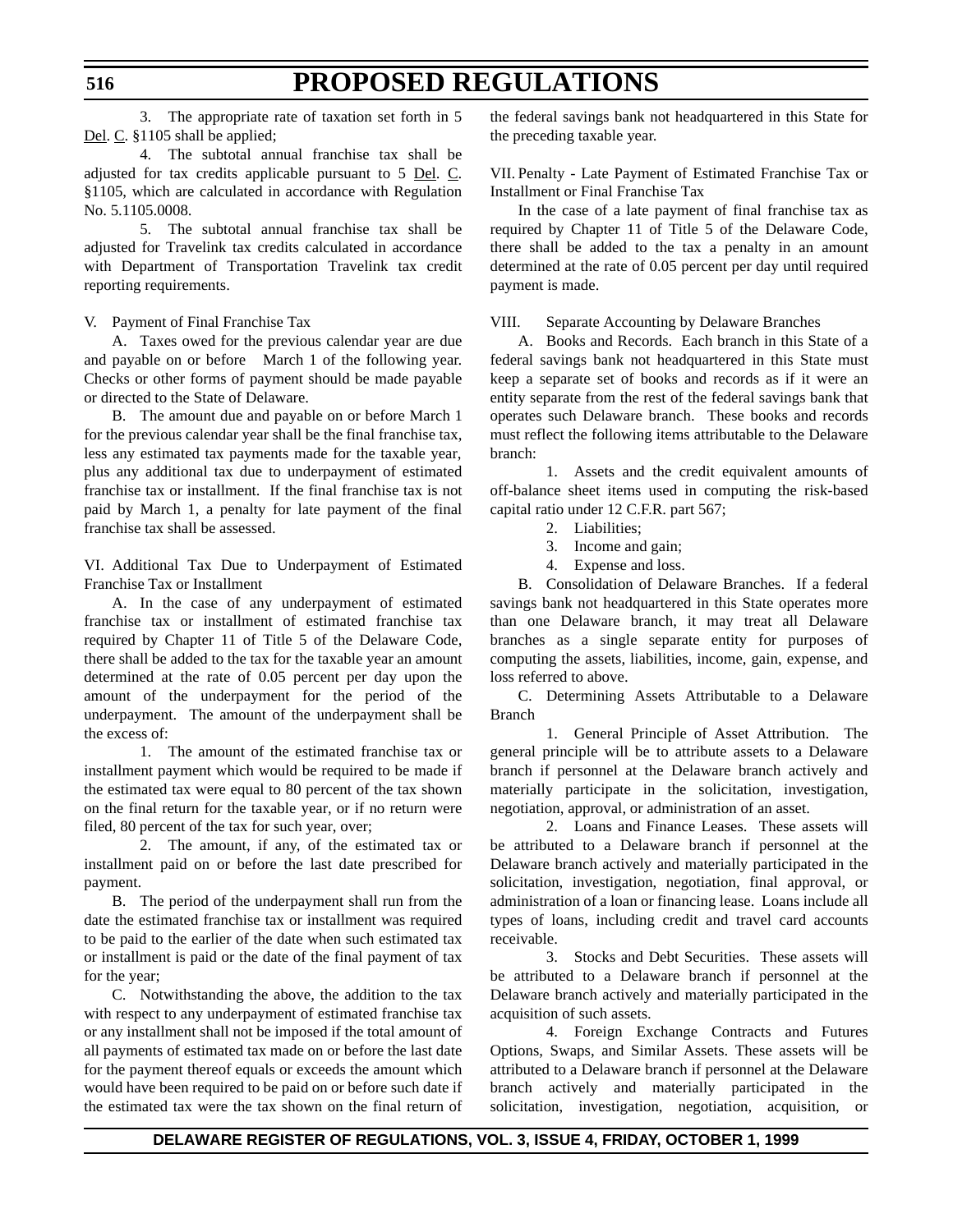3. The appropriate rate of taxation set forth in 5 Del. C. §1105 shall be applied;

4. The subtotal annual franchise tax shall be adjusted for tax credits applicable pursuant to 5 Del. C. §1105, which are calculated in accordance with Regulation No. 5.1105.0008.

5. The subtotal annual franchise tax shall be adjusted for Travelink tax credits calculated in accordance with Department of Transportation Travelink tax credit reporting requirements.

V. Payment of Final Franchise Tax

A. Taxes owed for the previous calendar year are due and payable on or before March 1 of the following year. Checks or other forms of payment should be made payable or directed to the State of Delaware.

B. The amount due and payable on or before March 1 for the previous calendar year shall be the final franchise tax, less any estimated tax payments made for the taxable year, plus any additional tax due to underpayment of estimated franchise tax or installment. If the final franchise tax is not paid by March 1, a penalty for late payment of the final franchise tax shall be assessed.

VI. Additional Tax Due to Underpayment of Estimated Franchise Tax or Installment

A. In the case of any underpayment of estimated franchise tax or installment of estimated franchise tax required by Chapter 11 of Title 5 of the Delaware Code, there shall be added to the tax for the taxable year an amount determined at the rate of 0.05 percent per day upon the amount of the underpayment for the period of the underpayment. The amount of the underpayment shall be the excess of:

1. The amount of the estimated franchise tax or installment payment which would be required to be made if the estimated tax were equal to 80 percent of the tax shown on the final return for the taxable year, or if no return were filed, 80 percent of the tax for such year, over;

2. The amount, if any, of the estimated tax or installment paid on or before the last date prescribed for payment.

B. The period of the underpayment shall run from the date the estimated franchise tax or installment was required to be paid to the earlier of the date when such estimated tax or installment is paid or the date of the final payment of tax for the year;

C. Notwithstanding the above, the addition to the tax with respect to any underpayment of estimated franchise tax or any installment shall not be imposed if the total amount of all payments of estimated tax made on or before the last date for the payment thereof equals or exceeds the amount which would have been required to be paid on or before such date if the estimated tax were the tax shown on the final return of the federal savings bank not headquartered in this State for the preceding taxable year.

VII. Penalty - Late Payment of Estimated Franchise Tax or Installment or Final Franchise Tax

In the case of a late payment of final franchise tax as required by Chapter 11 of Title 5 of the Delaware Code, there shall be added to the tax a penalty in an amount determined at the rate of 0.05 percent per day until required payment is made.

VIII. Separate Accounting by Delaware Branches

A. Books and Records. Each branch in this State of a federal savings bank not headquartered in this State must keep a separate set of books and records as if it were an entity separate from the rest of the federal savings bank that operates such Delaware branch. These books and records must reflect the following items attributable to the Delaware branch:

1. Assets and the credit equivalent amounts of off-balance sheet items used in computing the risk-based capital ratio under 12 C.F.R. part 567;

2. Liabilities;

3. Income and gain;

4. Expense and loss.

B. Consolidation of Delaware Branches. If a federal savings bank not headquartered in this State operates more than one Delaware branch, it may treat all Delaware branches as a single separate entity for purposes of computing the assets, liabilities, income, gain, expense, and loss referred to above.

C. Determining Assets Attributable to a Delaware Branch

1. General Principle of Asset Attribution. The general principle will be to attribute assets to a Delaware branch if personnel at the Delaware branch actively and materially participate in the solicitation, investigation, negotiation, approval, or administration of an asset.

2. Loans and Finance Leases. These assets will be attributed to a Delaware branch if personnel at the Delaware branch actively and materially participated in the solicitation, investigation, negotiation, final approval, or administration of a loan or financing lease. Loans include all types of loans, including credit and travel card accounts receivable.

3. Stocks and Debt Securities. These assets will be attributed to a Delaware branch if personnel at the Delaware branch actively and materially participated in the acquisition of such assets.

4. Foreign Exchange Contracts and Futures Options, Swaps, and Similar Assets. These assets will be attributed to a Delaware branch if personnel at the Delaware branch actively and materially participated in the solicitation, investigation, negotiation, acquisition, or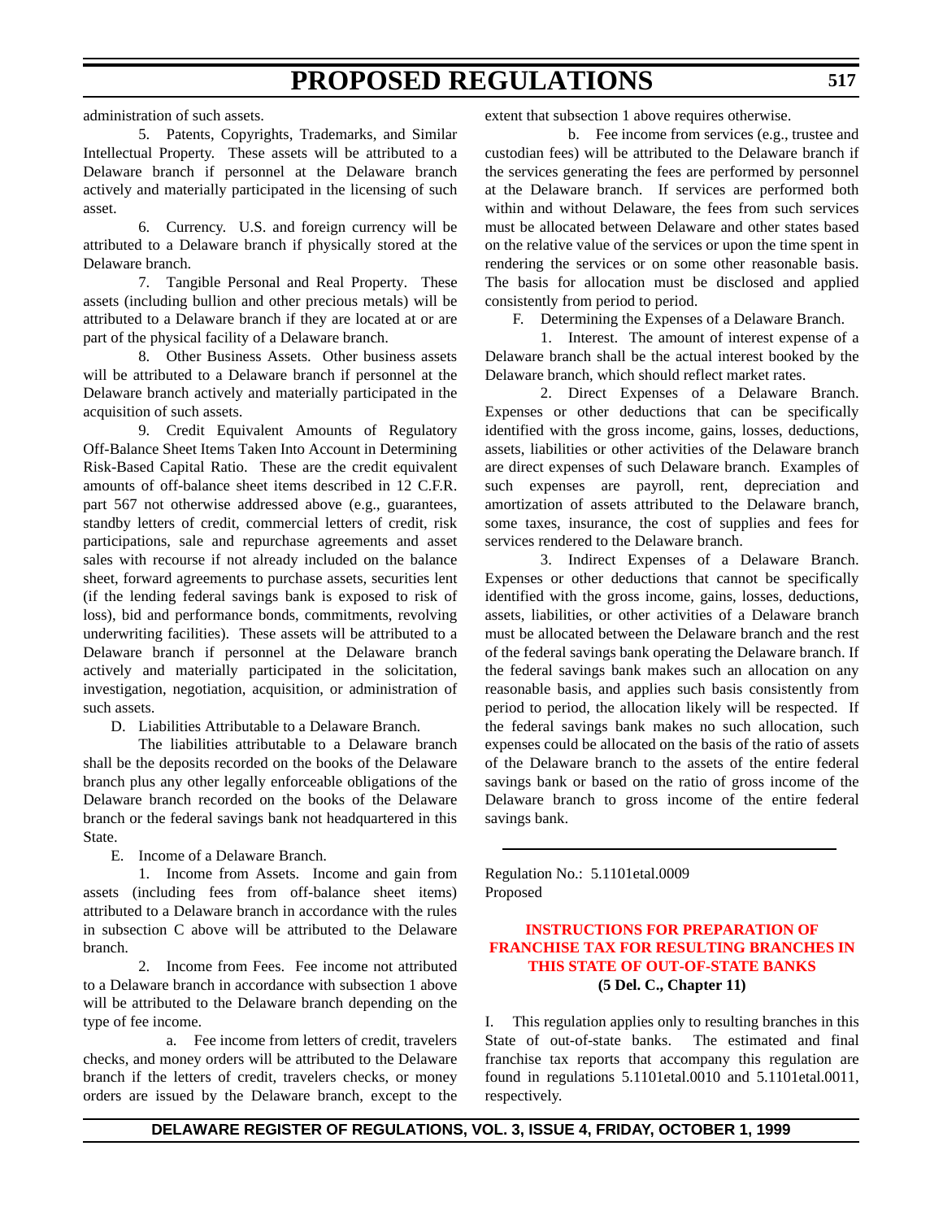administration of such assets.

5. Patents, Copyrights, Trademarks, and Similar Intellectual Property. These assets will be attributed to a Delaware branch if personnel at the Delaware branch actively and materially participated in the licensing of such asset.

6. Currency. U.S. and foreign currency will be attributed to a Delaware branch if physically stored at the Delaware branch.

7. Tangible Personal and Real Property. These assets (including bullion and other precious metals) will be attributed to a Delaware branch if they are located at or are part of the physical facility of a Delaware branch.

8. Other Business Assets. Other business assets will be attributed to a Delaware branch if personnel at the Delaware branch actively and materially participated in the acquisition of such assets.

9. Credit Equivalent Amounts of Regulatory Off-Balance Sheet Items Taken Into Account in Determining Risk-Based Capital Ratio. These are the credit equivalent amounts of off-balance sheet items described in 12 C.F.R. part 567 not otherwise addressed above (e.g., guarantees, standby letters of credit, commercial letters of credit, risk participations, sale and repurchase agreements and asset sales with recourse if not already included on the balance sheet, forward agreements to purchase assets, securities lent (if the lending federal savings bank is exposed to risk of loss), bid and performance bonds, commitments, revolving underwriting facilities). These assets will be attributed to a Delaware branch if personnel at the Delaware branch actively and materially participated in the solicitation, investigation, negotiation, acquisition, or administration of such assets.

D. Liabilities Attributable to a Delaware Branch.

The liabilities attributable to a Delaware branch shall be the deposits recorded on the books of the Delaware branch plus any other legally enforceable obligations of the Delaware branch recorded on the books of the Delaware branch or the federal savings bank not headquartered in this State.

E. Income of a Delaware Branch.

1. Income from Assets. Income and gain from assets (including fees from off-balance sheet items) attributed to a Delaware branch in accordance with the rules in subsection C above will be attributed to the Delaware branch.

2. Income from Fees. Fee income not attributed to a Delaware branch in accordance with subsection 1 above will be attributed to the Delaware branch depending on the type of fee income.

a. Fee income from letters of credit, travelers checks, and money orders will be attributed to the Delaware branch if the letters of credit, travelers checks, or money orders are issued by the Delaware branch, except to the extent that subsection 1 above requires otherwise.

b. Fee income from services (e.g., trustee and custodian fees) will be attributed to the Delaware branch if the services generating the fees are performed by personnel at the Delaware branch. If services are performed both within and without Delaware, the fees from such services must be allocated between Delaware and other states based on the relative value of the services or upon the time spent in rendering the services or on some other reasonable basis. The basis for allocation must be disclosed and applied consistently from period to period.

F. Determining the Expenses of a Delaware Branch.

1. Interest. The amount of interest expense of a Delaware branch shall be the actual interest booked by the Delaware branch, which should reflect market rates.

2. Direct Expenses of a Delaware Branch. Expenses or other deductions that can be specifically identified with the gross income, gains, losses, deductions, assets, liabilities or other activities of the Delaware branch are direct expenses of such Delaware branch. Examples of such expenses are payroll, rent, depreciation and amortization of assets attributed to the Delaware branch, some taxes, insurance, the cost of supplies and fees for services rendered to the Delaware branch.

3. Indirect Expenses of a Delaware Branch. Expenses or other deductions that cannot be specifically identified with the gross income, gains, losses, deductions, assets, liabilities, or other activities of a Delaware branch must be allocated between the Delaware branch and the rest of the federal savings bank operating the Delaware branch. If the federal savings bank makes such an allocation on any reasonable basis, and applies such basis consistently from period to period, the allocation likely will be respected. If the federal savings bank makes no such allocation, such expenses could be allocated on the basis of the ratio of assets of the Delaware branch to the assets of the entire federal savings bank or based on the ratio of gross income of the Delaware branch to gross income of the entire federal savings bank.

---

Regulation No.: 5.1101etal.0009
Proposed

## INSTRUCTIONS FOR PREPARATION OF FRANCHISE TAX FOR RESULTING BRANCHES IN THIS STATE OF OUT-OF-STATE BANKS

**(5 Del. C., Chapter 11)**

I. This regulation applies only to resulting branches in this State of out-of-state banks. The estimated and final franchise tax reports that accompany this regulation are found in regulations 5.1101etal.0010 and 5.1101etal.0011, respectively.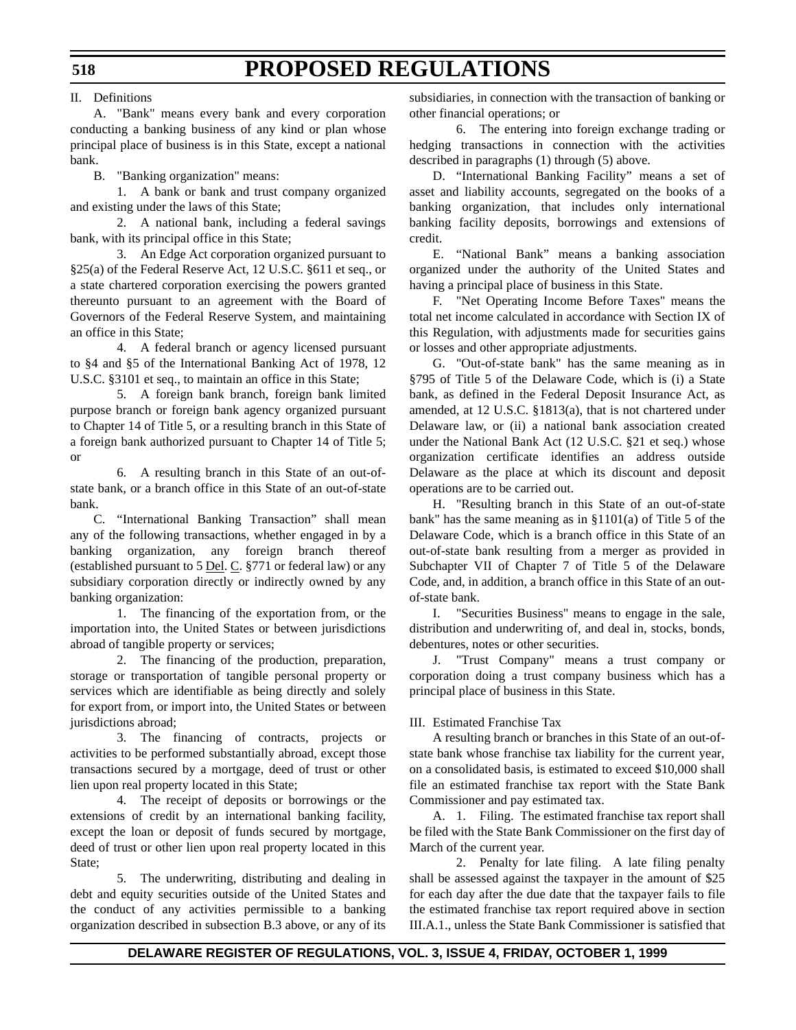II. Definitions

A. "Bank" means every bank and every corporation conducting a banking business of any kind or plan whose principal place of business is in this State, except a national bank.

B. "Banking organization" means:

1. A bank or bank and trust company organized and existing under the laws of this State;

2. A national bank, including a federal savings bank, with its principal office in this State;

3. An Edge Act corporation organized pursuant to §25(a) of the Federal Reserve Act, 12 U.S.C. §611 et seq., or a state chartered corporation exercising the powers granted thereunto pursuant to an agreement with the Board of Governors of the Federal Reserve System, and maintaining an office in this State;

4. A federal branch or agency licensed pursuant to §4 and §5 of the International Banking Act of 1978, 12 U.S.C. §3101 et seq., to maintain an office in this State;

5. A foreign bank branch, foreign bank limited purpose branch or foreign bank agency organized pursuant to Chapter 14 of Title 5, or a resulting branch in this State of a foreign bank authorized pursuant to Chapter 14 of Title 5; or

6. A resulting branch in this State of an out-of-state bank, or a branch office in this State of an out-of-state bank.

C. "International Banking Transaction" shall mean any of the following transactions, whether engaged in by a banking organization, any foreign branch thereof (established pursuant to 5 Del. C. §771 or federal law) or any subsidiary corporation directly or indirectly owned by any banking organization:

1. The financing of the exportation from, or the importation into, the United States or between jurisdictions abroad of tangible property or services;

2. The financing of the production, preparation, storage or transportation of tangible personal property or services which are identifiable as being directly and solely for export from, or import into, the United States or between jurisdictions abroad;

3. The financing of contracts, projects or activities to be performed substantially abroad, except those transactions secured by a mortgage, deed of trust or other lien upon real property located in this State;

4. The receipt of deposits or borrowings or the extensions of credit by an international banking facility, except the loan or deposit of funds secured by mortgage, deed of trust or other lien upon real property located in this State;

5. The underwriting, distributing and dealing in debt and equity securities outside of the United States and the conduct of any activities permissible to a banking organization described in subsection B.3 above, or any of its subsidiaries, in connection with the transaction of banking or other financial operations; or

6. The entering into foreign exchange trading or hedging transactions in connection with the activities described in paragraphs (1) through (5) above.

D. "International Banking Facility" means a set of asset and liability accounts, segregated on the books of a banking organization, that includes only international banking facility deposits, borrowings and extensions of credit.

E. "National Bank" means a banking association organized under the authority of the United States and having a principal place of business in this State.

F. "Net Operating Income Before Taxes" means the total net income calculated in accordance with Section IX of this Regulation, with adjustments made for securities gains or losses and other appropriate adjustments.

G. "Out-of-state bank" has the same meaning as in §795 of Title 5 of the Delaware Code, which is (i) a State bank, as defined in the Federal Deposit Insurance Act, as amended, at 12 U.S.C. §1813(a), that is not chartered under Delaware law, or (ii) a national bank association created under the National Bank Act (12 U.S.C. §21 et seq.) whose organization certificate identifies an address outside Delaware as the place at which its discount and deposit operations are to be carried out.

H. "Resulting branch in this State of an out-of-state bank" has the same meaning as in §1101(a) of Title 5 of the Delaware Code, which is a branch office in this State of an out-of-state bank resulting from a merger as provided in Subchapter VII of Chapter 7 of Title 5 of the Delaware Code, and, in addition, a branch office in this State of an out-of-state bank.

I. "Securities Business" means to engage in the sale, distribution and underwriting of, and deal in, stocks, bonds, debentures, notes or other securities.

J. "Trust Company" means a trust company or corporation doing a trust company business which has a principal place of business in this State.

III. Estimated Franchise Tax

A resulting branch or branches in this State of an out-of-state bank whose franchise tax liability for the current year, on a consolidated basis, is estimated to exceed $10,000 shall file an estimated franchise tax report with the State Bank Commissioner and pay estimated tax.

A. 1. Filing. The estimated franchise tax report shall be filed with the State Bank Commissioner on the first day of March of the current year.

2. Penalty for late filing. A late filing penalty shall be assessed against the taxpayer in the amount of $25 for each day after the due date that the taxpayer fails to file the estimated franchise tax report required above in section III.A.1., unless the State Bank Commissioner is satisfied that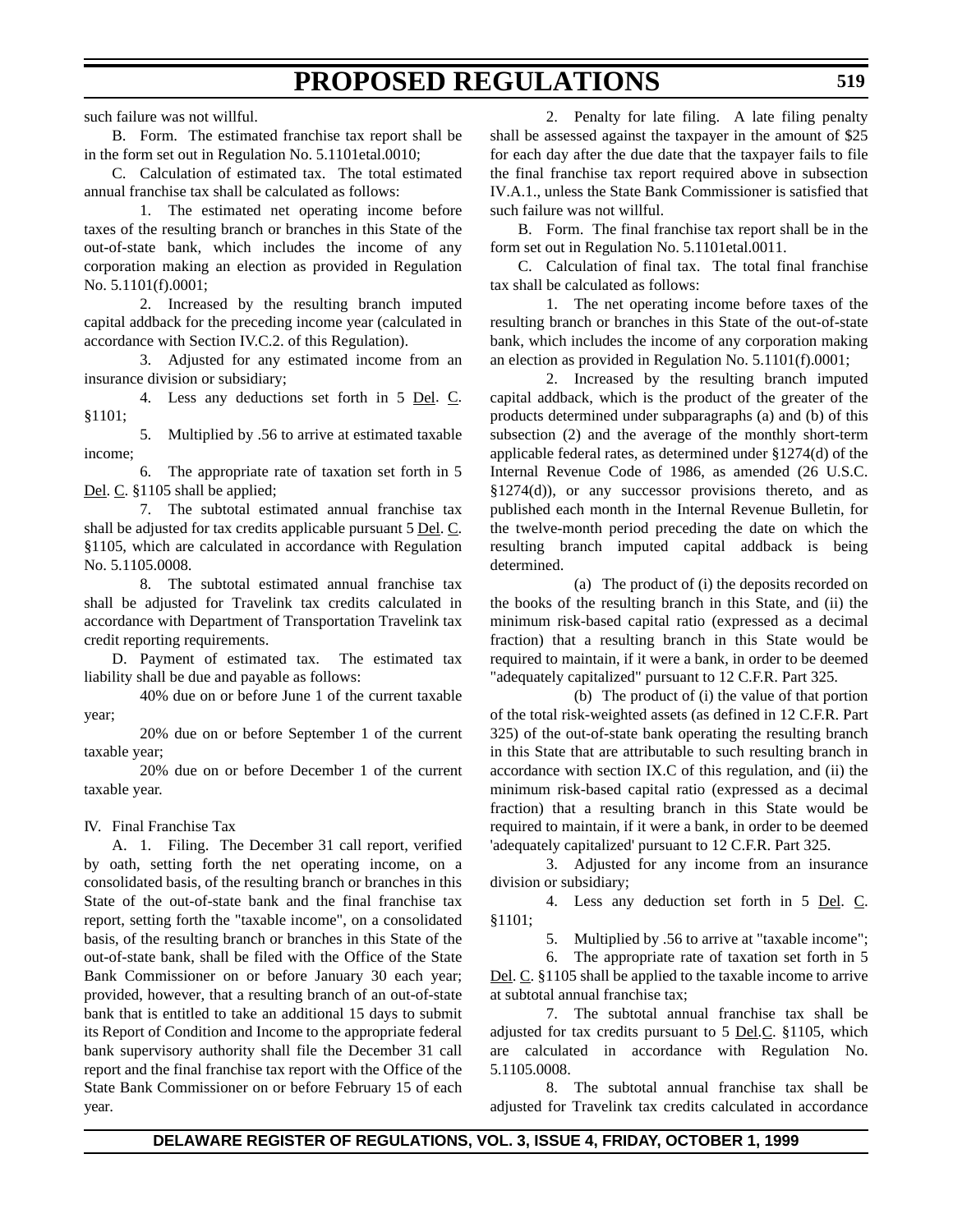such failure was not willful.

B. Form. The estimated franchise tax report shall be in the form set out in Regulation No. 5.1101etal.0010;

C. Calculation of estimated tax. The total estimated annual franchise tax shall be calculated as follows:

1. The estimated net operating income before taxes of the resulting branch or branches in this State of the out-of-state bank, which includes the income of any corporation making an election as provided in Regulation No. 5.1101(f).0001;

2. Increased by the resulting branch imputed capital addback for the preceding income year (calculated in accordance with Section IV.C.2. of this Regulation).

3. Adjusted for any estimated income from an insurance division or subsidiary;

4. Less any deductions set forth in 5 Del. C. §1101;

5. Multiplied by .56 to arrive at estimated taxable income;

6. The appropriate rate of taxation set forth in 5 Del. C. §1105 shall be applied;

7. The subtotal estimated annual franchise tax shall be adjusted for tax credits applicable pursuant 5 Del. C. §1105, which are calculated in accordance with Regulation No. 5.1105.0008.

8. The subtotal estimated annual franchise tax shall be adjusted for Travelink tax credits calculated in accordance with Department of Transportation Travelink tax credit reporting requirements.

D. Payment of estimated tax. The estimated tax liability shall be due and payable as follows:

40% due on or before June 1 of the current taxable year;

20% due on or before September 1 of the current taxable year;

20% due on or before December 1 of the current taxable year.

IV. Final Franchise Tax

A. 1. Filing. The December 31 call report, verified by oath, setting forth the net operating income, on a consolidated basis, of the resulting branch or branches in this State of the out-of-state bank and the final franchise tax report, setting forth the "taxable income", on a consolidated basis, of the resulting branch or branches in this State of the out-of-state bank, shall be filed with the Office of the State Bank Commissioner on or before January 30 each year; provided, however, that a resulting branch of an out-of-state bank that is entitled to take an additional 15 days to submit its Report of Condition and Income to the appropriate federal bank supervisory authority shall file the December 31 call report and the final franchise tax report with the Office of the State Bank Commissioner on or before February 15 of each year.

2. Penalty for late filing. A late filing penalty shall be assessed against the taxpayer in the amount of $25 for each day after the due date that the taxpayer fails to file the final franchise tax report required above in subsection IV.A.1., unless the State Bank Commissioner is satisfied that such failure was not willful.

B. Form. The final franchise tax report shall be in the form set out in Regulation No. 5.1101etal.0011.

C. Calculation of final tax. The total final franchise tax shall be calculated as follows:

1. The net operating income before taxes of the resulting branch or branches in this State of the out-of-state bank, which includes the income of any corporation making an election as provided in Regulation No. 5.1101(f).0001;

2. Increased by the resulting branch imputed capital addback, which is the product of the greater of the products determined under subparagraphs (a) and (b) of this subsection (2) and the average of the monthly short-term applicable federal rates, as determined under §1274(d) of the Internal Revenue Code of 1986, as amended (26 U.S.C. §1274(d)), or any successor provisions thereto, and as published each month in the Internal Revenue Bulletin, for the twelve-month period preceding the date on which the resulting branch imputed capital addback is being determined.

(a) The product of (i) the deposits recorded on the books of the resulting branch in this State, and (ii) the minimum risk-based capital ratio (expressed as a decimal fraction) that a resulting branch in this State would be required to maintain, if it were a bank, in order to be deemed "adequately capitalized" pursuant to 12 C.F.R. Part 325.

(b) The product of (i) the value of that portion of the total risk-weighted assets (as defined in 12 C.F.R. Part 325) of the out-of-state bank operating the resulting branch in this State that are attributable to such resulting branch in accordance with section IX.C of this regulation, and (ii) the minimum risk-based capital ratio (expressed as a decimal fraction) that a resulting branch in this State would be required to maintain, if it were a bank, in order to be deemed 'adequately capitalized' pursuant to 12 C.F.R. Part 325.

3. Adjusted for any income from an insurance division or subsidiary;

4. Less any deduction set forth in 5 Del. C. §1101;

5. Multiplied by .56 to arrive at "taxable income";

6. The appropriate rate of taxation set forth in 5 Del. C. §1105 shall be applied to the taxable income to arrive at subtotal annual franchise tax;

7. The subtotal annual franchise tax shall be adjusted for tax credits pursuant to 5 Del.C. §1105, which are calculated in accordance with Regulation No. 5.1105.0008.

8. The subtotal annual franchise tax shall be adjusted for Travelink tax credits calculated in accordance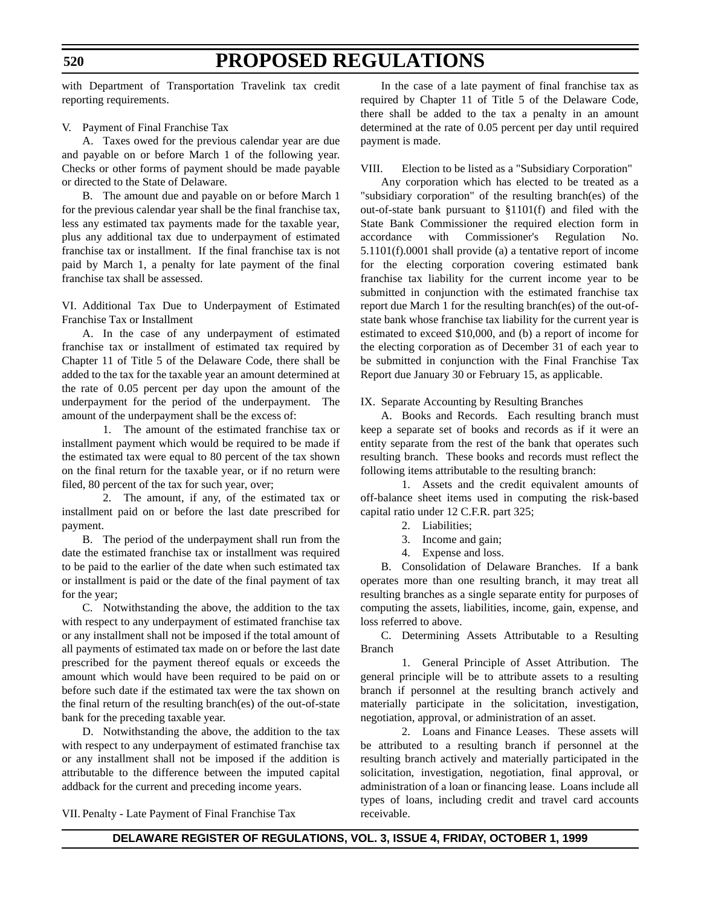with Department of Transportation Travelink tax credit reporting requirements.

V. Payment of Final Franchise Tax

A. Taxes owed for the previous calendar year are due and payable on or before March 1 of the following year. Checks or other forms of payment should be made payable or directed to the State of Delaware.

B. The amount due and payable on or before March 1 for the previous calendar year shall be the final franchise tax, less any estimated tax payments made for the taxable year, plus any additional tax due to underpayment of estimated franchise tax or installment. If the final franchise tax is not paid by March 1, a penalty for late payment of the final franchise tax shall be assessed.

VI. Additional Tax Due to Underpayment of Estimated Franchise Tax or Installment

A. In the case of any underpayment of estimated franchise tax or installment of estimated tax required by Chapter 11 of Title 5 of the Delaware Code, there shall be added to the tax for the taxable year an amount determined at the rate of 0.05 percent per day upon the amount of the underpayment for the period of the underpayment. The amount of the underpayment shall be the excess of:

1. The amount of the estimated franchise tax or installment payment which would be required to be made if the estimated tax were equal to 80 percent of the tax shown on the final return for the taxable year, or if no return were filed, 80 percent of the tax for such year, over;

2. The amount, if any, of the estimated tax or installment paid on or before the last date prescribed for payment.

B. The period of the underpayment shall run from the date the estimated franchise tax or installment was required to be paid to the earlier of the date when such estimated tax or installment is paid or the date of the final payment of tax for the year;

C. Notwithstanding the above, the addition to the tax with respect to any underpayment of estimated franchise tax or any installment shall not be imposed if the total amount of all payments of estimated tax made on or before the last date prescribed for the payment thereof equals or exceeds the amount which would have been required to be paid on or before such date if the estimated tax were the tax shown on the final return of the resulting branch(es) of the out-of-state bank for the preceding taxable year.

D. Notwithstanding the above, the addition to the tax with respect to any underpayment of estimated franchise tax or any installment shall not be imposed if the addition is attributable to the difference between the imputed capital addback for the current and preceding income years.

VII. Penalty - Late Payment of Final Franchise Tax

In the case of a late payment of final franchise tax as required by Chapter 11 of Title 5 of the Delaware Code, there shall be added to the tax a penalty in an amount determined at the rate of 0.05 percent per day until required payment is made.

VIII. Election to be listed as a "Subsidiary Corporation"

Any corporation which has elected to be treated as a "subsidiary corporation" of the resulting branch(es) of the out-of-state bank pursuant to §1101(f) and filed with the State Bank Commissioner the required election form in accordance with Commissioner's Regulation No. 5.1101(f).0001 shall provide (a) a tentative report of income for the electing corporation covering estimated bank franchise tax liability for the current income year to be submitted in conjunction with the estimated franchise tax report due March 1 for the resulting branch(es) of the out-of-state bank whose franchise tax liability for the current year is estimated to exceed $10,000, and (b) a report of income for the electing corporation as of December 31 of each year to be submitted in conjunction with the Final Franchise Tax Report due January 30 or February 15, as applicable.

IX. Separate Accounting by Resulting Branches

A. Books and Records. Each resulting branch must keep a separate set of books and records as if it were an entity separate from the rest of the bank that operates such resulting branch. These books and records must reflect the following items attributable to the resulting branch:

1. Assets and the credit equivalent amounts of off-balance sheet items used in computing the risk-based capital ratio under 12 C.F.R. part 325;

2. Liabilities;

3. Income and gain;

4. Expense and loss.

B. Consolidation of Delaware Branches. If a bank operates more than one resulting branch, it may treat all resulting branches as a single separate entity for purposes of computing the assets, liabilities, income, gain, expense, and loss referred to above.

C. Determining Assets Attributable to a Resulting Branch

1. General Principle of Asset Attribution. The general principle will be to attribute assets to a resulting branch if personnel at the resulting branch actively and materially participate in the solicitation, investigation, negotiation, approval, or administration of an asset.

2. Loans and Finance Leases. These assets will be attributed to a resulting branch if personnel at the resulting branch actively and materially participated in the solicitation, investigation, negotiation, final approval, or administration of a loan or financing lease. Loans include all types of loans, including credit and travel card accounts receivable.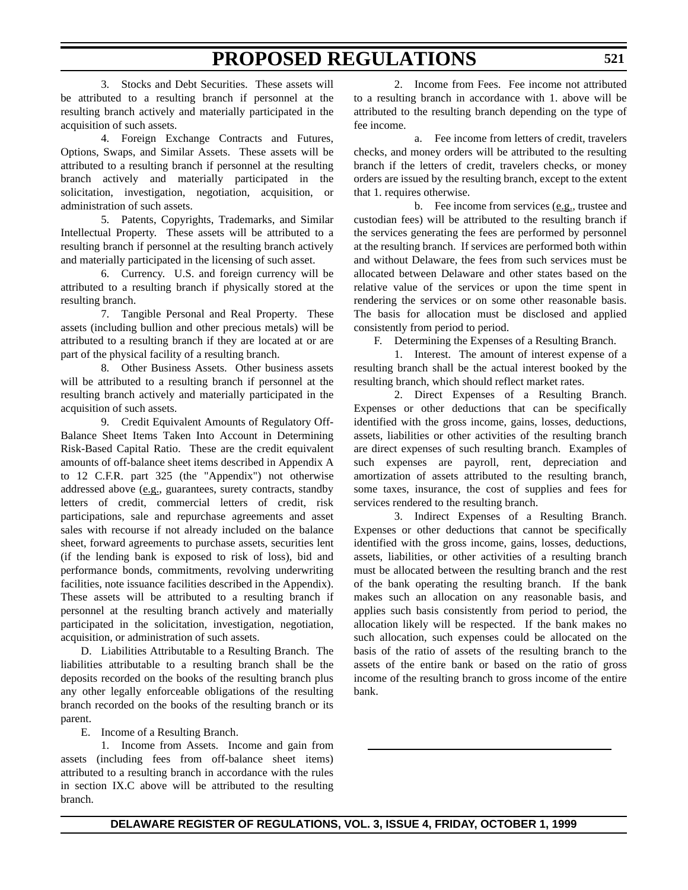3. Stocks and Debt Securities. These assets will be attributed to a resulting branch if personnel at the resulting branch actively and materially participated in the acquisition of such assets.

4. Foreign Exchange Contracts and Futures, Options, Swaps, and Similar Assets. These assets will be attributed to a resulting branch if personnel at the resulting branch actively and materially participated in the solicitation, investigation, negotiation, acquisition, or administration of such assets.

5. Patents, Copyrights, Trademarks, and Similar Intellectual Property. These assets will be attributed to a resulting branch if personnel at the resulting branch actively and materially participated in the licensing of such asset.

6. Currency. U.S. and foreign currency will be attributed to a resulting branch if physically stored at the resulting branch.

7. Tangible Personal and Real Property. These assets (including bullion and other precious metals) will be attributed to a resulting branch if they are located at or are part of the physical facility of a resulting branch.

8. Other Business Assets. Other business assets will be attributed to a resulting branch if personnel at the resulting branch actively and materially participated in the acquisition of such assets.

9. Credit Equivalent Amounts of Regulatory Off-Balance Sheet Items Taken Into Account in Determining Risk-Based Capital Ratio. These are the credit equivalent amounts of off-balance sheet items described in Appendix A to 12 C.F.R. part 325 (the "Appendix") not otherwise addressed above (e.g., guarantees, surety contracts, standby letters of credit, commercial letters of credit, risk participations, sale and repurchase agreements and asset sales with recourse if not already included on the balance sheet, forward agreements to purchase assets, securities lent (if the lending bank is exposed to risk of loss), bid and performance bonds, commitments, revolving underwriting facilities, note issuance facilities described in the Appendix). These assets will be attributed to a resulting branch if personnel at the resulting branch actively and materially participated in the solicitation, investigation, negotiation, acquisition, or administration of such assets.

D. Liabilities Attributable to a Resulting Branch. The liabilities attributable to a resulting branch shall be the deposits recorded on the books of the resulting branch plus any other legally enforceable obligations of the resulting branch recorded on the books of the resulting branch or its parent.

E. Income of a Resulting Branch.

1. Income from Assets. Income and gain from assets (including fees from off-balance sheet items) attributed to a resulting branch in accordance with the rules in section IX.C above will be attributed to the resulting branch.

2. Income from Fees. Fee income not attributed to a resulting branch in accordance with 1. above will be attributed to the resulting branch depending on the type of fee income.

a. Fee income from letters of credit, travelers checks, and money orders will be attributed to the resulting branch if the letters of credit, travelers checks, or money orders are issued by the resulting branch, except to the extent that 1. requires otherwise.

b. Fee income from services (e.g., trustee and custodian fees) will be attributed to the resulting branch if the services generating the fees are performed by personnel at the resulting branch. If services are performed both within and without Delaware, the fees from such services must be allocated between Delaware and other states based on the relative value of the services or upon the time spent in rendering the services or on some other reasonable basis. The basis for allocation must be disclosed and applied consistently from period to period.

F. Determining the Expenses of a Resulting Branch.

1. Interest. The amount of interest expense of a resulting branch shall be the actual interest booked by the resulting branch, which should reflect market rates.

2. Direct Expenses of a Resulting Branch. Expenses or other deductions that can be specifically identified with the gross income, gains, losses, deductions, assets, liabilities or other activities of the resulting branch are direct expenses of such resulting branch. Examples of such expenses are payroll, rent, depreciation and amortization of assets attributed to the resulting branch, some taxes, insurance, the cost of supplies and fees for services rendered to the resulting branch.

3. Indirect Expenses of a Resulting Branch. Expenses or other deductions that cannot be specifically identified with the gross income, gains, losses, deductions, assets, liabilities, or other activities of a resulting branch must be allocated between the resulting branch and the rest of the bank operating the resulting branch. If the bank makes such an allocation on any reasonable basis, and applies such basis consistently from period to period, the allocation likely will be respected. If the bank makes no such allocation, such expenses could be allocated on the basis of the ratio of assets of the resulting branch to the assets of the entire bank or based on the ratio of gross income of the resulting branch to gross income of the entire bank.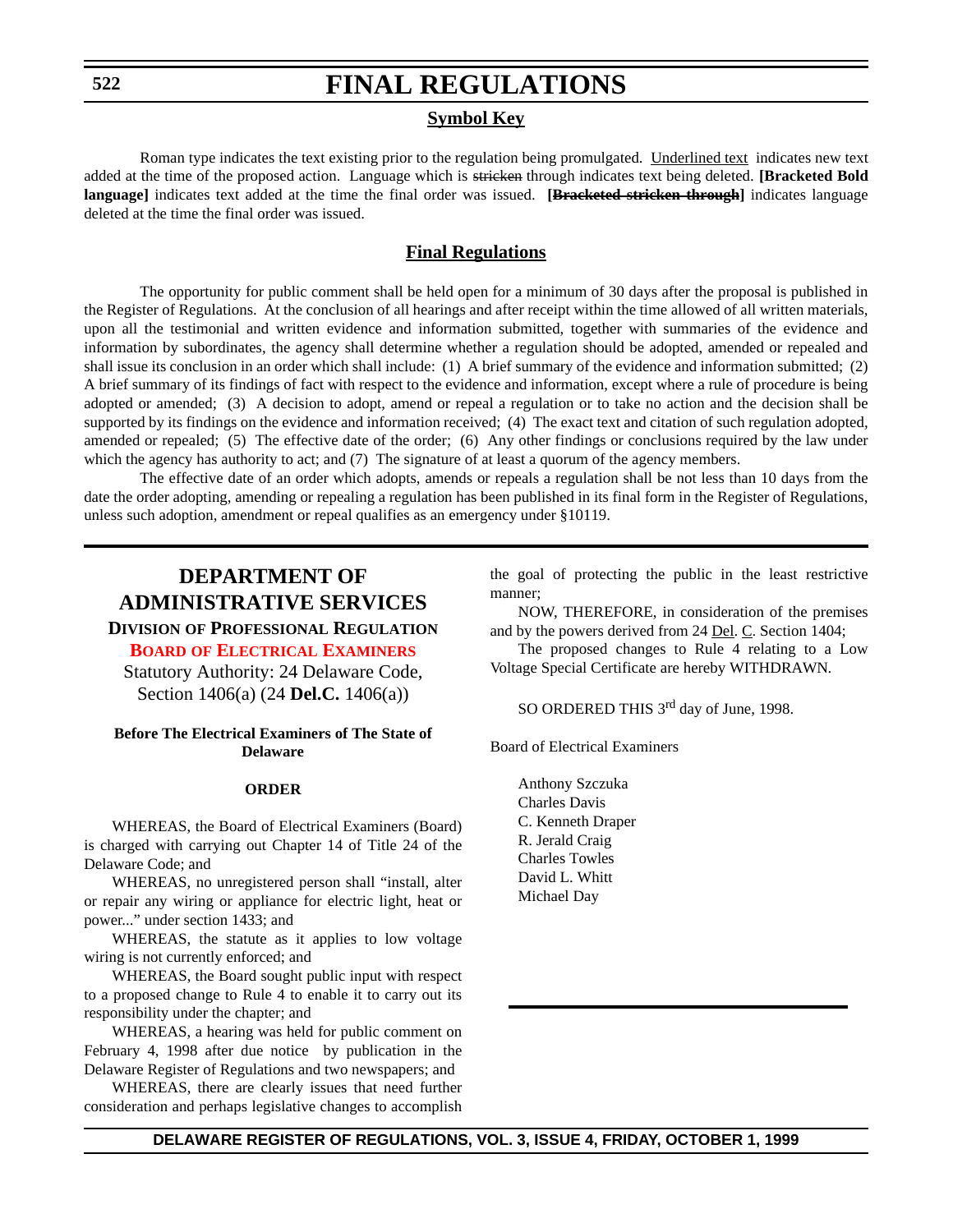# FINAL REGULATIONS

## Symbol Key

Roman type indicates the text existing prior to the regulation being promulgated. Underlined text indicates new text added at the time of the proposed action. Language which is ~~stricken~~ through indicates text being deleted. **[Bracketed Bold language]** indicates text added at the time the final order was issued. **[~~Bracketed stricken through~~]** indicates language deleted at the time the final order was issued.

## Final Regulations

The opportunity for public comment shall be held open for a minimum of 30 days after the proposal is published in the Register of Regulations. At the conclusion of all hearings and after receipt within the time allowed of all written materials, upon all the testimonial and written evidence and information submitted, together with summaries of the evidence and information by subordinates, the agency shall determine whether a regulation should be adopted, amended or repealed and shall issue its conclusion in an order which shall include: (1) A brief summary of the evidence and information submitted; (2) A brief summary of its findings of fact with respect to the evidence and information, except where a rule of procedure is being adopted or amended; (3) A decision to adopt, amend or repeal a regulation or to take no action and the decision shall be supported by its findings on the evidence and information received; (4) The exact text and citation of such regulation adopted, amended or repealed; (5) The effective date of the order; (6) Any other findings or conclusions required by the law under which the agency has authority to act; and (7) The signature of at least a quorum of the agency members.

The effective date of an order which adopts, amends or repeals a regulation shall be not less than 10 days from the date the order adopting, amending or repealing a regulation has been published in its final form in the Register of Regulations, unless such adoption, amendment or repeal qualifies as an emergency under §10119.

---

## DEPARTMENT OF ADMINISTRATIVE SERVICES

### Division of Professional Regulation

### Board of Electrical Examiners

Statutory Authority: 24 Delaware Code, Section 1406(a) (24 **Del.C.** 1406(a))

**Before The Electrical Examiners of The State of Delaware**

**ORDER**

WHEREAS, the Board of Electrical Examiners (Board) is charged with carrying out Chapter 14 of Title 24 of the Delaware Code; and

WHEREAS, no unregistered person shall "install, alter or repair any wiring or appliance for electric light, heat or power..." under section 1433; and

WHEREAS, the statute as it applies to low voltage wiring is not currently enforced; and

WHEREAS, the Board sought public input with respect to a proposed change to Rule 4 to enable it to carry out its responsibility under the chapter; and

WHEREAS, a hearing was held for public comment on February 4, 1998 after due notice by publication in the Delaware Register of Regulations and two newspapers; and

WHEREAS, there are clearly issues that need further consideration and perhaps legislative changes to accomplish the goal of protecting the public in the least restrictive manner;

NOW, THEREFORE, in consideration of the premises and by the powers derived from 24 Del. C. Section 1404;

The proposed changes to Rule 4 relating to a Low Voltage Special Certificate are hereby WITHDRAWN.

SO ORDERED THIS 3rd day of June, 1998.

Board of Electrical Examiners

Anthony Szczuka
Charles Davis
C. Kenneth Draper
R. Jerald Craig
Charles Towles
David L. Whitt
Michael Day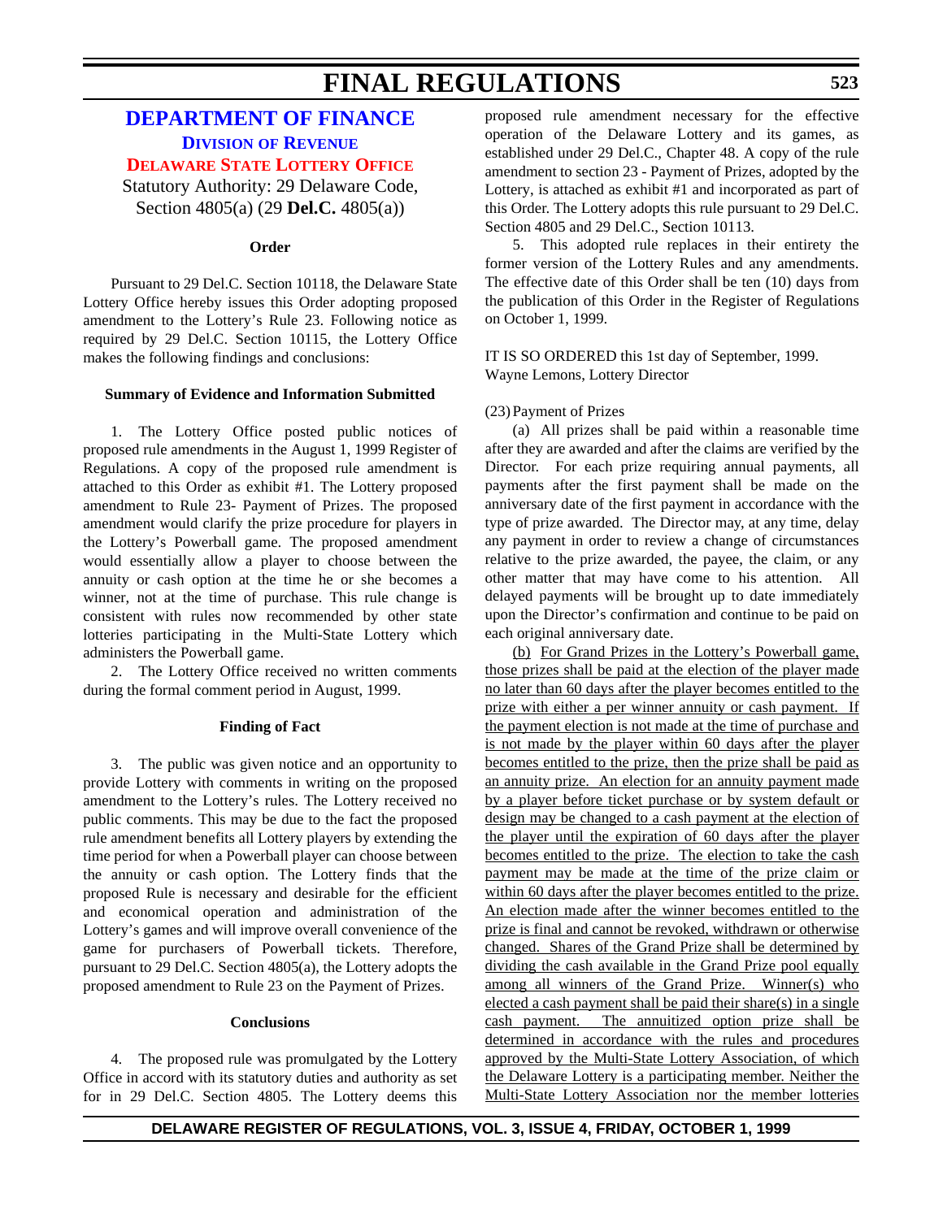# DEPARTMENT OF FINANCE

## DIVISION OF REVENUE

## DELAWARE STATE LOTTERY OFFICE

Statutory Authority: 29 Delaware Code, Section 4805(a) (29 **Del.C.** 4805(a))

**Order**

Pursuant to 29 Del.C. Section 10118, the Delaware State Lottery Office hereby issues this Order adopting proposed amendment to the Lottery's Rule 23. Following notice as required by 29 Del.C. Section 10115, the Lottery Office makes the following findings and conclusions:

**Summary of Evidence and Information Submitted**

1. The Lottery Office posted public notices of proposed rule amendments in the August 1, 1999 Register of Regulations. A copy of the proposed rule amendment is attached to this Order as exhibit #1. The Lottery proposed amendment to Rule 23- Payment of Prizes. The proposed amendment would clarify the prize procedure for players in the Lottery's Powerball game. The proposed amendment would essentially allow a player to choose between the annuity or cash option at the time he or she becomes a winner, not at the time of purchase. This rule change is consistent with rules now recommended by other state lotteries participating in the Multi-State Lottery which administers the Powerball game.

2. The Lottery Office received no written comments during the formal comment period in August, 1999.

**Finding of Fact**

3. The public was given notice and an opportunity to provide Lottery with comments in writing on the proposed amendment to the Lottery's rules. The Lottery received no public comments. This may be due to the fact the proposed rule amendment benefits all Lottery players by extending the time period for when a Powerball player can choose between the annuity or cash option. The Lottery finds that the proposed Rule is necessary and desirable for the efficient and economical operation and administration of the Lottery's games and will improve overall convenience of the game for purchasers of Powerball tickets. Therefore, pursuant to 29 Del.C. Section 4805(a), the Lottery adopts the proposed amendment to Rule 23 on the Payment of Prizes.

**Conclusions**

4. The proposed rule was promulgated by the Lottery Office in accord with its statutory duties and authority as set for in 29 Del.C. Section 4805. The Lottery deems this proposed rule amendment necessary for the effective operation of the Delaware Lottery and its games, as established under 29 Del.C., Chapter 48. A copy of the rule amendment to section 23 - Payment of Prizes, adopted by the Lottery, is attached as exhibit #1 and incorporated as part of this Order. The Lottery adopts this rule pursuant to 29 Del.C. Section 4805 and 29 Del.C., Section 10113.

5. This adopted rule replaces in their entirety the former version of the Lottery Rules and any amendments. The effective date of this Order shall be ten (10) days from the publication of this Order in the Register of Regulations on October 1, 1999.

IT IS SO ORDERED this 1st day of September, 1999.
Wayne Lemons, Lottery Director

(23) Payment of Prizes

(a) All prizes shall be paid within a reasonable time after they are awarded and after the claims are verified by the Director. For each prize requiring annual payments, all payments after the first payment shall be made on the anniversary date of the first payment in accordance with the type of prize awarded. The Director may, at any time, delay any payment in order to review a change of circumstances relative to the prize awarded, the payee, the claim, or any other matter that may have come to his attention. All delayed payments will be brought up to date immediately upon the Director's confirmation and continue to be paid on each original anniversary date.

<u>(b) For Grand Prizes in the Lottery's Powerball game, those prizes shall be paid at the election of the player made no later than 60 days after the player becomes entitled to the prize with either a per winner annuity or cash payment. If the payment election is not made at the time of purchase and is not made by the player within 60 days after the player becomes entitled to the prize, then the prize shall be paid as an annuity prize. An election for an annuity payment made by a player before ticket purchase or by system default or design may be changed to a cash payment at the election of the player until the expiration of 60 days after the player becomes entitled to the prize. The election to take the cash payment may be made at the time of the prize claim or within 60 days after the player becomes entitled to the prize. An election made after the winner becomes entitled to the prize is final and cannot be revoked, withdrawn or otherwise changed. Shares of the Grand Prize shall be determined by dividing the cash available in the Grand Prize pool equally among all winners of the Grand Prize. Winner(s) who elected a cash payment shall be paid their share(s) in a single cash payment. The annuitized option prize shall be determined in accordance with the rules and procedures approved by the Multi-State Lottery Association, of which the Delaware Lottery is a participating member. Neither the Multi-State Lottery Association nor the member lotteries</u>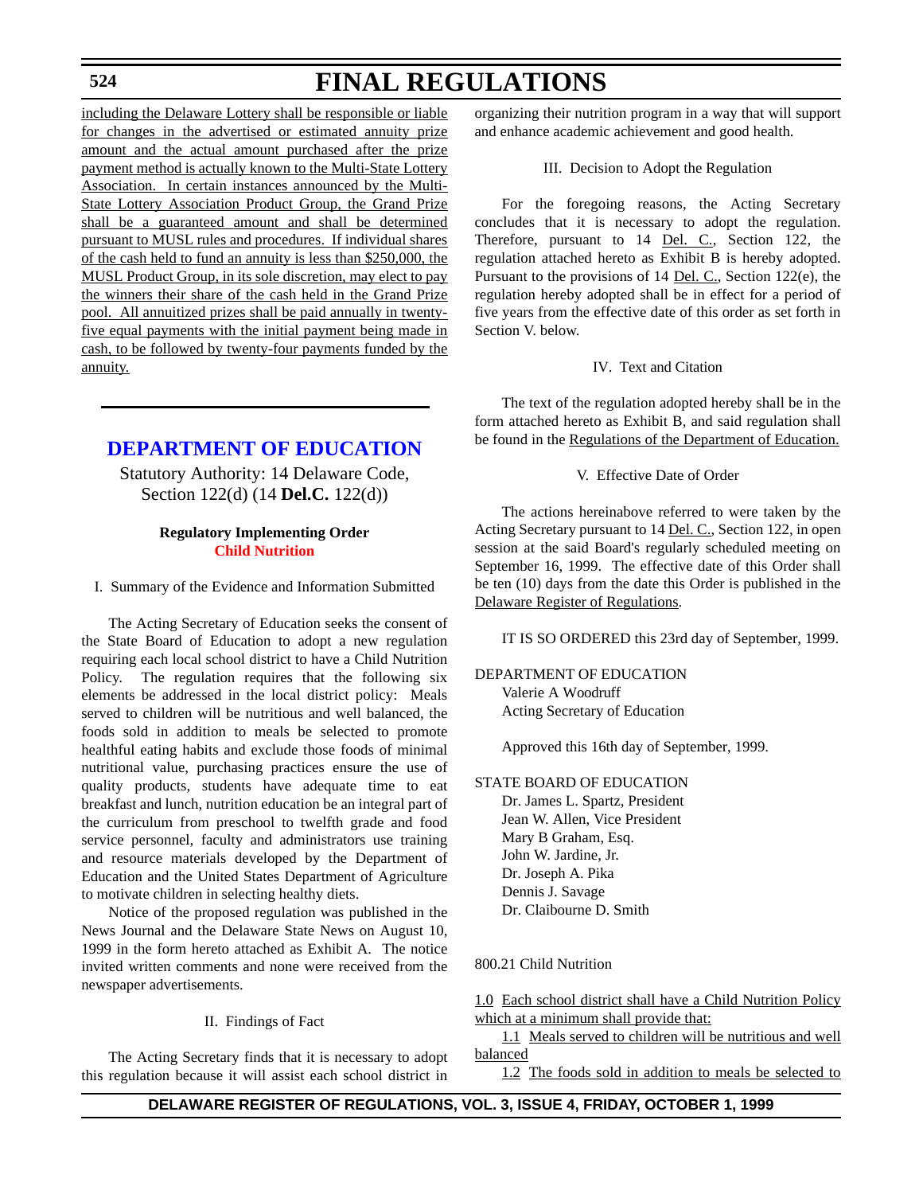including the Delaware Lottery shall be responsible or liable for changes in the advertised or estimated annuity prize amount and the actual amount purchased after the prize payment method is actually known to the Multi-State Lottery Association. In certain instances announced by the Multi-State Lottery Association Product Group, the Grand Prize shall be a guaranteed amount and shall be determined pursuant to MUSL rules and procedures. If individual shares of the cash held to fund an annuity is less than $250,000, the MUSL Product Group, in its sole discretion, may elect to pay the winners their share of the cash held in the Grand Prize pool. All annuitized prizes shall be paid annually in twenty-five equal payments with the initial payment being made in cash, to be followed by twenty-four payments funded by the annuity.

---

## DEPARTMENT OF EDUCATION

Statutory Authority: 14 Delaware Code, Section 122(d) (14 **Del.C.** 122(d))

**Regulatory Implementing Order**
**Child Nutrition**

I. Summary of the Evidence and Information Submitted

The Acting Secretary of Education seeks the consent of the State Board of Education to adopt a new regulation requiring each local school district to have a Child Nutrition Policy. The regulation requires that the following six elements be addressed in the local district policy: Meals served to children will be nutritious and well balanced, the foods sold in addition to meals be selected to promote healthful eating habits and exclude those foods of minimal nutritional value, purchasing practices ensure the use of quality products, students have adequate time to eat breakfast and lunch, nutrition education be an integral part of the curriculum from preschool to twelfth grade and food service personnel, faculty and administrators use training and resource materials developed by the Department of Education and the United States Department of Agriculture to motivate children in selecting healthy diets.

Notice of the proposed regulation was published in the News Journal and the Delaware State News on August 10, 1999 in the form hereto attached as Exhibit A. The notice invited written comments and none were received from the newspaper advertisements.

II. Findings of Fact

The Acting Secretary finds that it is necessary to adopt this regulation because it will assist each school district in organizing their nutrition program in a way that will support and enhance academic achievement and good health.

III. Decision to Adopt the Regulation

For the foregoing reasons, the Acting Secretary concludes that it is necessary to adopt the regulation. Therefore, pursuant to 14 Del. C., Section 122, the regulation attached hereto as Exhibit B is hereby adopted. Pursuant to the provisions of 14 Del. C., Section 122(e), the regulation hereby adopted shall be in effect for a period of five years from the effective date of this order as set forth in Section V. below.

IV. Text and Citation

The text of the regulation adopted hereby shall be in the form attached hereto as Exhibit B, and said regulation shall be found in the Regulations of the Department of Education.

V. Effective Date of Order

The actions hereinabove referred to were taken by the Acting Secretary pursuant to 14 Del. C., Section 122, in open session at the said Board's regularly scheduled meeting on September 16, 1999. The effective date of this Order shall be ten (10) days from the date this Order is published in the Delaware Register of Regulations.

IT IS SO ORDERED this 23rd day of September, 1999.

DEPARTMENT OF EDUCATION
Valerie A Woodruff
Acting Secretary of Education

Approved this 16th day of September, 1999.

STATE BOARD OF EDUCATION
Dr. James L. Spartz, President
Jean W. Allen, Vice President
Mary B Graham, Esq.
John W. Jardine, Jr.
Dr. Joseph A. Pika
Dennis J. Savage
Dr. Claibourne D. Smith

800.21 Child Nutrition

1.0 Each school district shall have a Child Nutrition Policy which at a minimum shall provide that:

1.1 Meals served to children will be nutritious and well balanced

1.2 The foods sold in addition to meals be selected to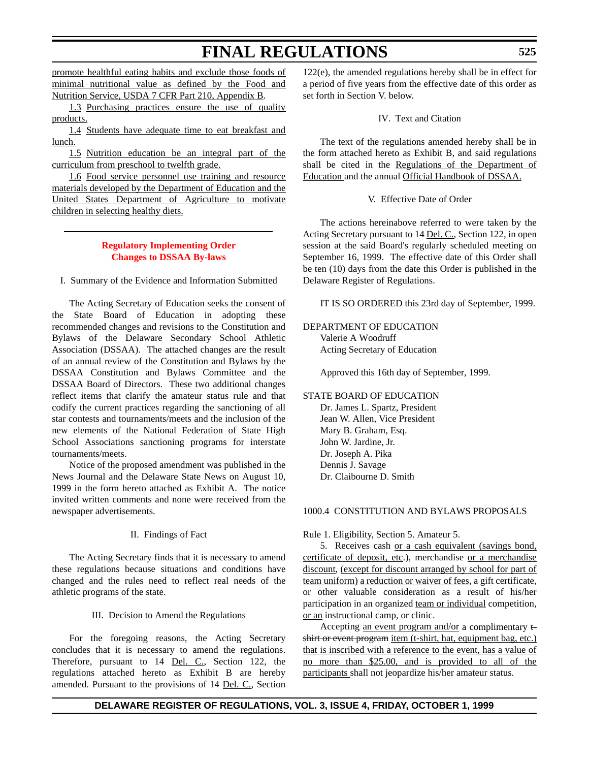promote healthful eating habits and exclude those foods of minimal nutritional value as defined by the Food and Nutrition Service, USDA 7 CFR Part 210, Appendix B.

1.3 Purchasing practices ensure the use of quality products.

1.4 Students have adequate time to eat breakfast and lunch.

1.5 Nutrition education be an integral part of the curriculum from preschool to twelfth grade.

1.6 Food service personnel use training and resource materials developed by the Department of Education and the United States Department of Agriculture to motivate children in selecting healthy diets.

---

## Regulatory Implementing Order
## Changes to DSSAA By-laws

I. Summary of the Evidence and Information Submitted

The Acting Secretary of Education seeks the consent of the State Board of Education in adopting these recommended changes and revisions to the Constitution and Bylaws of the Delaware Secondary School Athletic Association (DSSAA). The attached changes are the result of an annual review of the Constitution and Bylaws by the DSSAA Constitution and Bylaws Committee and the DSSAA Board of Directors. These two additional changes reflect items that clarify the amateur status rule and that codify the current practices regarding the sanctioning of all star contests and tournaments/meets and the inclusion of the new elements of the National Federation of State High School Associations sanctioning programs for interstate tournaments/meets.

Notice of the proposed amendment was published in the News Journal and the Delaware State News on August 10, 1999 in the form hereto attached as Exhibit A. The notice invited written comments and none were received from the newspaper advertisements.

II. Findings of Fact

The Acting Secretary finds that it is necessary to amend these regulations because situations and conditions have changed and the rules need to reflect real needs of the athletic programs of the state.

III. Decision to Amend the Regulations

For the foregoing reasons, the Acting Secretary concludes that it is necessary to amend the regulations. Therefore, pursuant to 14 Del. C., Section 122, the regulations attached hereto as Exhibit B are hereby amended. Pursuant to the provisions of 14 Del. C., Section 122(e), the amended regulations hereby shall be in effect for a period of five years from the effective date of this order as set forth in Section V. below.

IV. Text and Citation

The text of the regulations amended hereby shall be in the form attached hereto as Exhibit B, and said regulations shall be cited in the Regulations of the Department of Education and the annual Official Handbook of DSSAA.

V. Effective Date of Order

The actions hereinabove referred to were taken by the Acting Secretary pursuant to 14 Del. C., Section 122, in open session at the said Board's regularly scheduled meeting on September 16, 1999. The effective date of this Order shall be ten (10) days from the date this Order is published in the Delaware Register of Regulations.

IT IS SO ORDERED this 23rd day of September, 1999.

DEPARTMENT OF EDUCATION
Valerie A Woodruff
Acting Secretary of Education

Approved this 16th day of September, 1999.

STATE BOARD OF EDUCATION
Dr. James L. Spartz, President
Jean W. Allen, Vice President
Mary B. Graham, Esq.
John W. Jardine, Jr.
Dr. Joseph A. Pika
Dennis J. Savage
Dr. Claibourne D. Smith

1000.4 CONSTITUTION AND BYLAWS PROPOSALS

Rule 1. Eligibility, Section 5. Amateur 5.

5. Receives cash or a cash equivalent (savings bond, certificate of deposit, etc.), merchandise or a merchandise discount, (except for discount arranged by school for part of team uniform) a reduction or waiver of fees, a gift certificate, or other valuable consideration as a result of his/her participation in an organized team or individual competition, or an instructional camp, or clinic.

Accepting an event program and/or a complimentary ~~t-shirt or event program~~ item (t-shirt, hat, equipment bag, etc.) that is inscribed with a reference to the event, has a value of no more than $25.00, and is provided to all of the participants shall not jeopardize his/her amateur status.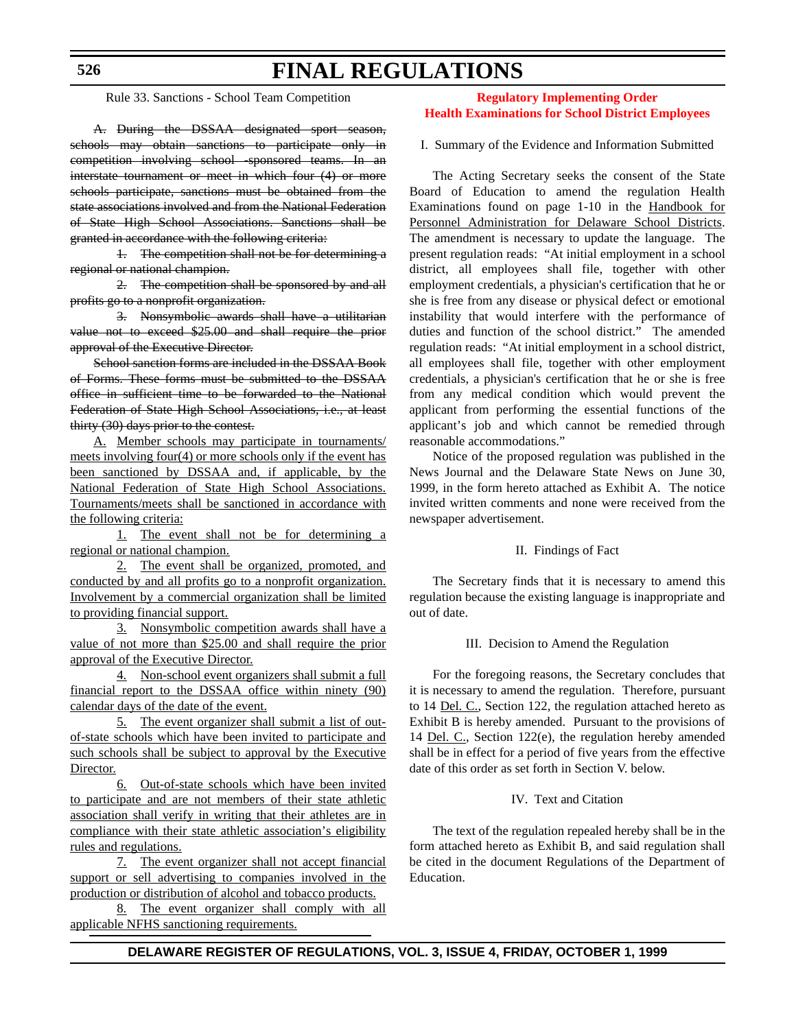Rule 33. Sanctions - School Team Competition

~~A. During the DSSAA designated sport season, schools may obtain sanctions to participate only in competition involving school -sponsored teams. In an interstate tournament or meet in which four (4) or more schools participate, sanctions must be obtained from the state associations involved and from the National Federation of State High School Associations. Sanctions shall be granted in accordance with the following criteria:~~

~~1. The competition shall not be for determining a regional or national champion.~~

~~2. The competition shall be sponsored by and all profits go to a nonprofit organization.~~

~~3. Nonsymbolic awards shall have a utilitarian value not to exceed $25.00 and shall require the prior approval of the Executive Director.~~

~~School sanction forms are included in the DSSAA Book of Forms. These forms must be submitted to the DSSAA office in sufficient time to be forwarded to the National Federation of State High School Associations, i.e., at least thirty (30) days prior to the contest.~~

A. Member schools may participate in tournaments/ meets involving four(4) or more schools only if the event has been sanctioned by DSSAA and, if applicable, by the National Federation of State High School Associations. Tournaments/meets shall be sanctioned in accordance with the following criteria:

1. The event shall not be for determining a regional or national champion.

2. The event shall be organized, promoted, and conducted by and all profits go to a nonprofit organization. Involvement by a commercial organization shall be limited to providing financial support.

3. Nonsymbolic competition awards shall have a value of not more than $25.00 and shall require the prior approval of the Executive Director.

4. Non-school event organizers shall submit a full financial report to the DSSAA office within ninety (90) calendar days of the date of the event.

5. The event organizer shall submit a list of out-of-state schools which have been invited to participate and such schools shall be subject to approval by the Executive Director.

6. Out-of-state schools which have been invited to participate and are not members of their state athletic association shall verify in writing that their athletes are in compliance with their state athletic association's eligibility rules and regulations.

7. The event organizer shall not accept financial support or sell advertising to companies involved in the production or distribution of alcohol and tobacco products.

8. The event organizer shall comply with all applicable NFHS sanctioning requirements.

## Regulatory Implementing Order
## Health Examinations for School District Employees

I. Summary of the Evidence and Information Submitted

The Acting Secretary seeks the consent of the State Board of Education to amend the regulation Health Examinations found on page 1-10 in the Handbook for Personnel Administration for Delaware School Districts. The amendment is necessary to update the language. The present regulation reads: "At initial employment in a school district, all employees shall file, together with other employment credentials, a physician's certification that he or she is free from any disease or physical defect or emotional instability that would interfere with the performance of duties and function of the school district." The amended regulation reads: "At initial employment in a school district, all employees shall file, together with other employment credentials, a physician's certification that he or she is free from any medical condition which would prevent the applicant from performing the essential functions of the applicant's job and which cannot be remedied through reasonable accommodations."

Notice of the proposed regulation was published in the News Journal and the Delaware State News on June 30, 1999, in the form hereto attached as Exhibit A. The notice invited written comments and none were received from the newspaper advertisement.

II. Findings of Fact

The Secretary finds that it is necessary to amend this regulation because the existing language is inappropriate and out of date.

III. Decision to Amend the Regulation

For the foregoing reasons, the Secretary concludes that it is necessary to amend the regulation. Therefore, pursuant to 14 Del. C., Section 122, the regulation attached hereto as Exhibit B is hereby amended. Pursuant to the provisions of 14 Del. C., Section 122(e), the regulation hereby amended shall be in effect for a period of five years from the effective date of this order as set forth in Section V. below.

IV. Text and Citation

The text of the regulation repealed hereby shall be in the form attached hereto as Exhibit B, and said regulation shall be cited in the document Regulations of the Department of Education.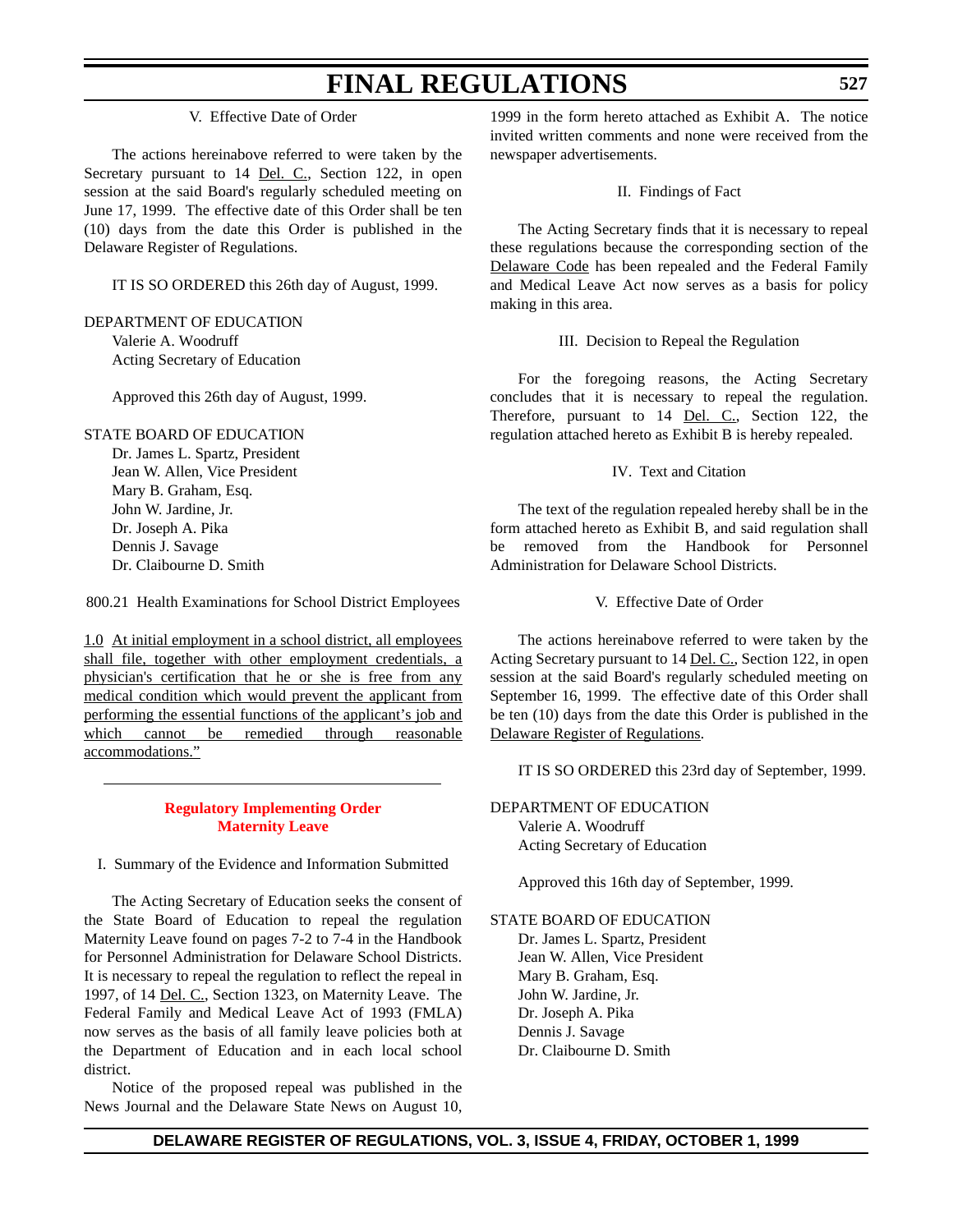V. Effective Date of Order

The actions hereinabove referred to were taken by the Secretary pursuant to 14 Del. C., Section 122, in open session at the said Board's regularly scheduled meeting on June 17, 1999. The effective date of this Order shall be ten (10) days from the date this Order is published in the Delaware Register of Regulations.

IT IS SO ORDERED this 26th day of August, 1999.

DEPARTMENT OF EDUCATION
Valerie A. Woodruff
Acting Secretary of Education

Approved this 26th day of August, 1999.

STATE BOARD OF EDUCATION
Dr. James L. Spartz, President
Jean W. Allen, Vice President
Mary B. Graham, Esq.
John W. Jardine, Jr.
Dr. Joseph A. Pika
Dennis J. Savage
Dr. Claibourne D. Smith

800.21 Health Examinations for School District Employees

1.0 At initial employment in a school district, all employees shall file, together with other employment credentials, a physician's certification that he or she is free from any medical condition which would prevent the applicant from performing the essential functions of the applicant's job and which cannot be remedied through reasonable accommodations."

---

## Regulatory Implementing Order
## Maternity Leave

I. Summary of the Evidence and Information Submitted

The Acting Secretary of Education seeks the consent of the State Board of Education to repeal the regulation Maternity Leave found on pages 7-2 to 7-4 in the Handbook for Personnel Administration for Delaware School Districts. It is necessary to repeal the regulation to reflect the repeal in 1997, of 14 Del. C., Section 1323, on Maternity Leave. The Federal Family and Medical Leave Act of 1993 (FMLA) now serves as the basis of all family leave policies both at the Department of Education and in each local school district.

Notice of the proposed repeal was published in the News Journal and the Delaware State News on August 10, 1999 in the form hereto attached as Exhibit A. The notice invited written comments and none were received from the newspaper advertisements.

II. Findings of Fact

The Acting Secretary finds that it is necessary to repeal these regulations because the corresponding section of the Delaware Code has been repealed and the Federal Family and Medical Leave Act now serves as a basis for policy making in this area.

III. Decision to Repeal the Regulation

For the foregoing reasons, the Acting Secretary concludes that it is necessary to repeal the regulation. Therefore, pursuant to 14 Del. C., Section 122, the regulation attached hereto as Exhibit B is hereby repealed.

IV. Text and Citation

The text of the regulation repealed hereby shall be in the form attached hereto as Exhibit B, and said regulation shall be removed from the Handbook for Personnel Administration for Delaware School Districts.

V. Effective Date of Order

The actions hereinabove referred to were taken by the Acting Secretary pursuant to 14 Del. C., Section 122, in open session at the said Board's regularly scheduled meeting on September 16, 1999. The effective date of this Order shall be ten (10) days from the date this Order is published in the Delaware Register of Regulations.

IT IS SO ORDERED this 23rd day of September, 1999.

DEPARTMENT OF EDUCATION
Valerie A. Woodruff
Acting Secretary of Education

Approved this 16th day of September, 1999.

STATE BOARD OF EDUCATION
Dr. James L. Spartz, President
Jean W. Allen, Vice President
Mary B. Graham, Esq.
John W. Jardine, Jr.
Dr. Joseph A. Pika
Dennis J. Savage
Dr. Claibourne D. Smith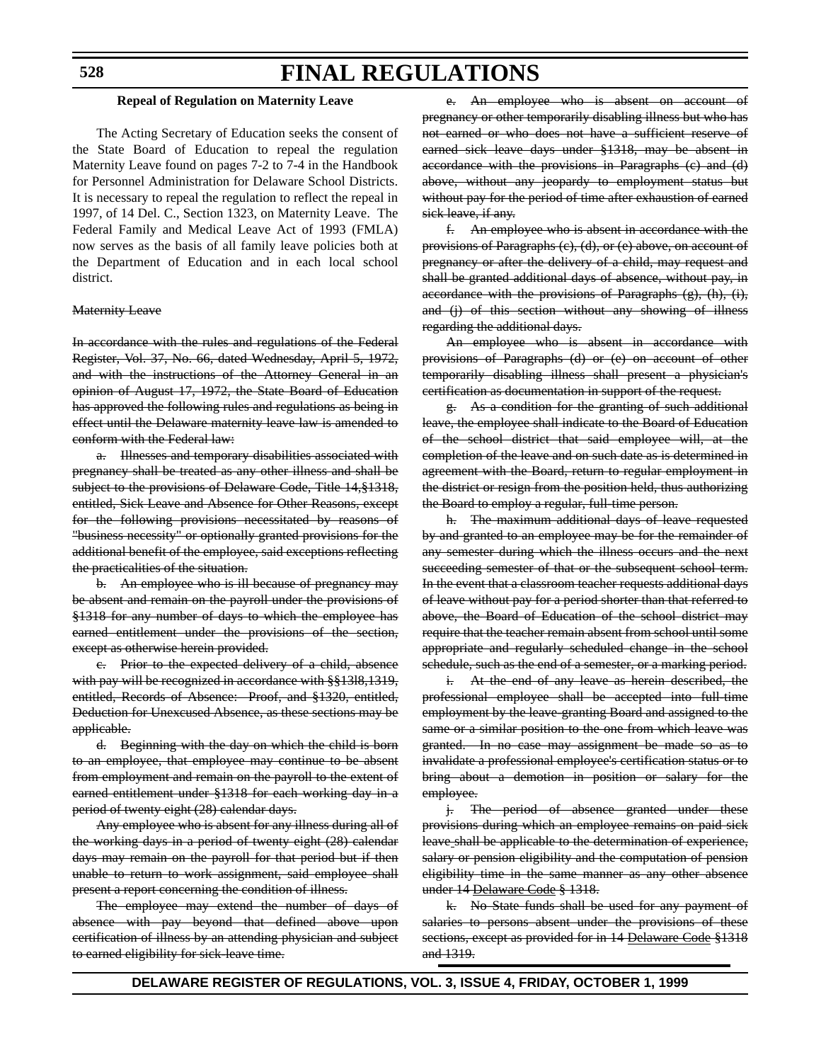# FINAL REGULATIONS

**Repeal of Regulation on Maternity Leave**

The Acting Secretary of Education seeks the consent of the State Board of Education to repeal the regulation Maternity Leave found on pages 7-2 to 7-4 in the Handbook for Personnel Administration for Delaware School Districts. It is necessary to repeal the regulation to reflect the repeal in 1997, of 14 Del. C., Section 1323, on Maternity Leave. The Federal Family and Medical Leave Act of 1993 (FMLA) now serves as the basis of all family leave policies both at the Department of Education and in each local school district.

~~Maternity Leave~~

~~In accordance with the rules and regulations of the Federal Register, Vol. 37, No. 66, dated Wednesday, April 5, 1972, and with the instructions of the Attorney General in an opinion of August 17, 1972, the State Board of Education has approved the following rules and regulations as being in effect until the Delaware maternity leave law is amended to conform with the Federal law:~~

~~a. Illnesses and temporary disabilities associated with pregnancy shall be treated as any other illness and shall be subject to the provisions of Delaware Code, Title 14,§1318, entitled, Sick Leave and Absence for Other Reasons, except for the following provisions necessitated by reasons of "business necessity" or optionally granted provisions for the additional benefit of the employee, said exceptions reflecting the practicalities of the situation.~~

~~b. An employee who is ill because of pregnancy may be absent and remain on the payroll under the provisions of §1318 for any number of days to which the employee has earned entitlement under the provisions of the section, except as otherwise herein provided.~~

~~c. Prior to the expected delivery of a child, absence with pay will be recognized in accordance with §§13l8,1319, entitled, Records of Absence: Proof, and §1320, entitled, Deduction for Unexcused Absence, as these sections may be applicable.~~

~~d. Beginning with the day on which the child is born to an employee, that employee may continue to be absent from employment and remain on the payroll to the extent of earned entitlement under §1318 for each working day in a period of twenty eight (28) calendar days.~~

~~Any employee who is absent for any illness during all of the working days in a period of twenty eight (28) calendar days may remain on the payroll for that period but if then unable to return to work assignment, said employee shall present a report concerning the condition of illness.~~

~~The employee may extend the number of days of absence with pay beyond that defined above upon certification of illness by an attending physician and subject to earned eligibility for sick leave time.~~

~~e. An employee who is absent on account of pregnancy or other temporarily disabling illness but who has not earned or who does not have a sufficient reserve of earned sick leave days under §1318, may be absent in accordance with the provisions in Paragraphs (c) and (d) above, without any jeopardy to employment status but without pay for the period of time after exhaustion of earned sick leave, if any.~~

~~f. An employee who is absent in accordance with the provisions of Paragraphs (c), (d), or (e) above, on account of pregnancy or after the delivery of a child, may request and shall be granted additional days of absence, without pay, in accordance with the provisions of Paragraphs (g), (h), (i), and (j) of this section without any showing of illness regarding the additional days.~~

~~An employee who is absent in accordance with provisions of Paragraphs (d) or (e) on account of other temporarily disabling illness shall present a physician's certification as documentation in support of the request.~~

~~g. As a condition for the granting of such additional leave, the employee shall indicate to the Board of Education of the school district that said employee will, at the completion of the leave and on such date as is determined in agreement with the Board, return to regular employment in the district or resign from the position held, thus authorizing the Board to employ a regular, full-time person.~~

~~h. The maximum additional days of leave requested by and granted to an employee may be for the remainder of any semester during which the illness occurs and the next succeeding semester of that or the subsequent school term. In the event that a classroom teacher requests additional days of leave without pay for a period shorter than that referred to above, the Board of Education of the school district may require that the teacher remain absent from school until some appropriate and regularly scheduled change in the school schedule, such as the end of a semester, or a marking period.~~

~~i. At the end of any leave as herein described, the professional employee shall be accepted into full-time employment by the leave-granting Board and assigned to the same or a similar position to the one from which leave was granted. In no case may assignment be made so as to invalidate a professional employee's certification status or to bring about a demotion in position or salary for the employee.~~

~~j. The period of absence granted under these provisions during which an employee remains on paid sick leave shall be applicable to the determination of experience, salary or pension eligibility and the computation of pension eligibility time in the same manner as any other absence under 14 Delaware Code § 1318.~~

~~k. No State funds shall be used for any payment of salaries to persons absent under the provisions of these sections, except as provided for in 14 Delaware Code §1318 and 1319.~~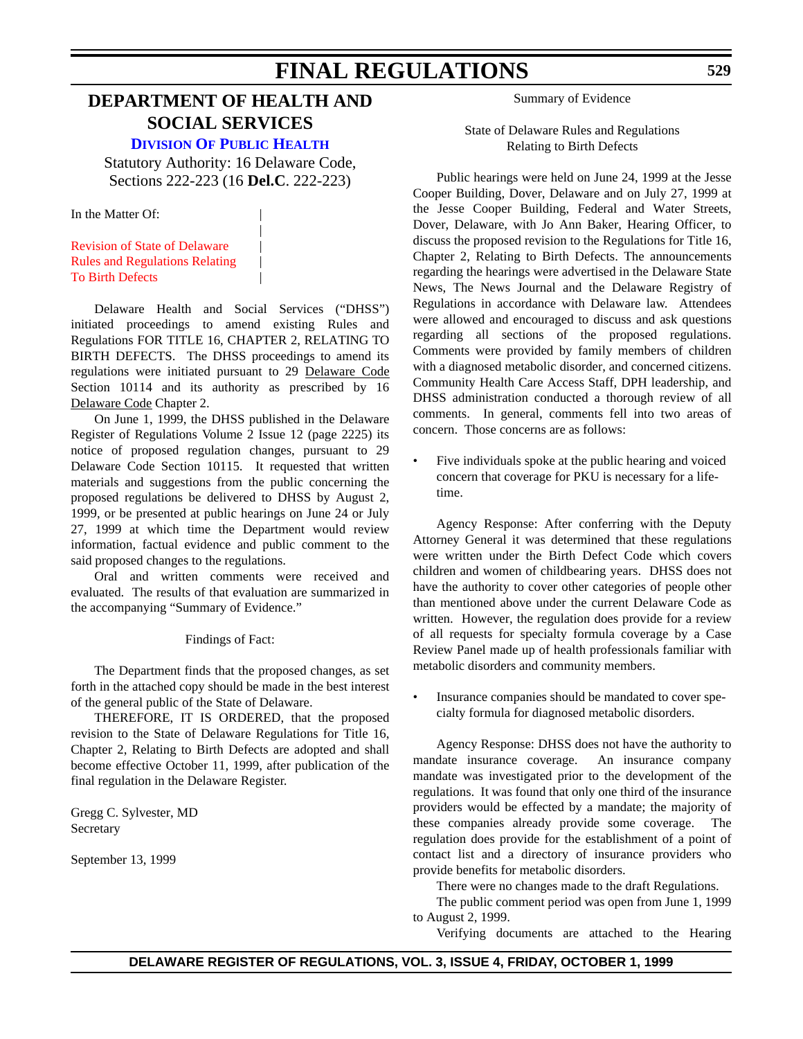# DEPARTMENT OF HEALTH AND SOCIAL SERVICES

## DIVISION OF PUBLIC HEALTH

Statutory Authority: 16 Delaware Code, Sections 222-223 (16 **Del.C**. 222-223)

In the Matter Of:

Revision of State of Delaware Rules and Regulations Relating To Birth Defects

Delaware Health and Social Services ("DHSS") initiated proceedings to amend existing Rules and Regulations FOR TITLE 16, CHAPTER 2, RELATING TO BIRTH DEFECTS. The DHSS proceedings to amend its regulations were initiated pursuant to 29 Delaware Code Section 10114 and its authority as prescribed by 16 Delaware Code Chapter 2.

On June 1, 1999, the DHSS published in the Delaware Register of Regulations Volume 2 Issue 12 (page 2225) its notice of proposed regulation changes, pursuant to 29 Delaware Code Section 10115. It requested that written materials and suggestions from the public concerning the proposed regulations be delivered to DHSS by August 2, 1999, or be presented at public hearings on June 24 or July 27, 1999 at which time the Department would review information, factual evidence and public comment to the said proposed changes to the regulations.

Oral and written comments were received and evaluated. The results of that evaluation are summarized in the accompanying "Summary of Evidence."

Findings of Fact:

The Department finds that the proposed changes, as set forth in the attached copy should be made in the best interest of the general public of the State of Delaware.

THEREFORE, IT IS ORDERED, that the proposed revision to the State of Delaware Regulations for Title 16, Chapter 2, Relating to Birth Defects are adopted and shall become effective October 11, 1999, after publication of the final regulation in the Delaware Register.

Gregg C. Sylvester, MD
Secretary

September 13, 1999

Summary of Evidence

State of Delaware Rules and Regulations
Relating to Birth Defects

Public hearings were held on June 24, 1999 at the Jesse Cooper Building, Dover, Delaware and on July 27, 1999 at the Jesse Cooper Building, Federal and Water Streets, Dover, Delaware, with Jo Ann Baker, Hearing Officer, to discuss the proposed revision to the Regulations for Title 16, Chapter 2, Relating to Birth Defects. The announcements regarding the hearings were advertised in the Delaware State News, The News Journal and the Delaware Registry of Regulations in accordance with Delaware law. Attendees were allowed and encouraged to discuss and ask questions regarding all sections of the proposed regulations. Comments were provided by family members of children with a diagnosed metabolic disorder, and concerned citizens. Community Health Care Access Staff, DPH leadership, and DHSS administration conducted a thorough review of all comments. In general, comments fell into two areas of concern. Those concerns are as follows:

- Five individuals spoke at the public hearing and voiced concern that coverage for PKU is necessary for a lifetime.

Agency Response: After conferring with the Deputy Attorney General it was determined that these regulations were written under the Birth Defect Code which covers children and women of childbearing years. DHSS does not have the authority to cover other categories of people other than mentioned above under the current Delaware Code as written. However, the regulation does provide for a review of all requests for specialty formula coverage by a Case Review Panel made up of health professionals familiar with metabolic disorders and community members.

- Insurance companies should be mandated to cover specialty formula for diagnosed metabolic disorders.

Agency Response: DHSS does not have the authority to mandate insurance coverage. An insurance company mandate was investigated prior to the development of the regulations. It was found that only one third of the insurance providers would be effected by a mandate; the majority of these companies already provide some coverage. The regulation does provide for the establishment of a point of contact list and a directory of insurance providers who provide benefits for metabolic disorders.

There were no changes made to the draft Regulations.

The public comment period was open from June 1, 1999 to August 2, 1999.

Verifying documents are attached to the Hearing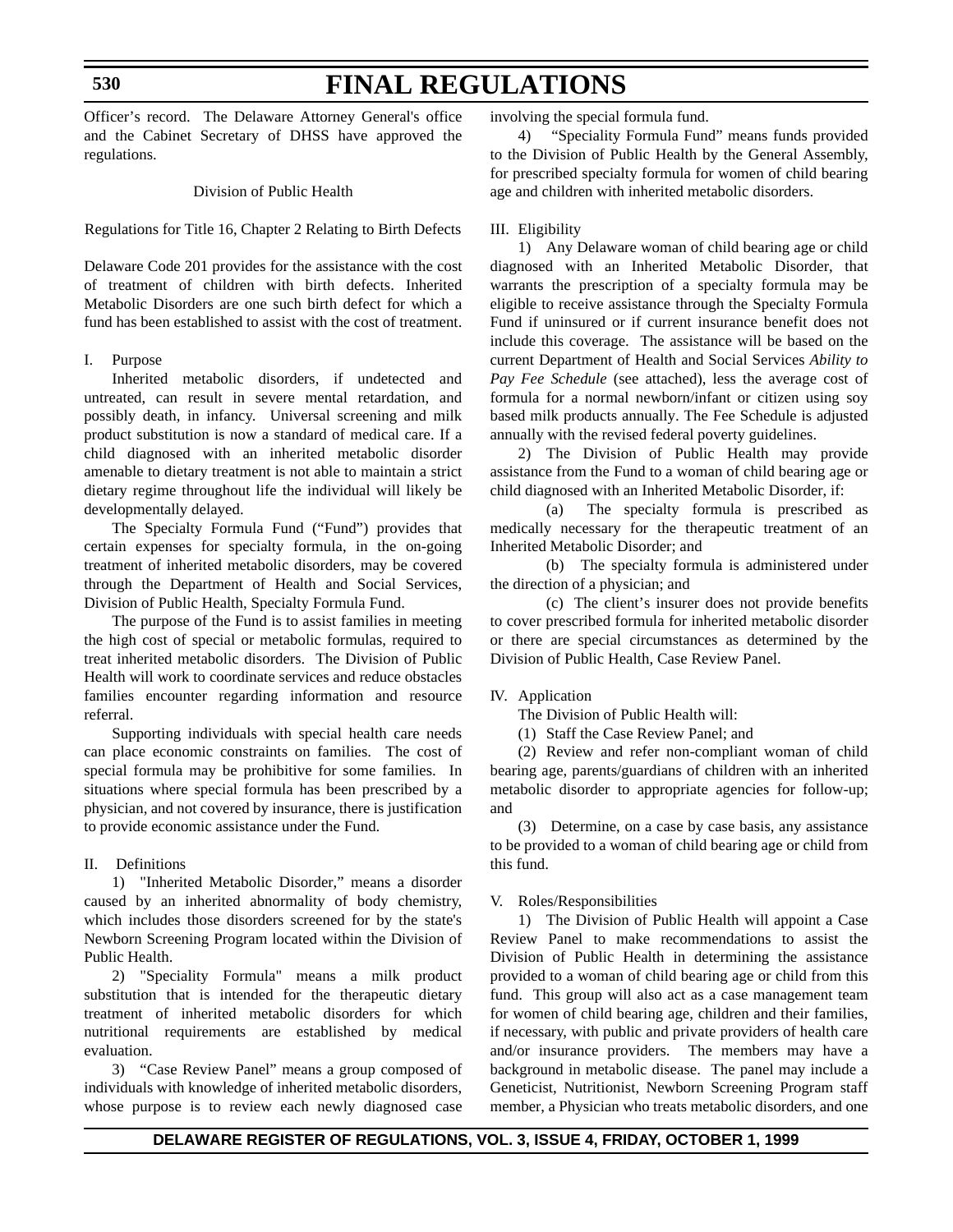Officer's record. The Delaware Attorney General's office and the Cabinet Secretary of DHSS have approved the regulations.

Division of Public Health

Regulations for Title 16, Chapter 2 Relating to Birth Defects

Delaware Code 201 provides for the assistance with the cost of treatment of children with birth defects. Inherited Metabolic Disorders are one such birth defect for which a fund has been established to assist with the cost of treatment.

I. Purpose

Inherited metabolic disorders, if undetected and untreated, can result in severe mental retardation, and possibly death, in infancy. Universal screening and milk product substitution is now a standard of medical care. If a child diagnosed with an inherited metabolic disorder amenable to dietary treatment is not able to maintain a strict dietary regime throughout life the individual will likely be developmentally delayed.

The Specialty Formula Fund ("Fund") provides that certain expenses for specialty formula, in the on-going treatment of inherited metabolic disorders, may be covered through the Department of Health and Social Services, Division of Public Health, Specialty Formula Fund.

The purpose of the Fund is to assist families in meeting the high cost of special or metabolic formulas, required to treat inherited metabolic disorders. The Division of Public Health will work to coordinate services and reduce obstacles families encounter regarding information and resource referral.

Supporting individuals with special health care needs can place economic constraints on families. The cost of special formula may be prohibitive for some families. In situations where special formula has been prescribed by a physician, and not covered by insurance, there is justification to provide economic assistance under the Fund.

II. Definitions

1) "Inherited Metabolic Disorder," means a disorder caused by an inherited abnormality of body chemistry, which includes those disorders screened for by the state's Newborn Screening Program located within the Division of Public Health.

2) "Speciality Formula" means a milk product substitution that is intended for the therapeutic dietary treatment of inherited metabolic disorders for which nutritional requirements are established by medical evaluation.

3) "Case Review Panel" means a group composed of individuals with knowledge of inherited metabolic disorders, whose purpose is to review each newly diagnosed case involving the special formula fund.

4) "Speciality Formula Fund" means funds provided to the Division of Public Health by the General Assembly, for prescribed specialty formula for women of child bearing age and children with inherited metabolic disorders.

III. Eligibility

1) Any Delaware woman of child bearing age or child diagnosed with an Inherited Metabolic Disorder, that warrants the prescription of a specialty formula may be eligible to receive assistance through the Specialty Formula Fund if uninsured or if current insurance benefit does not include this coverage. The assistance will be based on the current Department of Health and Social Services *Ability to Pay Fee Schedule* (see attached), less the average cost of formula for a normal newborn/infant or citizen using soy based milk products annually. The Fee Schedule is adjusted annually with the revised federal poverty guidelines.

2) The Division of Public Health may provide assistance from the Fund to a woman of child bearing age or child diagnosed with an Inherited Metabolic Disorder, if:

(a) The specialty formula is prescribed as medically necessary for the therapeutic treatment of an Inherited Metabolic Disorder; and

(b) The specialty formula is administered under the direction of a physician; and

(c) The client's insurer does not provide benefits to cover prescribed formula for inherited metabolic disorder or there are special circumstances as determined by the Division of Public Health, Case Review Panel.

IV. Application

The Division of Public Health will:

(1) Staff the Case Review Panel; and

(2) Review and refer non-compliant woman of child bearing age, parents/guardians of children with an inherited metabolic disorder to appropriate agencies for follow-up; and

(3) Determine, on a case by case basis, any assistance to be provided to a woman of child bearing age or child from this fund.

V. Roles/Responsibilities

1) The Division of Public Health will appoint a Case Review Panel to make recommendations to assist the Division of Public Health in determining the assistance provided to a woman of child bearing age or child from this fund. This group will also act as a case management team for women of child bearing age, children and their families, if necessary, with public and private providers of health care and/or insurance providers. The members may have a background in metabolic disease. The panel may include a Geneticist, Nutritionist, Newborn Screening Program staff member, a Physician who treats metabolic disorders, and one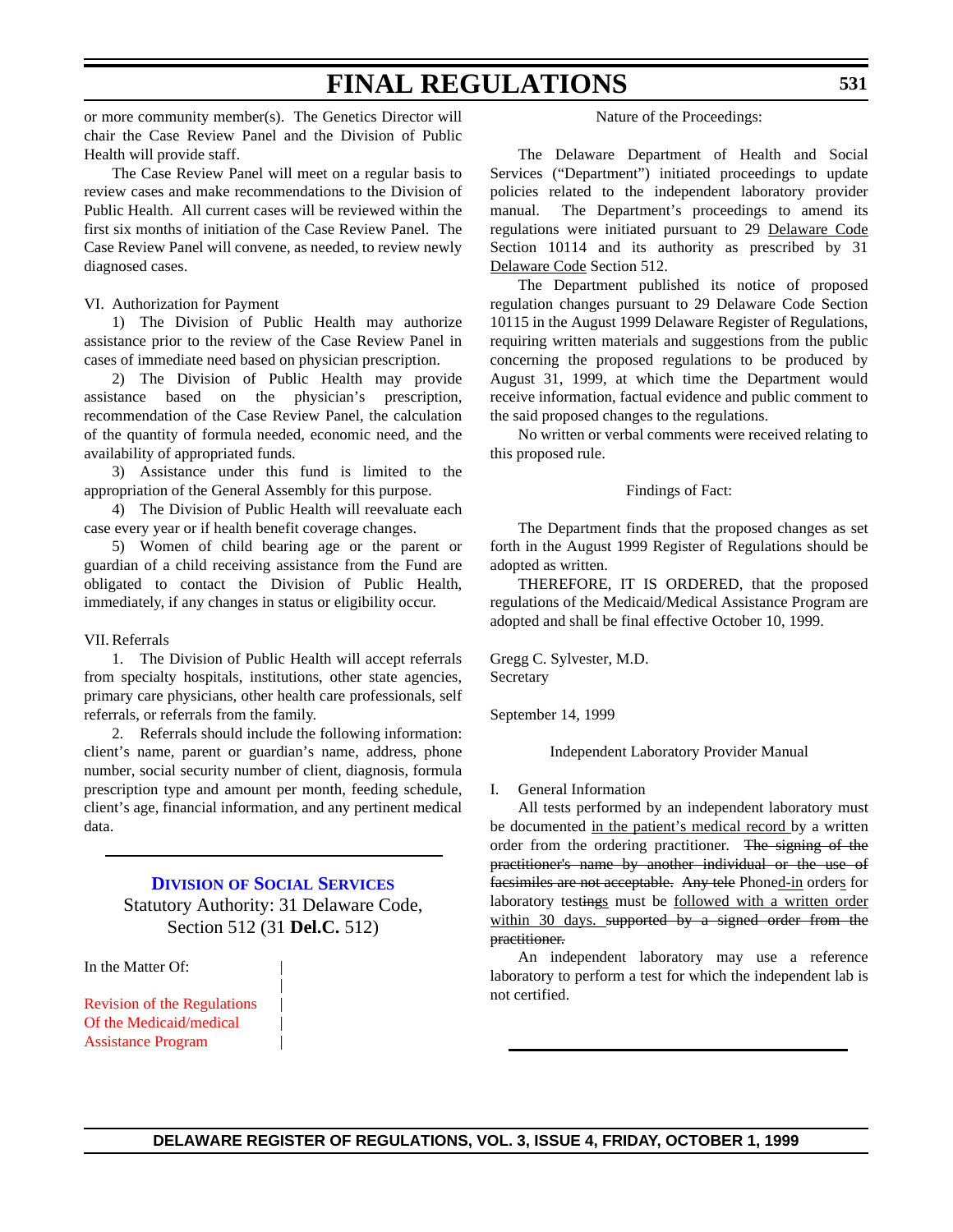or more community member(s). The Genetics Director will chair the Case Review Panel and the Division of Public Health will provide staff.

The Case Review Panel will meet on a regular basis to review cases and make recommendations to the Division of Public Health. All current cases will be reviewed within the first six months of initiation of the Case Review Panel. The Case Review Panel will convene, as needed, to review newly diagnosed cases.

VI. Authorization for Payment

1) The Division of Public Health may authorize assistance prior to the review of the Case Review Panel in cases of immediate need based on physician prescription.

2) The Division of Public Health may provide assistance based on the physician's prescription, recommendation of the Case Review Panel, the calculation of the quantity of formula needed, economic need, and the availability of appropriated funds.

3) Assistance under this fund is limited to the appropriation of the General Assembly for this purpose.

4) The Division of Public Health will reevaluate each case every year or if health benefit coverage changes.

5) Women of child bearing age or the parent or guardian of a child receiving assistance from the Fund are obligated to contact the Division of Public Health, immediately, if any changes in status or eligibility occur.

VII. Referrals

1. The Division of Public Health will accept referrals from specialty hospitals, institutions, other state agencies, primary care physicians, other health care professionals, self referrals, or referrals from the family.

2. Referrals should include the following information: client's name, parent or guardian's name, address, phone number, social security number of client, diagnosis, formula prescription type and amount per month, feeding schedule, client's age, financial information, and any pertinent medical data.

---

## Division of Social Services

Statutory Authority: 31 Delaware Code, Section 512 (31 **Del.C.** 512)

In the Matter Of:

Revision of the Regulations Of the Medicaid/medical Assistance Program

Nature of the Proceedings:

The Delaware Department of Health and Social Services ("Department") initiated proceedings to update policies related to the independent laboratory provider manual. The Department's proceedings to amend its regulations were initiated pursuant to 29 Delaware Code Section 10114 and its authority as prescribed by 31 Delaware Code Section 512.

The Department published its notice of proposed regulation changes pursuant to 29 Delaware Code Section 10115 in the August 1999 Delaware Register of Regulations, requiring written materials and suggestions from the public concerning the proposed regulations to be produced by August 31, 1999, at which time the Department would receive information, factual evidence and public comment to the said proposed changes to the regulations.

No written or verbal comments were received relating to this proposed rule.

Findings of Fact:

The Department finds that the proposed changes as set forth in the August 1999 Register of Regulations should be adopted as written.

THEREFORE, IT IS ORDERED, that the proposed regulations of the Medicaid/Medical Assistance Program are adopted and shall be final effective October 10, 1999.

Gregg C. Sylvester, M.D.
Secretary

September 14, 1999

Independent Laboratory Provider Manual

I. General Information

All tests performed by an independent laboratory must be documented <u>in the patient's medical record</u> by a written order from the ordering practitioner. ~~The signing of the practitioner's name by another individual or the use of facsimiles are not acceptable.~~ ~~Any tele~~ Phone<u>d-in</u> order<u>s</u> for laboratory test~~ing~~<u>s</u> must be <u>followed with a written order within 30 days.</u> ~~supported by a signed order from the practitioner.~~

An independent laboratory may use a reference laboratory to perform a test for which the independent lab is not certified.

---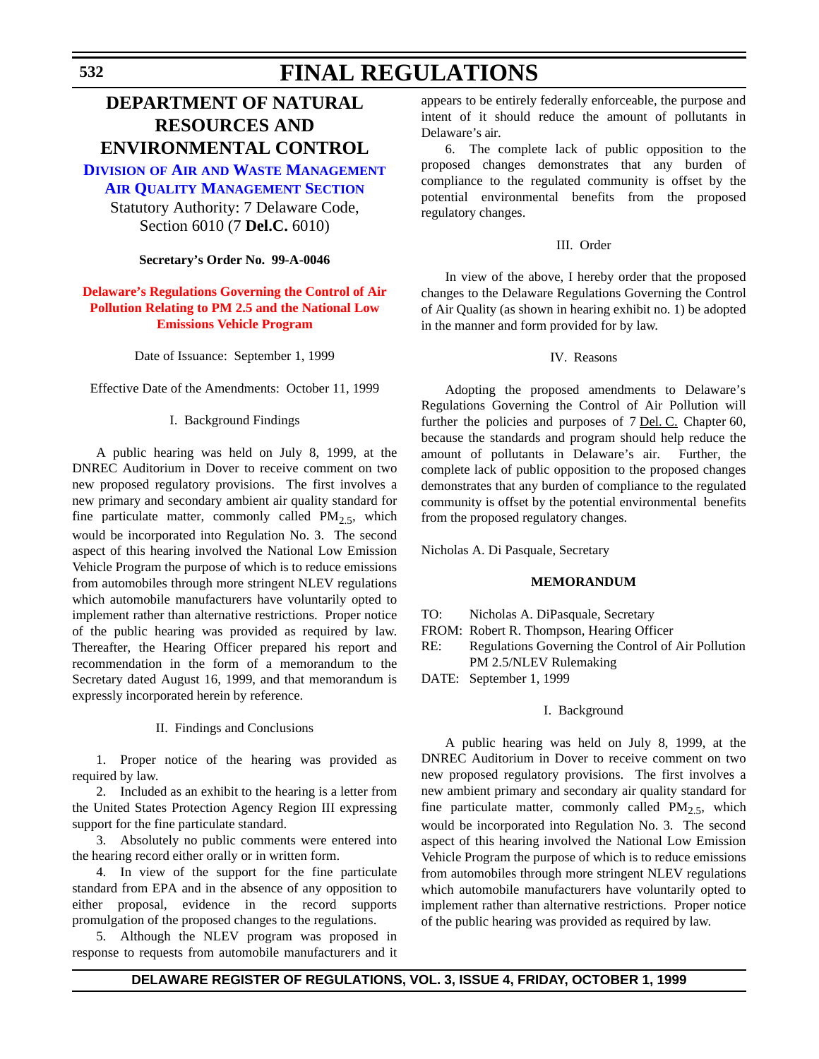# DEPARTMENT OF NATURAL RESOURCES AND ENVIRONMENTAL CONTROL

## DIVISION OF AIR AND WASTE MANAGEMENT

## AIR QUALITY MANAGEMENT SECTION

Statutory Authority: 7 Delaware Code, Section 6010 (7 **Del.C.** 6010)

**Secretary's Order No. 99-A-0046**

**Delaware's Regulations Governing the Control of Air Pollution Relating to PM 2.5 and the National Low Emissions Vehicle Program**

Date of Issuance: September 1, 1999

Effective Date of the Amendments: October 11, 1999

I. Background Findings

A public hearing was held on July 8, 1999, at the DNREC Auditorium in Dover to receive comment on two new proposed regulatory provisions. The first involves a new primary and secondary ambient air quality standard for fine particulate matter, commonly called $PM_{2.5}$, which would be incorporated into Regulation No. 3. The second aspect of this hearing involved the National Low Emission Vehicle Program the purpose of which is to reduce emissions from automobiles through more stringent NLEV regulations which automobile manufacturers have voluntarily opted to implement rather than alternative restrictions. Proper notice of the public hearing was provided as required by law. Thereafter, the Hearing Officer prepared his report and recommendation in the form of a memorandum to the Secretary dated August 16, 1999, and that memorandum is expressly incorporated herein by reference.

II. Findings and Conclusions

1. Proper notice of the hearing was provided as required by law.

2. Included as an exhibit to the hearing is a letter from the United States Protection Agency Region III expressing support for the fine particulate standard.

3. Absolutely no public comments were entered into the hearing record either orally or in written form.

4. In view of the support for the fine particulate standard from EPA and in the absence of any opposition to either proposal, evidence in the record supports promulgation of the proposed changes to the regulations.

5. Although the NLEV program was proposed in response to requests from automobile manufacturers and it appears to be entirely federally enforceable, the purpose and intent of it should reduce the amount of pollutants in Delaware's air.

6. The complete lack of public opposition to the proposed changes demonstrates that any burden of compliance to the regulated community is offset by the potential environmental benefits from the proposed regulatory changes.

III. Order

In view of the above, I hereby order that the proposed changes to the Delaware Regulations Governing the Control of Air Quality (as shown in hearing exhibit no. 1) be adopted in the manner and form provided for by law.

IV. Reasons

Adopting the proposed amendments to Delaware's Regulations Governing the Control of Air Pollution will further the policies and purposes of 7 Del. C. Chapter 60, because the standards and program should help reduce the amount of pollutants in Delaware's air. Further, the complete lack of public opposition to the proposed changes demonstrates that any burden of compliance to the regulated community is offset by the potential environmental benefits from the proposed regulatory changes.

Nicholas A. Di Pasquale, Secretary

**MEMORANDUM**

TO: Nicholas A. DiPasquale, Secretary
FROM: Robert R. Thompson, Hearing Officer
RE: Regulations Governing the Control of Air Pollution PM 2.5/NLEV Rulemaking
DATE: September 1, 1999

I. Background

A public hearing was held on July 8, 1999, at the DNREC Auditorium in Dover to receive comment on two new proposed regulatory provisions. The first involves a new ambient primary and secondary air quality standard for fine particulate matter, commonly called $PM_{2.5}$, which would be incorporated into Regulation No. 3. The second aspect of this hearing involved the National Low Emission Vehicle Program the purpose of which is to reduce emissions from automobiles through more stringent NLEV regulations which automobile manufacturers have voluntarily opted to implement rather than alternative restrictions. Proper notice of the public hearing was provided as required by law.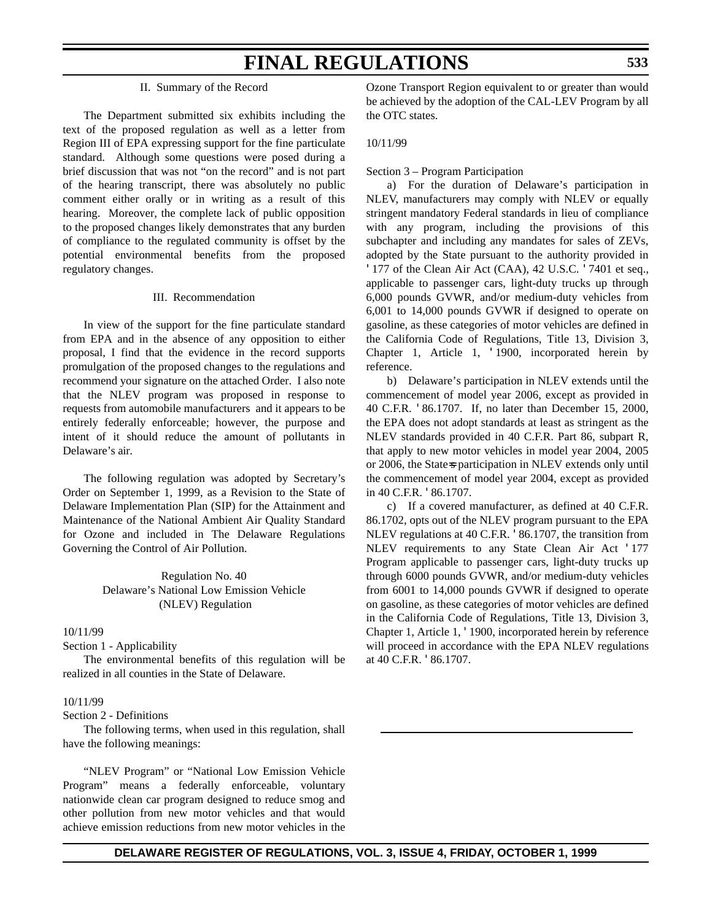II. Summary of the Record

The Department submitted six exhibits including the text of the proposed regulation as well as a letter from Region III of EPA expressing support for the fine particulate standard. Although some questions were posed during a brief discussion that was not "on the record" and is not part of the hearing transcript, there was absolutely no public comment either orally or in writing as a result of this hearing. Moreover, the complete lack of public opposition to the proposed changes likely demonstrates that any burden of compliance to the regulated community is offset by the potential environmental benefits from the proposed regulatory changes.

III. Recommendation

In view of the support for the fine particulate standard from EPA and in the absence of any opposition to either proposal, I find that the evidence in the record supports promulgation of the proposed changes to the regulations and recommend your signature on the attached Order. I also note that the NLEV program was proposed in response to requests from automobile manufacturers and it appears to be entirely federally enforceable; however, the purpose and intent of it should reduce the amount of pollutants in Delaware's air.

The following regulation was adopted by Secretary's Order on September 1, 1999, as a Revision to the State of Delaware Implementation Plan (SIP) for the Attainment and Maintenance of the National Ambient Air Quality Standard for Ozone and included in The Delaware Regulations Governing the Control of Air Pollution.

Regulation No. 40
Delaware's National Low Emission Vehicle
(NLEV) Regulation

10/11/99

Section 1 - Applicability

The environmental benefits of this regulation will be realized in all counties in the State of Delaware.

10/11/99

Section 2 - Definitions

The following terms, when used in this regulation, shall have the following meanings:

"NLEV Program" or "National Low Emission Vehicle Program" means a federally enforceable, voluntary nationwide clean car program designed to reduce smog and other pollution from new motor vehicles and that would achieve emission reductions from new motor vehicles in the Ozone Transport Region equivalent to or greater than would be achieved by the adoption of the CAL-LEV Program by all the OTC states.

10/11/99

Section 3 – Program Participation

a) For the duration of Delaware's participation in NLEV, manufacturers may comply with NLEV or equally stringent mandatory Federal standards in lieu of compliance with any program, including the provisions of this subchapter and including any mandates for sales of ZEVs, adopted by the State pursuant to the authority provided in ' 177 of the Clean Air Act (CAA), 42 U.S.C. ' 7401 et seq., applicable to passenger cars, light-duty trucks up through 6,000 pounds GVWR, and/or medium-duty vehicles from 6,001 to 14,000 pounds GVWR if designed to operate on gasoline, as these categories of motor vehicles are defined in the California Code of Regulations, Title 13, Division 3, Chapter 1, Article 1, ' 1900, incorporated herein by reference.

b) Delaware's participation in NLEV extends until the commencement of model year 2006, except as provided in 40 C.F.R. ' 86.1707. If, no later than December 15, 2000, the EPA does not adopt standards at least as stringent as the NLEV standards provided in 40 C.F.R. Part 86, subpart R, that apply to new motor vehicles in model year 2004, 2005 or 2006, the State=s participation in NLEV extends only until the commencement of model year 2004, except as provided in 40 C.F.R. ' 86.1707.

c) If a covered manufacturer, as defined at 40 C.F.R. 86.1702, opts out of the NLEV program pursuant to the EPA NLEV regulations at 40 C.F.R. ' 86.1707, the transition from NLEV requirements to any State Clean Air Act ' 177 Program applicable to passenger cars, light-duty trucks up through 6000 pounds GVWR, and/or medium-duty vehicles from 6001 to 14,000 pounds GVWR if designed to operate on gasoline, as these categories of motor vehicles are defined in the California Code of Regulations, Title 13, Division 3, Chapter 1, Article 1, ' 1900, incorporated herein by reference will proceed in accordance with the EPA NLEV regulations at 40 C.F.R. ' 86.1707.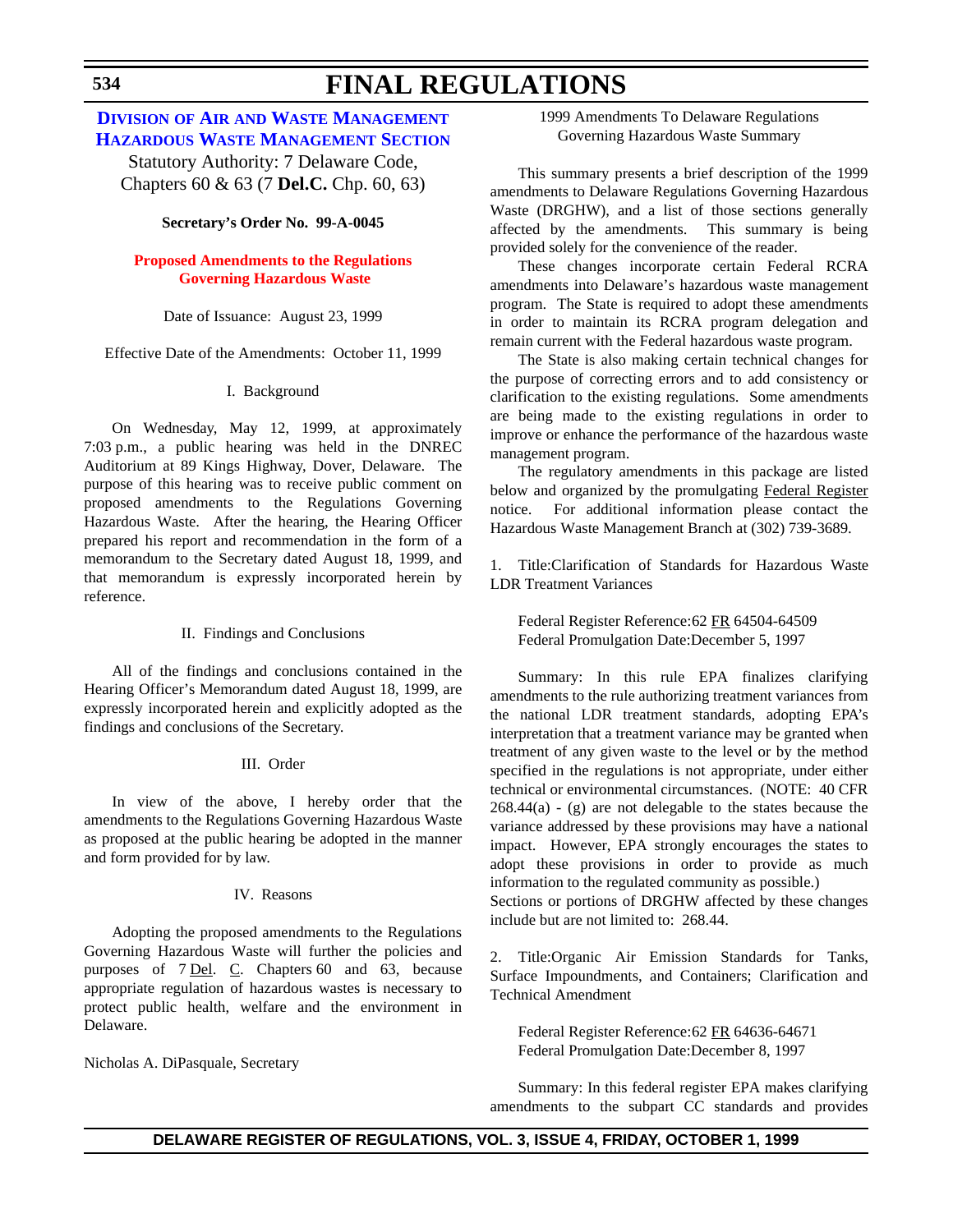## Division of Air and Waste Management
## Hazardous Waste Management Section

Statutory Authority: 7 Delaware Code, Chapters 60 & 63 (7 **Del.C.** Chp. 60, 63)

**Secretary's Order No. 99-A-0045**

**Proposed Amendments to the Regulations Governing Hazardous Waste**

Date of Issuance: August 23, 1999

Effective Date of the Amendments: October 11, 1999

I. Background

On Wednesday, May 12, 1999, at approximately 7:03 p.m., a public hearing was held in the DNREC Auditorium at 89 Kings Highway, Dover, Delaware. The purpose of this hearing was to receive public comment on proposed amendments to the Regulations Governing Hazardous Waste. After the hearing, the Hearing Officer prepared his report and recommendation in the form of a memorandum to the Secretary dated August 18, 1999, and that memorandum is expressly incorporated herein by reference.

II. Findings and Conclusions

All of the findings and conclusions contained in the Hearing Officer's Memorandum dated August 18, 1999, are expressly incorporated herein and explicitly adopted as the findings and conclusions of the Secretary.

III. Order

In view of the above, I hereby order that the amendments to the Regulations Governing Hazardous Waste as proposed at the public hearing be adopted in the manner and form provided for by law.

IV. Reasons

Adopting the proposed amendments to the Regulations Governing Hazardous Waste will further the policies and purposes of 7 Del. C. Chapters 60 and 63, because appropriate regulation of hazardous wastes is necessary to protect public health, welfare and the environment in Delaware.

Nicholas A. DiPasquale, Secretary

1999 Amendments To Delaware Regulations Governing Hazardous Waste Summary

This summary presents a brief description of the 1999 amendments to Delaware Regulations Governing Hazardous Waste (DRGHW), and a list of those sections generally affected by the amendments. This summary is being provided solely for the convenience of the reader.

These changes incorporate certain Federal RCRA amendments into Delaware's hazardous waste management program. The State is required to adopt these amendments in order to maintain its RCRA program delegation and remain current with the Federal hazardous waste program.

The State is also making certain technical changes for the purpose of correcting errors and to add consistency or clarification to the existing regulations. Some amendments are being made to the existing regulations in order to improve or enhance the performance of the hazardous waste management program.

The regulatory amendments in this package are listed below and organized by the promulgating Federal Register notice. For additional information please contact the Hazardous Waste Management Branch at (302) 739-3689.

1. Title:Clarification of Standards for Hazardous Waste LDR Treatment Variances

Federal Register Reference:62 FR 64504-64509
Federal Promulgation Date:December 5, 1997

Summary: In this rule EPA finalizes clarifying amendments to the rule authorizing treatment variances from the national LDR treatment standards, adopting EPA's interpretation that a treatment variance may be granted when treatment of any given waste to the level or by the method specified in the regulations is not appropriate, under either technical or environmental circumstances. (NOTE: 40 CFR 268.44(a) - (g) are not delegable to the states because the variance addressed by these provisions may have a national impact. However, EPA strongly encourages the states to adopt these provisions in order to provide as much information to the regulated community as possible.)
Sections or portions of DRGHW affected by these changes include but are not limited to: 268.44.

2. Title:Organic Air Emission Standards for Tanks, Surface Impoundments, and Containers; Clarification and Technical Amendment

Federal Register Reference:62 FR 64636-64671
Federal Promulgation Date:December 8, 1997

Summary: In this federal register EPA makes clarifying amendments to the subpart CC standards and provides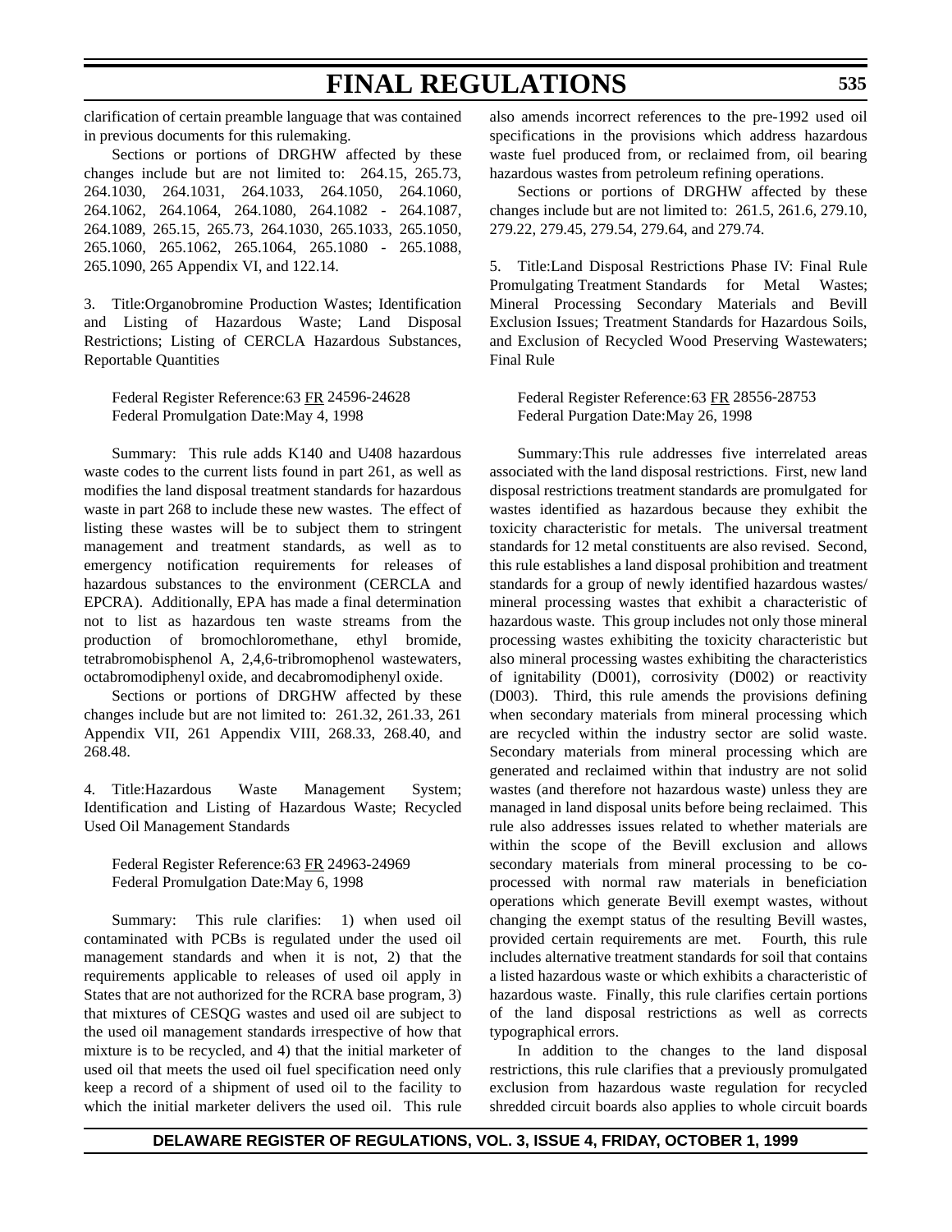clarification of certain preamble language that was contained in previous documents for this rulemaking.

Sections or portions of DRGHW affected by these changes include but are not limited to: 264.15, 265.73, 264.1030, 264.1031, 264.1033, 264.1050, 264.1060, 264.1062, 264.1064, 264.1080, 264.1082 - 264.1087, 264.1089, 265.15, 265.73, 264.1030, 265.1033, 265.1050, 265.1060, 265.1062, 265.1064, 265.1080 - 265.1088, 265.1090, 265 Appendix VI, and 122.14.

3. Title:Organobromine Production Wastes; Identification and Listing of Hazardous Waste; Land Disposal Restrictions; Listing of CERCLA Hazardous Substances, Reportable Quantities

Federal Register Reference:63 FR 24596-24628
Federal Promulgation Date:May 4, 1998

Summary: This rule adds K140 and U408 hazardous waste codes to the current lists found in part 261, as well as modifies the land disposal treatment standards for hazardous waste in part 268 to include these new wastes. The effect of listing these wastes will be to subject them to stringent management and treatment standards, as well as to emergency notification requirements for releases of hazardous substances to the environment (CERCLA and EPCRA). Additionally, EPA has made a final determination not to list as hazardous ten waste streams from the production of bromochloromethane, ethyl bromide, tetrabromobisphenol A, 2,4,6-tribromophenol wastewaters, octabromodiphenyl oxide, and decabromodiphenyl oxide.

Sections or portions of DRGHW affected by these changes include but are not limited to: 261.32, 261.33, 261 Appendix VII, 261 Appendix VIII, 268.33, 268.40, and 268.48.

4. Title:Hazardous Waste Management System; Identification and Listing of Hazardous Waste; Recycled Used Oil Management Standards

Federal Register Reference:63 FR 24963-24969
Federal Promulgation Date:May 6, 1998

Summary: This rule clarifies: 1) when used oil contaminated with PCBs is regulated under the used oil management standards and when it is not, 2) that the requirements applicable to releases of used oil apply in States that are not authorized for the RCRA base program, 3) that mixtures of CESQG wastes and used oil are subject to the used oil management standards irrespective of how that mixture is to be recycled, and 4) that the initial marketer of used oil that meets the used oil fuel specification need only keep a record of a shipment of used oil to the facility to which the initial marketer delivers the used oil. This rule also amends incorrect references to the pre-1992 used oil specifications in the provisions which address hazardous waste fuel produced from, or reclaimed from, oil bearing hazardous wastes from petroleum refining operations.

Sections or portions of DRGHW affected by these changes include but are not limited to: 261.5, 261.6, 279.10, 279.22, 279.45, 279.54, 279.64, and 279.74.

5. Title:Land Disposal Restrictions Phase IV: Final Rule Promulgating Treatment Standards for Metal Wastes; Mineral Processing Secondary Materials and Bevill Exclusion Issues; Treatment Standards for Hazardous Soils, and Exclusion of Recycled Wood Preserving Wastewaters; Final Rule

Federal Register Reference:63 FR 28556-28753
Federal Purgation Date:May 26, 1998

Summary:This rule addresses five interrelated areas associated with the land disposal restrictions. First, new land disposal restrictions treatment standards are promulgated for wastes identified as hazardous because they exhibit the toxicity characteristic for metals. The universal treatment standards for 12 metal constituents are also revised. Second, this rule establishes a land disposal prohibition and treatment standards for a group of newly identified hazardous wastes/ mineral processing wastes that exhibit a characteristic of hazardous waste. This group includes not only those mineral processing wastes exhibiting the toxicity characteristic but also mineral processing wastes exhibiting the characteristics of ignitability (D001), corrosivity (D002) or reactivity (D003). Third, this rule amends the provisions defining when secondary materials from mineral processing which are recycled within the industry sector are solid waste. Secondary materials from mineral processing which are generated and reclaimed within that industry are not solid wastes (and therefore not hazardous waste) unless they are managed in land disposal units before being reclaimed. This rule also addresses issues related to whether materials are within the scope of the Bevill exclusion and allows secondary materials from mineral processing to be co-processed with normal raw materials in beneficiation operations which generate Bevill exempt wastes, without changing the exempt status of the resulting Bevill wastes, provided certain requirements are met. Fourth, this rule includes alternative treatment standards for soil that contains a listed hazardous waste or which exhibits a characteristic of hazardous waste. Finally, this rule clarifies certain portions of the land disposal restrictions as well as corrects typographical errors.

In addition to the changes to the land disposal restrictions, this rule clarifies that a previously promulgated exclusion from hazardous waste regulation for recycled shredded circuit boards also applies to whole circuit boards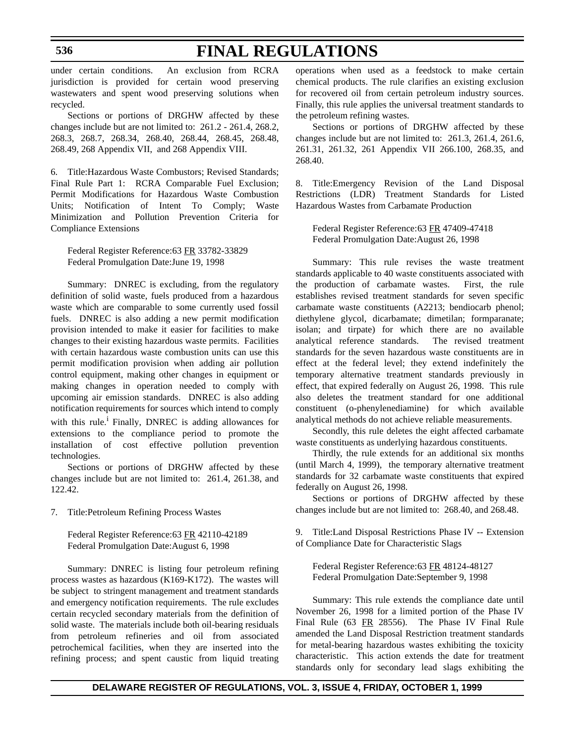under certain conditions. An exclusion from RCRA jurisdiction is provided for certain wood preserving wastewaters and spent wood preserving solutions when recycled.

Sections or portions of DRGHW affected by these changes include but are not limited to: 261.2 - 261.4, 268.2, 268.3, 268.7, 268.34, 268.40, 268.44, 268.45, 268.48, 268.49, 268 Appendix VII, and 268 Appendix VIII.

6. Title:Hazardous Waste Combustors; Revised Standards; Final Rule Part 1: RCRA Comparable Fuel Exclusion; Permit Modifications for Hazardous Waste Combustion Units; Notification of Intent To Comply; Waste Minimization and Pollution Prevention Criteria for Compliance Extensions

Federal Register Reference:63 FR 33782-33829
Federal Promulgation Date:June 19, 1998

Summary: DNREC is excluding, from the regulatory definition of solid waste, fuels produced from a hazardous waste which are comparable to some currently used fossil fuels. DNREC is also adding a new permit modification provision intended to make it easier for facilities to make changes to their existing hazardous waste permits. Facilities with certain hazardous waste combustion units can use this permit modification provision when adding air pollution control equipment, making other changes in equipment or making changes in operation needed to comply with upcoming air emission standards. DNREC is also adding notification requirements for sources which intend to comply with this rule.[i] Finally, DNREC is adding allowances for extensions to the compliance period to promote the installation of cost effective pollution prevention technologies.

Sections or portions of DRGHW affected by these changes include but are not limited to: 261.4, 261.38, and 122.42.

7. Title:Petroleum Refining Process Wastes

Federal Register Reference:63 FR 42110-42189
Federal Promulgation Date:August 6, 1998

Summary: DNREC is listing four petroleum refining process wastes as hazardous (K169-K172). The wastes will be subject to stringent management and treatment standards and emergency notification requirements. The rule excludes certain recycled secondary materials from the definition of solid waste. The materials include both oil-bearing residuals from petroleum refineries and oil from associated petrochemical facilities, when they are inserted into the refining process; and spent caustic from liquid treating operations when used as a feedstock to make certain chemical products. The rule clarifies an existing exclusion for recovered oil from certain petroleum industry sources. Finally, this rule applies the universal treatment standards to the petroleum refining wastes.

Sections or portions of DRGHW affected by these changes include but are not limited to: 261.3, 261.4, 261.6, 261.31, 261.32, 261 Appendix VII 266.100, 268.35, and 268.40.

8. Title:Emergency Revision of the Land Disposal Restrictions (LDR) Treatment Standards for Listed Hazardous Wastes from Carbamate Production

Federal Register Reference:63 FR 47409-47418
Federal Promulgation Date:August 26, 1998

Summary: This rule revises the waste treatment standards applicable to 40 waste constituents associated with the production of carbamate wastes. First, the rule establishes revised treatment standards for seven specific carbamate waste constituents (A2213; bendiocarb phenol; diethylene glycol, dicarbamate; dimetilan; formparanate; isolan; and tirpate) for which there are no available analytical reference standards. The revised treatment standards for the seven hazardous waste constituents are in effect at the federal level; they extend indefinitely the temporary alternative treatment standards previously in effect, that expired federally on August 26, 1998. This rule also deletes the treatment standard for one additional constituent (o-phenylenediamine) for which available analytical methods do not achieve reliable measurements.

Secondly, this rule deletes the eight affected carbamate waste constituents as underlying hazardous constituents.

Thirdly, the rule extends for an additional six months (until March 4, 1999), the temporary alternative treatment standards for 32 carbamate waste constituents that expired federally on August 26, 1998.

Sections or portions of DRGHW affected by these changes include but are not limited to: 268.40, and 268.48.

9. Title:Land Disposal Restrictions Phase IV -- Extension of Compliance Date for Characteristic Slags

Federal Register Reference:63 FR 48124-48127
Federal Promulgation Date:September 9, 1998

Summary: This rule extends the compliance date until November 26, 1998 for a limited portion of the Phase IV Final Rule (63 FR 28556). The Phase IV Final Rule amended the Land Disposal Restriction treatment standards for metal-bearing hazardous wastes exhibiting the toxicity characteristic. This action extends the date for treatment standards only for secondary lead slags exhibiting the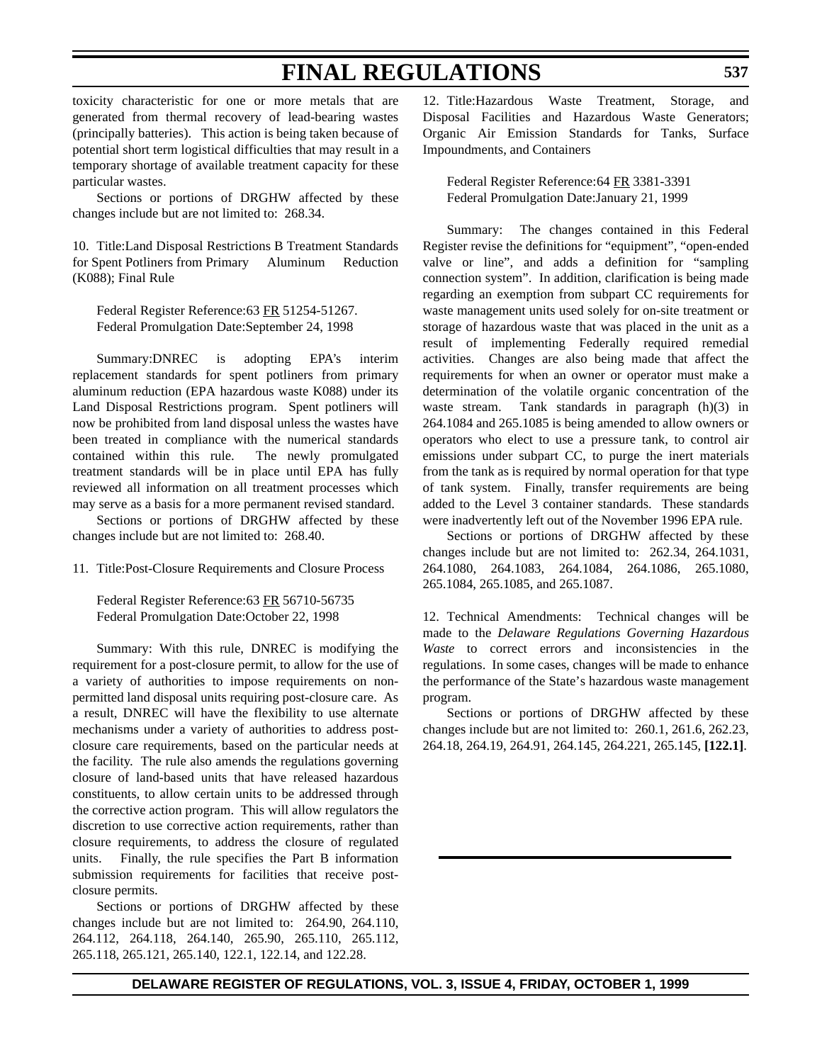toxicity characteristic for one or more metals that are generated from thermal recovery of lead-bearing wastes (principally batteries). This action is being taken because of potential short term logistical difficulties that may result in a temporary shortage of available treatment capacity for these particular wastes.

Sections or portions of DRGHW affected by these changes include but are not limited to: 268.34.

10. Title:Land Disposal Restrictions B Treatment Standards for Spent Potliners from Primary Aluminum Reduction (K088); Final Rule

Federal Register Reference:63 FR 51254-51267.
Federal Promulgation Date:September 24, 1998

Summary:DNREC is adopting EPA's interim replacement standards for spent potliners from primary aluminum reduction (EPA hazardous waste K088) under its Land Disposal Restrictions program. Spent potliners will now be prohibited from land disposal unless the wastes have been treated in compliance with the numerical standards contained within this rule. The newly promulgated treatment standards will be in place until EPA has fully reviewed all information on all treatment processes which may serve as a basis for a more permanent revised standard.

Sections or portions of DRGHW affected by these changes include but are not limited to: 268.40.

11. Title:Post-Closure Requirements and Closure Process

Federal Register Reference:63 FR 56710-56735
Federal Promulgation Date:October 22, 1998

Summary: With this rule, DNREC is modifying the requirement for a post-closure permit, to allow for the use of a variety of authorities to impose requirements on non-permitted land disposal units requiring post-closure care. As a result, DNREC will have the flexibility to use alternate mechanisms under a variety of authorities to address post-closure care requirements, based on the particular needs at the facility. The rule also amends the regulations governing closure of land-based units that have released hazardous constituents, to allow certain units to be addressed through the corrective action program. This will allow regulators the discretion to use corrective action requirements, rather than closure requirements, to address the closure of regulated units. Finally, the rule specifies the Part B information submission requirements for facilities that receive post-closure permits.

Sections or portions of DRGHW affected by these changes include but are not limited to: 264.90, 264.110, 264.112, 264.118, 264.140, 265.90, 265.110, 265.112, 265.118, 265.121, 265.140, 122.1, 122.14, and 122.28.

12. Title:Hazardous Waste Treatment, Storage, and Disposal Facilities and Hazardous Waste Generators; Organic Air Emission Standards for Tanks, Surface Impoundments, and Containers

Federal Register Reference:64 FR 3381-3391
Federal Promulgation Date:January 21, 1999

Summary: The changes contained in this Federal Register revise the definitions for "equipment", "open-ended valve or line", and adds a definition for "sampling connection system". In addition, clarification is being made regarding an exemption from subpart CC requirements for waste management units used solely for on-site treatment or storage of hazardous waste that was placed in the unit as a result of implementing Federally required remedial activities. Changes are also being made that affect the requirements for when an owner or operator must make a determination of the volatile organic concentration of the waste stream. Tank standards in paragraph (h)(3) in 264.1084 and 265.1085 is being amended to allow owners or operators who elect to use a pressure tank, to control air emissions under subpart CC, to purge the inert materials from the tank as is required by normal operation for that type of tank system. Finally, transfer requirements are being added to the Level 3 container standards. These standards were inadvertently left out of the November 1996 EPA rule.

Sections or portions of DRGHW affected by these changes include but are not limited to: 262.34, 264.1031, 264.1080, 264.1083, 264.1084, 264.1086, 265.1080, 265.1084, 265.1085, and 265.1087.

12. Technical Amendments: Technical changes will be made to the *Delaware Regulations Governing Hazardous Waste* to correct errors and inconsistencies in the regulations. In some cases, changes will be made to enhance the performance of the State's hazardous waste management program.

Sections or portions of DRGHW affected by these changes include but are not limited to: 260.1, 261.6, 262.23, 264.18, 264.19, 264.91, 264.145, 264.221, 265.145, **[122.1]**.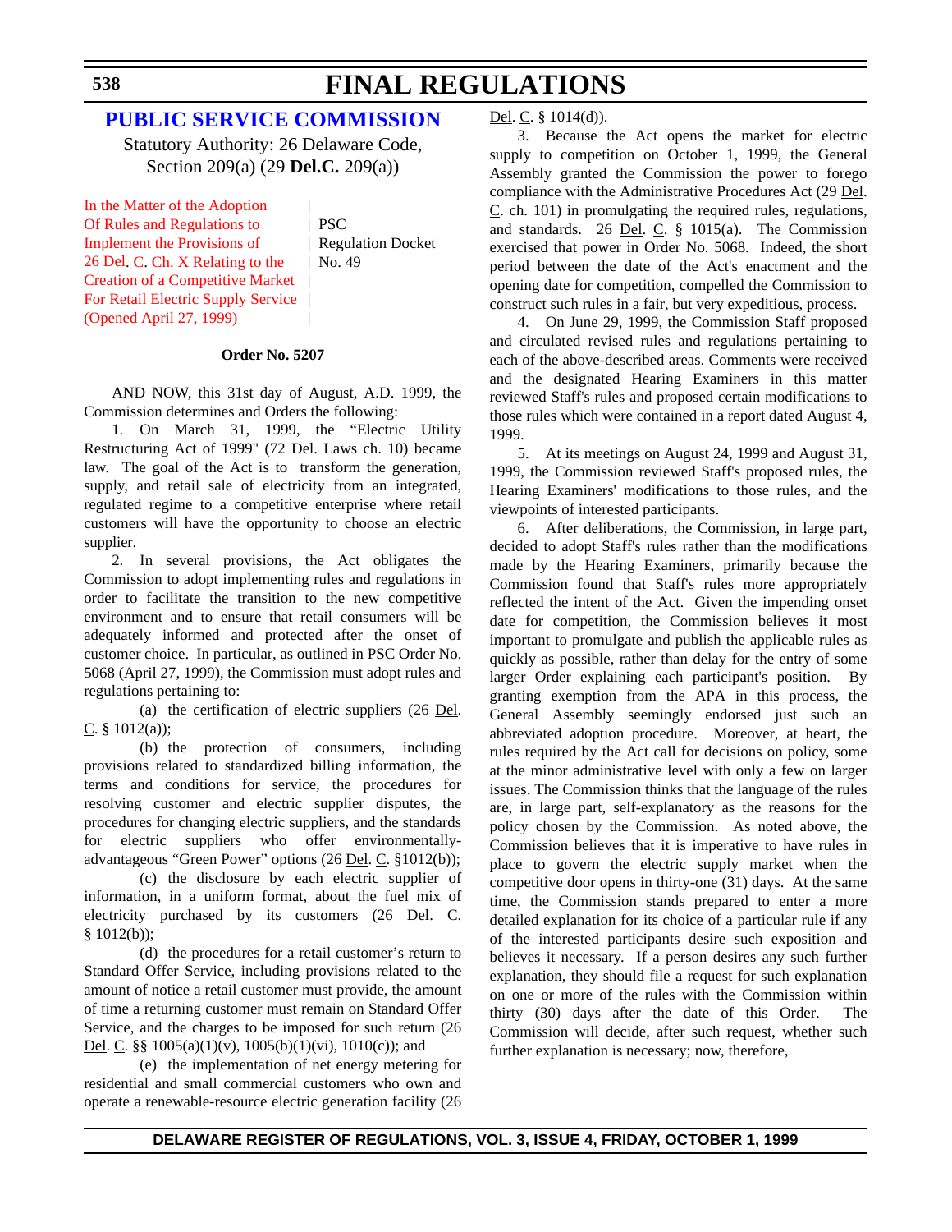## PUBLIC SERVICE COMMISSION

Statutory Authority: 26 Delaware Code, Section 209(a) (29 **Del.C.** 209(a))

| | |
|---|---|
| In the Matter of the Adoption Of Rules and Regulations to Implement the Provisions of 26 Del. C. Ch. X Relating to the Creation of a Competitive Market For Retail Electric Supply Service (Opened April 27, 1999) | PSC Regulation Docket No. 49 |

**Order No. 5207**

AND NOW, this 31st day of August, A.D. 1999, the Commission determines and Orders the following:

1. On March 31, 1999, the "Electric Utility Restructuring Act of 1999" (72 Del. Laws ch. 10) became law. The goal of the Act is to transform the generation, supply, and retail sale of electricity from an integrated, regulated regime to a competitive enterprise where retail customers will have the opportunity to choose an electric supplier.

2. In several provisions, the Act obligates the Commission to adopt implementing rules and regulations in order to facilitate the transition to the new competitive environment and to ensure that retail consumers will be adequately informed and protected after the onset of customer choice. In particular, as outlined in PSC Order No. 5068 (April 27, 1999), the Commission must adopt rules and regulations pertaining to:

(a) the certification of electric suppliers (26 Del. C. § 1012(a));

(b) the protection of consumers, including provisions related to standardized billing information, the terms and conditions for service, the procedures for resolving customer and electric supplier disputes, the procedures for changing electric suppliers, and the standards for electric suppliers who offer environmentally-advantageous "Green Power" options (26 Del. C. §1012(b));

(c) the disclosure by each electric supplier of information, in a uniform format, about the fuel mix of electricity purchased by its customers (26 Del. C. § 1012(b));

(d) the procedures for a retail customer's return to Standard Offer Service, including provisions related to the amount of notice a retail customer must provide, the amount of time a returning customer must remain on Standard Offer Service, and the charges to be imposed for such return (26 Del. C. §§ 1005(a)(1)(v), 1005(b)(1)(vi), 1010(c)); and

(e) the implementation of net energy metering for residential and small commercial customers who own and operate a renewable-resource electric generation facility (26 Del. C. § 1014(d)).

3. Because the Act opens the market for electric supply to competition on October 1, 1999, the General Assembly granted the Commission the power to forego compliance with the Administrative Procedures Act (29 Del. C. ch. 101) in promulgating the required rules, regulations, and standards. 26 Del. C. § 1015(a). The Commission exercised that power in Order No. 5068. Indeed, the short period between the date of the Act's enactment and the opening date for competition, compelled the Commission to construct such rules in a fair, but very expeditious, process.

4. On June 29, 1999, the Commission Staff proposed and circulated revised rules and regulations pertaining to each of the above-described areas. Comments were received and the designated Hearing Examiners in this matter reviewed Staff's rules and proposed certain modifications to those rules which were contained in a report dated August 4, 1999.

5. At its meetings on August 24, 1999 and August 31, 1999, the Commission reviewed Staff's proposed rules, the Hearing Examiners' modifications to those rules, and the viewpoints of interested participants.

6. After deliberations, the Commission, in large part, decided to adopt Staff's rules rather than the modifications made by the Hearing Examiners, primarily because the Commission found that Staff's rules more appropriately reflected the intent of the Act. Given the impending onset date for competition, the Commission believes it most important to promulgate and publish the applicable rules as quickly as possible, rather than delay for the entry of some larger Order explaining each participant's position. By granting exemption from the APA in this process, the General Assembly seemingly endorsed just such an abbreviated adoption procedure. Moreover, at heart, the rules required by the Act call for decisions on policy, some at the minor administrative level with only a few on larger issues. The Commission thinks that the language of the rules are, in large part, self-explanatory as the reasons for the policy chosen by the Commission. As noted above, the Commission believes that it is imperative to have rules in place to govern the electric supply market when the competitive door opens in thirty-one (31) days. At the same time, the Commission stands prepared to enter a more detailed explanation for its choice of a particular rule if any of the interested participants desire such exposition and believes it necessary. If a person desires any such further explanation, they should file a request for such explanation on one or more of the rules with the Commission within thirty (30) days after the date of this Order. The Commission will decide, after such request, whether such further explanation is necessary; now, therefore,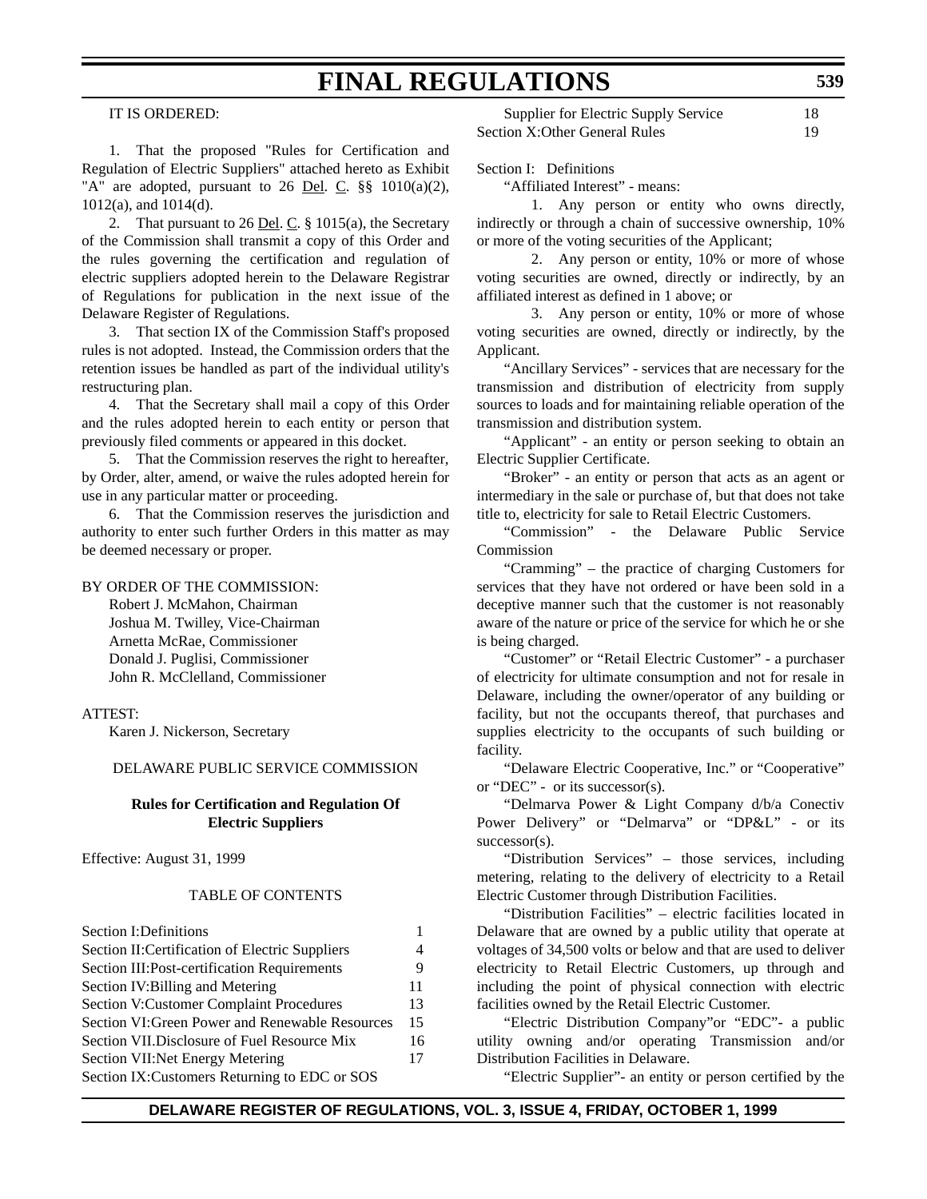IT IS ORDERED:

1. That the proposed "Rules for Certification and Regulation of Electric Suppliers" attached hereto as Exhibit "A" are adopted, pursuant to 26 Del. C. §§ 1010(a)(2), 1012(a), and 1014(d).

2. That pursuant to 26 Del. C. § 1015(a), the Secretary of the Commission shall transmit a copy of this Order and the rules governing the certification and regulation of electric suppliers adopted herein to the Delaware Registrar of Regulations for publication in the next issue of the Delaware Register of Regulations.

3. That section IX of the Commission Staff's proposed rules is not adopted. Instead, the Commission orders that the retention issues be handled as part of the individual utility's restructuring plan.

4. That the Secretary shall mail a copy of this Order and the rules adopted herein to each entity or person that previously filed comments or appeared in this docket.

5. That the Commission reserves the right to hereafter, by Order, alter, amend, or waive the rules adopted herein for use in any particular matter or proceeding.

6. That the Commission reserves the jurisdiction and authority to enter such further Orders in this matter as may be deemed necessary or proper.

BY ORDER OF THE COMMISSION:
Robert J. McMahon, Chairman
Joshua M. Twilley, Vice-Chairman
Arnetta McRae, Commissioner
Donald J. Puglisi, Commissioner
John R. McClelland, Commissioner

ATTEST:
Karen J. Nickerson, Secretary

DELAWARE PUBLIC SERVICE COMMISSION

**Rules for Certification and Regulation Of Electric Suppliers**

Effective: August 31, 1999

TABLE OF CONTENTS

| | |
|---|---|
| Section I:Definitions | 1 |
| Section II:Certification of Electric Suppliers | 4 |
| Section III:Post-certification Requirements | 9 |
| Section IV:Billing and Metering | 11 |
| Section V:Customer Complaint Procedures | 13 |
| Section VI:Green Power and Renewable Resources | 15 |
| Section VII.Disclosure of Fuel Resource Mix | 16 |
| Section VII:Net Energy Metering | 17 |
| Section IX:Customers Returning to EDC or SOS Supplier for Electric Supply Service | 18 |
| Section X:Other General Rules | 19 |

Section I: Definitions

"Affiliated Interest" - means:

1. Any person or entity who owns directly, indirectly or through a chain of successive ownership, 10% or more of the voting securities of the Applicant;

2. Any person or entity, 10% or more of whose voting securities are owned, directly or indirectly, by an affiliated interest as defined in 1 above; or

3. Any person or entity, 10% or more of whose voting securities are owned, directly or indirectly, by the Applicant.

"Ancillary Services" - services that are necessary for the transmission and distribution of electricity from supply sources to loads and for maintaining reliable operation of the transmission and distribution system.

"Applicant" - an entity or person seeking to obtain an Electric Supplier Certificate.

"Broker" - an entity or person that acts as an agent or intermediary in the sale or purchase of, but that does not take title to, electricity for sale to Retail Electric Customers.

"Commission" - the Delaware Public Service Commission

"Cramming" – the practice of charging Customers for services that they have not ordered or have been sold in a deceptive manner such that the customer is not reasonably aware of the nature or price of the service for which he or she is being charged.

"Customer" or "Retail Electric Customer" - a purchaser of electricity for ultimate consumption and not for resale in Delaware, including the owner/operator of any building or facility, but not the occupants thereof, that purchases and supplies electricity to the occupants of such building or facility.

"Delaware Electric Cooperative, Inc." or "Cooperative" or "DEC" - or its successor(s).

"Delmarva Power & Light Company d/b/a Conectiv Power Delivery" or "Delmarva" or "DP&L" - or its successor(s).

"Distribution Services" – those services, including metering, relating to the delivery of electricity to a Retail Electric Customer through Distribution Facilities.

"Distribution Facilities" – electric facilities located in Delaware that are owned by a public utility that operate at voltages of 34,500 volts or below and that are used to deliver electricity to Retail Electric Customers, up through and including the point of physical connection with electric facilities owned by the Retail Electric Customer.

"Electric Distribution Company"or "EDC"- a public utility owning and/or operating Transmission and/or Distribution Facilities in Delaware.

"Electric Supplier"- an entity or person certified by the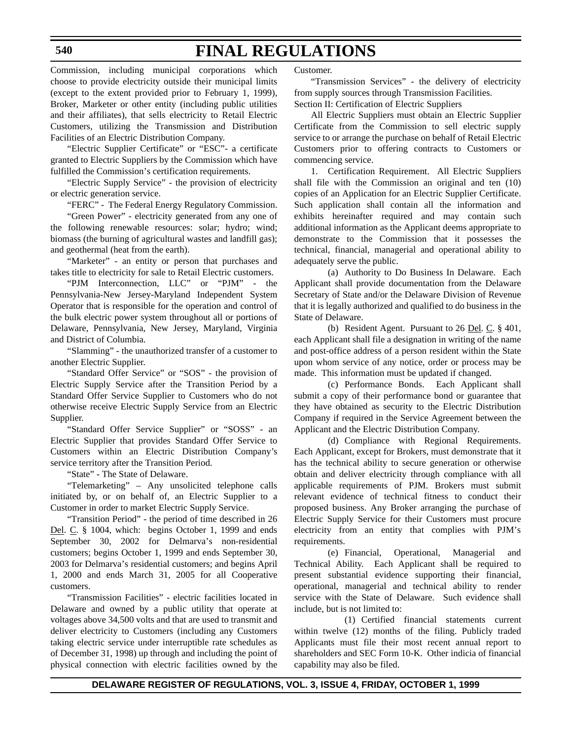Commission, including municipal corporations which choose to provide electricity outside their municipal limits (except to the extent provided prior to February 1, 1999), Broker, Marketer or other entity (including public utilities and their affiliates), that sells electricity to Retail Electric Customers, utilizing the Transmission and Distribution Facilities of an Electric Distribution Company.

"Electric Supplier Certificate" or "ESC"- a certificate granted to Electric Suppliers by the Commission which have fulfilled the Commission's certification requirements.

"Electric Supply Service" - the provision of electricity or electric generation service.

"FERC" - The Federal Energy Regulatory Commission.

"Green Power" - electricity generated from any one of the following renewable resources: solar; hydro; wind; biomass (the burning of agricultural wastes and landfill gas); and geothermal (heat from the earth).

"Marketer" - an entity or person that purchases and takes title to electricity for sale to Retail Electric customers.

"PJM Interconnection, LLC" or "PJM" - the Pennsylvania-New Jersey-Maryland Independent System Operator that is responsible for the operation and control of the bulk electric power system throughout all or portions of Delaware, Pennsylvania, New Jersey, Maryland, Virginia and District of Columbia.

"Slamming" - the unauthorized transfer of a customer to another Electric Supplier.

"Standard Offer Service" or "SOS" - the provision of Electric Supply Service after the Transition Period by a Standard Offer Service Supplier to Customers who do not otherwise receive Electric Supply Service from an Electric Supplier.

"Standard Offer Service Supplier" or "SOSS" - an Electric Supplier that provides Standard Offer Service to Customers within an Electric Distribution Company's service territory after the Transition Period.

"State" - The State of Delaware.

"Telemarketing" – Any unsolicited telephone calls initiated by, or on behalf of, an Electric Supplier to a Customer in order to market Electric Supply Service.

"Transition Period" - the period of time described in 26 Del. C. § 1004, which: begins October 1, 1999 and ends September 30, 2002 for Delmarva's non-residential customers; begins October 1, 1999 and ends September 30, 2003 for Delmarva's residential customers; and begins April 1, 2000 and ends March 31, 2005 for all Cooperative customers.

"Transmission Facilities" - electric facilities located in Delaware and owned by a public utility that operate at voltages above 34,500 volts and that are used to transmit and deliver electricity to Customers (including any Customers taking electric service under interruptible rate schedules as of December 31, 1998) up through and including the point of physical connection with electric facilities owned by the Customer.

"Transmission Services" - the delivery of electricity from supply sources through Transmission Facilities.

Section II: Certification of Electric Suppliers

All Electric Suppliers must obtain an Electric Supplier Certificate from the Commission to sell electric supply service to or arrange the purchase on behalf of Retail Electric Customers prior to offering contracts to Customers or commencing service.

1. Certification Requirement. All Electric Suppliers shall file with the Commission an original and ten (10) copies of an Application for an Electric Supplier Certificate. Such application shall contain all the information and exhibits hereinafter required and may contain such additional information as the Applicant deems appropriate to demonstrate to the Commission that it possesses the technical, financial, managerial and operational ability to adequately serve the public.

(a) Authority to Do Business In Delaware. Each Applicant shall provide documentation from the Delaware Secretary of State and/or the Delaware Division of Revenue that it is legally authorized and qualified to do business in the State of Delaware.

(b) Resident Agent. Pursuant to 26 Del. C. § 401, each Applicant shall file a designation in writing of the name and post-office address of a person resident within the State upon whom service of any notice, order or process may be made. This information must be updated if changed.

(c) Performance Bonds. Each Applicant shall submit a copy of their performance bond or guarantee that they have obtained as security to the Electric Distribution Company if required in the Service Agreement between the Applicant and the Electric Distribution Company.

(d) Compliance with Regional Requirements. Each Applicant, except for Brokers, must demonstrate that it has the technical ability to secure generation or otherwise obtain and deliver electricity through compliance with all applicable requirements of PJM. Brokers must submit relevant evidence of technical fitness to conduct their proposed business. Any Broker arranging the purchase of Electric Supply Service for their Customers must procure electricity from an entity that complies with PJM's requirements.

(e) Financial, Operational, Managerial and Technical Ability. Each Applicant shall be required to present substantial evidence supporting their financial, operational, managerial and technical ability to render service with the State of Delaware. Such evidence shall include, but is not limited to:

(1) Certified financial statements current within twelve (12) months of the filing. Publicly traded Applicants must file their most recent annual report to shareholders and SEC Form 10-K. Other indicia of financial capability may also be filed.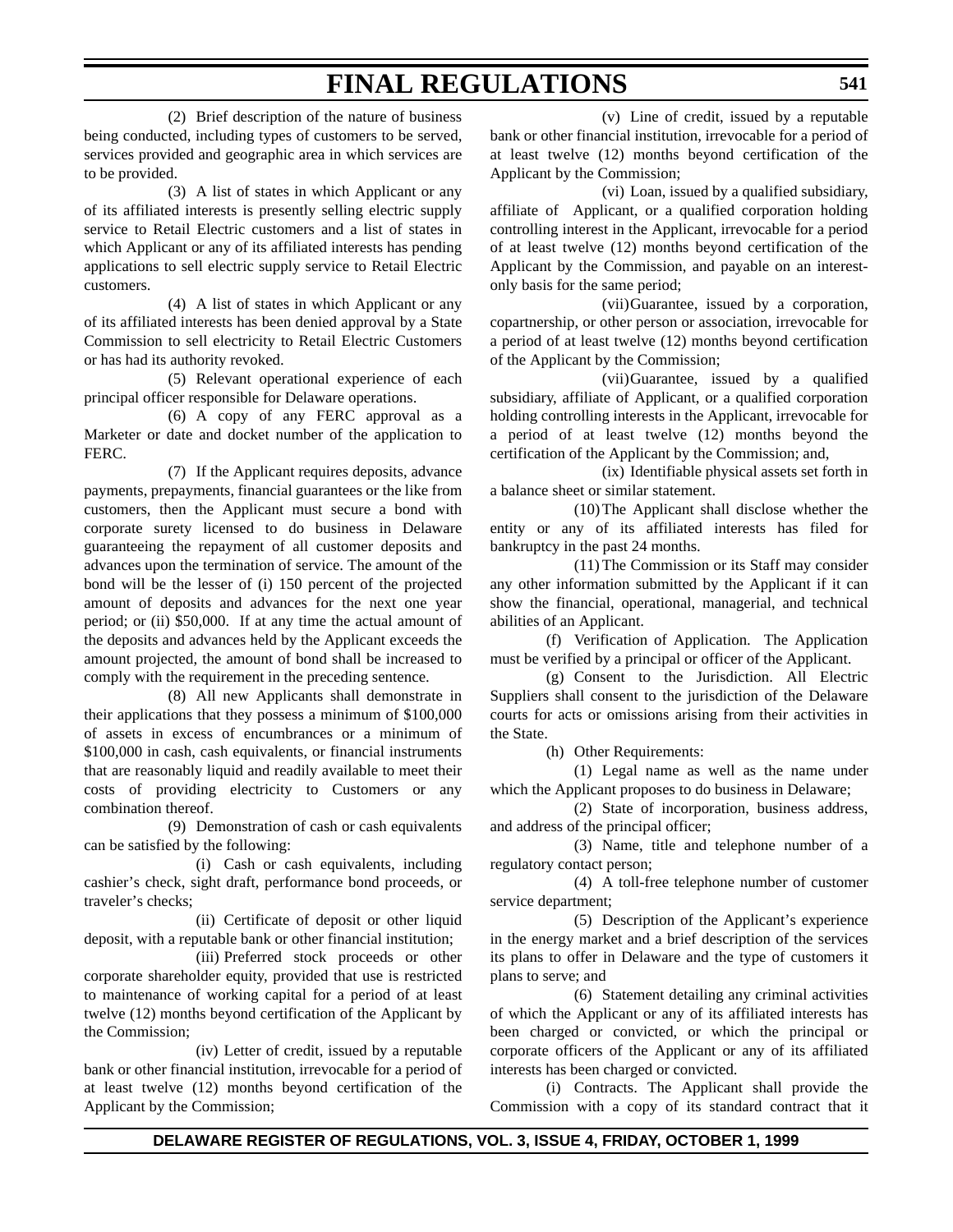(2) Brief description of the nature of business being conducted, including types of customers to be served, services provided and geographic area in which services are to be provided.

(3) A list of states in which Applicant or any of its affiliated interests is presently selling electric supply service to Retail Electric customers and a list of states in which Applicant or any of its affiliated interests has pending applications to sell electric supply service to Retail Electric customers.

(4) A list of states in which Applicant or any of its affiliated interests has been denied approval by a State Commission to sell electricity to Retail Electric Customers or has had its authority revoked.

(5) Relevant operational experience of each principal officer responsible for Delaware operations.

(6) A copy of any FERC approval as a Marketer or date and docket number of the application to FERC.

(7) If the Applicant requires deposits, advance payments, prepayments, financial guarantees or the like from customers, then the Applicant must secure a bond with corporate surety licensed to do business in Delaware guaranteeing the repayment of all customer deposits and advances upon the termination of service. The amount of the bond will be the lesser of (i) 150 percent of the projected amount of deposits and advances for the next one year period; or (ii) $50,000. If at any time the actual amount of the deposits and advances held by the Applicant exceeds the amount projected, the amount of bond shall be increased to comply with the requirement in the preceding sentence.

(8) All new Applicants shall demonstrate in their applications that they possess a minimum of $100,000 of assets in excess of encumbrances or a minimum of $100,000 in cash, cash equivalents, or financial instruments that are reasonably liquid and readily available to meet their costs of providing electricity to Customers or any combination thereof.

(9) Demonstration of cash or cash equivalents can be satisfied by the following:

(i) Cash or cash equivalents, including cashier's check, sight draft, performance bond proceeds, or traveler's checks;

(ii) Certificate of deposit or other liquid deposit, with a reputable bank or other financial institution;

(iii) Preferred stock proceeds or other corporate shareholder equity, provided that use is restricted to maintenance of working capital for a period of at least twelve (12) months beyond certification of the Applicant by the Commission;

(iv) Letter of credit, issued by a reputable bank or other financial institution, irrevocable for a period of at least twelve (12) months beyond certification of the Applicant by the Commission;

(v) Line of credit, issued by a reputable bank or other financial institution, irrevocable for a period of at least twelve (12) months beyond certification of the Applicant by the Commission;

(vi) Loan, issued by a qualified subsidiary, affiliate of Applicant, or a qualified corporation holding controlling interest in the Applicant, irrevocable for a period of at least twelve (12) months beyond certification of the Applicant by the Commission, and payable on an interest-only basis for the same period;

(vii) Guarantee, issued by a corporation, copartnership, or other person or association, irrevocable for a period of at least twelve (12) months beyond certification of the Applicant by the Commission;

(vii) Guarantee, issued by a qualified subsidiary, affiliate of Applicant, or a qualified corporation holding controlling interests in the Applicant, irrevocable for a period of at least twelve (12) months beyond the certification of the Applicant by the Commission; and,

(ix) Identifiable physical assets set forth in a balance sheet or similar statement.

(10) The Applicant shall disclose whether the entity or any of its affiliated interests has filed for bankruptcy in the past 24 months.

(11) The Commission or its Staff may consider any other information submitted by the Applicant if it can show the financial, operational, managerial, and technical abilities of an Applicant.

(f) Verification of Application. The Application must be verified by a principal or officer of the Applicant.

(g) Consent to the Jurisdiction. All Electric Suppliers shall consent to the jurisdiction of the Delaware courts for acts or omissions arising from their activities in the State.

(h) Other Requirements:

(1) Legal name as well as the name under which the Applicant proposes to do business in Delaware;

(2) State of incorporation, business address, and address of the principal officer;

(3) Name, title and telephone number of a regulatory contact person;

(4) A toll-free telephone number of customer service department;

(5) Description of the Applicant's experience in the energy market and a brief description of the services its plans to offer in Delaware and the type of customers it plans to serve; and

(6) Statement detailing any criminal activities of which the Applicant or any of its affiliated interests has been charged or convicted, or which the principal or corporate officers of the Applicant or any of its affiliated interests has been charged or convicted.

(i) Contracts. The Applicant shall provide the Commission with a copy of its standard contract that it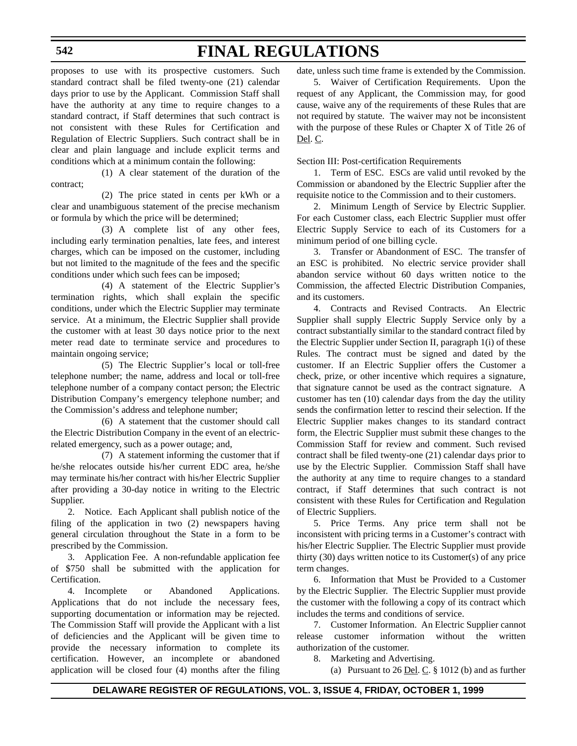proposes to use with its prospective customers. Such standard contract shall be filed twenty-one (21) calendar days prior to use by the Applicant. Commission Staff shall have the authority at any time to require changes to a standard contract, if Staff determines that such contract is not consistent with these Rules for Certification and Regulation of Electric Suppliers. Such contract shall be in clear and plain language and include explicit terms and conditions which at a minimum contain the following:

(1) A clear statement of the duration of the contract;

(2) The price stated in cents per kWh or a clear and unambiguous statement of the precise mechanism or formula by which the price will be determined;

(3) A complete list of any other fees, including early termination penalties, late fees, and interest charges, which can be imposed on the customer, including but not limited to the magnitude of the fees and the specific conditions under which such fees can be imposed;

(4) A statement of the Electric Supplier's termination rights, which shall explain the specific conditions, under which the Electric Supplier may terminate service. At a minimum, the Electric Supplier shall provide the customer with at least 30 days notice prior to the next meter read date to terminate service and procedures to maintain ongoing service;

(5) The Electric Supplier's local or toll-free telephone number; the name, address and local or toll-free telephone number of a company contact person; the Electric Distribution Company's emergency telephone number; and the Commission's address and telephone number;

(6) A statement that the customer should call the Electric Distribution Company in the event of an electric-related emergency, such as a power outage; and,

(7) A statement informing the customer that if he/she relocates outside his/her current EDC area, he/she may terminate his/her contract with his/her Electric Supplier after providing a 30-day notice in writing to the Electric Supplier.

2. Notice. Each Applicant shall publish notice of the filing of the application in two (2) newspapers having general circulation throughout the State in a form to be prescribed by the Commission.

3. Application Fee. A non-refundable application fee of $750 shall be submitted with the application for Certification.

4. Incomplete or Abandoned Applications. Applications that do not include the necessary fees, supporting documentation or information may be rejected. The Commission Staff will provide the Applicant with a list of deficiencies and the Applicant will be given time to provide the necessary information to complete its certification. However, an incomplete or abandoned application will be closed four (4) months after the filing date, unless such time frame is extended by the Commission.

5. Waiver of Certification Requirements. Upon the request of any Applicant, the Commission may, for good cause, waive any of the requirements of these Rules that are not required by statute. The waiver may not be inconsistent with the purpose of these Rules or Chapter X of Title 26 of Del. C.

Section III: Post-certification Requirements

1. Term of ESC. ESCs are valid until revoked by the Commission or abandoned by the Electric Supplier after the requisite notice to the Commission and to their customers.

2. Minimum Length of Service by Electric Supplier. For each Customer class, each Electric Supplier must offer Electric Supply Service to each of its Customers for a minimum period of one billing cycle.

3. Transfer or Abandonment of ESC. The transfer of an ESC is prohibited. No electric service provider shall abandon service without 60 days written notice to the Commission, the affected Electric Distribution Companies, and its customers.

4. Contracts and Revised Contracts. An Electric Supplier shall supply Electric Supply Service only by a contract substantially similar to the standard contract filed by the Electric Supplier under Section II, paragraph 1(i) of these Rules. The contract must be signed and dated by the customer. If an Electric Supplier offers the Customer a check, prize, or other incentive which requires a signature, that signature cannot be used as the contract signature. A customer has ten (10) calendar days from the day the utility sends the confirmation letter to rescind their selection. If the Electric Supplier makes changes to its standard contract form, the Electric Supplier must submit these changes to the Commission Staff for review and comment. Such revised contract shall be filed twenty-one (21) calendar days prior to use by the Electric Supplier. Commission Staff shall have the authority at any time to require changes to a standard contract, if Staff determines that such contract is not consistent with these Rules for Certification and Regulation of Electric Suppliers.

5. Price Terms. Any price term shall not be inconsistent with pricing terms in a Customer's contract with his/her Electric Supplier. The Electric Supplier must provide thirty (30) days written notice to its Customer(s) of any price term changes.

6. Information that Must be Provided to a Customer by the Electric Supplier. The Electric Supplier must provide the customer with the following a copy of its contract which includes the terms and conditions of service.

7. Customer Information. An Electric Supplier cannot release customer information without the written authorization of the customer.

8. Marketing and Advertising.

(a) Pursuant to 26 Del. C. § 1012 (b) and as further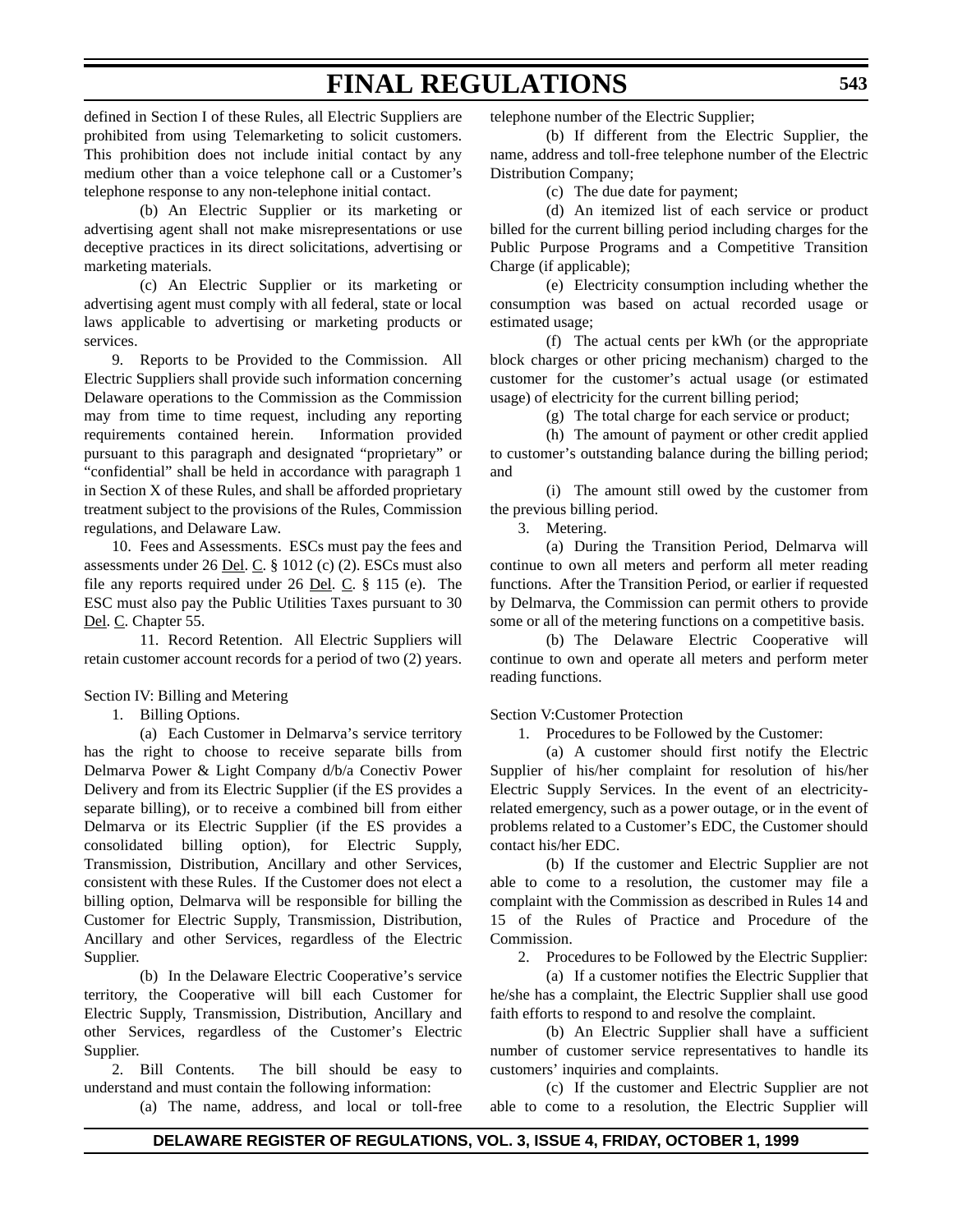defined in Section I of these Rules, all Electric Suppliers are prohibited from using Telemarketing to solicit customers. This prohibition does not include initial contact by any medium other than a voice telephone call or a Customer's telephone response to any non-telephone initial contact.

(b) An Electric Supplier or its marketing or advertising agent shall not make misrepresentations or use deceptive practices in its direct solicitations, advertising or marketing materials.

(c) An Electric Supplier or its marketing or advertising agent must comply with all federal, state or local laws applicable to advertising or marketing products or services.

9. Reports to be Provided to the Commission. All Electric Suppliers shall provide such information concerning Delaware operations to the Commission as the Commission may from time to time request, including any reporting requirements contained herein. Information provided pursuant to this paragraph and designated "proprietary" or "confidential" shall be held in accordance with paragraph 1 in Section X of these Rules, and shall be afforded proprietary treatment subject to the provisions of the Rules, Commission regulations, and Delaware Law.

10. Fees and Assessments. ESCs must pay the fees and assessments under 26 Del. C. § 1012 (c) (2). ESCs must also file any reports required under 26 Del. C. § 115 (e). The ESC must also pay the Public Utilities Taxes pursuant to 30 Del. C. Chapter 55.

11. Record Retention. All Electric Suppliers will retain customer account records for a period of two (2) years.

Section IV: Billing and Metering

1. Billing Options.

(a) Each Customer in Delmarva's service territory has the right to choose to receive separate bills from Delmarva Power & Light Company d/b/a Conectiv Power Delivery and from its Electric Supplier (if the ES provides a separate billing), or to receive a combined bill from either Delmarva or its Electric Supplier (if the ES provides a consolidated billing option), for Electric Supply, Transmission, Distribution, Ancillary and other Services, consistent with these Rules. If the Customer does not elect a billing option, Delmarva will be responsible for billing the Customer for Electric Supply, Transmission, Distribution, Ancillary and other Services, regardless of the Electric Supplier.

(b) In the Delaware Electric Cooperative's service territory, the Cooperative will bill each Customer for Electric Supply, Transmission, Distribution, Ancillary and other Services, regardless of the Customer's Electric Supplier.

2. Bill Contents. The bill should be easy to understand and must contain the following information:

(a) The name, address, and local or toll-free telephone number of the Electric Supplier;

(b) If different from the Electric Supplier, the name, address and toll-free telephone number of the Electric Distribution Company;

(c) The due date for payment;

(d) An itemized list of each service or product billed for the current billing period including charges for the Public Purpose Programs and a Competitive Transition Charge (if applicable);

(e) Electricity consumption including whether the consumption was based on actual recorded usage or estimated usage;

(f) The actual cents per kWh (or the appropriate block charges or other pricing mechanism) charged to the customer for the customer's actual usage (or estimated usage) of electricity for the current billing period;

(g) The total charge for each service or product;

(h) The amount of payment or other credit applied to customer's outstanding balance during the billing period; and

(i) The amount still owed by the customer from the previous billing period.

3. Metering.

(a) During the Transition Period, Delmarva will continue to own all meters and perform all meter reading functions. After the Transition Period, or earlier if requested by Delmarva, the Commission can permit others to provide some or all of the metering functions on a competitive basis.

(b) The Delaware Electric Cooperative will continue to own and operate all meters and perform meter reading functions.

Section V:Customer Protection

1. Procedures to be Followed by the Customer:

(a) A customer should first notify the Electric Supplier of his/her complaint for resolution of his/her Electric Supply Services. In the event of an electricity-related emergency, such as a power outage, or in the event of problems related to a Customer's EDC, the Customer should contact his/her EDC.

(b) If the customer and Electric Supplier are not able to come to a resolution, the customer may file a complaint with the Commission as described in Rules 14 and 15 of the Rules of Practice and Procedure of the Commission.

2. Procedures to be Followed by the Electric Supplier:

(a) If a customer notifies the Electric Supplier that he/she has a complaint, the Electric Supplier shall use good faith efforts to respond to and resolve the complaint.

(b) An Electric Supplier shall have a sufficient number of customer service representatives to handle its customers' inquiries and complaints.

(c) If the customer and Electric Supplier are not able to come to a resolution, the Electric Supplier will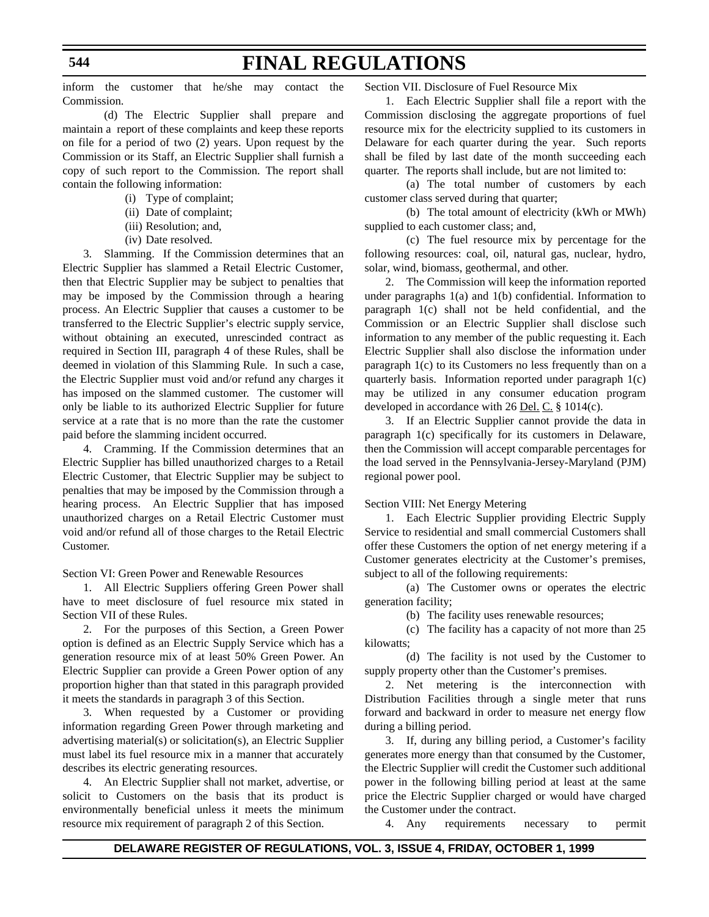inform the customer that he/she may contact the Commission.

(d) The Electric Supplier shall prepare and maintain a report of these complaints and keep these reports on file for a period of two (2) years. Upon request by the Commission or its Staff, an Electric Supplier shall furnish a copy of such report to the Commission. The report shall contain the following information:

(i) Type of complaint;

(ii) Date of complaint;

(iii) Resolution; and,

(iv) Date resolved.

3. Slamming. If the Commission determines that an Electric Supplier has slammed a Retail Electric Customer, then that Electric Supplier may be subject to penalties that may be imposed by the Commission through a hearing process. An Electric Supplier that causes a customer to be transferred to the Electric Supplier's electric supply service, without obtaining an executed, unrescinded contract as required in Section III, paragraph 4 of these Rules, shall be deemed in violation of this Slamming Rule. In such a case, the Electric Supplier must void and/or refund any charges it has imposed on the slammed customer. The customer will only be liable to its authorized Electric Supplier for future service at a rate that is no more than the rate the customer paid before the slamming incident occurred.

4. Cramming. If the Commission determines that an Electric Supplier has billed unauthorized charges to a Retail Electric Customer, that Electric Supplier may be subject to penalties that may be imposed by the Commission through a hearing process. An Electric Supplier that has imposed unauthorized charges on a Retail Electric Customer must void and/or refund all of those charges to the Retail Electric Customer.

Section VI: Green Power and Renewable Resources

1. All Electric Suppliers offering Green Power shall have to meet disclosure of fuel resource mix stated in Section VII of these Rules.

2. For the purposes of this Section, a Green Power option is defined as an Electric Supply Service which has a generation resource mix of at least 50% Green Power. An Electric Supplier can provide a Green Power option of any proportion higher than that stated in this paragraph provided it meets the standards in paragraph 3 of this Section.

3. When requested by a Customer or providing information regarding Green Power through marketing and advertising material(s) or solicitation(s), an Electric Supplier must label its fuel resource mix in a manner that accurately describes its electric generating resources.

4. An Electric Supplier shall not market, advertise, or solicit to Customers on the basis that its product is environmentally beneficial unless it meets the minimum resource mix requirement of paragraph 2 of this Section.

Section VII. Disclosure of Fuel Resource Mix

1. Each Electric Supplier shall file a report with the Commission disclosing the aggregate proportions of fuel resource mix for the electricity supplied to its customers in Delaware for each quarter during the year. Such reports shall be filed by last date of the month succeeding each quarter. The reports shall include, but are not limited to:

(a) The total number of customers by each customer class served during that quarter;

(b) The total amount of electricity (kWh or MWh) supplied to each customer class; and,

(c) The fuel resource mix by percentage for the following resources: coal, oil, natural gas, nuclear, hydro, solar, wind, biomass, geothermal, and other.

2. The Commission will keep the information reported under paragraphs 1(a) and 1(b) confidential. Information to paragraph 1(c) shall not be held confidential, and the Commission or an Electric Supplier shall disclose such information to any member of the public requesting it. Each Electric Supplier shall also disclose the information under paragraph 1(c) to its Customers no less frequently than on a quarterly basis. Information reported under paragraph 1(c) may be utilized in any consumer education program developed in accordance with 26 Del. C. § 1014(c).

3. If an Electric Supplier cannot provide the data in paragraph 1(c) specifically for its customers in Delaware, then the Commission will accept comparable percentages for the load served in the Pennsylvania-Jersey-Maryland (PJM) regional power pool.

Section VIII: Net Energy Metering

1. Each Electric Supplier providing Electric Supply Service to residential and small commercial Customers shall offer these Customers the option of net energy metering if a Customer generates electricity at the Customer's premises, subject to all of the following requirements:

(a) The Customer owns or operates the electric generation facility;

(b) The facility uses renewable resources;

(c) The facility has a capacity of not more than 25 kilowatts;

(d) The facility is not used by the Customer to supply property other than the Customer's premises.

2. Net metering is the interconnection with Distribution Facilities through a single meter that runs forward and backward in order to measure net energy flow during a billing period.

3. If, during any billing period, a Customer's facility generates more energy than that consumed by the Customer, the Electric Supplier will credit the Customer such additional power in the following billing period at least at the same price the Electric Supplier charged or would have charged the Customer under the contract.

4. Any requirements necessary to permit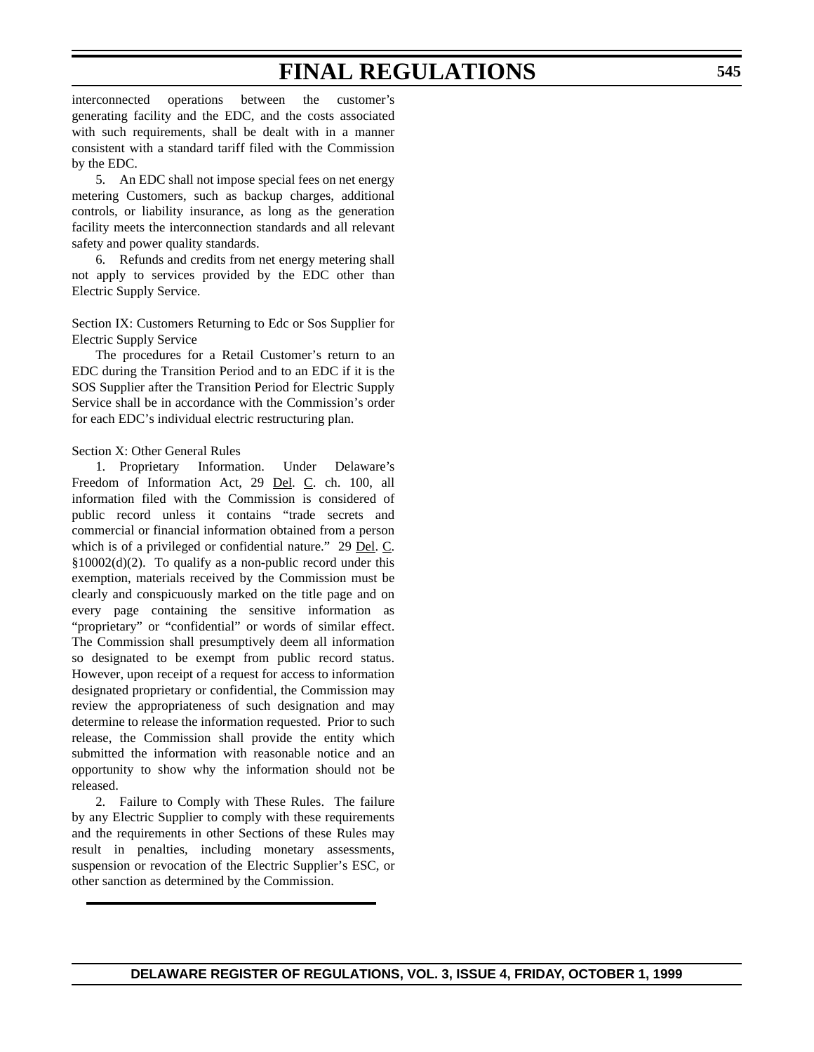interconnected operations between the customer's generating facility and the EDC, and the costs associated with such requirements, shall be dealt with in a manner consistent with a standard tariff filed with the Commission by the EDC.

5. An EDC shall not impose special fees on net energy metering Customers, such as backup charges, additional controls, or liability insurance, as long as the generation facility meets the interconnection standards and all relevant safety and power quality standards.

6. Refunds and credits from net energy metering shall not apply to services provided by the EDC other than Electric Supply Service.

Section IX: Customers Returning to Edc or Sos Supplier for Electric Supply Service

The procedures for a Retail Customer's return to an EDC during the Transition Period and to an EDC if it is the SOS Supplier after the Transition Period for Electric Supply Service shall be in accordance with the Commission's order for each EDC's individual electric restructuring plan.

Section X: Other General Rules

1. Proprietary Information. Under Delaware's Freedom of Information Act, 29 Del. C. ch. 100, all information filed with the Commission is considered of public record unless it contains "trade secrets and commercial or financial information obtained from a person which is of a privileged or confidential nature." 29 Del. C. §10002(d)(2). To qualify as a non-public record under this exemption, materials received by the Commission must be clearly and conspicuously marked on the title page and on every page containing the sensitive information as "proprietary" or "confidential" or words of similar effect. The Commission shall presumptively deem all information so designated to be exempt from public record status. However, upon receipt of a request for access to information designated proprietary or confidential, the Commission may review the appropriateness of such designation and may determine to release the information requested. Prior to such release, the Commission shall provide the entity which submitted the information with reasonable notice and an opportunity to show why the information should not be released.

2. Failure to Comply with These Rules. The failure by any Electric Supplier to comply with these requirements and the requirements in other Sections of these Rules may result in penalties, including monetary assessments, suspension or revocation of the Electric Supplier's ESC, or other sanction as determined by the Commission.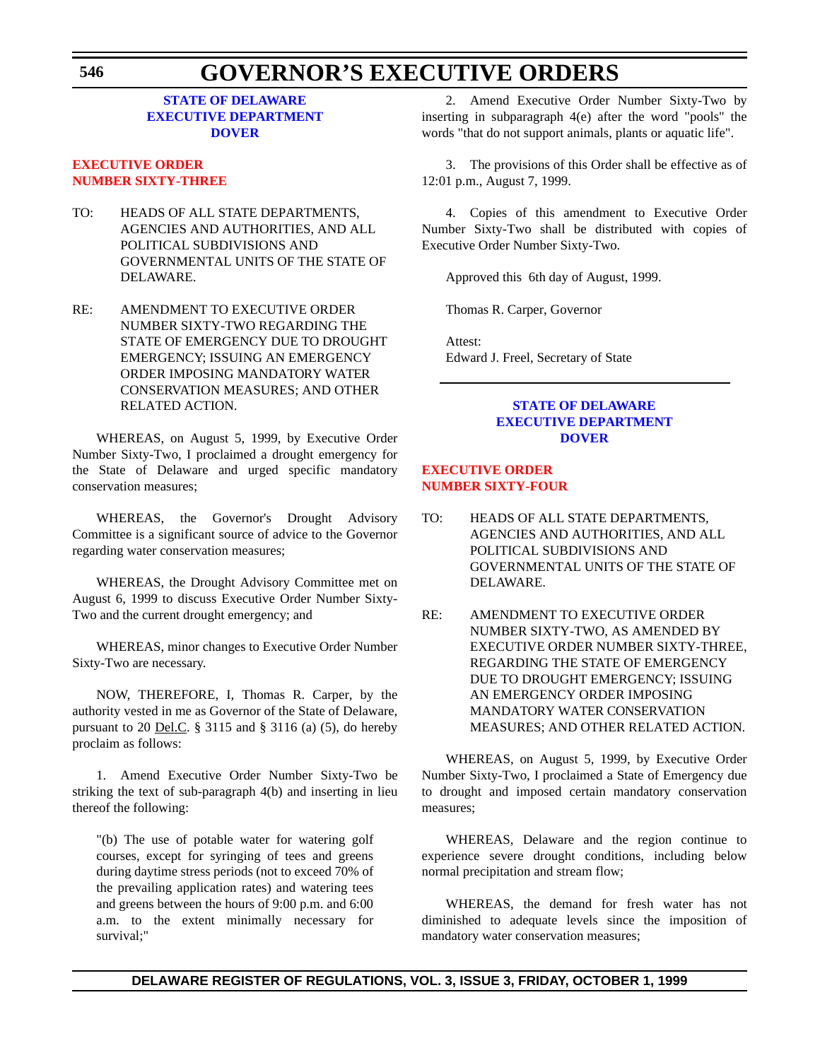**STATE OF DELAWARE**
**EXECUTIVE DEPARTMENT**
**DOVER**

## EXECUTIVE ORDER NUMBER SIXTY-THREE

TO: HEADS OF ALL STATE DEPARTMENTS, AGENCIES AND AUTHORITIES, AND ALL POLITICAL SUBDIVISIONS AND GOVERNMENTAL UNITS OF THE STATE OF DELAWARE.

RE: AMENDMENT TO EXECUTIVE ORDER NUMBER SIXTY-TWO REGARDING THE STATE OF EMERGENCY DUE TO DROUGHT EMERGENCY; ISSUING AN EMERGENCY ORDER IMPOSING MANDATORY WATER CONSERVATION MEASURES; AND OTHER RELATED ACTION.

WHEREAS, on August 5, 1999, by Executive Order Number Sixty-Two, I proclaimed a drought emergency for the State of Delaware and urged specific mandatory conservation measures;

WHEREAS, the Governor's Drought Advisory Committee is a significant source of advice to the Governor regarding water conservation measures;

WHEREAS, the Drought Advisory Committee met on August 6, 1999 to discuss Executive Order Number Sixty-Two and the current drought emergency; and

WHEREAS, minor changes to Executive Order Number Sixty-Two are necessary.

NOW, THEREFORE, I, Thomas R. Carper, by the authority vested in me as Governor of the State of Delaware, pursuant to 20 Del.C. § 3115 and § 3116 (a) (5), do hereby proclaim as follows:

1. Amend Executive Order Number Sixty-Two be striking the text of sub-paragraph 4(b) and inserting in lieu thereof the following:

> "(b) The use of potable water for watering golf courses, except for syringing of tees and greens during daytime stress periods (not to exceed 70% of the prevailing application rates) and watering tees and greens between the hours of 9:00 p.m. and 6:00 a.m. to the extent minimally necessary for survival;"

2. Amend Executive Order Number Sixty-Two by inserting in subparagraph 4(e) after the word "pools" the words "that do not support animals, plants or aquatic life".

3. The provisions of this Order shall be effective as of 12:01 p.m., August 7, 1999.

4. Copies of this amendment to Executive Order Number Sixty-Two shall be distributed with copies of Executive Order Number Sixty-Two.

Approved this 6th day of August, 1999.

Thomas R. Carper, Governor

Attest:
Edward J. Freel, Secretary of State

---

**STATE OF DELAWARE**
**EXECUTIVE DEPARTMENT**
**DOVER**

## EXECUTIVE ORDER NUMBER SIXTY-FOUR

TO: HEADS OF ALL STATE DEPARTMENTS, AGENCIES AND AUTHORITIES, AND ALL POLITICAL SUBDIVISIONS AND GOVERNMENTAL UNITS OF THE STATE OF DELAWARE.

RE: AMENDMENT TO EXECUTIVE ORDER NUMBER SIXTY-TWO, AS AMENDED BY EXECUTIVE ORDER NUMBER SIXTY-THREE, REGARDING THE STATE OF EMERGENCY DUE TO DROUGHT EMERGENCY; ISSUING AN EMERGENCY ORDER IMPOSING MANDATORY WATER CONSERVATION MEASURES; AND OTHER RELATED ACTION.

WHEREAS, on August 5, 1999, by Executive Order Number Sixty-Two, I proclaimed a State of Emergency due to drought and imposed certain mandatory conservation measures;

WHEREAS, Delaware and the region continue to experience severe drought conditions, including below normal precipitation and stream flow;

WHEREAS, the demand for fresh water has not diminished to adequate levels since the imposition of mandatory water conservation measures;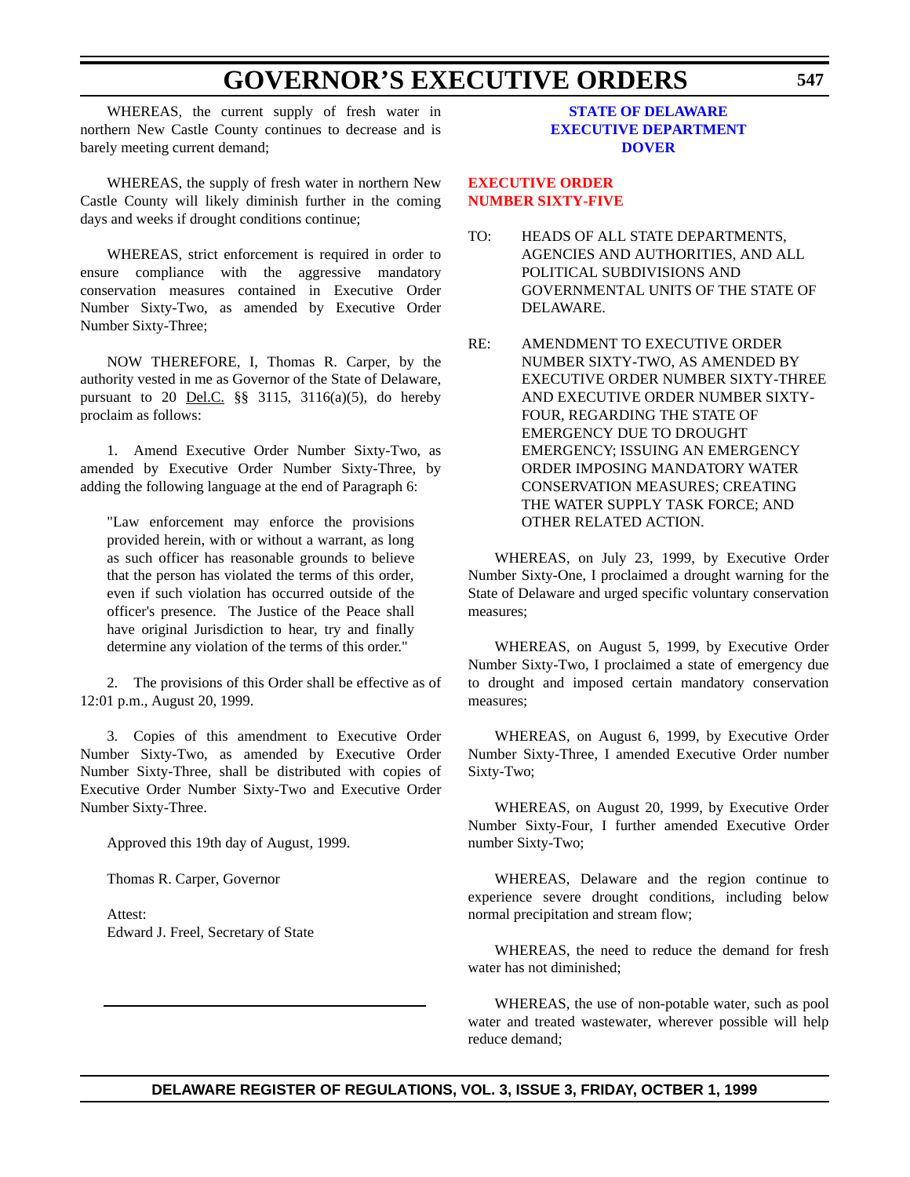WHEREAS, the current supply of fresh water in northern New Castle County continues to decrease and is barely meeting current demand;

WHEREAS, the supply of fresh water in northern New Castle County will likely diminish further in the coming days and weeks if drought conditions continue;

WHEREAS, strict enforcement is required in order to ensure compliance with the aggressive mandatory conservation measures contained in Executive Order Number Sixty-Two, as amended by Executive Order Number Sixty-Three;

NOW THEREFORE, I, Thomas R. Carper, by the authority vested in me as Governor of the State of Delaware, pursuant to 20 Del.C. §§ 3115, 3116(a)(5), do hereby proclaim as follows:

1. Amend Executive Order Number Sixty-Two, as amended by Executive Order Number Sixty-Three, by adding the following language at the end of Paragraph 6:

> "Law enforcement may enforce the provisions provided herein, with or without a warrant, as long as such officer has reasonable grounds to believe that the person has violated the terms of this order, even if such violation has occurred outside of the officer's presence. The Justice of the Peace shall have original Jurisdiction to hear, try and finally determine any violation of the terms of this order."

2. The provisions of this Order shall be effective as of 12:01 p.m., August 20, 1999.

3. Copies of this amendment to Executive Order Number Sixty-Two, as amended by Executive Order Number Sixty-Three, shall be distributed with copies of Executive Order Number Sixty-Two and Executive Order Number Sixty-Three.

Approved this 19th day of August, 1999.

Thomas R. Carper, Governor

Attest:
Edward J. Freel, Secretary of State

---

**STATE OF DELAWARE**
**EXECUTIVE DEPARTMENT**
**DOVER**

## EXECUTIVE ORDER NUMBER SIXTY-FIVE

TO: HEADS OF ALL STATE DEPARTMENTS, AGENCIES AND AUTHORITIES, AND ALL POLITICAL SUBDIVISIONS AND GOVERNMENTAL UNITS OF THE STATE OF DELAWARE.

RE: AMENDMENT TO EXECUTIVE ORDER NUMBER SIXTY-TWO, AS AMENDED BY EXECUTIVE ORDER NUMBER SIXTY-THREE AND EXECUTIVE ORDER NUMBER SIXTY-FOUR, REGARDING THE STATE OF EMERGENCY DUE TO DROUGHT EMERGENCY; ISSUING AN EMERGENCY ORDER IMPOSING MANDATORY WATER CONSERVATION MEASURES; CREATING THE WATER SUPPLY TASK FORCE; AND OTHER RELATED ACTION.

WHEREAS, on July 23, 1999, by Executive Order Number Sixty-One, I proclaimed a drought warning for the State of Delaware and urged specific voluntary conservation measures;

WHEREAS, on August 5, 1999, by Executive Order Number Sixty-Two, I proclaimed a state of emergency due to drought and imposed certain mandatory conservation measures;

WHEREAS, on August 6, 1999, by Executive Order Number Sixty-Three, I amended Executive Order number Sixty-Two;

WHEREAS, on August 20, 1999, by Executive Order Number Sixty-Four, I further amended Executive Order number Sixty-Two;

WHEREAS, Delaware and the region continue to experience severe drought conditions, including below normal precipitation and stream flow;

WHEREAS, the need to reduce the demand for fresh water has not diminished;

WHEREAS, the use of non-potable water, such as pool water and treated wastewater, wherever possible will help reduce demand;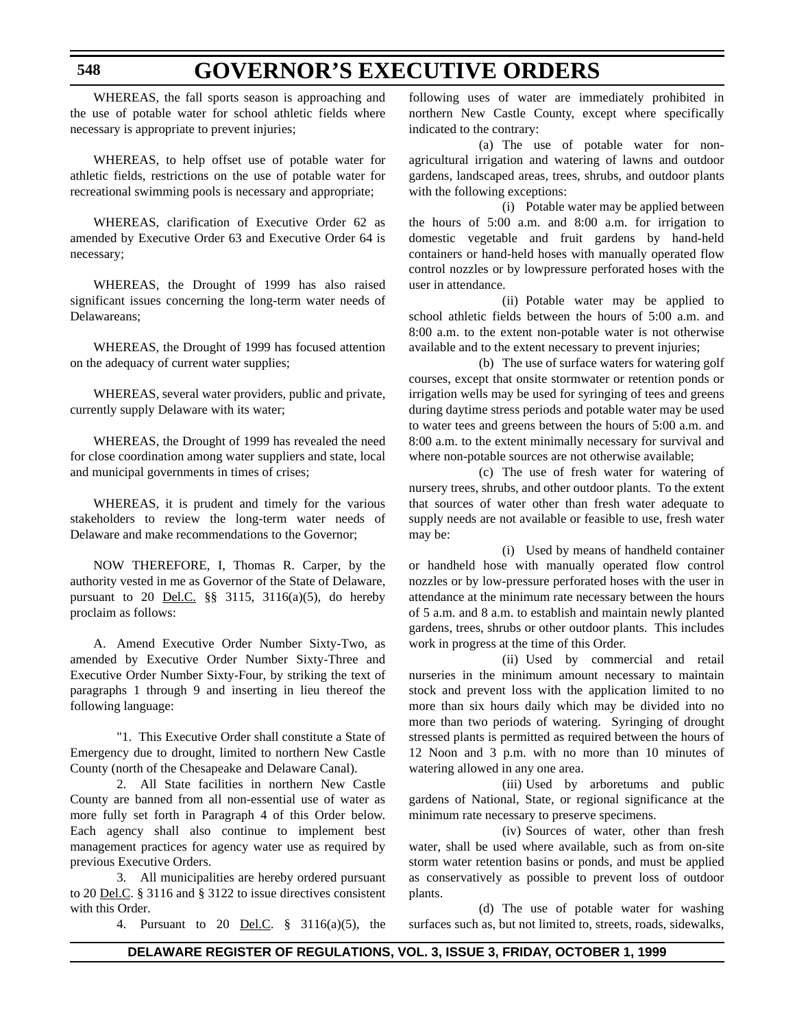WHEREAS, the fall sports season is approaching and the use of potable water for school athletic fields where necessary is appropriate to prevent injuries;

WHEREAS, to help offset use of potable water for athletic fields, restrictions on the use of potable water for recreational swimming pools is necessary and appropriate;

WHEREAS, clarification of Executive Order 62 as amended by Executive Order 63 and Executive Order 64 is necessary;

WHEREAS, the Drought of 1999 has also raised significant issues concerning the long-term water needs of Delawareans;

WHEREAS, the Drought of 1999 has focused attention on the adequacy of current water supplies;

WHEREAS, several water providers, public and private, currently supply Delaware with its water;

WHEREAS, the Drought of 1999 has revealed the need for close coordination among water suppliers and state, local and municipal governments in times of crises;

WHEREAS, it is prudent and timely for the various stakeholders to review the long-term water needs of Delaware and make recommendations to the Governor;

NOW THEREFORE, I, Thomas R. Carper, by the authority vested in me as Governor of the State of Delaware, pursuant to 20 Del.C. §§ 3115, 3116(a)(5), do hereby proclaim as follows:

A. Amend Executive Order Number Sixty-Two, as amended by Executive Order Number Sixty-Three and Executive Order Number Sixty-Four, by striking the text of paragraphs 1 through 9 and inserting in lieu thereof the following language:

"1. This Executive Order shall constitute a State of Emergency due to drought, limited to northern New Castle County (north of the Chesapeake and Delaware Canal).

2. All State facilities in northern New Castle County are banned from all non-essential use of water as more fully set forth in Paragraph 4 of this Order below. Each agency shall also continue to implement best management practices for agency water use as required by previous Executive Orders.

3. All municipalities are hereby ordered pursuant to 20 Del.C. § 3116 and § 3122 to issue directives consistent with this Order.

4. Pursuant to 20 Del.C. § 3116(a)(5), the following uses of water are immediately prohibited in northern New Castle County, except where specifically indicated to the contrary:

(a) The use of potable water for non-agricultural irrigation and watering of lawns and outdoor gardens, landscaped areas, trees, shrubs, and outdoor plants with the following exceptions:

(i) Potable water may be applied between the hours of 5:00 a.m. and 8:00 a.m. for irrigation to domestic vegetable and fruit gardens by hand-held containers or hand-held hoses with manually operated flow control nozzles or by lowpressure perforated hoses with the user in attendance.

(ii) Potable water may be applied to school athletic fields between the hours of 5:00 a.m. and 8:00 a.m. to the extent non-potable water is not otherwise available and to the extent necessary to prevent injuries;

(b) The use of surface waters for watering golf courses, except that onsite stormwater or retention ponds or irrigation wells may be used for syringing of tees and greens during daytime stress periods and potable water may be used to water tees and greens between the hours of 5:00 a.m. and 8:00 a.m. to the extent minimally necessary for survival and where non-potable sources are not otherwise available;

(c) The use of fresh water for watering of nursery trees, shrubs, and other outdoor plants. To the extent that sources of water other than fresh water adequate to supply needs are not available or feasible to use, fresh water may be:

(i) Used by means of handheld container or handheld hose with manually operated flow control nozzles or by low-pressure perforated hoses with the user in attendance at the minimum rate necessary between the hours of 5 a.m. and 8 a.m. to establish and maintain newly planted gardens, trees, shrubs or other outdoor plants. This includes work in progress at the time of this Order.

(ii) Used by commercial and retail nurseries in the minimum amount necessary to maintain stock and prevent loss with the application limited to no more than six hours daily which may be divided into no more than two periods of watering. Syringing of drought stressed plants is permitted as required between the hours of 12 Noon and 3 p.m. with no more than 10 minutes of watering allowed in any one area.

(iii) Used by arboretums and public gardens of National, State, or regional significance at the minimum rate necessary to preserve specimens.

(iv) Sources of water, other than fresh water, shall be used where available, such as from on-site storm water retention basins or ponds, and must be applied as conservatively as possible to prevent loss of outdoor plants.

(d) The use of potable water for washing surfaces such as, but not limited to, streets, roads, sidewalks,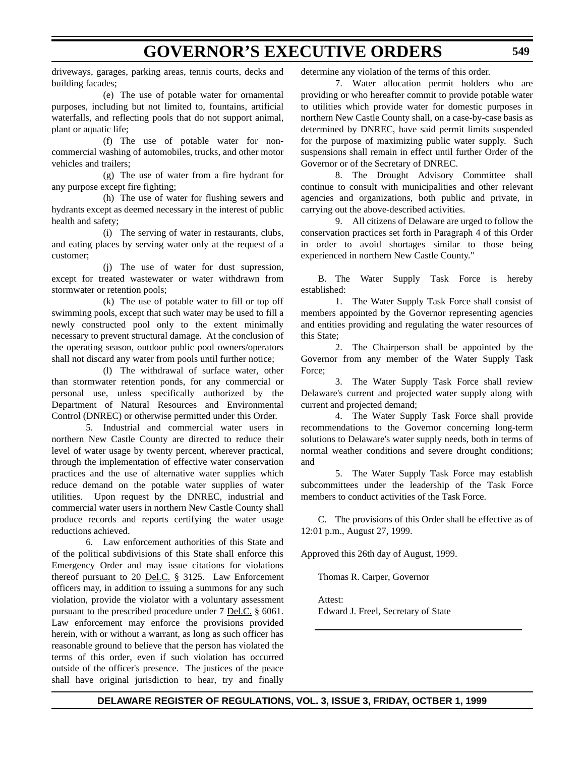driveways, garages, parking areas, tennis courts, decks and building facades;

(e) The use of potable water for ornamental purposes, including but not limited to, fountains, artificial waterfalls, and reflecting pools that do not support animal, plant or aquatic life;

(f) The use of potable water for non-commercial washing of automobiles, trucks, and other motor vehicles and trailers;

(g) The use of water from a fire hydrant for any purpose except fire fighting;

(h) The use of water for flushing sewers and hydrants except as deemed necessary in the interest of public health and safety;

(i) The serving of water in restaurants, clubs, and eating places by serving water only at the request of a customer;

(j) The use of water for dust supression, except for treated wastewater or water withdrawn from stormwater or retention pools;

(k) The use of potable water to fill or top off swimming pools, except that such water may be used to fill a newly constructed pool only to the extent minimally necessary to prevent structural damage. At the conclusion of the operating season, outdoor public pool owners/operators shall not discard any water from pools until further notice;

(l) The withdrawal of surface water, other than stormwater retention ponds, for any commercial or personal use, unless specifically authorized by the Department of Natural Resources and Environmental Control (DNREC) or otherwise permitted under this Order.

5. Industrial and commercial water users in northern New Castle County are directed to reduce their level of water usage by twenty percent, wherever practical, through the implementation of effective water conservation practices and the use of alternative water supplies which reduce demand on the potable water supplies of water utilities. Upon request by the DNREC, industrial and commercial water users in northern New Castle County shall produce records and reports certifying the water usage reductions achieved.

6. Law enforcement authorities of this State and of the political subdivisions of this State shall enforce this Emergency Order and may issue citations for violations thereof pursuant to 20 Del.C. § 3125. Law Enforcement officers may, in addition to issuing a summons for any such violation, provide the violator with a voluntary assessment pursuant to the prescribed procedure under 7 Del.C. § 6061. Law enforcement may enforce the provisions provided herein, with or without a warrant, as long as such officer has reasonable ground to believe that the person has violated the terms of this order, even if such violation has occurred outside of the officer's presence. The justices of the peace shall have original jurisdiction to hear, try and finally determine any violation of the terms of this order.

7. Water allocation permit holders who are providing or who hereafter commit to provide potable water to utilities which provide water for domestic purposes in northern New Castle County shall, on a case-by-case basis as determined by DNREC, have said permit limits suspended for the purpose of maximizing public water supply. Such suspensions shall remain in effect until further Order of the Governor or of the Secretary of DNREC.

8. The Drought Advisory Committee shall continue to consult with municipalities and other relevant agencies and organizations, both public and private, in carrying out the above-described activities.

9. All citizens of Delaware are urged to follow the conservation practices set forth in Paragraph 4 of this Order in order to avoid shortages similar to those being experienced in northern New Castle County."

B. The Water Supply Task Force is hereby established:

1. The Water Supply Task Force shall consist of members appointed by the Governor representing agencies and entities providing and regulating the water resources of this State;

2. The Chairperson shall be appointed by the Governor from any member of the Water Supply Task Force;

3. The Water Supply Task Force shall review Delaware's current and projected water supply along with current and projected demand;

4. The Water Supply Task Force shall provide recommendations to the Governor concerning long-term solutions to Delaware's water supply needs, both in terms of normal weather conditions and severe drought conditions; and

5. The Water Supply Task Force may establish subcommittees under the leadership of the Task Force members to conduct activities of the Task Force.

C. The provisions of this Order shall be effective as of 12:01 p.m., August 27, 1999.

Approved this 26th day of August, 1999.

Thomas R. Carper, Governor

Attest:
Edward J. Freel, Secretary of State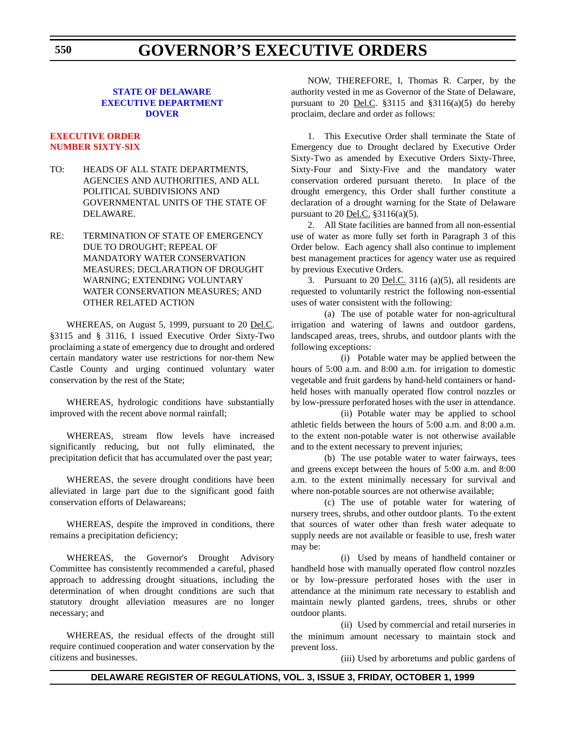**STATE OF DELAWARE**
**EXECUTIVE DEPARTMENT**
**DOVER**

## EXECUTIVE ORDER NUMBER SIXTY-SIX

TO: HEADS OF ALL STATE DEPARTMENTS, AGENCIES AND AUTHORITIES, AND ALL POLITICAL SUBDIVISIONS AND GOVERNMENTAL UNITS OF THE STATE OF DELAWARE.

RE: TERMINATION OF STATE OF EMERGENCY DUE TO DROUGHT; REPEAL OF MANDATORY WATER CONSERVATION MEASURES; DECLARATION OF DROUGHT WARNING; EXTENDING VOLUNTARY WATER CONSERVATION MEASURES; AND OTHER RELATED ACTION

WHEREAS, on August 5, 1999, pursuant to 20 Del.C. §3115 and § 3116, I issued Executive Order Sixty-Two proclaiming a state of emergency due to drought and ordered certain mandatory water use restrictions for nor-them New Castle County and urging continued voluntary water conservation by the rest of the State;

WHEREAS, hydrologic conditions have substantially improved with the recent above normal rainfall;

WHEREAS, stream flow levels have increased significantly reducing, but not fully eliminated, the precipitation deficit that has accumulated over the past year;

WHEREAS, the severe drought conditions have been alleviated in large part due to the significant good faith conservation efforts of Delawareans;

WHEREAS, despite the improved in conditions, there remains a precipitation deficiency;

WHEREAS, the Governor's Drought Advisory Committee has consistently recommended a careful, phased approach to addressing drought situations, including the determination of when drought conditions are such that statutory drought alleviation measures are no longer necessary; and

WHEREAS, the residual effects of the drought still require continued cooperation and water conservation by the citizens and businesses.

NOW, THEREFORE, I, Thomas R. Carper, by the authority vested in me as Governor of the State of Delaware, pursuant to 20 Del.C. §3115 and §3116(a)(5) do hereby proclaim, declare and order as follows:

1. This Executive Order shall terminate the State of Emergency due to Drought declared by Executive Order Sixty-Two as amended by Executive Orders Sixty-Three, Sixty-Four and Sixty-Five and the mandatory water conservation ordered pursuant thereto. In place of the drought emergency, this Order shall further constitute a declaration of a drought warning for the State of Delaware pursuant to 20 Del.C. §3116(a)(5).

2. All State facilities are banned from all non-essential use of water as more fully set forth in Paragraph 3 of this Order below. Each agency shall also continue to implement best management practices for agency water use as required by previous Executive Orders.

3. Pursuant to 20 Del.C. 3116 (a)(5), all residents are requested to voluntarily restrict the following non-essential uses of water consistent with the following:

(a) The use of potable water for non-agricultural irrigation and watering of lawns and outdoor gardens, landscaped areas, trees, shrubs, and outdoor plants with the following exceptions:

(i) Potable water may be applied between the hours of 5:00 a.m. and 8:00 a.m. for irrigation to domestic vegetable and fruit gardens by hand-held containers or hand-held hoses with manually operated flow control nozzles or by low-pressure perforated hoses with the user in attendance.

(ii) Potable water may be applied to school athletic fields between the hours of 5:00 a.m. and 8:00 a.m. to the extent non-potable water is not otherwise available and to the extent necessary to prevent injuries;

(b) The use potable water to water fairways, tees and greens except between the hours of 5:00 a.m. and 8:00 a.m. to the extent minimally necessary for survival and where non-potable sources are not otherwise available;

(c) The use of potable water for watering of nursery trees, shrubs, and other outdoor plants. To the extent that sources of water other than fresh water adequate to supply needs are not available or feasible to use, fresh water may be:

(i) Used by means of handheld container or handheld hose with manually operated flow control nozzles or by low-pressure perforated hoses with the user in attendance at the minimum rate necessary to establish and maintain newly planted gardens, trees, shrubs or other outdoor plants.

(ii) Used by commercial and retail nurseries in the minimum amount necessary to maintain stock and prevent loss.

(iii) Used by arboretums and public gardens of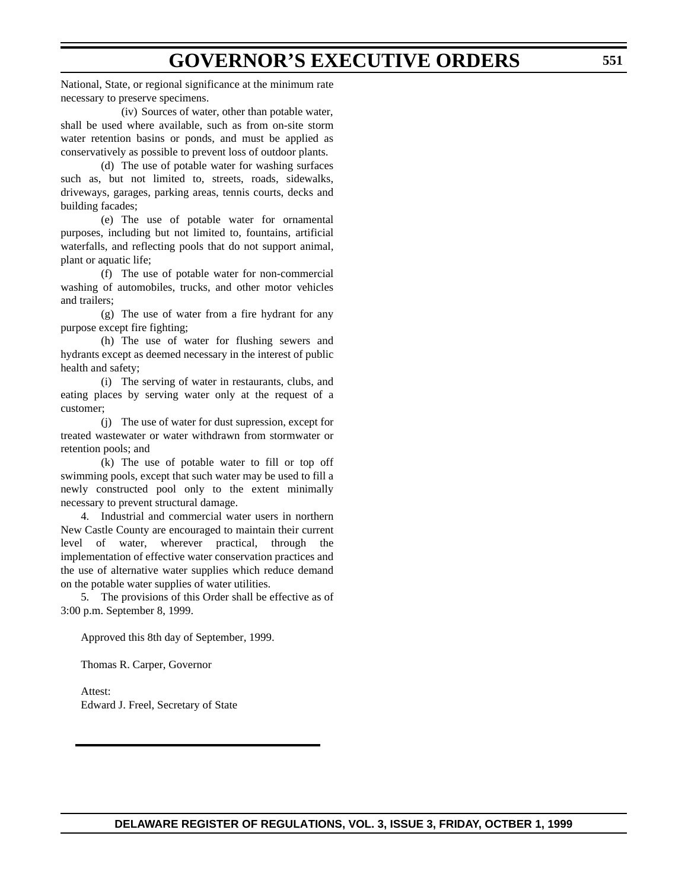National, State, or regional significance at the minimum rate necessary to preserve specimens.

(iv) Sources of water, other than potable water, shall be used where available, such as from on-site storm water retention basins or ponds, and must be applied as conservatively as possible to prevent loss of outdoor plants.

(d) The use of potable water for washing surfaces such as, but not limited to, streets, roads, sidewalks, driveways, garages, parking areas, tennis courts, decks and building facades;

(e) The use of potable water for ornamental purposes, including but not limited to, fountains, artificial waterfalls, and reflecting pools that do not support animal, plant or aquatic life;

(f) The use of potable water for non-commercial washing of automobiles, trucks, and other motor vehicles and trailers;

(g) The use of water from a fire hydrant for any purpose except fire fighting;

(h) The use of water for flushing sewers and hydrants except as deemed necessary in the interest of public health and safety;

(i) The serving of water in restaurants, clubs, and eating places by serving water only at the request of a customer;

(j) The use of water for dust supression, except for treated wastewater or water withdrawn from stormwater or retention pools; and

(k) The use of potable water to fill or top off swimming pools, except that such water may be used to fill a newly constructed pool only to the extent minimally necessary to prevent structural damage.

4. Industrial and commercial water users in northern New Castle County are encouraged to maintain their current level of water, wherever practical, through the implementation of effective water conservation practices and the use of alternative water supplies which reduce demand on the potable water supplies of water utilities.

5. The provisions of this Order shall be effective as of 3:00 p.m. September 8, 1999.

Approved this 8th day of September, 1999.

Thomas R. Carper, Governor

Attest:
Edward J. Freel, Secretary of State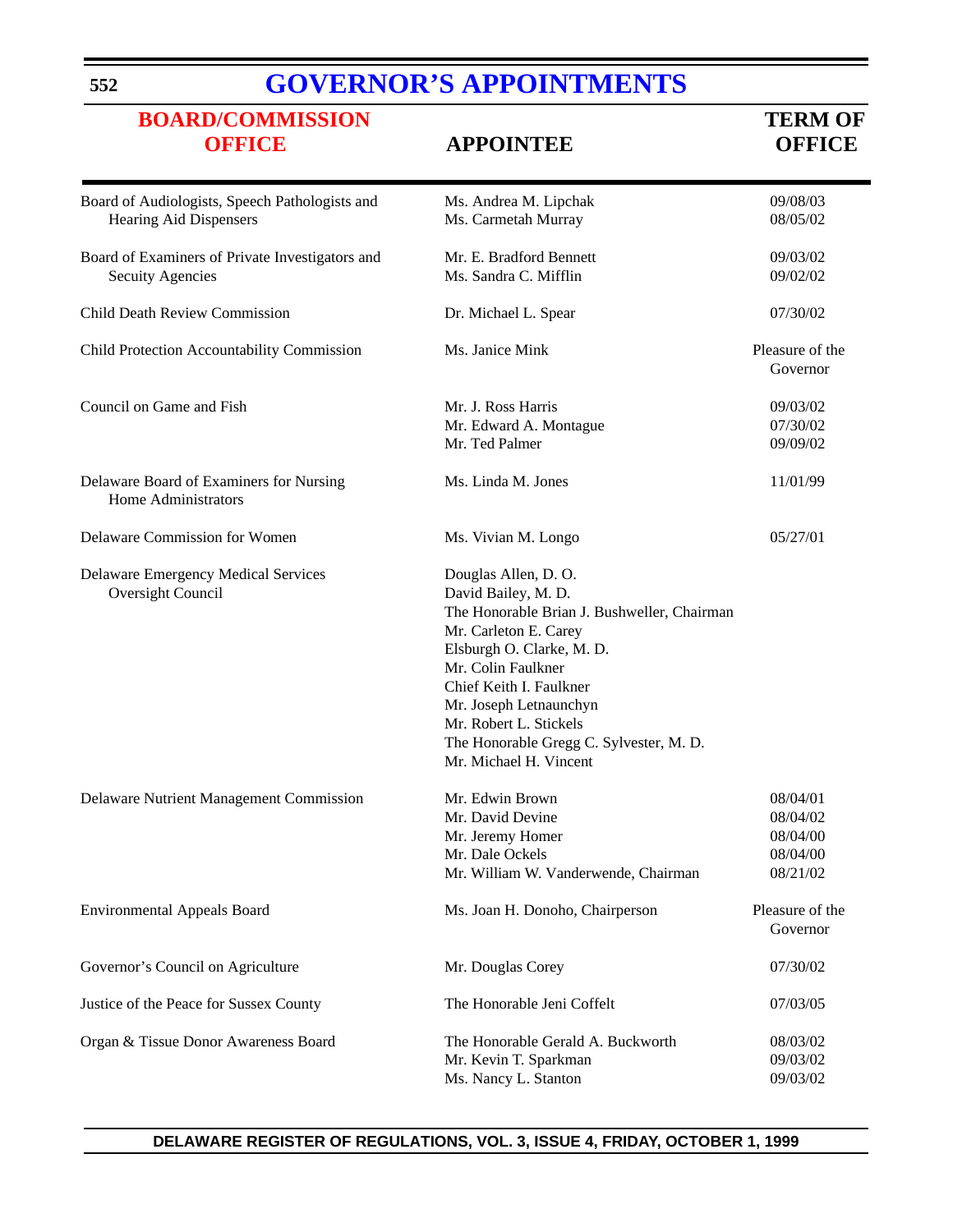# GOVERNOR'S APPOINTMENTS

| BOARD/COMMISSION OFFICE | APPOINTEE | TERM OF OFFICE |
|---|---|---|
| Board of Audiologists, Speech Pathologists and Hearing Aid Dispensers | Ms. Andrea M. Lipchak | 09/08/03 |
| | Ms. Carmetah Murray | 08/05/02 |
| Board of Examiners of Private Investigators and Secuity Agencies | Mr. E. Bradford Bennett | 09/03/02 |
| | Ms. Sandra C. Mifflin | 09/02/02 |
| Child Death Review Commission | Dr. Michael L. Spear | 07/30/02 |
| Child Protection Accountability Commission | Ms. Janice Mink | Pleasure of the Governor |
| Council on Game and Fish | Mr. J. Ross Harris | 09/03/02 |
| | Mr. Edward A. Montague | 07/30/02 |
| | Mr. Ted Palmer | 09/09/02 |
| Delaware Board of Examiners for Nursing Home Administrators | Ms. Linda M. Jones | 11/01/99 |
| Delaware Commission for Women | Ms. Vivian M. Longo | 05/27/01 |
| Delaware Emergency Medical Services Oversight Council | Douglas Allen, D. O. | |
| | David Bailey, M. D. | |
| | The Honorable Brian J. Bushweller, Chairman | |
| | Mr. Carleton E. Carey | |
| | Elsburgh O. Clarke, M. D. | |
| | Mr. Colin Faulkner | |
| | Chief Keith I. Faulkner | |
| | Mr. Joseph Letnaunchyn | |
| | Mr. Robert L. Stickels | |
| | The Honorable Gregg C. Sylvester, M. D. | |
| | Mr. Michael H. Vincent | |
| Delaware Nutrient Management Commission | Mr. Edwin Brown | 08/04/01 |
| | Mr. David Devine | 08/04/02 |
| | Mr. Jeremy Homer | 08/04/00 |
| | Mr. Dale Ockels | 08/04/00 |
| | Mr. William W. Vanderwende, Chairman | 08/21/02 |
| Environmental Appeals Board | Ms. Joan H. Donoho, Chairperson | Pleasure of the Governor |
| Governor's Council on Agriculture | Mr. Douglas Corey | 07/30/02 |
| Justice of the Peace for Sussex County | The Honorable Jeni Coffelt | 07/03/05 |
| Organ & Tissue Donor Awareness Board | The Honorable Gerald A. Buckworth | 08/03/02 |
| | Mr. Kevin T. Sparkman | 09/03/02 |
| | Ms. Nancy L. Stanton | 09/03/02 |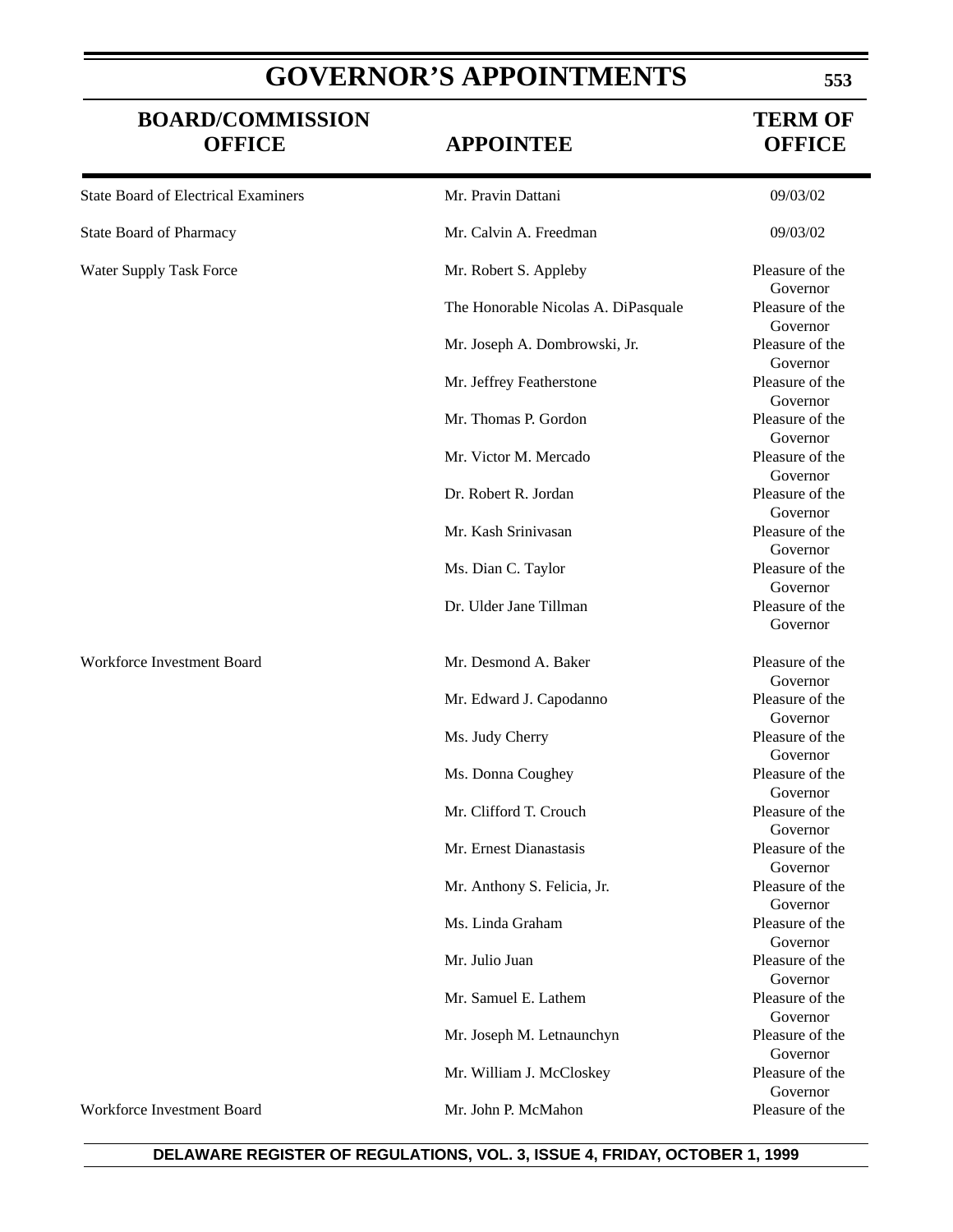# GOVERNOR'S APPOINTMENTS

| BOARD/COMMISSION OFFICE | APPOINTEE | TERM OF OFFICE |
|---|---|---|
| State Board of Electrical Examiners | Mr. Pravin Dattani | 09/03/02 |
| State Board of Pharmacy | Mr. Calvin A. Freedman | 09/03/02 |
| Water Supply Task Force | Mr. Robert S. Appleby | Pleasure of the Governor |
| | The Honorable Nicolas A. DiPasquale | Pleasure of the Governor |
| | Mr. Joseph A. Dombrowski, Jr. | Pleasure of the Governor |
| | Mr. Jeffrey Featherstone | Pleasure of the Governor |
| | Mr. Thomas P. Gordon | Pleasure of the Governor |
| | Mr. Victor M. Mercado | Pleasure of the Governor |
| | Dr. Robert R. Jordan | Pleasure of the Governor |
| | Mr. Kash Srinivasan | Pleasure of the Governor |
| | Ms. Dian C. Taylor | Pleasure of the Governor |
| | Dr. Ulder Jane Tillman | Pleasure of the Governor |
| Workforce Investment Board | Mr. Desmond A. Baker | Pleasure of the Governor |
| | Mr. Edward J. Capodanno | Pleasure of the Governor |
| | Ms. Judy Cherry | Pleasure of the Governor |
| | Ms. Donna Coughey | Pleasure of the Governor |
| | Mr. Clifford T. Crouch | Pleasure of the Governor |
| | Mr. Ernest Dianastasis | Pleasure of the Governor |
| | Mr. Anthony S. Felicia, Jr. | Pleasure of the Governor |
| | Ms. Linda Graham | Pleasure of the Governor |
| | Mr. Julio Juan | Pleasure of the Governor |
| | Mr. Samuel E. Lathem | Pleasure of the Governor |
| | Mr. Joseph M. Letnaunchyn | Pleasure of the Governor |
| | Mr. William J. McCloskey | Pleasure of the Governor |
| Workforce Investment Board | Mr. John P. McMahon | Pleasure of the |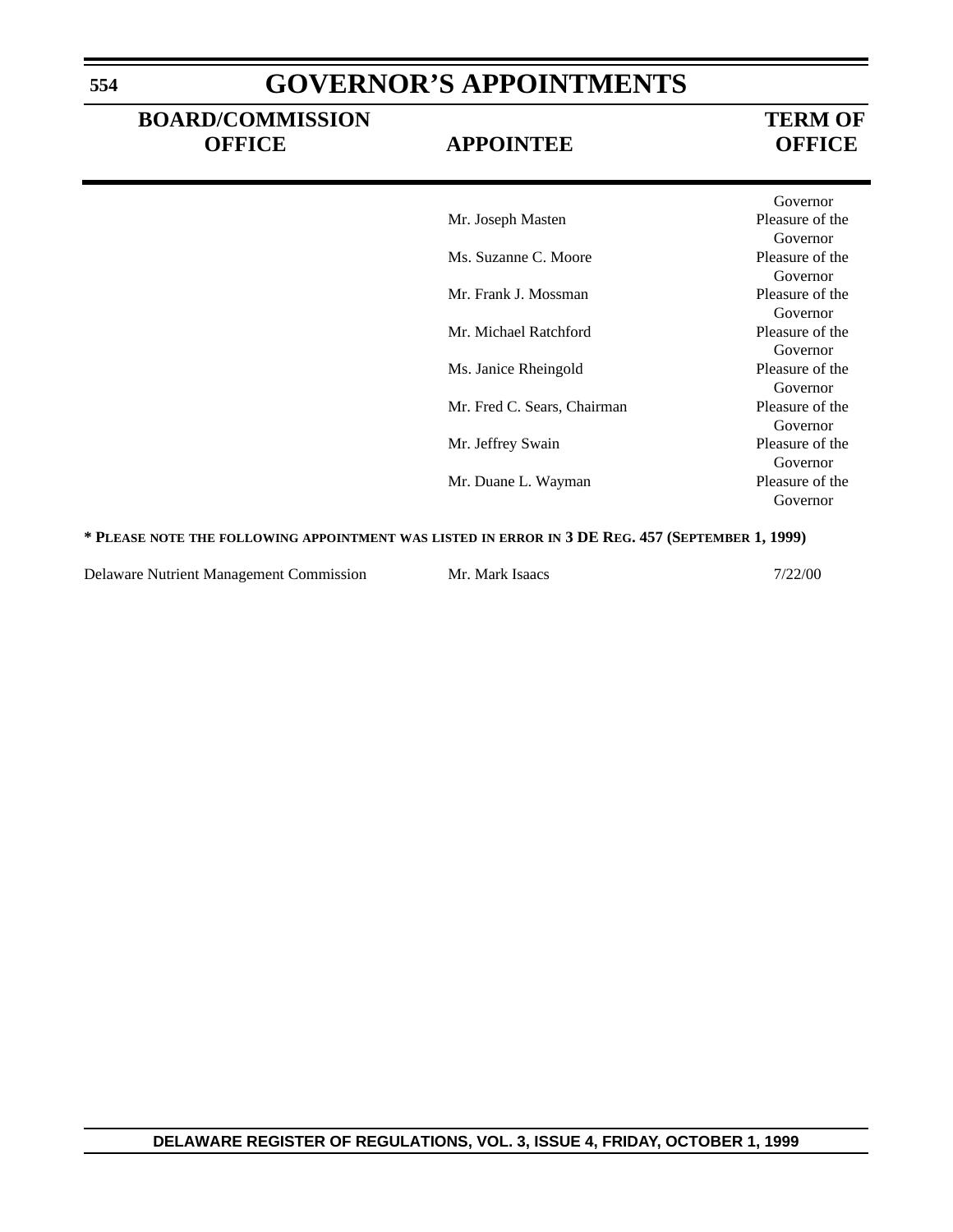# GOVERNOR'S APPOINTMENTS

| BOARD/COMMISSION OFFICE | APPOINTEE | TERM OF OFFICE |
|---|---|---|
| | | Governor |
| | Mr. Joseph Masten | Pleasure of the Governor |
| | Ms. Suzanne C. Moore | Pleasure of the Governor |
| | Mr. Frank J. Mossman | Pleasure of the Governor |
| | Mr. Michael Ratchford | Pleasure of the Governor |
| | Ms. Janice Rheingold | Pleasure of the Governor |
| | Mr. Fred C. Sears, Chairman | Pleasure of the Governor |
| | Mr. Jeffrey Swain | Pleasure of the Governor |
| | Mr. Duane L. Wayman | Pleasure of the Governor |

**\* PLEASE NOTE THE FOLLOWING APPOINTMENT WAS LISTED IN ERROR IN 3 DE REG. 457 (SEPTEMBER 1, 1999)**

| BOARD/COMMISSION OFFICE | APPOINTEE | TERM OF OFFICE |
|---|---|---|
| Delaware Nutrient Management Commission | Mr. Mark Isaacs | 7/22/00 |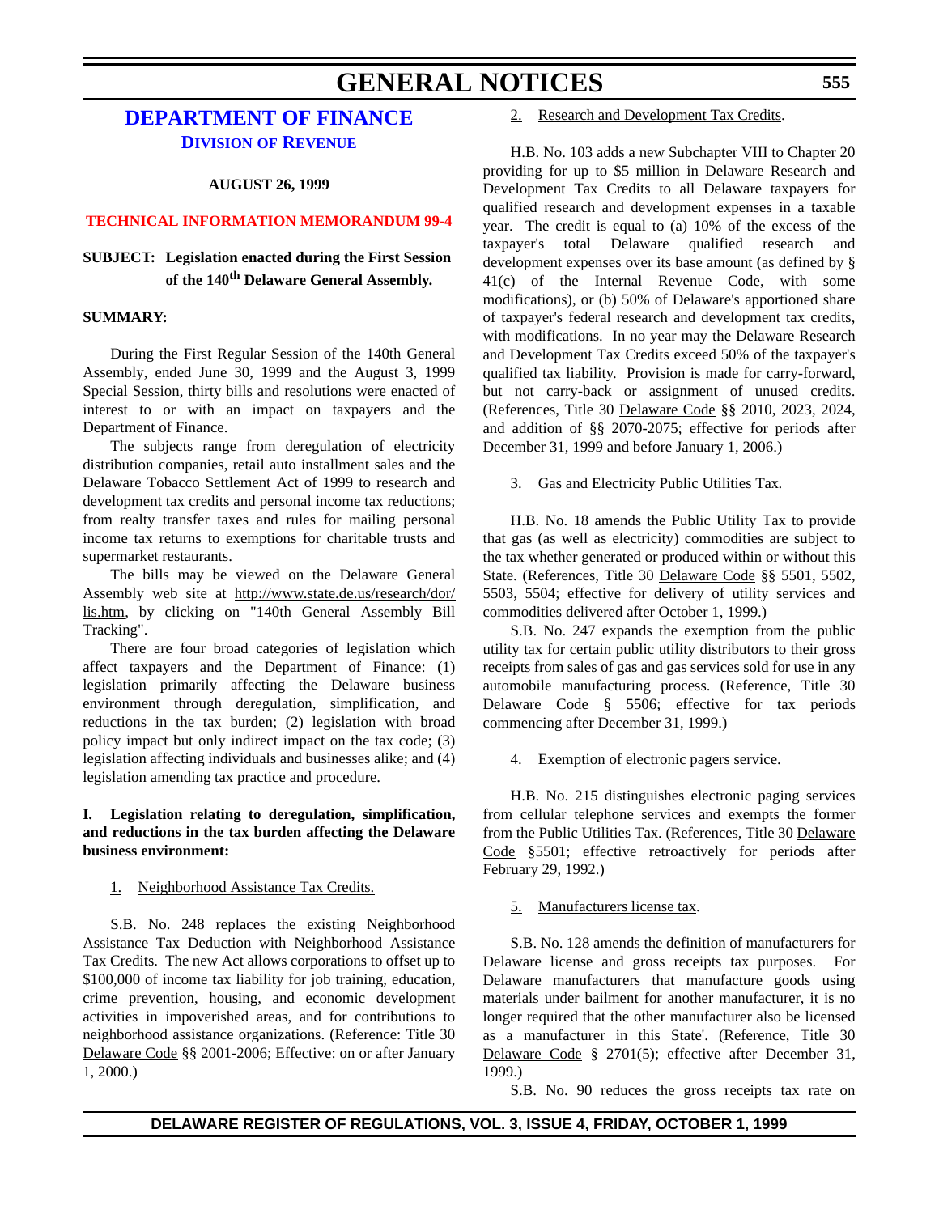# GENERAL NOTICES

## DEPARTMENT OF FINANCE

### DIVISION OF REVENUE

**AUGUST 26, 1999**

**TECHNICAL INFORMATION MEMORANDUM 99-4**

**SUBJECT: Legislation enacted during the First Session of the 140th Delaware General Assembly.**

**SUMMARY:**

During the First Regular Session of the 140th General Assembly, ended June 30, 1999 and the August 3, 1999 Special Session, thirty bills and resolutions were enacted of interest to or with an impact on taxpayers and the Department of Finance.

The subjects range from deregulation of electricity distribution companies, retail auto installment sales and the Delaware Tobacco Settlement Act of 1999 to research and development tax credits and personal income tax reductions; from realty transfer taxes and rules for mailing personal income tax returns to exemptions for charitable trusts and supermarket restaurants.

The bills may be viewed on the Delaware General Assembly web site at http://www.state.de.us/research/dor/lis.htm, by clicking on "140th General Assembly Bill Tracking".

There are four broad categories of legislation which affect taxpayers and the Department of Finance: (1) legislation primarily affecting the Delaware business environment through deregulation, simplification, and reductions in the tax burden; (2) legislation with broad policy impact but only indirect impact on the tax code; (3) legislation affecting individuals and businesses alike; and (4) legislation amending tax practice and procedure.

**I. Legislation relating to deregulation, simplification, and reductions in the tax burden affecting the Delaware business environment:**

1. Neighborhood Assistance Tax Credits.

S.B. No. 248 replaces the existing Neighborhood Assistance Tax Deduction with Neighborhood Assistance Tax Credits. The new Act allows corporations to offset up to $100,000 of income tax liability for job training, education, crime prevention, housing, and economic development activities in impoverished areas, and for contributions to neighborhood assistance organizations. (Reference: Title 30 Delaware Code §§ 2001-2006; Effective: on or after January 1, 2000.)

2. Research and Development Tax Credits.

H.B. No. 103 adds a new Subchapter VIII to Chapter 20 providing for up to $5 million in Delaware Research and Development Tax Credits to all Delaware taxpayers for qualified research and development expenses in a taxable year. The credit is equal to (a) 10% of the excess of the taxpayer's total Delaware qualified research and development expenses over its base amount (as defined by § 41(c) of the Internal Revenue Code, with some modifications), or (b) 50% of Delaware's apportioned share of taxpayer's federal research and development tax credits, with modifications. In no year may the Delaware Research and Development Tax Credits exceed 50% of the taxpayer's qualified tax liability. Provision is made for carry-forward, but not carry-back or assignment of unused credits. (References, Title 30 Delaware Code §§ 2010, 2023, 2024, and addition of §§ 2070-2075; effective for periods after December 31, 1999 and before January 1, 2006.)

3. Gas and Electricity Public Utilities Tax.

H.B. No. 18 amends the Public Utility Tax to provide that gas (as well as electricity) commodities are subject to the tax whether generated or produced within or without this State. (References, Title 30 Delaware Code §§ 5501, 5502, 5503, 5504; effective for delivery of utility services and commodities delivered after October 1, 1999.)

S.B. No. 247 expands the exemption from the public utility tax for certain public utility distributors to their gross receipts from sales of gas and gas services sold for use in any automobile manufacturing process. (Reference, Title 30 Delaware Code § 5506; effective for tax periods commencing after December 31, 1999.)

4. Exemption of electronic pagers service.

H.B. No. 215 distinguishes electronic paging services from cellular telephone services and exempts the former from the Public Utilities Tax. (References, Title 30 Delaware Code §5501; effective retroactively for periods after February 29, 1992.)

5. Manufacturers license tax.

S.B. No. 128 amends the definition of manufacturers for Delaware license and gross receipts tax purposes. For Delaware manufacturers that manufacture goods using materials under bailment for another manufacturer, it is no longer required that the other manufacturer also be licensed as a manufacturer in this State'. (Reference, Title 30 Delaware Code § 2701(5); effective after December 31, 1999.)

S.B. No. 90 reduces the gross receipts tax rate on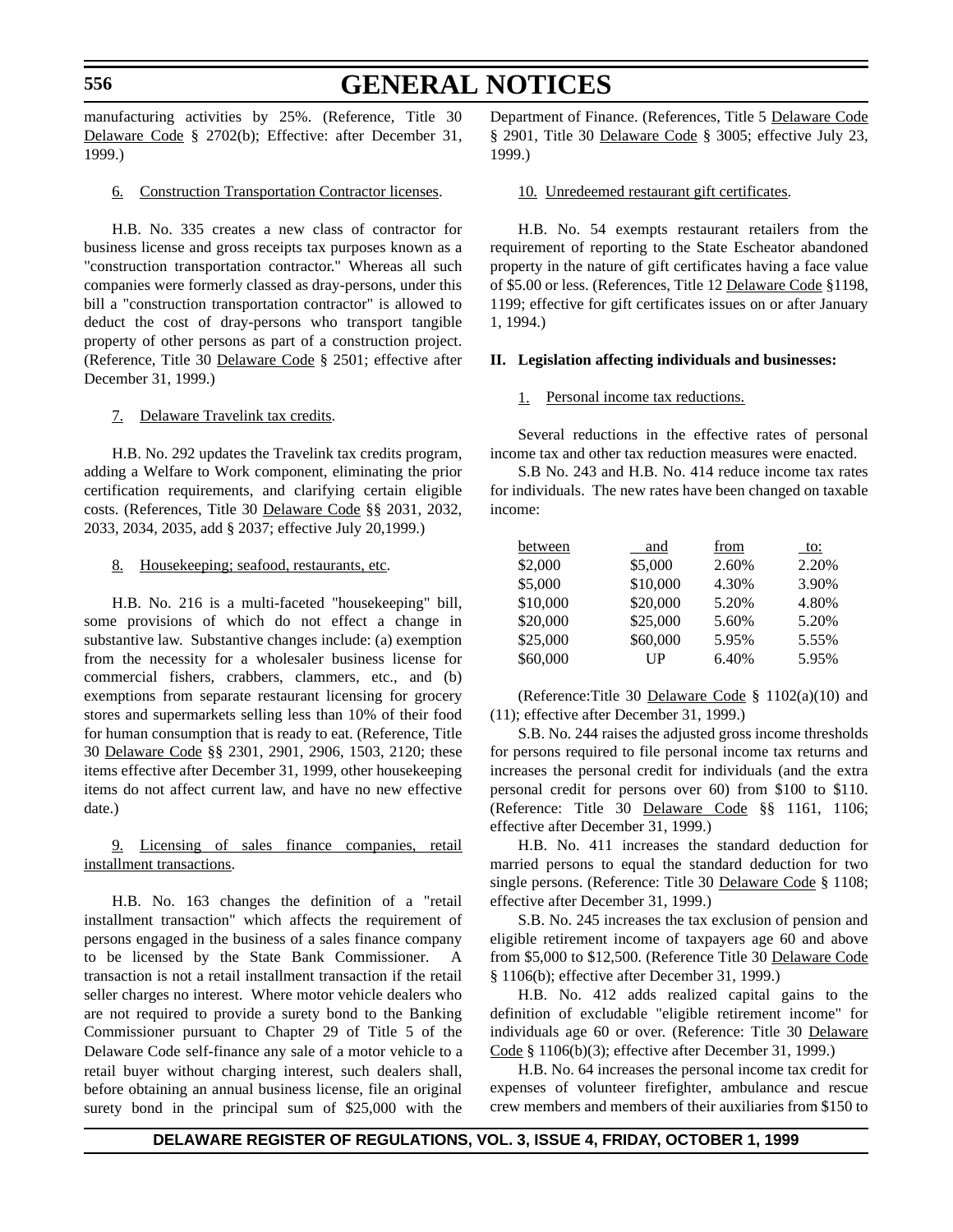manufacturing activities by 25%. (Reference, Title 30 Delaware Code § 2702(b); Effective: after December 31, 1999.)

6. Construction Transportation Contractor licenses.

H.B. No. 335 creates a new class of contractor for business license and gross receipts tax purposes known as a "construction transportation contractor." Whereas all such companies were formerly classed as dray-persons, under this bill a "construction transportation contractor" is allowed to deduct the cost of dray-persons who transport tangible property of other persons as part of a construction project. (Reference, Title 30 Delaware Code § 2501; effective after December 31, 1999.)

7. Delaware Travelink tax credits.

H.B. No. 292 updates the Travelink tax credits program, adding a Welfare to Work component, eliminating the prior certification requirements, and clarifying certain eligible costs. (References, Title 30 Delaware Code §§ 2031, 2032, 2033, 2034, 2035, add § 2037; effective July 20,1999.)

8. Housekeeping; seafood, restaurants, etc.

H.B. No. 216 is a multi-faceted "housekeeping" bill, some provisions of which do not effect a change in substantive law. Substantive changes include: (a) exemption from the necessity for a wholesaler business license for commercial fishers, crabbers, clammers, etc., and (b) exemptions from separate restaurant licensing for grocery stores and supermarkets selling less than 10% of their food for human consumption that is ready to eat. (Reference, Title 30 Delaware Code §§ 2301, 2901, 2906, 1503, 2120; these items effective after December 31, 1999, other housekeeping items do not affect current law, and have no new effective date.)

9. Licensing of sales finance companies, retail installment transactions.

H.B. No. 163 changes the definition of a "retail installment transaction" which affects the requirement of persons engaged in the business of a sales finance company to be licensed by the State Bank Commissioner. A transaction is not a retail installment transaction if the retail seller charges no interest. Where motor vehicle dealers who are not required to provide a surety bond to the Banking Commissioner pursuant to Chapter 29 of Title 5 of the Delaware Code self-finance any sale of a motor vehicle to a retail buyer without charging interest, such dealers shall, before obtaining an annual business license, file an original surety bond in the principal sum of $25,000 with the Department of Finance. (References, Title 5 Delaware Code § 2901, Title 30 Delaware Code § 3005; effective July 23, 1999.)

10. Unredeemed restaurant gift certificates.

H.B. No. 54 exempts restaurant retailers from the requirement of reporting to the State Escheator abandoned property in the nature of gift certificates having a face value of $5.00 or less. (References, Title 12 Delaware Code §1198, 1199; effective for gift certificates issues on or after January 1, 1994.)

**II. Legislation affecting individuals and businesses:**

1. Personal income tax reductions.

Several reductions in the effective rates of personal income tax and other tax reduction measures were enacted.

S.B No. 243 and H.B. No. 414 reduce income tax rates for individuals. The new rates have been changed on taxable income:

| between | and | from | to: |
|---|---|---|---|
| $2,000 | $5,000 | 2.60% | 2.20% |
| $5,000 | $10,000 | 4.30% | 3.90% |
| $10,000 | $20,000 | 5.20% | 4.80% |
| $20,000 | $25,000 | 5.60% | 5.20% |
| $25,000 | $60,000 | 5.95% | 5.55% |
| $60,000 | UP | 6.40% | 5.95% |

(Reference:Title 30 Delaware Code § 1102(a)(10) and (11); effective after December 31, 1999.)

S.B. No. 244 raises the adjusted gross income thresholds for persons required to file personal income tax returns and increases the personal credit for individuals (and the extra personal credit for persons over 60) from $100 to $110. (Reference: Title 30 Delaware Code §§ 1161, 1106; effective after December 31, 1999.)

H.B. No. 411 increases the standard deduction for married persons to equal the standard deduction for two single persons. (Reference: Title 30 Delaware Code § 1108; effective after December 31, 1999.)

S.B. No. 245 increases the tax exclusion of pension and eligible retirement income of taxpayers age 60 and above from $5,000 to $12,500. (Reference Title 30 Delaware Code § 1106(b); effective after December 31, 1999.)

H.B. No. 412 adds realized capital gains to the definition of excludable "eligible retirement income" for individuals age 60 or over. (Reference: Title 30 Delaware Code § 1106(b)(3); effective after December 31, 1999.)

H.B. No. 64 increases the personal income tax credit for expenses of volunteer firefighter, ambulance and rescue crew members and members of their auxiliaries from $150 to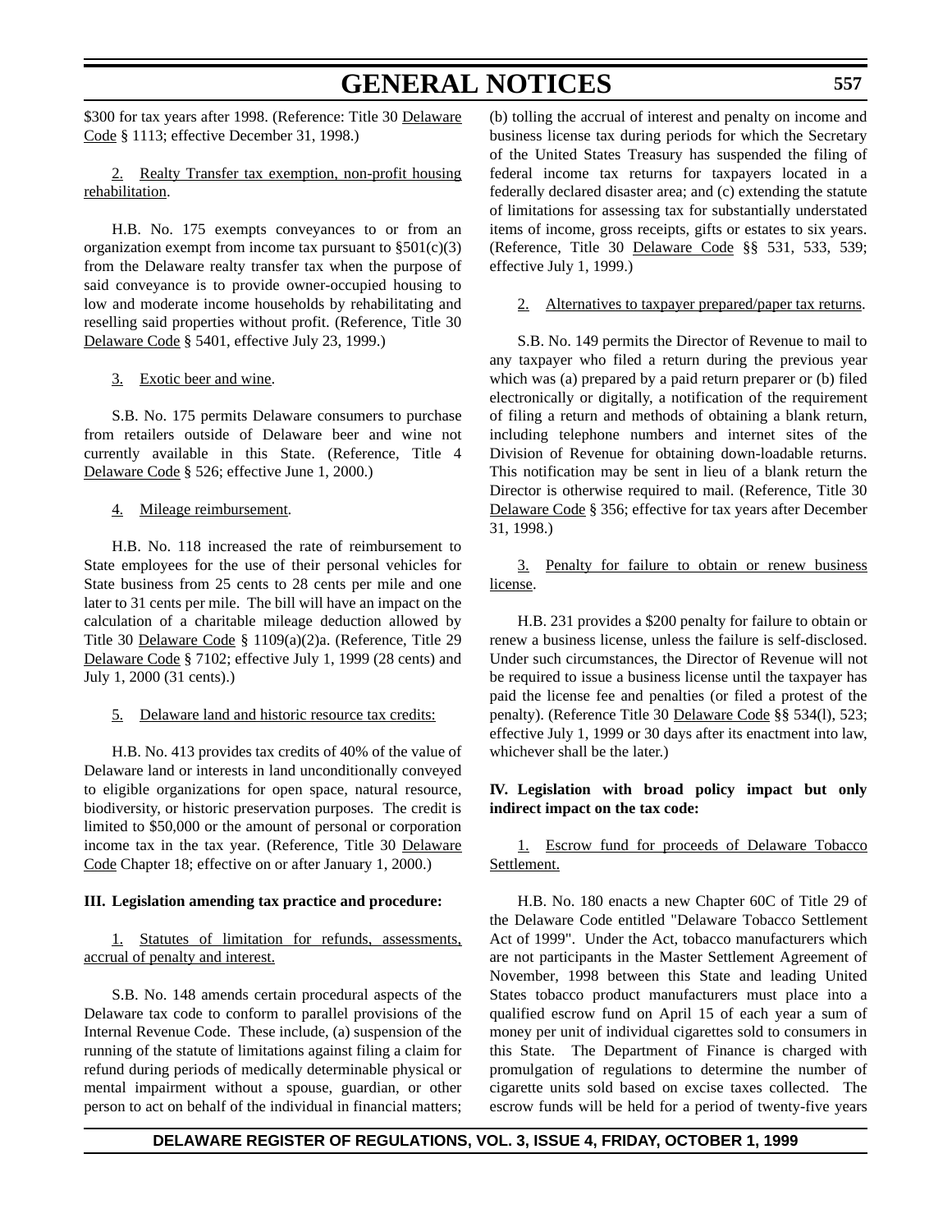$300 for tax years after 1998. (Reference: Title 30 Delaware Code § 1113; effective December 31, 1998.)

2. Realty Transfer tax exemption, non-profit housing rehabilitation.

H.B. No. 175 exempts conveyances to or from an organization exempt from income tax pursuant to §501(c)(3) from the Delaware realty transfer tax when the purpose of said conveyance is to provide owner-occupied housing to low and moderate income households by rehabilitating and reselling said properties without profit. (Reference, Title 30 Delaware Code § 5401, effective July 23, 1999.)

3. Exotic beer and wine.

S.B. No. 175 permits Delaware consumers to purchase from retailers outside of Delaware beer and wine not currently available in this State. (Reference, Title 4 Delaware Code § 526; effective June 1, 2000.)

4. Mileage reimbursement.

H.B. No. 118 increased the rate of reimbursement to State employees for the use of their personal vehicles for State business from 25 cents to 28 cents per mile and one later to 31 cents per mile. The bill will have an impact on the calculation of a charitable mileage deduction allowed by Title 30 Delaware Code § 1109(a)(2)a. (Reference, Title 29 Delaware Code § 7102; effective July 1, 1999 (28 cents) and July 1, 2000 (31 cents).)

5. Delaware land and historic resource tax credits:

H.B. No. 413 provides tax credits of 40% of the value of Delaware land or interests in land unconditionally conveyed to eligible organizations for open space, natural resource, biodiversity, or historic preservation purposes. The credit is limited to $50,000 or the amount of personal or corporation income tax in the tax year. (Reference, Title 30 Delaware Code Chapter 18; effective on or after January 1, 2000.)

**III. Legislation amending tax practice and procedure:**

1. Statutes of limitation for refunds, assessments, accrual of penalty and interest.

S.B. No. 148 amends certain procedural aspects of the Delaware tax code to conform to parallel provisions of the Internal Revenue Code. These include, (a) suspension of the running of the statute of limitations against filing a claim for refund during periods of medically determinable physical or mental impairment without a spouse, guardian, or other person to act on behalf of the individual in financial matters; (b) tolling the accrual of interest and penalty on income and business license tax during periods for which the Secretary of the United States Treasury has suspended the filing of federal income tax returns for taxpayers located in a federally declared disaster area; and (c) extending the statute of limitations for assessing tax for substantially understated items of income, gross receipts, gifts or estates to six years. (Reference, Title 30 Delaware Code §§ 531, 533, 539; effective July 1, 1999.)

2. Alternatives to taxpayer prepared/paper tax returns.

S.B. No. 149 permits the Director of Revenue to mail to any taxpayer who filed a return during the previous year which was (a) prepared by a paid return preparer or (b) filed electronically or digitally, a notification of the requirement of filing a return and methods of obtaining a blank return, including telephone numbers and internet sites of the Division of Revenue for obtaining down-loadable returns. This notification may be sent in lieu of a blank return the Director is otherwise required to mail. (Reference, Title 30 Delaware Code § 356; effective for tax years after December 31, 1998.)

3. Penalty for failure to obtain or renew business license.

H.B. 231 provides a $200 penalty for failure to obtain or renew a business license, unless the failure is self-disclosed. Under such circumstances, the Director of Revenue will not be required to issue a business license until the taxpayer has paid the license fee and penalties (or filed a protest of the penalty). (Reference Title 30 Delaware Code §§ 534(l), 523; effective July 1, 1999 or 30 days after its enactment into law, whichever shall be the later.)

**IV. Legislation with broad policy impact but only indirect impact on the tax code:**

1. Escrow fund for proceeds of Delaware Tobacco Settlement.

H.B. No. 180 enacts a new Chapter 60C of Title 29 of the Delaware Code entitled "Delaware Tobacco Settlement Act of 1999". Under the Act, tobacco manufacturers which are not participants in the Master Settlement Agreement of November, 1998 between this State and leading United States tobacco product manufacturers must place into a qualified escrow fund on April 15 of each year a sum of money per unit of individual cigarettes sold to consumers in this State. The Department of Finance is charged with promulgation of regulations to determine the number of cigarette units sold based on excise taxes collected. The escrow funds will be held for a period of twenty-five years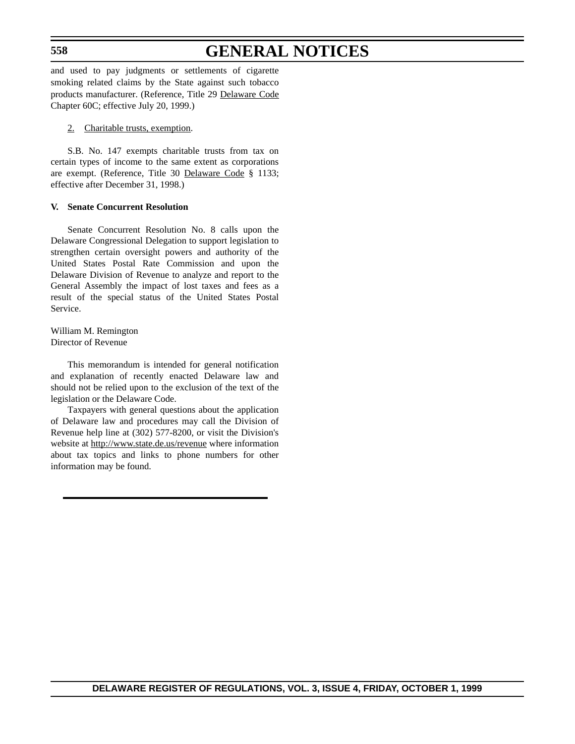and used to pay judgments or settlements of cigarette smoking related claims by the State against such tobacco products manufacturer. (Reference, Title 29 Delaware Code Chapter 60C; effective July 20, 1999.)

2. Charitable trusts, exemption.

S.B. No. 147 exempts charitable trusts from tax on certain types of income to the same extent as corporations are exempt. (Reference, Title 30 Delaware Code § 1133; effective after December 31, 1998.)

**V. Senate Concurrent Resolution**

Senate Concurrent Resolution No. 8 calls upon the Delaware Congressional Delegation to support legislation to strengthen certain oversight powers and authority of the United States Postal Rate Commission and upon the Delaware Division of Revenue to analyze and report to the General Assembly the impact of lost taxes and fees as a result of the special status of the United States Postal Service.

William M. Remington
Director of Revenue

This memorandum is intended for general notification and explanation of recently enacted Delaware law and should not be relied upon to the exclusion of the text of the legislation or the Delaware Code.

Taxpayers with general questions about the application of Delaware law and procedures may call the Division of Revenue help line at (302) 577-8200, or visit the Division's website at http://www.state.de.us/revenue where information about tax topics and links to phone numbers for other information may be found.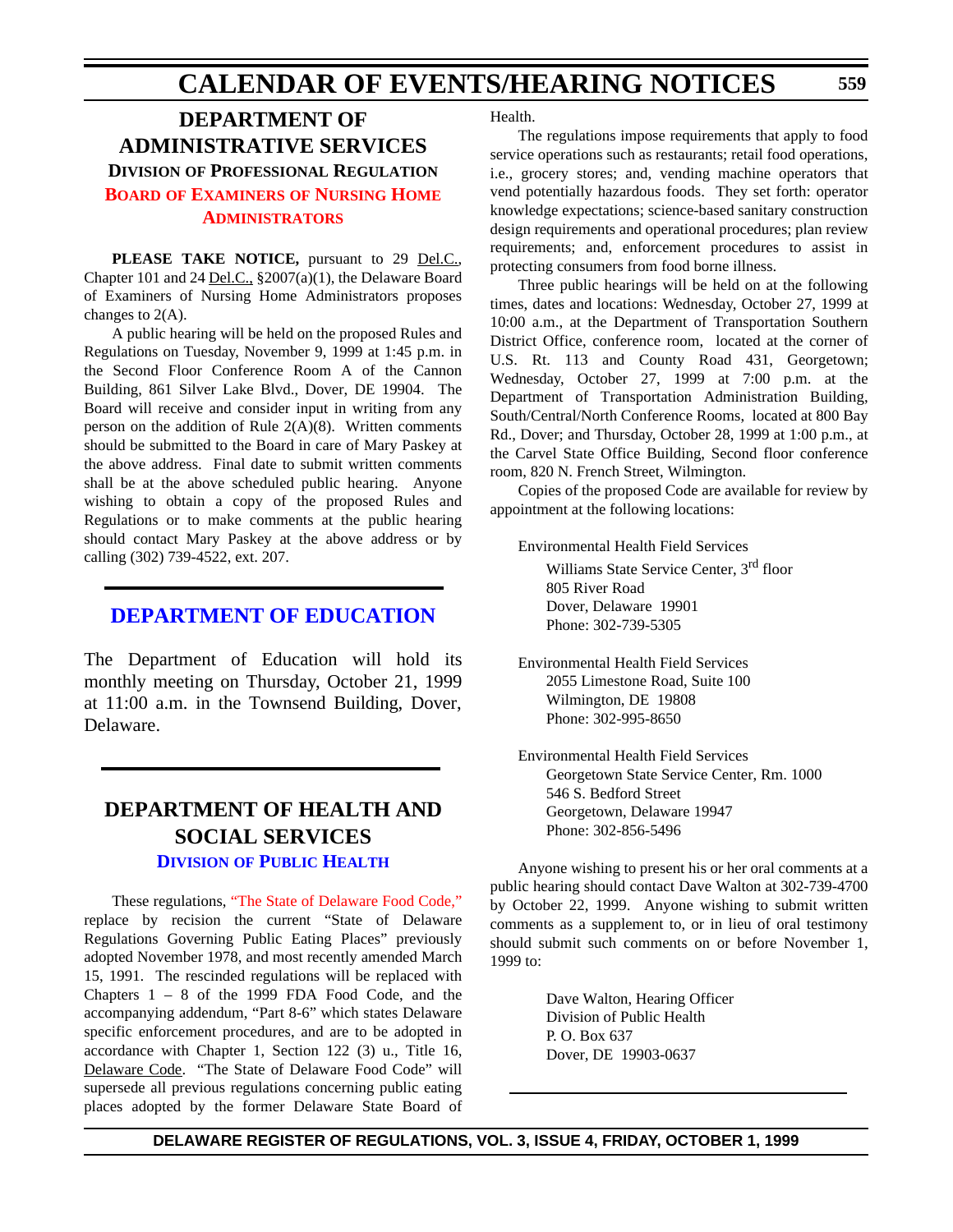## DEPARTMENT OF ADMINISTRATIVE SERVICES

### Division of Professional Regulation

### Board of Examiners of Nursing Home Administrators

**PLEASE TAKE NOTICE,** pursuant to 29 Del.C., Chapter 101 and 24 Del.C., §2007(a)(1), the Delaware Board of Examiners of Nursing Home Administrators proposes changes to 2(A).

A public hearing will be held on the proposed Rules and Regulations on Tuesday, November 9, 1999 at 1:45 p.m. in the Second Floor Conference Room A of the Cannon Building, 861 Silver Lake Blvd., Dover, DE 19904. The Board will receive and consider input in writing from any person on the addition of Rule 2(A)(8). Written comments should be submitted to the Board in care of Mary Paskey at the above address. Final date to submit written comments shall be at the above scheduled public hearing. Anyone wishing to obtain a copy of the proposed Rules and Regulations or to make comments at the public hearing should contact Mary Paskey at the above address or by calling (302) 739-4522, ext. 207.

## DEPARTMENT OF EDUCATION

The Department of Education will hold its monthly meeting on Thursday, October 21, 1999 at 11:00 a.m. in the Townsend Building, Dover, Delaware.

## DEPARTMENT OF HEALTH AND SOCIAL SERVICES

### Division of Public Health

These regulations, "The State of Delaware Food Code," replace by recision the current "State of Delaware Regulations Governing Public Eating Places" previously adopted November 1978, and most recently amended March 15, 1991. The rescinded regulations will be replaced with Chapters 1 – 8 of the 1999 FDA Food Code, and the accompanying addendum, "Part 8-6" which states Delaware specific enforcement procedures, and are to be adopted in accordance with Chapter 1, Section 122 (3) u., Title 16, Delaware Code. "The State of Delaware Food Code" will supersede all previous regulations concerning public eating places adopted by the former Delaware State Board of Health.

The regulations impose requirements that apply to food service operations such as restaurants; retail food operations, i.e., grocery stores; and, vending machine operators that vend potentially hazardous foods. They set forth: operator knowledge expectations; science-based sanitary construction design requirements and operational procedures; plan review requirements; and, enforcement procedures to assist in protecting consumers from food borne illness.

Three public hearings will be held on at the following times, dates and locations: Wednesday, October 27, 1999 at 10:00 a.m., at the Department of Transportation Southern District Office, conference room, located at the corner of U.S. Rt. 113 and County Road 431, Georgetown; Wednesday, October 27, 1999 at 7:00 p.m. at the Department of Transportation Administration Building, South/Central/North Conference Rooms, located at 800 Bay Rd., Dover; and Thursday, October 28, 1999 at 1:00 p.m., at the Carvel State Office Building, Second floor conference room, 820 N. French Street, Wilmington.

Copies of the proposed Code are available for review by appointment at the following locations:

Environmental Health Field Services
Williams State Service Center, 3rd floor
805 River Road
Dover, Delaware 19901
Phone: 302-739-5305

Environmental Health Field Services
2055 Limestone Road, Suite 100
Wilmington, DE 19808
Phone: 302-995-8650

Environmental Health Field Services
Georgetown State Service Center, Rm. 1000
546 S. Bedford Street
Georgetown, Delaware 19947
Phone: 302-856-5496

Anyone wishing to present his or her oral comments at a public hearing should contact Dave Walton at 302-739-4700 by October 22, 1999. Anyone wishing to submit written comments as a supplement to, or in lieu of oral testimony should submit such comments on or before November 1, 1999 to:

Dave Walton, Hearing Officer
Division of Public Health
P. O. Box 637
Dover, DE 19903-0637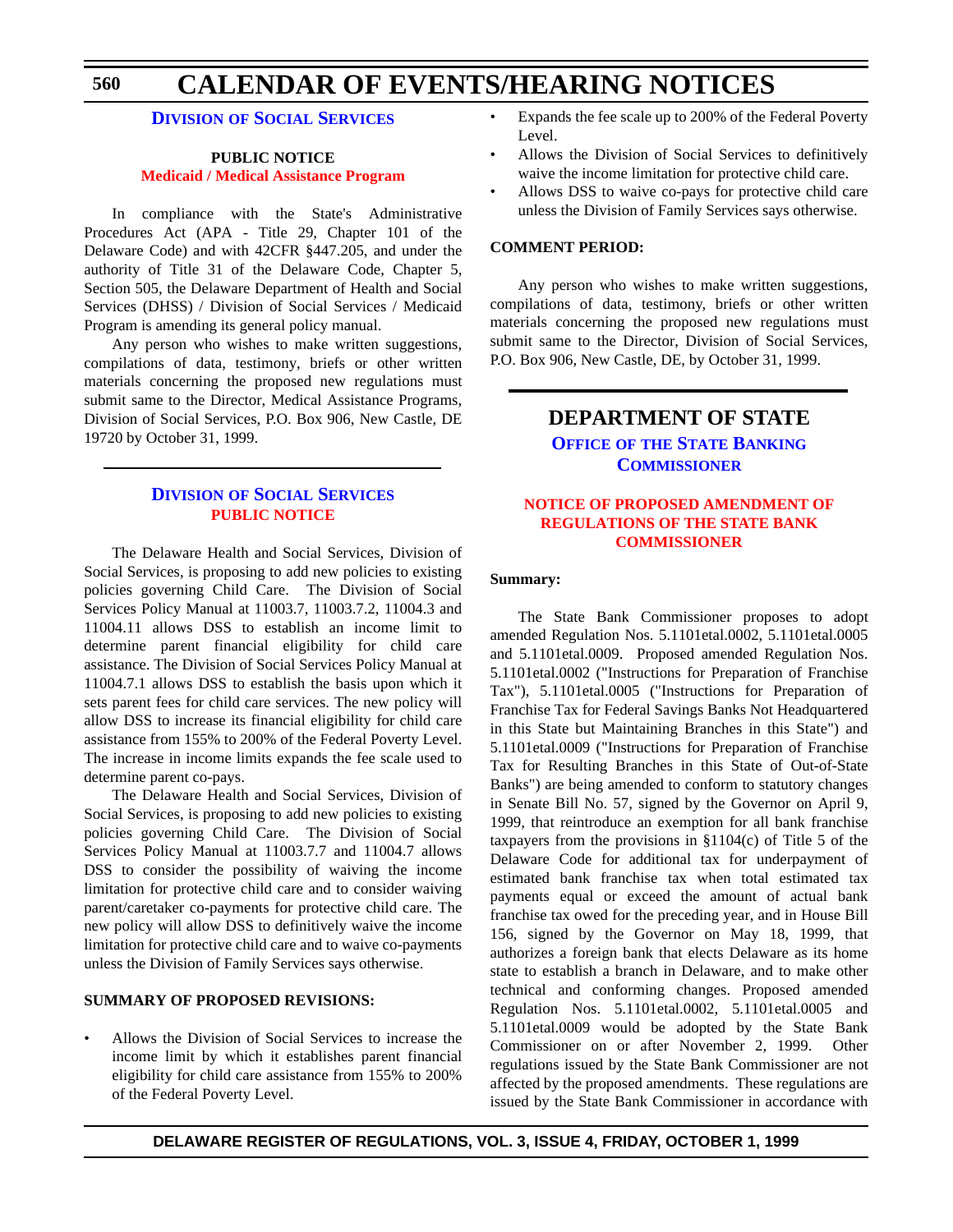## Division of Social Services

**PUBLIC NOTICE**

**Medicaid / Medical Assistance Program**

In compliance with the State's Administrative Procedures Act (APA - Title 29, Chapter 101 of the Delaware Code) and with 42CFR §447.205, and under the authority of Title 31 of the Delaware Code, Chapter 5, Section 505, the Delaware Department of Health and Social Services (DHSS) / Division of Social Services / Medicaid Program is amending its general policy manual.

Any person who wishes to make written suggestions, compilations of data, testimony, briefs or other written materials concerning the proposed new regulations must submit same to the Director, Medical Assistance Programs, Division of Social Services, P.O. Box 906, New Castle, DE 19720 by October 31, 1999.

## Division of Social Services

**PUBLIC NOTICE**

The Delaware Health and Social Services, Division of Social Services, is proposing to add new policies to existing policies governing Child Care. The Division of Social Services Policy Manual at 11003.7, 11003.7.2, 11004.3 and 11004.11 allows DSS to establish an income limit to determine parent financial eligibility for child care assistance. The Division of Social Services Policy Manual at 11004.7.1 allows DSS to establish the basis upon which it sets parent fees for child care services. The new policy will allow DSS to increase its financial eligibility for child care assistance from 155% to 200% of the Federal Poverty Level. The increase in income limits expands the fee scale used to determine parent co-pays.

The Delaware Health and Social Services, Division of Social Services, is proposing to add new policies to existing policies governing Child Care. The Division of Social Services Policy Manual at 11003.7.7 and 11004.7 allows DSS to consider the possibility of waiving the income limitation for protective child care and to consider waiving parent/caretaker co-payments for protective child care. The new policy will allow DSS to definitively waive the income limitation for protective child care and to waive co-payments unless the Division of Family Services says otherwise.

**SUMMARY OF PROPOSED REVISIONS:**

- Allows the Division of Social Services to increase the income limit by which it establishes parent financial eligibility for child care assistance from 155% to 200% of the Federal Poverty Level.
- Expands the fee scale up to 200% of the Federal Poverty Level.
- Allows the Division of Social Services to definitively waive the income limitation for protective child care.
- Allows DSS to waive co-pays for protective child care unless the Division of Family Services says otherwise.

**COMMENT PERIOD:**

Any person who wishes to make written suggestions, compilations of data, testimony, briefs or other written materials concerning the proposed new regulations must submit same to the Director, Division of Social Services, P.O. Box 906, New Castle, DE, by October 31, 1999.

# DEPARTMENT OF STATE

## Office of the State Banking Commissioner

**NOTICE OF PROPOSED AMENDMENT OF REGULATIONS OF THE STATE BANK COMMISSIONER**

**Summary:**

The State Bank Commissioner proposes to adopt amended Regulation Nos. 5.1101etal.0002, 5.1101etal.0005 and 5.1101etal.0009. Proposed amended Regulation Nos. 5.1101etal.0002 ("Instructions for Preparation of Franchise Tax"), 5.1101etal.0005 ("Instructions for Preparation of Franchise Tax for Federal Savings Banks Not Headquartered in this State but Maintaining Branches in this State") and 5.1101etal.0009 ("Instructions for Preparation of Franchise Tax for Resulting Branches in this State of Out-of-State Banks") are being amended to conform to statutory changes in Senate Bill No. 57, signed by the Governor on April 9, 1999, that reintroduce an exemption for all bank franchise taxpayers from the provisions in §1104(c) of Title 5 of the Delaware Code for additional tax for underpayment of estimated bank franchise tax when total estimated tax payments equal or exceed the amount of actual bank franchise tax owed for the preceding year, and in House Bill 156, signed by the Governor on May 18, 1999, that authorizes a foreign bank that elects Delaware as its home state to establish a branch in Delaware, and to make other technical and conforming changes. Proposed amended Regulation Nos. 5.1101etal.0002, 5.1101etal.0005 and 5.1101etal.0009 would be adopted by the State Bank Commissioner on or after November 2, 1999. Other regulations issued by the State Bank Commissioner are not affected by the proposed amendments. These regulations are issued by the State Bank Commissioner in accordance with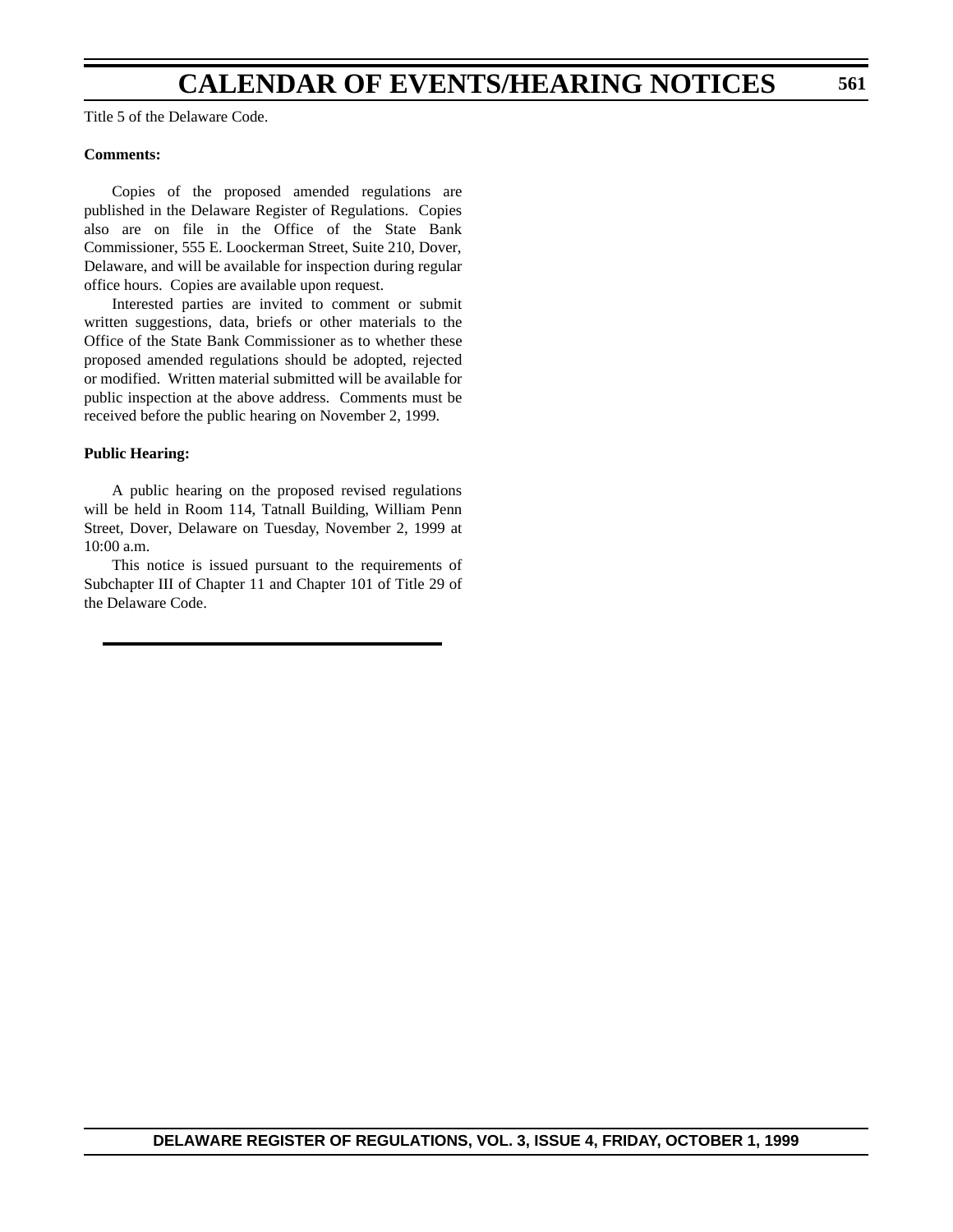Title 5 of the Delaware Code.

**Comments:**

Copies of the proposed amended regulations are published in the Delaware Register of Regulations. Copies also are on file in the Office of the State Bank Commissioner, 555 E. Loockerman Street, Suite 210, Dover, Delaware, and will be available for inspection during regular office hours. Copies are available upon request.

Interested parties are invited to comment or submit written suggestions, data, briefs or other materials to the Office of the State Bank Commissioner as to whether these proposed amended regulations should be adopted, rejected or modified. Written material submitted will be available for public inspection at the above address. Comments must be received before the public hearing on November 2, 1999.

**Public Hearing:**

A public hearing on the proposed revised regulations will be held in Room 114, Tatnall Building, William Penn Street, Dover, Delaware on Tuesday, November 2, 1999 at 10:00 a.m.

This notice is issued pursuant to the requirements of Subchapter III of Chapter 11 and Chapter 101 of Title 29 of the Delaware Code.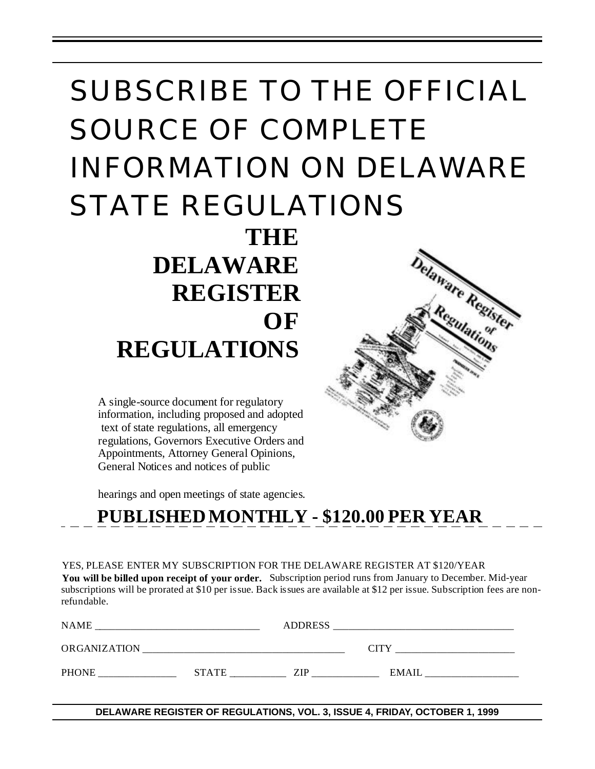# SUBSCRIBE TO THE OFFICIAL SOURCE OF COMPLETE INFORMATION ON DELAWARE STATE REGULATIONS

## THE DELAWARE REGISTER OF REGULATIONS

A single-source document for regulatory information, including proposed and adopted text of state regulations, all emergency regulations, Governors Executive Orders and Appointments, Attorney General Opinions, General Notices and notices of public hearings and open meetings of state agencies.

**PUBLISHED MONTHLY - $120.00 PER YEAR**

YES, PLEASE ENTER MY SUBSCRIPTION FOR THE DELAWARE REGISTER AT $120/YEAR

**You will be billed upon receipt of your order.** Subscription period runs from January to December. Mid-year subscriptions will be prorated at $10 per issue. Back issues are available at $12 per issue. Subscription fees are non-refundable.

NAME ______________________________ ADDRESS __________________________________

ORGANIZATION _____________________________________ CITY _____________________

PHONE ______________ STATE __________ ZIP ____________ EMAIL _________________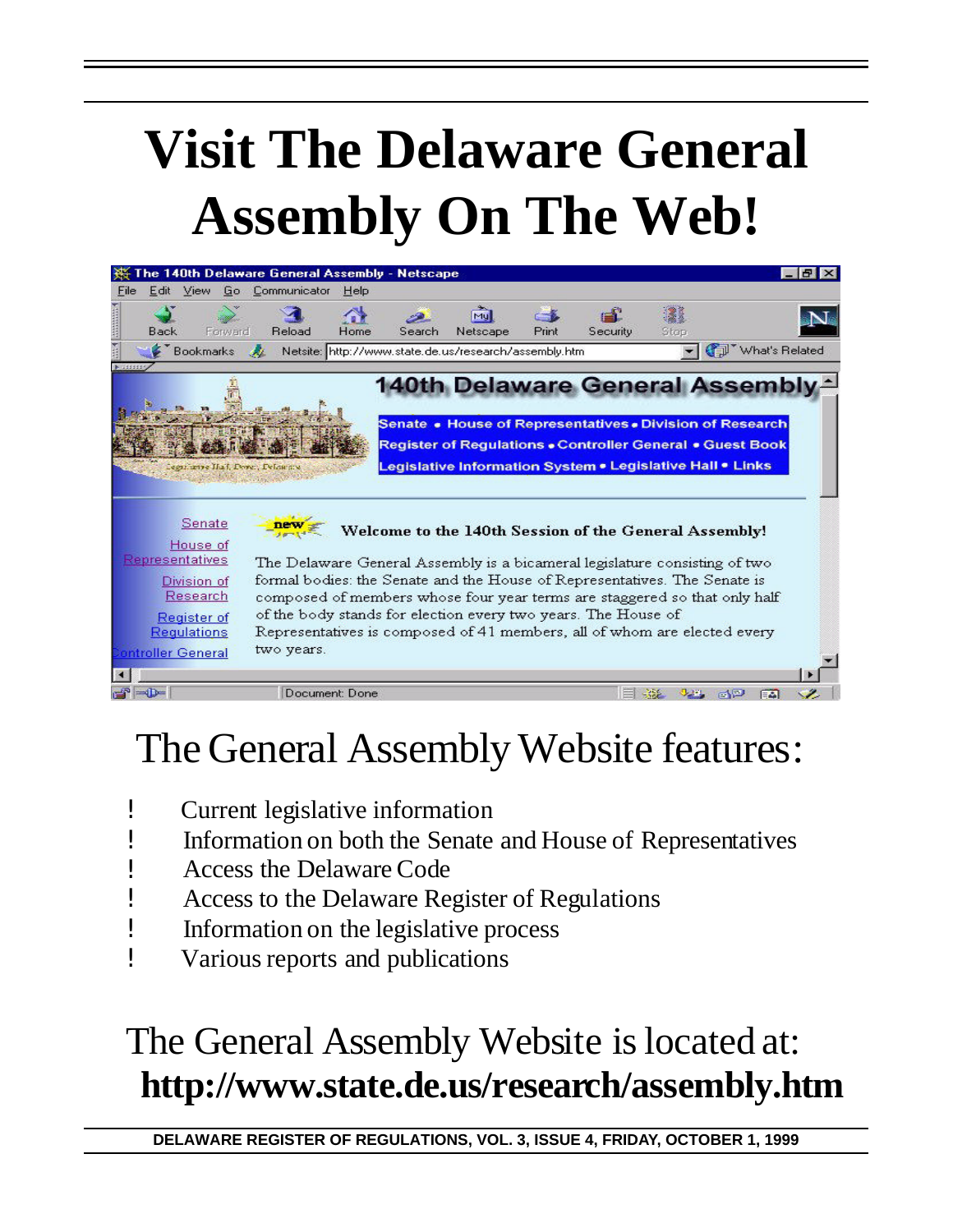# Visit The Delaware General Assembly On The Web!

## The General Assembly Website features:

- Current legislative information
- Information on both the Senate and House of Representatives
- Access the Delaware Code
- Access to the Delaware Register of Regulations
- Information on the legislative process
- Various reports and publications

## The General Assembly Website is located at:

**http://www.state.de.us/research/assembly.htm**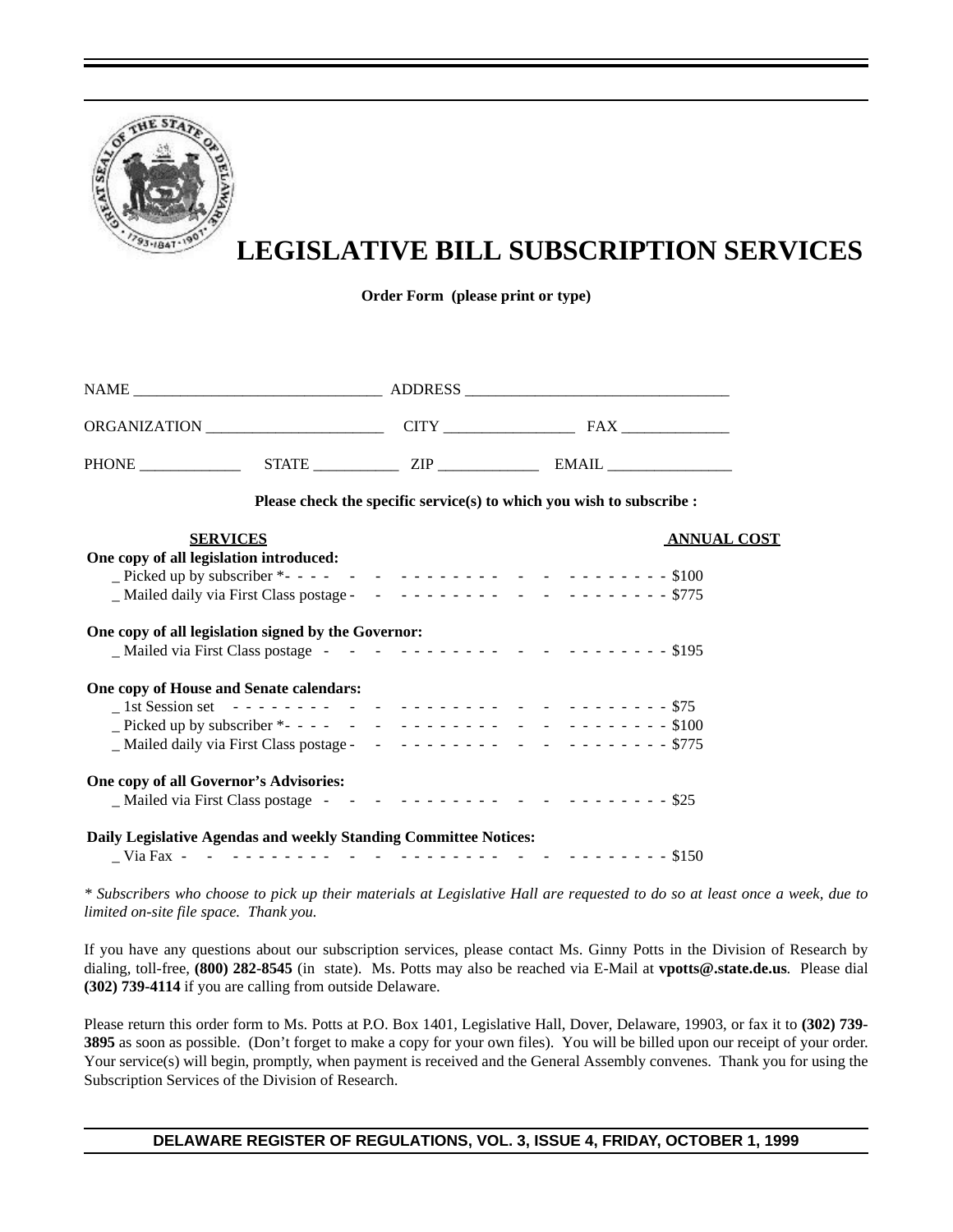# LEGISLATIVE BILL SUBSCRIPTION SERVICES

**Order Form (please print or type)**

NAME _______________________________ ADDRESS _________________________________

ORGANIZATION ______________________ CITY ________________ FAX _____________

PHONE _____________ STATE ___________ ZIP _____________ EMAIL ________________

**Please check the specific service(s) to which you wish to subscribe :**

| SERVICES | ANNUAL COST |
|---|---|
| **One copy of all legislation introduced:** | |
| _ Picked up by subscriber * | $100 |
| _ Mailed daily via First Class postage | $775 |
| **One copy of all legislation signed by the Governor:** | |
| _ Mailed via First Class postage | $195 |
| **One copy of House and Senate calendars:** | |
| _ 1st Session set | $75 |
| _ Picked up by subscriber * | $100 |
| _ Mailed daily via First Class postage | $775 |
| **One copy of all Governor's Advisories:** | |
| _ Mailed via First Class postage | $25 |
| **Daily Legislative Agendas and weekly Standing Committee Notices:** | |
| _ Via Fax | $150 |

*\* Subscribers who choose to pick up their materials at Legislative Hall are requested to do so at least once a week, due to limited on-site file space. Thank you.*

If you have any questions about our subscription services, please contact Ms. Ginny Potts in the Division of Research by dialing, toll-free, **(800) 282-8545** (in state). Ms. Potts may also be reached via E-Mail at **vpotts@.state.de.us**. Please dial **(302) 739-4114** if you are calling from outside Delaware.

Please return this order form to Ms. Potts at P.O. Box 1401, Legislative Hall, Dover, Delaware, 19903, or fax it to **(302) 739-3895** as soon as possible. (Don't forget to make a copy for your own files). You will be billed upon our receipt of your order. Your service(s) will begin, promptly, when payment is received and the General Assembly convenes. Thank you for using the Subscription Services of the Division of Research.